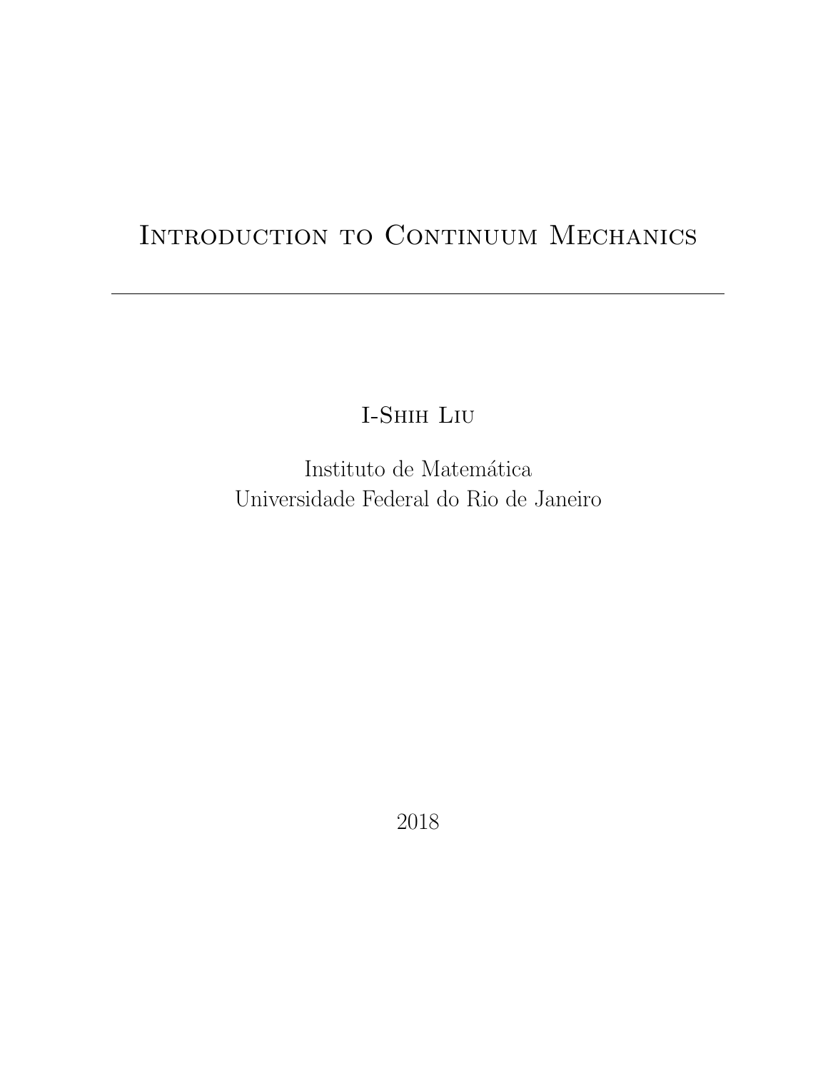# Introduction to Continuum Mechanics

---

I-Shih Liu

Instituto de Matemática
Universidade Federal do Rio de Janeiro

2018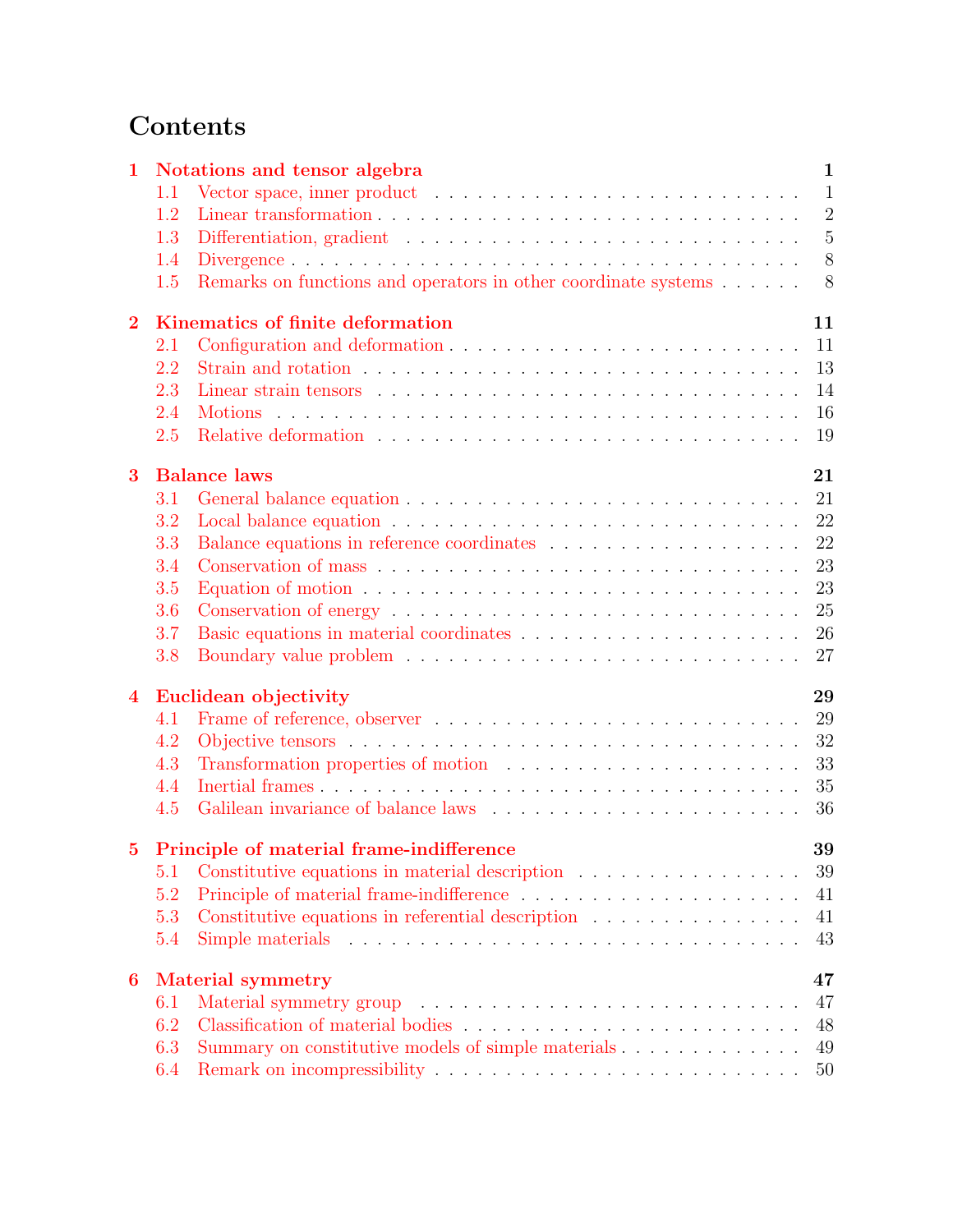# Contents

**1 Notations and tensor algebra** — **1**

- 1.1 Vector space, inner product — 1
- 1.2 Linear transformation — 2
- 1.3 Differentiation, gradient — 5
- 1.4 Divergence — 8
- 1.5 Remarks on functions and operators in other coordinate systems — 8

**2 Kinematics of finite deformation** — **11**

- 2.1 Configuration and deformation — 11
- 2.2 Strain and rotation — 13
- 2.3 Linear strain tensors — 14
- 2.4 Motions — 16
- 2.5 Relative deformation — 19

**3 Balance laws** — **21**

- 3.1 General balance equation — 21
- 3.2 Local balance equation — 22
- 3.3 Balance equations in reference coordinates — 22
- 3.4 Conservation of mass — 23
- 3.5 Equation of motion — 23
- 3.6 Conservation of energy — 25
- 3.7 Basic equations in material coordinates — 26
- 3.8 Boundary value problem — 27

**4 Euclidean objectivity** — **29**

- 4.1 Frame of reference, observer — 29
- 4.2 Objective tensors — 32
- 4.3 Transformation properties of motion — 33
- 4.4 Inertial frames — 35
- 4.5 Galilean invariance of balance laws — 36

**5 Principle of material frame-indifference** — **39**

- 5.1 Constitutive equations in material description — 39
- 5.2 Principle of material frame-indifference — 41
- 5.3 Constitutive equations in referential description — 41
- 5.4 Simple materials — 43

**6 Material symmetry** — **47**

- 6.1 Material symmetry group — 47
- 6.2 Classification of material bodies — 48
- 6.3 Summary on constitutive models of simple materials — 49
- 6.4 Remark on incompressibility — 50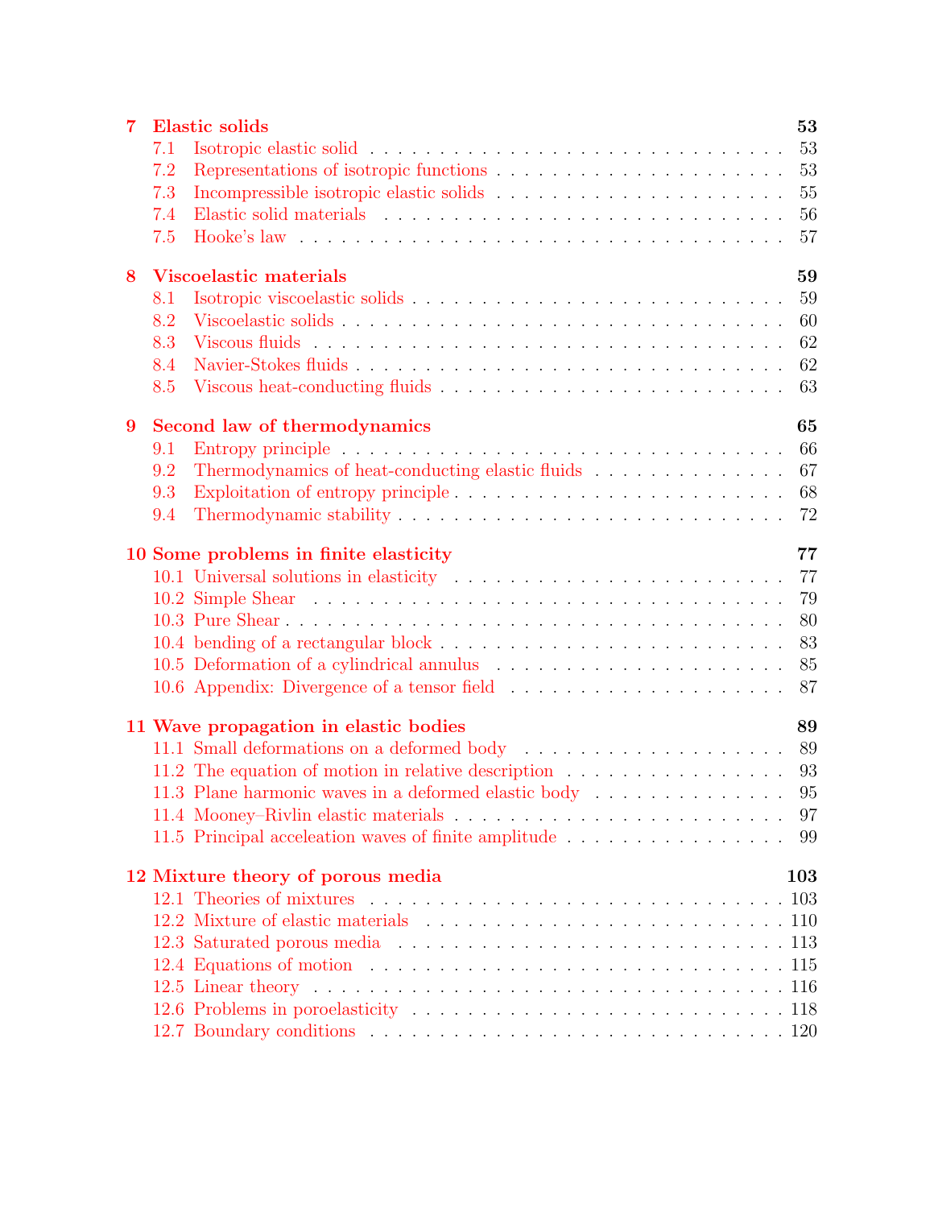**7 Elastic solids** 53

- 7.1 Isotropic elastic solid . . . . . 53
- 7.2 Representations of isotropic functions . . . . . 53
- 7.3 Incompressible isotropic elastic solids . . . . . 55
- 7.4 Elastic solid materials . . . . . 56
- 7.5 Hooke's law . . . . . 57

**8 Viscoelastic materials** 59

- 8.1 Isotropic viscoelastic solids . . . . . 59
- 8.2 Viscoelastic solids . . . . . 60
- 8.3 Viscous fluids . . . . . 62
- 8.4 Navier-Stokes fluids . . . . . 62
- 8.5 Viscous heat-conducting fluids . . . . . 63

**9 Second law of thermodynamics** 65

- 9.1 Entropy principle . . . . . 66
- 9.2 Thermodynamics of heat-conducting elastic fluids . . . . . 67
- 9.3 Exploitation of entropy principle . . . . . 68
- 9.4 Thermodynamic stability . . . . . 72

**10 Some problems in finite elasticity** 77

- 10.1 Universal solutions in elasticity . . . . . 77
- 10.2 Simple Shear . . . . . 79
- 10.3 Pure Shear . . . . . 80
- 10.4 bending of a rectangular block . . . . . 83
- 10.5 Deformation of a cylindrical annulus . . . . . 85
- 10.6 Appendix: Divergence of a tensor field . . . . . 87

**11 Wave propagation in elastic bodies** 89

- 11.1 Small deformations on a deformed body . . . . . 89
- 11.2 The equation of motion in relative description . . . . . 93
- 11.3 Plane harmonic waves in a deformed elastic body . . . . . 95
- 11.4 Mooney–Rivlin elastic materials . . . . . 97
- 11.5 Principal acceleation waves of finite amplitude . . . . . 99

**12 Mixture theory of porous media** 103

- 12.1 Theories of mixtures . . . . . 103
- 12.2 Mixture of elastic materials . . . . . 110
- 12.3 Saturated porous media . . . . . 113
- 12.4 Equations of motion . . . . . 115
- 12.5 Linear theory . . . . . 116
- 12.6 Problems in poroelasticity . . . . . 118
- 12.7 Boundary conditions . . . . . 120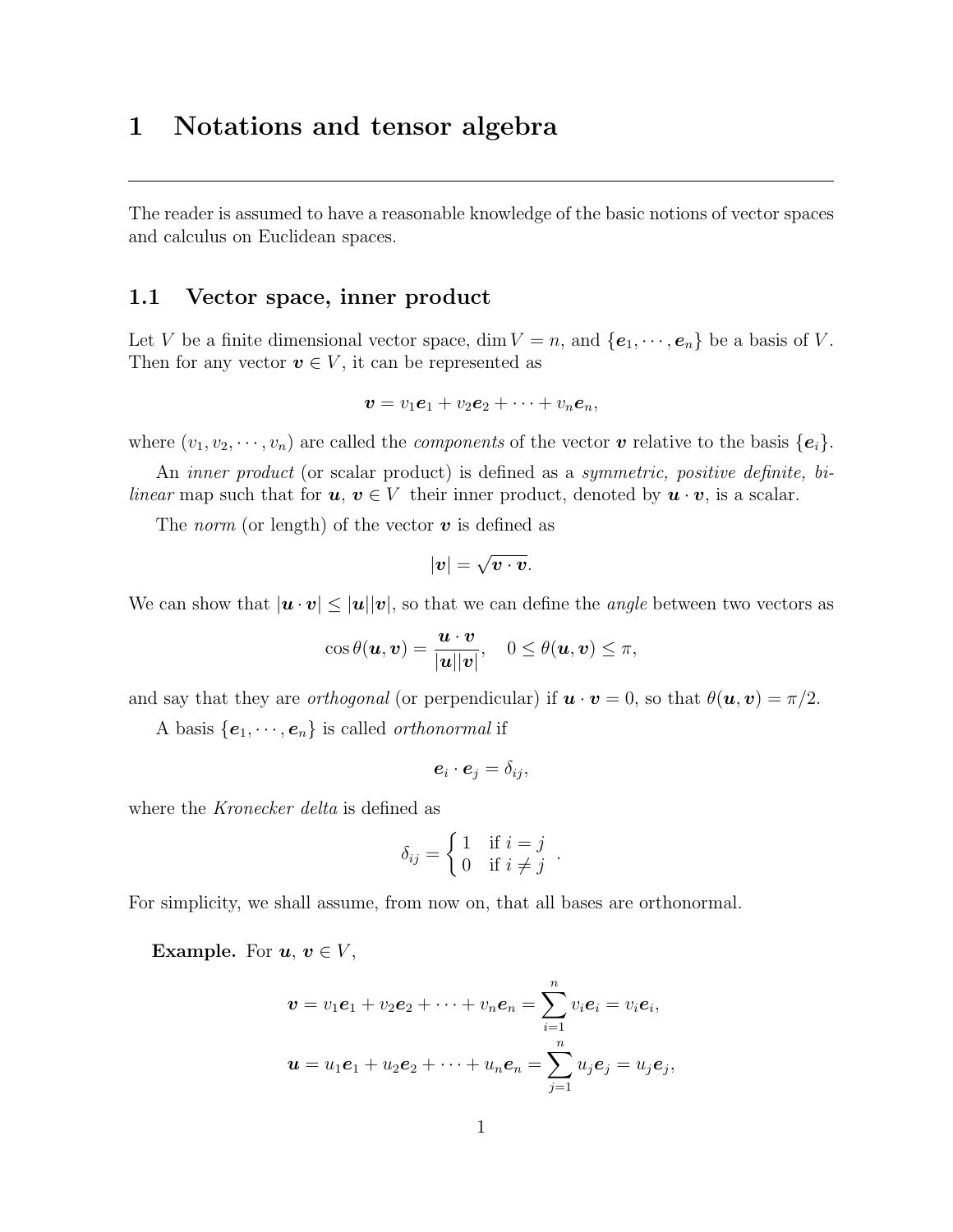# 1 Notations and tensor algebra

---

The reader is assumed to have a reasonable knowledge of the basic notions of vector spaces and calculus on Euclidean spaces.

## 1.1 Vector space, inner product

Let $V$ be a finite dimensional vector space, $\dim V = n$, and $\{\boldsymbol{e}_1, \cdots, \boldsymbol{e}_n\}$ be a basis of $V$. Then for any vector $\boldsymbol{v} \in V$, it can be represented as

$$\boldsymbol{v} = v_1\boldsymbol{e}_1 + v_2\boldsymbol{e}_2 + \cdots + v_n\boldsymbol{e}_n,$$

where $(v_1, v_2, \cdots, v_n)$ are called the *components* of the vector $\boldsymbol{v}$ relative to the basis $\{\boldsymbol{e}_i\}$.

An *inner product* (or scalar product) is defined as a *symmetric, positive definite, bilinear* map such that for $\boldsymbol{u}$, $\boldsymbol{v} \in V$ their inner product, denoted by $\boldsymbol{u} \cdot \boldsymbol{v}$, is a scalar.

The *norm* (or length) of the vector $\boldsymbol{v}$ is defined as

$$|\boldsymbol{v}| = \sqrt{\boldsymbol{v} \cdot \boldsymbol{v}}.$$

We can show that $|\boldsymbol{u} \cdot \boldsymbol{v}| \leq |\boldsymbol{u}||\boldsymbol{v}|$, so that we can define the *angle* between two vectors as

$$\cos\theta(\boldsymbol{u}, \boldsymbol{v}) = \frac{\boldsymbol{u} \cdot \boldsymbol{v}}{|\boldsymbol{u}||\boldsymbol{v}|}, \quad 0 \leq \theta(\boldsymbol{u}, \boldsymbol{v}) \leq \pi,$$

and say that they are *orthogonal* (or perpendicular) if $\boldsymbol{u} \cdot \boldsymbol{v} = 0$, so that $\theta(\boldsymbol{u}, \boldsymbol{v}) = \pi/2$.

A basis $\{\boldsymbol{e}_1, \cdots, \boldsymbol{e}_n\}$ is called *orthonormal* if

$$\boldsymbol{e}_i \cdot \boldsymbol{e}_j = \delta_{ij},$$

where the *Kronecker delta* is defined as

$$\delta_{ij} = \begin{cases} 1 & \text{if } i = j \\ 0 & \text{if } i \neq j \end{cases}.$$

For simplicity, we shall assume, from now on, that all bases are orthonormal.

**Example.** For $\boldsymbol{u}$, $\boldsymbol{v} \in V$,

$$\boldsymbol{v} = v_1\boldsymbol{e}_1 + v_2\boldsymbol{e}_2 + \cdots + v_n\boldsymbol{e}_n = \sum_{i=1}^{n} v_i\boldsymbol{e}_i = v_i\boldsymbol{e}_i,$$

$$\boldsymbol{u} = u_1\boldsymbol{e}_1 + u_2\boldsymbol{e}_2 + \cdots + u_n\boldsymbol{e}_n = \sum_{j=1}^{n} u_j\boldsymbol{e}_j = u_j\boldsymbol{e}_j,$$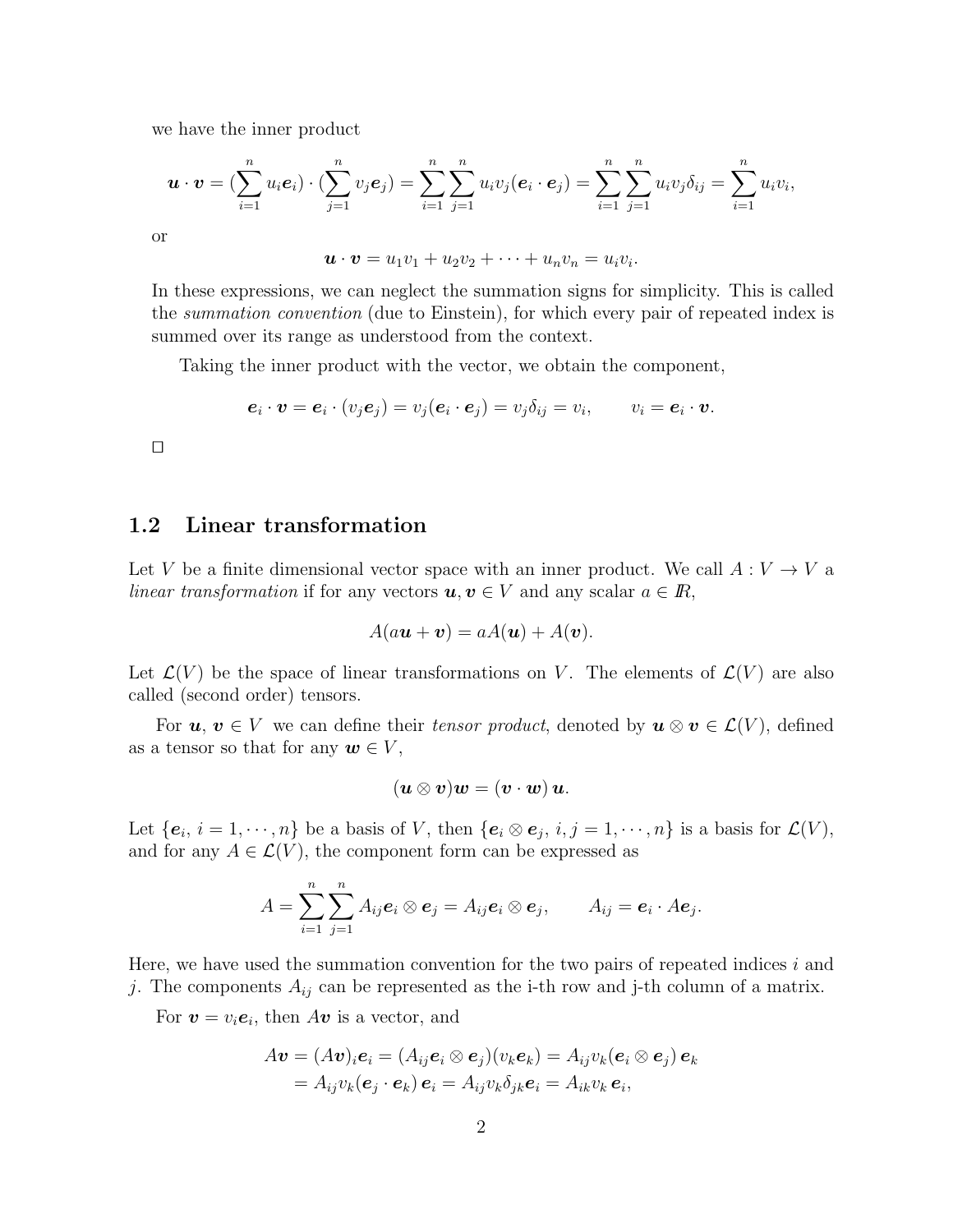we have the inner product

$$\boldsymbol{u}\cdot\boldsymbol{v} = (\sum_{i=1}^{n} u_i \boldsymbol{e}_i)\cdot(\sum_{j=1}^{n} v_j \boldsymbol{e}_j) = \sum_{i=1}^{n}\sum_{j=1}^{n} u_i v_j (\boldsymbol{e}_i\cdot\boldsymbol{e}_j) = \sum_{i=1}^{n}\sum_{j=1}^{n} u_i v_j \delta_{ij} = \sum_{i=1}^{n} u_i v_i,$$

or

$$\boldsymbol{u}\cdot\boldsymbol{v} = u_1 v_1 + u_2 v_2 + \cdots + u_n v_n = u_i v_i.$$

In these expressions, we can neglect the summation signs for simplicity. This is called the *summation convention* (due to Einstein), for which every pair of repeated index is summed over its range as understood from the context.

Taking the inner product with the vector, we obtain the component,

$$\boldsymbol{e}_i\cdot\boldsymbol{v} = \boldsymbol{e}_i\cdot(v_j\boldsymbol{e}_j) = v_j(\boldsymbol{e}_i\cdot\boldsymbol{e}_j) = v_j\delta_{ij} = v_i, \qquad v_i = \boldsymbol{e}_i\cdot\boldsymbol{v}.$$

□

## 1.2 Linear transformation

Let $V$ be a finite dimensional vector space with an inner product. We call $A : V \to V$ a *linear transformation* if for any vectors $\boldsymbol{u}, \boldsymbol{v} \in V$ and any scalar $a \in \mathbb{R}$,

$$A(a\boldsymbol{u} + \boldsymbol{v}) = aA(\boldsymbol{u}) + A(\boldsymbol{v}).$$

Let $\mathcal{L}(V)$ be the space of linear transformations on $V$. The elements of $\mathcal{L}(V)$ are also called (second order) tensors.

For $\boldsymbol{u}, \boldsymbol{v} \in V$ we can define their *tensor product*, denoted by $\boldsymbol{u}\otimes\boldsymbol{v} \in \mathcal{L}(V)$, defined as a tensor so that for any $\boldsymbol{w} \in V$,

$$(\boldsymbol{u}\otimes\boldsymbol{v})\boldsymbol{w} = (\boldsymbol{v}\cdot\boldsymbol{w})\,\boldsymbol{u}.$$

Let $\{\boldsymbol{e}_i,\, i = 1, \cdots, n\}$ be a basis of $V$, then $\{\boldsymbol{e}_i\otimes\boldsymbol{e}_j,\, i, j = 1, \cdots, n\}$ is a basis for $\mathcal{L}(V)$, and for any $A \in \mathcal{L}(V)$, the component form can be expressed as

$$A = \sum_{i=1}^{n}\sum_{j=1}^{n} A_{ij}\boldsymbol{e}_i\otimes\boldsymbol{e}_j = A_{ij}\boldsymbol{e}_i\otimes\boldsymbol{e}_j, \qquad A_{ij} = \boldsymbol{e}_i\cdot A\boldsymbol{e}_j.$$

Here, we have used the summation convention for the two pairs of repeated indices $i$ and $j$. The components $A_{ij}$ can be represented as the i-th row and j-th column of a matrix.

For $\boldsymbol{v} = v_i\boldsymbol{e}_i$, then $A\boldsymbol{v}$ is a vector, and

$$\begin{aligned} A\boldsymbol{v} &= (A\boldsymbol{v})_i\boldsymbol{e}_i = (A_{ij}\boldsymbol{e}_i\otimes\boldsymbol{e}_j)(v_k\boldsymbol{e}_k) = A_{ij}v_k(\boldsymbol{e}_i\otimes\boldsymbol{e}_j)\,\boldsymbol{e}_k \\ &= A_{ij}v_k(\boldsymbol{e}_j\cdot\boldsymbol{e}_k)\,\boldsymbol{e}_i = A_{ij}v_k\delta_{jk}\boldsymbol{e}_i = A_{ik}v_k\,\boldsymbol{e}_i, \end{aligned}$$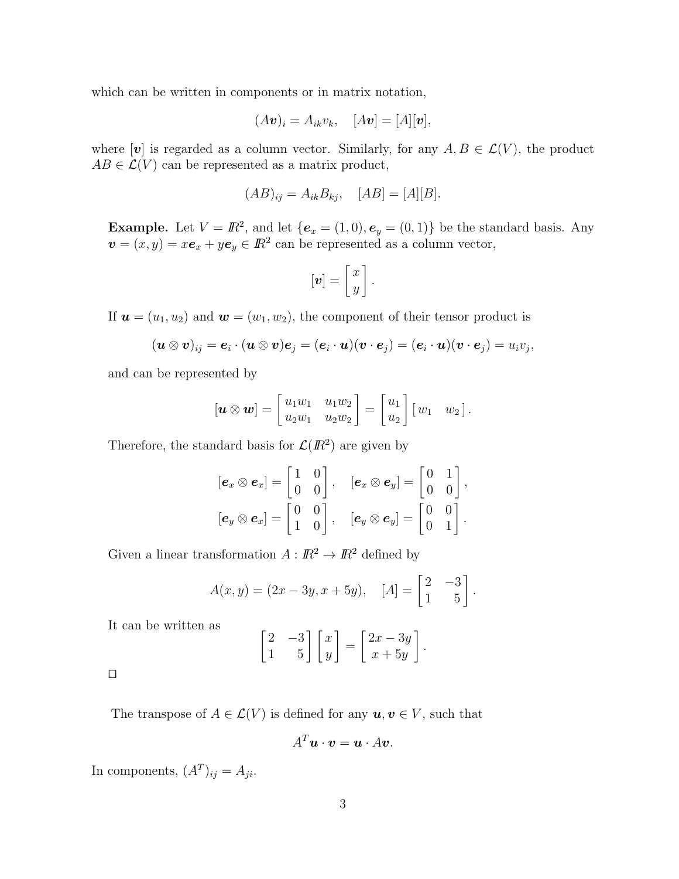which can be written in components or in matrix notation,

$$(A\boldsymbol{v})_i = A_{ik}v_k, \quad [A\boldsymbol{v}] = [A][\boldsymbol{v}],$$

where $[\boldsymbol{v}]$ is regarded as a column vector. Similarly, for any $A, B \in \mathcal{L}(V)$, the product $AB \in \mathcal{L}(V)$ can be represented as a matrix product,

$$(AB)_{ij} = A_{ik}B_{kj}, \quad [AB] = [A][B].$$

**Example.** Let $V = I\!R^2$, and let $\{\boldsymbol{e}_x = (1, 0), \boldsymbol{e}_y = (0, 1)\}$ be the standard basis. Any $\boldsymbol{v} = (x, y) = x\boldsymbol{e}_x + y\boldsymbol{e}_y \in I\!R^2$ can be represented as a column vector,

$$[\boldsymbol{v}] = \begin{bmatrix} x \\ y \end{bmatrix}.$$

If $\boldsymbol{u} = (u_1, u_2)$ and $\boldsymbol{w} = (w_1, w_2)$, the component of their tensor product is

$$(\boldsymbol{u} \otimes \boldsymbol{v})_{ij} = \boldsymbol{e}_i \cdot (\boldsymbol{u} \otimes \boldsymbol{v})\boldsymbol{e}_j = (\boldsymbol{e}_i \cdot \boldsymbol{u})(\boldsymbol{v} \cdot \boldsymbol{e}_j) = (\boldsymbol{e}_i \cdot \boldsymbol{u})(\boldsymbol{v} \cdot \boldsymbol{e}_j) = u_i v_j,$$

and can be represented by

$$[\boldsymbol{u} \otimes \boldsymbol{w}] = \begin{bmatrix} u_1 w_1 & u_1 w_2 \\ u_2 w_1 & u_2 w_2 \end{bmatrix} = \begin{bmatrix} u_1 \\ u_2 \end{bmatrix} \begin{bmatrix} w_1 & w_2 \end{bmatrix}.$$

Therefore, the standard basis for $\mathcal{L}(I\!R^2)$ are given by

$$[\boldsymbol{e}_x \otimes \boldsymbol{e}_x] = \begin{bmatrix} 1 & 0 \\ 0 & 0 \end{bmatrix}, \quad [\boldsymbol{e}_x \otimes \boldsymbol{e}_y] = \begin{bmatrix} 0 & 1 \\ 0 & 0 \end{bmatrix},$$
$$[\boldsymbol{e}_y \otimes \boldsymbol{e}_x] = \begin{bmatrix} 0 & 0 \\ 1 & 0 \end{bmatrix}, \quad [\boldsymbol{e}_y \otimes \boldsymbol{e}_y] = \begin{bmatrix} 0 & 0 \\ 0 & 1 \end{bmatrix}.$$

Given a linear transformation $A : I\!R^2 \to I\!R^2$ defined by

$$A(x, y) = (2x - 3y, x + 5y), \quad [A] = \begin{bmatrix} 2 & -3 \\ 1 & 5 \end{bmatrix}.$$

It can be written as

$$\begin{bmatrix} 2 & -3 \\ 1 & 5 \end{bmatrix} \begin{bmatrix} x \\ y \end{bmatrix} = \begin{bmatrix} 2x - 3y \\ x + 5y \end{bmatrix}.$$

□

The transpose of $A \in \mathcal{L}(V)$ is defined for any $\boldsymbol{u}, \boldsymbol{v} \in V$, such that

$$A^T\boldsymbol{u} \cdot \boldsymbol{v} = \boldsymbol{u} \cdot A\boldsymbol{v}.$$

In components, $(A^T)_{ij} = A_{ji}$.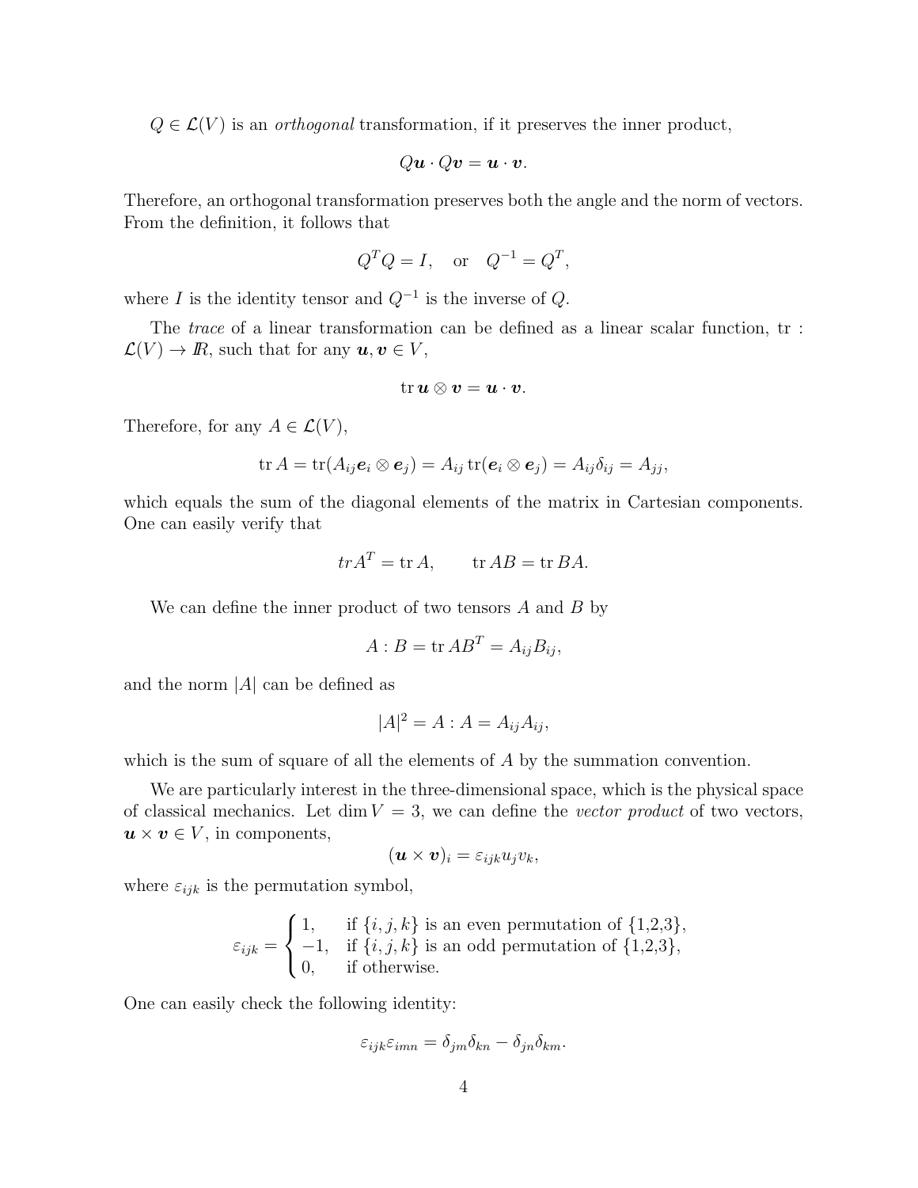$Q \in \mathcal{L}(V)$ is an *orthogonal* transformation, if it preserves the inner product,

$$Q\boldsymbol{u} \cdot Q\boldsymbol{v} = \boldsymbol{u} \cdot \boldsymbol{v}.$$

Therefore, an orthogonal transformation preserves both the angle and the norm of vectors. From the definition, it follows that

$$Q^T Q = I, \quad \text{or} \quad Q^{-1} = Q^T,$$

where $I$ is the identity tensor and $Q^{-1}$ is the inverse of $Q$.

The *trace* of a linear transformation can be defined as a linear scalar function, tr : $\mathcal{L}(V) \to I\!R$, such that for any $\boldsymbol{u}, \boldsymbol{v} \in V$,

$$\operatorname{tr} \boldsymbol{u} \otimes \boldsymbol{v} = \boldsymbol{u} \cdot \boldsymbol{v}.$$

Therefore, for any $A \in \mathcal{L}(V)$,

$$\operatorname{tr} A = \operatorname{tr}(A_{ij}\boldsymbol{e}_i \otimes \boldsymbol{e}_j) = A_{ij} \operatorname{tr}(\boldsymbol{e}_i \otimes \boldsymbol{e}_j) = A_{ij}\delta_{ij} = A_{jj},$$

which equals the sum of the diagonal elements of the matrix in Cartesian components. One can easily verify that

$$trA^T = \operatorname{tr} A, \qquad \operatorname{tr} AB = \operatorname{tr} BA.$$

We can define the inner product of two tensors $A$ and $B$ by

$$A : B = \operatorname{tr} AB^T = A_{ij}B_{ij},$$

and the norm $|A|$ can be defined as

$$|A|^2 = A : A = A_{ij}A_{ij},$$

which is the sum of square of all the elements of $A$ by the summation convention.

We are particularly interest in the three-dimensional space, which is the physical space of classical mechanics. Let $\dim V = 3$, we can define the *vector product* of two vectors, $\boldsymbol{u} \times \boldsymbol{v} \in V$, in components,

$$(\boldsymbol{u} \times \boldsymbol{v})_i = \varepsilon_{ijk} u_j v_k,$$

where $\varepsilon_{ijk}$ is the permutation symbol,

$$\varepsilon_{ijk} = \begin{cases} 1, & \text{if } \{i, j, k\} \text{ is an even permutation of } \{1,2,3\}, \\ -1, & \text{if } \{i, j, k\} \text{ is an odd permutation of } \{1,2,3\}, \\ 0, & \text{if otherwise.} \end{cases}$$

One can easily check the following identity:

$$\varepsilon_{ijk}\varepsilon_{imn} = \delta_{jm}\delta_{kn} - \delta_{jn}\delta_{km}.$$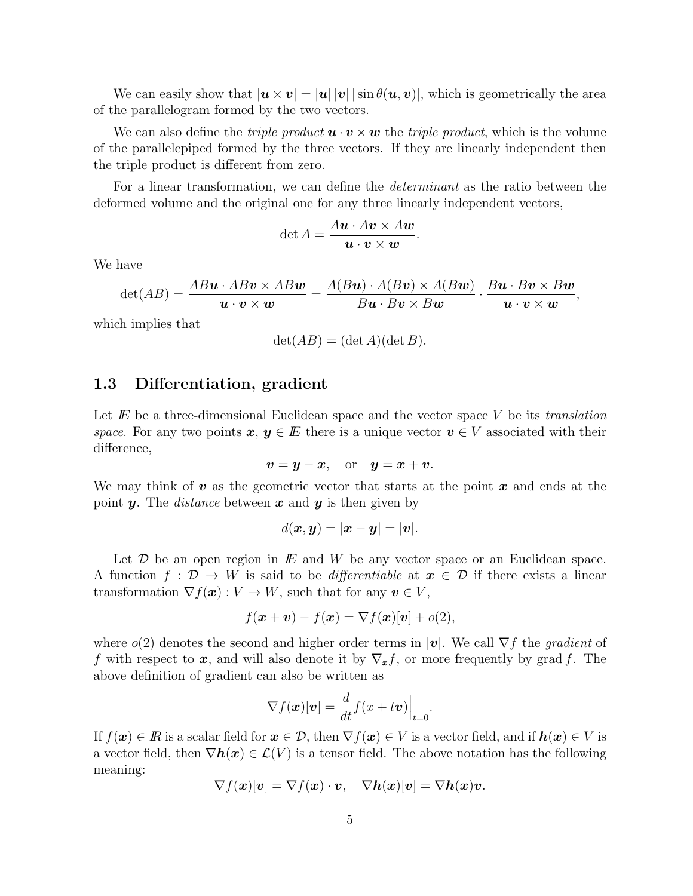We can easily show that $|\boldsymbol{u} \times \boldsymbol{v}| = |\boldsymbol{u}|\,|\boldsymbol{v}|\,|\sin\theta(\boldsymbol{u}, \boldsymbol{v})|$, which is geometrically the area of the parallelogram formed by the two vectors.

We can also define the *triple product* $\boldsymbol{u} \cdot \boldsymbol{v} \times \boldsymbol{w}$ the *triple product*, which is the volume of the parallelepiped formed by the three vectors. If they are linearly independent then the triple product is different from zero.

For a linear transformation, we can define the *determinant* as the ratio between the deformed volume and the original one for any three linearly independent vectors,

$$\det A = \frac{A\boldsymbol{u} \cdot A\boldsymbol{v} \times A\boldsymbol{w}}{\boldsymbol{u} \cdot \boldsymbol{v} \times \boldsymbol{w}}.$$

We have

$$\det(AB) = \frac{AB\boldsymbol{u} \cdot AB\boldsymbol{v} \times AB\boldsymbol{w}}{\boldsymbol{u} \cdot \boldsymbol{v} \times \boldsymbol{w}} = \frac{A(B\boldsymbol{u}) \cdot A(B\boldsymbol{v}) \times A(B\boldsymbol{w})}{B\boldsymbol{u} \cdot B\boldsymbol{v} \times B\boldsymbol{w}} \cdot \frac{B\boldsymbol{u} \cdot B\boldsymbol{v} \times B\boldsymbol{w}}{\boldsymbol{u} \cdot \boldsymbol{v} \times \boldsymbol{w}},$$

which implies that

$$\det(AB) = (\det A)(\det B).$$

## 1.3 Differentiation, gradient

Let $\mathbb{E}$ be a three-dimensional Euclidean space and the vector space $V$ be its *translation space*. For any two points $\boldsymbol{x}$, $\boldsymbol{y} \in \mathbb{E}$ there is a unique vector $\boldsymbol{v} \in V$ associated with their difference,

$$\boldsymbol{v} = \boldsymbol{y} - \boldsymbol{x}, \quad \text{or} \quad \boldsymbol{y} = \boldsymbol{x} + \boldsymbol{v}.$$

We may think of $\boldsymbol{v}$ as the geometric vector that starts at the point $\boldsymbol{x}$ and ends at the point $\boldsymbol{y}$. The *distance* between $\boldsymbol{x}$ and $\boldsymbol{y}$ is then given by

$$d(\boldsymbol{x}, \boldsymbol{y}) = |\boldsymbol{x} - \boldsymbol{y}| = |\boldsymbol{v}|.$$

Let $\mathcal{D}$ be an open region in $\mathbb{E}$ and $W$ be any vector space or an Euclidean space. A function $f : \mathcal{D} \to W$ is said to be *differentiable* at $\boldsymbol{x} \in \mathcal{D}$ if there exists a linear transformation $\nabla f(\boldsymbol{x}) : V \to W$, such that for any $\boldsymbol{v} \in V$,

$$f(\boldsymbol{x} + \boldsymbol{v}) - f(\boldsymbol{x}) = \nabla f(\boldsymbol{x})[\boldsymbol{v}] + o(2),$$

where $o(2)$ denotes the second and higher order terms in $|\boldsymbol{v}|$. We call $\nabla f$ the *gradient* of $f$ with respect to $\boldsymbol{x}$, and will also denote it by $\nabla_{\boldsymbol{x}} f$, or more frequently by $\operatorname{grad} f$. The above definition of gradient can also be written as

$$\nabla f(\boldsymbol{x})[\boldsymbol{v}] = \frac{d}{dt} f(x + t\boldsymbol{v})\Big|_{t=0}.$$

If $f(\boldsymbol{x}) \in \mathbb{R}$ is a scalar field for $\boldsymbol{x} \in \mathcal{D}$, then $\nabla f(\boldsymbol{x}) \in V$ is a vector field, and if $\boldsymbol{h}(\boldsymbol{x}) \in V$ is a vector field, then $\nabla \boldsymbol{h}(\boldsymbol{x}) \in \mathcal{L}(V)$ is a tensor field. The above notation has the following meaning:

$$\nabla f(\boldsymbol{x})[\boldsymbol{v}] = \nabla f(\boldsymbol{x}) \cdot \boldsymbol{v}, \quad \nabla \boldsymbol{h}(\boldsymbol{x})[\boldsymbol{v}] = \nabla \boldsymbol{h}(\boldsymbol{x})\boldsymbol{v}.$$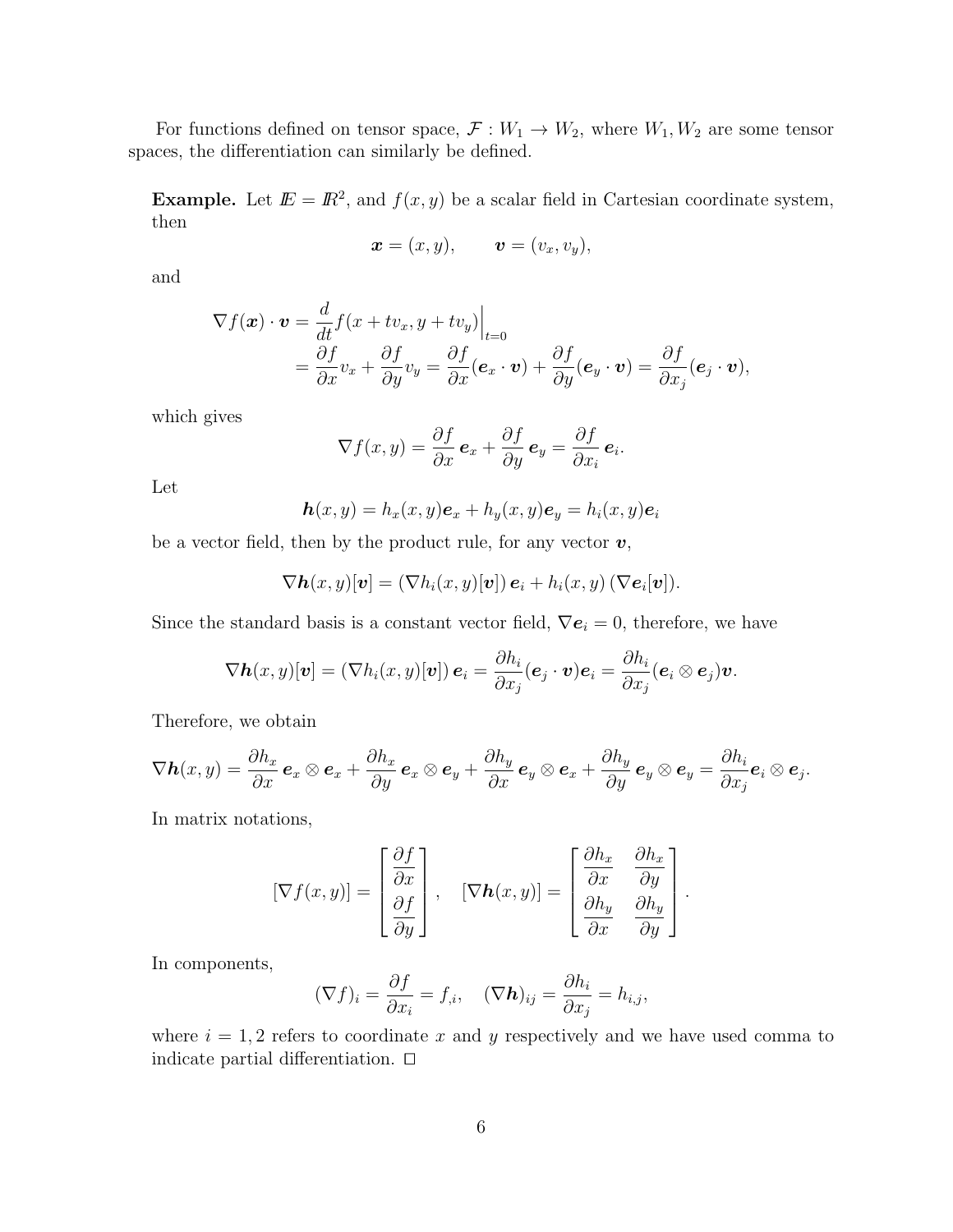For functions defined on tensor space, $\mathcal{F} : W_1 \to W_2$, where $W_1, W_2$ are some tensor spaces, the differentiation can similarly be defined.

**Example.** Let $\mathbb{E} = \mathbb{R}^2$, and $f(x, y)$ be a scalar field in Cartesian coordinate system, then

$$\boldsymbol{x} = (x, y), \qquad \boldsymbol{v} = (v_x, v_y),$$

and

$$\begin{aligned}
\nabla f(\boldsymbol{x}) \cdot \boldsymbol{v} &= \frac{d}{dt} f(x + tv_x, y + tv_y)\Big|_{t=0} \\
&= \frac{\partial f}{\partial x} v_x + \frac{\partial f}{\partial y} v_y = \frac{\partial f}{\partial x}(\boldsymbol{e}_x \cdot \boldsymbol{v}) + \frac{\partial f}{\partial y}(\boldsymbol{e}_y \cdot \boldsymbol{v}) = \frac{\partial f}{\partial x_j}(\boldsymbol{e}_j \cdot \boldsymbol{v}),
\end{aligned}$$

which gives

$$\nabla f(x, y) = \frac{\partial f}{\partial x}\, \boldsymbol{e}_x + \frac{\partial f}{\partial y}\, \boldsymbol{e}_y = \frac{\partial f}{\partial x_i}\, \boldsymbol{e}_i.$$

Let

$$\boldsymbol{h}(x, y) = h_x(x, y)\boldsymbol{e}_x + h_y(x, y)\boldsymbol{e}_y = h_i(x, y)\boldsymbol{e}_i$$

be a vector field, then by the product rule, for any vector $\boldsymbol{v}$,

$$\nabla \boldsymbol{h}(x, y)[\boldsymbol{v}] = (\nabla h_i(x, y)[\boldsymbol{v}])\, \boldsymbol{e}_i + h_i(x, y)\, (\nabla \boldsymbol{e}_i[\boldsymbol{v}]).$$

Since the standard basis is a constant vector field, $\nabla \boldsymbol{e}_i = 0$, therefore, we have

$$\nabla \boldsymbol{h}(x, y)[\boldsymbol{v}] = (\nabla h_i(x, y)[\boldsymbol{v}])\, \boldsymbol{e}_i = \frac{\partial h_i}{\partial x_j}(\boldsymbol{e}_j \cdot \boldsymbol{v})\boldsymbol{e}_i = \frac{\partial h_i}{\partial x_j}(\boldsymbol{e}_i \otimes \boldsymbol{e}_j)\boldsymbol{v}.$$

Therefore, we obtain

$$\nabla \boldsymbol{h}(x, y) = \frac{\partial h_x}{\partial x}\, \boldsymbol{e}_x \otimes \boldsymbol{e}_x + \frac{\partial h_x}{\partial y}\, \boldsymbol{e}_x \otimes \boldsymbol{e}_y + \frac{\partial h_y}{\partial x}\, \boldsymbol{e}_y \otimes \boldsymbol{e}_x + \frac{\partial h_y}{\partial y}\, \boldsymbol{e}_y \otimes \boldsymbol{e}_y = \frac{\partial h_i}{\partial x_j} \boldsymbol{e}_i \otimes \boldsymbol{e}_j.$$

In matrix notations,

$$[\nabla f(x, y)] = \begin{bmatrix} \dfrac{\partial f}{\partial x} \\[2mm] \dfrac{\partial f}{\partial y} \end{bmatrix}, \quad [\nabla \boldsymbol{h}(x, y)] = \begin{bmatrix} \dfrac{\partial h_x}{\partial x} & \dfrac{\partial h_x}{\partial y} \\[2mm] \dfrac{\partial h_y}{\partial x} & \dfrac{\partial h_y}{\partial y} \end{bmatrix}.$$

In components,

$$(\nabla f)_i = \frac{\partial f}{\partial x_i} = f_{,i}, \quad (\nabla \boldsymbol{h})_{ij} = \frac{\partial h_i}{\partial x_j} = h_{i,j},$$

where $i = 1, 2$ refers to coordinate $x$ and $y$ respectively and we have used comma to indicate partial differentiation. $\square$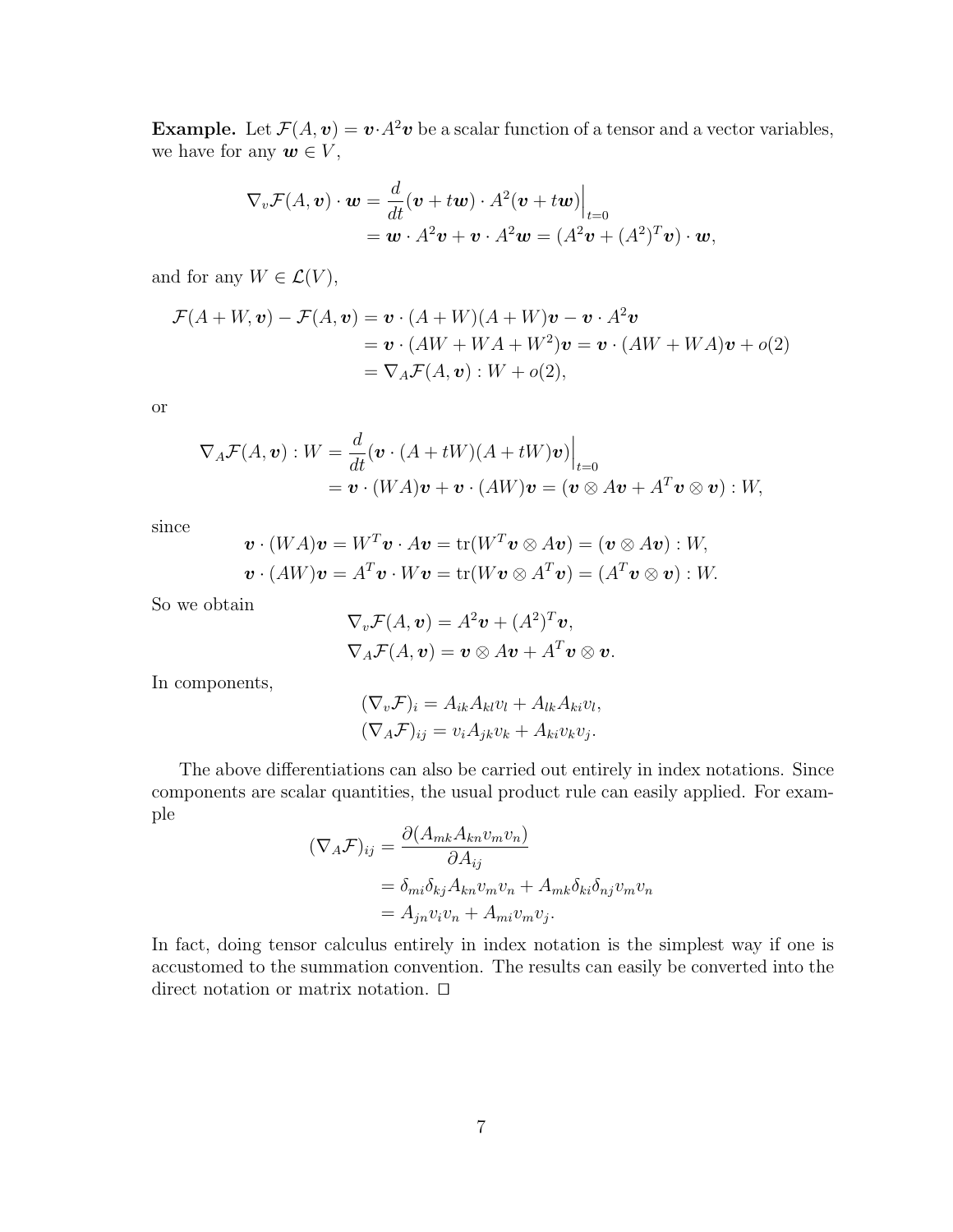**Example.** Let $\mathcal{F}(A, \boldsymbol{v}) = \boldsymbol{v} \cdot A^2 \boldsymbol{v}$ be a scalar function of a tensor and a vector variables, we have for any $\boldsymbol{w} \in V$,

$$
\begin{aligned}
\nabla_v \mathcal{F}(A, \boldsymbol{v}) \cdot \boldsymbol{w} &= \frac{d}{dt}(\boldsymbol{v} + t\boldsymbol{w}) \cdot A^2(\boldsymbol{v} + t\boldsymbol{w})\Big|_{t=0} \\
&= \boldsymbol{w} \cdot A^2 \boldsymbol{v} + \boldsymbol{v} \cdot A^2 \boldsymbol{w} = (A^2 \boldsymbol{v} + (A^2)^T \boldsymbol{v}) \cdot \boldsymbol{w},
\end{aligned}
$$

and for any $W \in \mathcal{L}(V)$,

$$
\begin{aligned}
\mathcal{F}(A + W, \boldsymbol{v}) - \mathcal{F}(A, \boldsymbol{v}) &= \boldsymbol{v} \cdot (A + W)(A + W)\boldsymbol{v} - \boldsymbol{v} \cdot A^2 \boldsymbol{v} \\
&= \boldsymbol{v} \cdot (AW + WA + W^2)\boldsymbol{v} = \boldsymbol{v} \cdot (AW + WA)\boldsymbol{v} + o(2) \\
&= \nabla_A \mathcal{F}(A, \boldsymbol{v}) : W + o(2),
\end{aligned}
$$

or

$$
\begin{aligned}
\nabla_A \mathcal{F}(A, \boldsymbol{v}) : W &= \frac{d}{dt}(\boldsymbol{v} \cdot (A + tW)(A + tW)\boldsymbol{v})\Big|_{t=0} \\
&= \boldsymbol{v} \cdot (WA)\boldsymbol{v} + \boldsymbol{v} \cdot (AW)\boldsymbol{v} = (\boldsymbol{v} \otimes A\boldsymbol{v} + A^T \boldsymbol{v} \otimes \boldsymbol{v}) : W,
\end{aligned}
$$

since

$$
\begin{aligned}
\boldsymbol{v} \cdot (WA)\boldsymbol{v} &= W^T \boldsymbol{v} \cdot A\boldsymbol{v} = \operatorname{tr}(W^T \boldsymbol{v} \otimes A\boldsymbol{v}) = (\boldsymbol{v} \otimes A\boldsymbol{v}) : W, \\
\boldsymbol{v} \cdot (AW)\boldsymbol{v} &= A^T \boldsymbol{v} \cdot W\boldsymbol{v} = \operatorname{tr}(W\boldsymbol{v} \otimes A^T \boldsymbol{v}) = (A^T \boldsymbol{v} \otimes \boldsymbol{v}) : W.
\end{aligned}
$$

So we obtain

$$
\begin{aligned}
\nabla_v \mathcal{F}(A, \boldsymbol{v}) &= A^2 \boldsymbol{v} + (A^2)^T \boldsymbol{v}, \\
\nabla_A \mathcal{F}(A, \boldsymbol{v}) &= \boldsymbol{v} \otimes A\boldsymbol{v} + A^T \boldsymbol{v} \otimes \boldsymbol{v}.
\end{aligned}
$$

In components,

$$
\begin{aligned}
(\nabla_v \mathcal{F})_i &= A_{ik} A_{kl} v_l + A_{lk} A_{ki} v_l, \\
(\nabla_A \mathcal{F})_{ij} &= v_i A_{jk} v_k + A_{ki} v_k v_j.
\end{aligned}
$$

The above differentiations can also be carried out entirely in index notations. Since components are scalar quantities, the usual product rule can easily applied. For example

$$
\begin{aligned}
(\nabla_A \mathcal{F})_{ij} &= \frac{\partial (A_{mk} A_{kn} v_m v_n)}{\partial A_{ij}} \\
&= \delta_{mi} \delta_{kj} A_{kn} v_m v_n + A_{mk} \delta_{ki} \delta_{nj} v_m v_n \\
&= A_{jn} v_i v_n + A_{mi} v_m v_j.
\end{aligned}
$$

In fact, doing tensor calculus entirely in index notation is the simplest way if one is accustomed to the summation convention. The results can easily be converted into the direct notation or matrix notation. □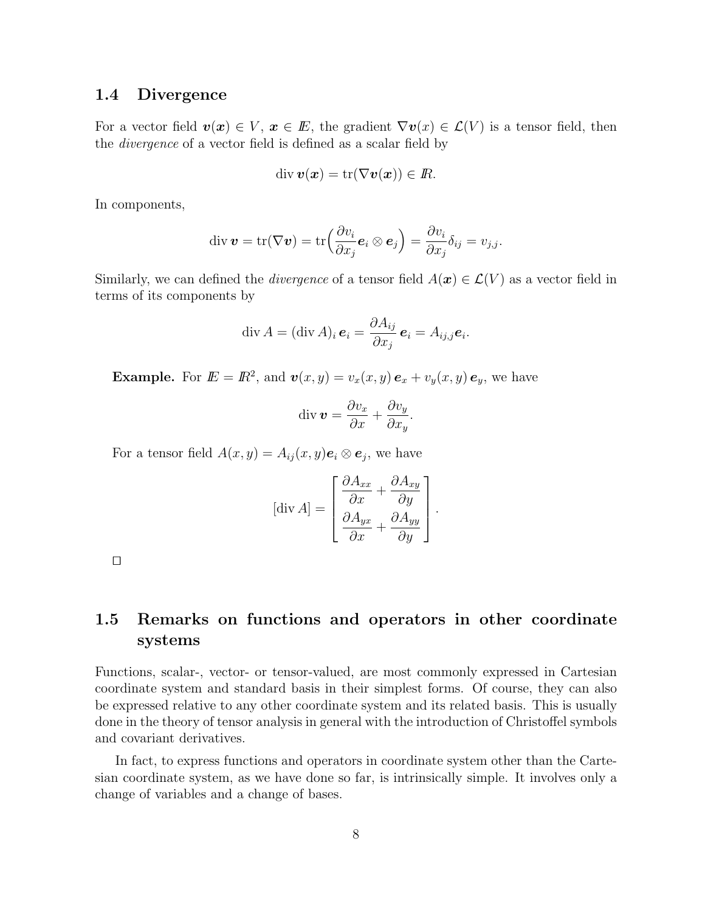### 1.4 Divergence

For a vector field $\boldsymbol{v}(\boldsymbol{x}) \in V$, $\boldsymbol{x} \in \mathbb{E}$, the gradient $\nabla \boldsymbol{v}(x) \in \mathcal{L}(V)$ is a tensor field, then the *divergence* of a vector field is defined as a scalar field by

$$\operatorname{div} \boldsymbol{v}(\boldsymbol{x}) = \operatorname{tr}(\nabla \boldsymbol{v}(\boldsymbol{x})) \in \mathbb{R}.$$

In components,

$$\operatorname{div} \boldsymbol{v} = \operatorname{tr}(\nabla \boldsymbol{v}) = \operatorname{tr}\Big(\frac{\partial v_i}{\partial x_j} \boldsymbol{e}_i \otimes \boldsymbol{e}_j\Big) = \frac{\partial v_i}{\partial x_j} \delta_{ij} = v_{j,j}.$$

Similarly, we can defined the *divergence* of a tensor field $A(\boldsymbol{x}) \in \mathcal{L}(V)$ as a vector field in terms of its components by

$$\operatorname{div} A = (\operatorname{div} A)_i \, \boldsymbol{e}_i = \frac{\partial A_{ij}}{\partial x_j} \, \boldsymbol{e}_i = A_{ij,j} \boldsymbol{e}_i.$$

**Example.** For $\mathbb{E} = \mathbb{R}^2$, and $\boldsymbol{v}(x,y) = v_x(x,y) \, \boldsymbol{e}_x + v_y(x,y) \, \boldsymbol{e}_y$, we have

$$\operatorname{div} \boldsymbol{v} = \frac{\partial v_x}{\partial x} + \frac{\partial v_y}{\partial x_y}.$$

For a tensor field $A(x,y) = A_{ij}(x,y) \boldsymbol{e}_i \otimes \boldsymbol{e}_j$, we have

$$[\operatorname{div} A] = \begin{bmatrix} \dfrac{\partial A_{xx}}{\partial x} + \dfrac{\partial A_{xy}}{\partial y} \\ \dfrac{\partial A_{yx}}{\partial x} + \dfrac{\partial A_{yy}}{\partial y} \end{bmatrix}.$$

□

### 1.5 Remarks on functions and operators in other coordinate systems

Functions, scalar-, vector- or tensor-valued, are most commonly expressed in Cartesian coordinate system and standard basis in their simplest forms. Of course, they can also be expressed relative to any other coordinate system and its related basis. This is usually done in the theory of tensor analysis in general with the introduction of Christoffel symbols and covariant derivatives.

In fact, to express functions and operators in coordinate system other than the Cartesian coordinate system, as we have done so far, is intrinsically simple. It involves only a change of variables and a change of bases.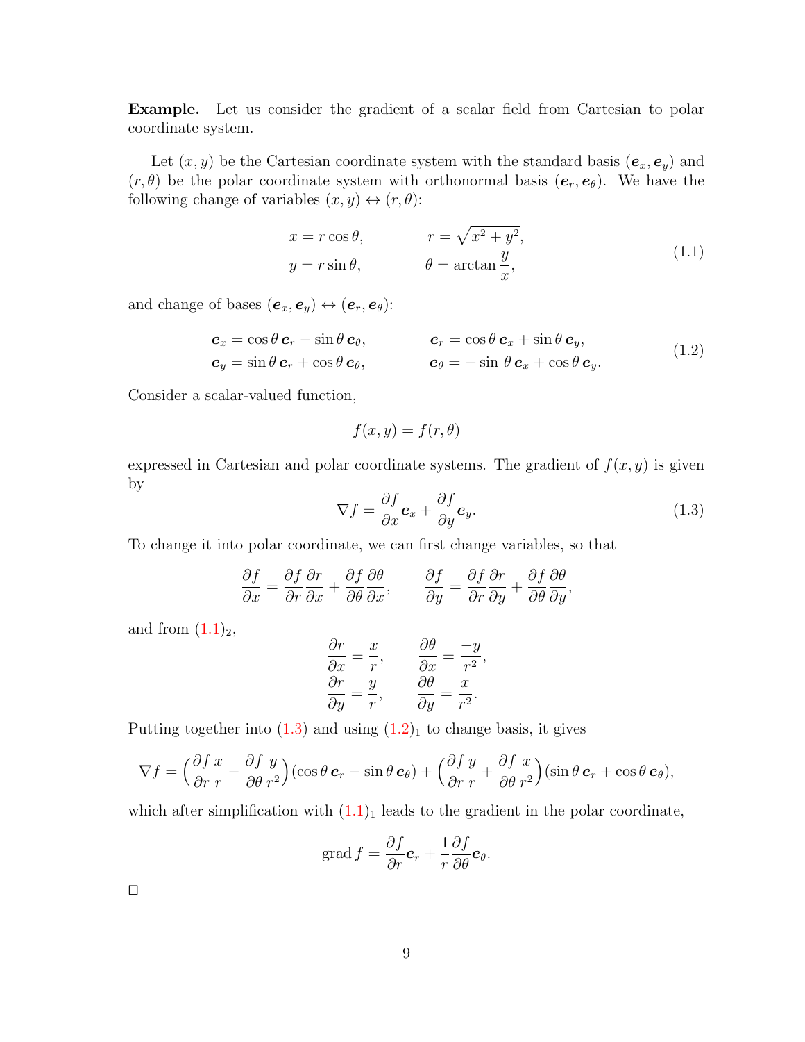**Example.** Let us consider the gradient of a scalar field from Cartesian to polar coordinate system.

Let $(x, y)$ be the Cartesian coordinate system with the standard basis $(\boldsymbol{e}_x, \boldsymbol{e}_y)$ and $(r, \theta)$ be the polar coordinate system with orthonormal basis $(\boldsymbol{e}_r, \boldsymbol{e}_\theta)$. We have the following change of variables $(x, y) \leftrightarrow (r, \theta)$:

$$
\begin{aligned}
x &= r\cos\theta, \qquad & r &= \sqrt{x^2 + y^2}, \\
y &= r\sin\theta, \qquad & \theta &= \arctan\frac{y}{x},
\end{aligned}
\tag{1.1}
$$

and change of bases $(\boldsymbol{e}_x, \boldsymbol{e}_y) \leftrightarrow (\boldsymbol{e}_r, \boldsymbol{e}_\theta)$:

$$
\begin{aligned}
\boldsymbol{e}_x &= \cos\theta\,\boldsymbol{e}_r - \sin\theta\,\boldsymbol{e}_\theta, \qquad & \boldsymbol{e}_r &= \cos\theta\,\boldsymbol{e}_x + \sin\theta\,\boldsymbol{e}_y, \\
\boldsymbol{e}_y &= \sin\theta\,\boldsymbol{e}_r + \cos\theta\,\boldsymbol{e}_\theta, \qquad & \boldsymbol{e}_\theta &= -\sin\,\theta\,\boldsymbol{e}_x + \cos\theta\,\boldsymbol{e}_y.
\end{aligned}
\tag{1.2}
$$

Consider a scalar-valued function,

$$
f(x, y) = f(r, \theta)
$$

expressed in Cartesian and polar coordinate systems. The gradient of $f(x, y)$ is given by

$$
\nabla f = \frac{\partial f}{\partial x}\boldsymbol{e}_x + \frac{\partial f}{\partial y}\boldsymbol{e}_y.
\tag{1.3}
$$

To change it into polar coordinate, we can first change variables, so that

$$
\frac{\partial f}{\partial x} = \frac{\partial f}{\partial r}\frac{\partial r}{\partial x} + \frac{\partial f}{\partial \theta}\frac{\partial \theta}{\partial x}, \qquad \frac{\partial f}{\partial y} = \frac{\partial f}{\partial r}\frac{\partial r}{\partial y} + \frac{\partial f}{\partial \theta}\frac{\partial \theta}{\partial y},
$$

and from $(1.1)_2$,

$$
\begin{aligned}
\frac{\partial r}{\partial x} &= \frac{x}{r}, \qquad & \frac{\partial \theta}{\partial x} &= \frac{-y}{r^2}, \\
\frac{\partial r}{\partial y} &= \frac{y}{r}, \qquad & \frac{\partial \theta}{\partial y} &= \frac{x}{r^2}.
\end{aligned}
$$

Putting together into (1.3) and using $(1.2)_1$ to change basis, it gives

$$
\nabla f = \Big(\frac{\partial f}{\partial r}\frac{x}{r} - \frac{\partial f}{\partial \theta}\frac{y}{r^2}\Big)(\cos\theta\,\boldsymbol{e}_r - \sin\theta\,\boldsymbol{e}_\theta) + \Big(\frac{\partial f}{\partial r}\frac{y}{r} + \frac{\partial f}{\partial \theta}\frac{x}{r^2}\Big)(\sin\theta\,\boldsymbol{e}_r + \cos\theta\,\boldsymbol{e}_\theta),
$$

which after simplification with $(1.1)_1$ leads to the gradient in the polar coordinate,

$$
\operatorname{grad} f = \frac{\partial f}{\partial r}\boldsymbol{e}_r + \frac{1}{r}\frac{\partial f}{\partial \theta}\boldsymbol{e}_\theta.
$$

□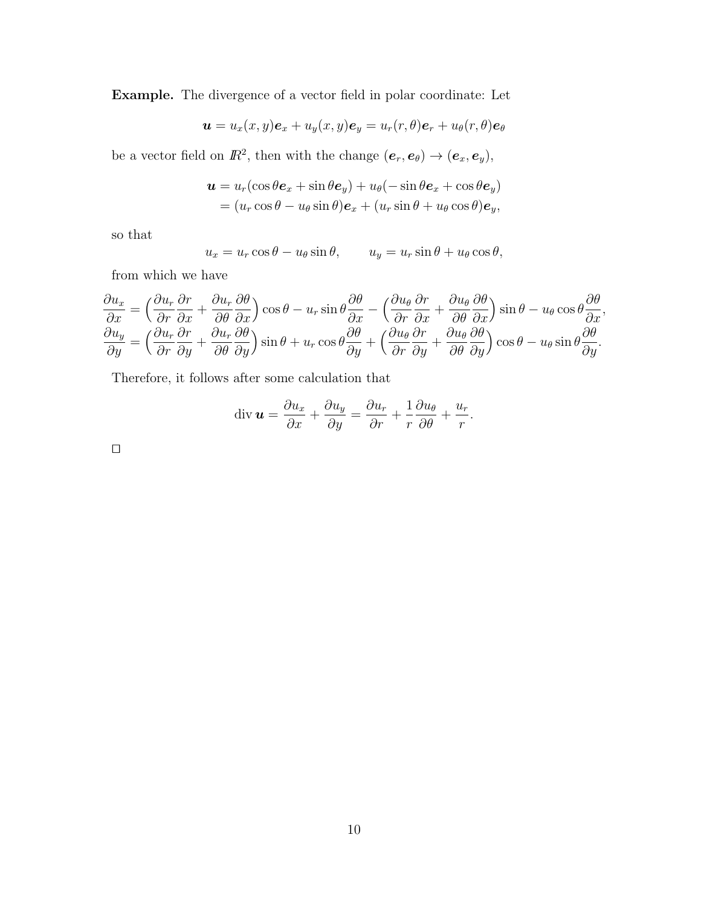**Example.** The divergence of a vector field in polar coordinate: Let

$$\boldsymbol{u} = u_x(x,y)\boldsymbol{e}_x + u_y(x,y)\boldsymbol{e}_y = u_r(r,\theta)\boldsymbol{e}_r + u_\theta(r,\theta)\boldsymbol{e}_\theta$$

be a vector field on $\mathbb{R}^2$, then with the change $(\boldsymbol{e}_r, \boldsymbol{e}_\theta) \to (\boldsymbol{e}_x, \boldsymbol{e}_y)$,

$$\begin{aligned}
\boldsymbol{u} &= u_r(\cos\theta \boldsymbol{e}_x + \sin\theta \boldsymbol{e}_y) + u_\theta(-\sin\theta \boldsymbol{e}_x + \cos\theta \boldsymbol{e}_y) \\
&= (u_r \cos\theta - u_\theta \sin\theta)\boldsymbol{e}_x + (u_r \sin\theta + u_\theta \cos\theta)\boldsymbol{e}_y,
\end{aligned}$$

so that

$$u_x = u_r \cos\theta - u_\theta \sin\theta, \qquad u_y = u_r \sin\theta + u_\theta \cos\theta,$$

from which we have

$$\begin{aligned}
\frac{\partial u_x}{\partial x} &= \Big(\frac{\partial u_r}{\partial r}\frac{\partial r}{\partial x} + \frac{\partial u_r}{\partial \theta}\frac{\partial \theta}{\partial x}\Big)\cos\theta - u_r \sin\theta \frac{\partial \theta}{\partial x} - \Big(\frac{\partial u_\theta}{\partial r}\frac{\partial r}{\partial x} + \frac{\partial u_\theta}{\partial \theta}\frac{\partial \theta}{\partial x}\Big)\sin\theta - u_\theta \cos\theta \frac{\partial \theta}{\partial x}, \\
\frac{\partial u_y}{\partial y} &= \Big(\frac{\partial u_r}{\partial r}\frac{\partial r}{\partial y} + \frac{\partial u_r}{\partial \theta}\frac{\partial \theta}{\partial y}\Big)\sin\theta + u_r \cos\theta \frac{\partial \theta}{\partial y} + \Big(\frac{\partial u_\theta}{\partial r}\frac{\partial r}{\partial y} + \frac{\partial u_\theta}{\partial \theta}\frac{\partial \theta}{\partial y}\Big)\cos\theta - u_\theta \sin\theta \frac{\partial \theta}{\partial y}.
\end{aligned}$$

Therefore, it follows after some calculation that

$$\operatorname{div} \boldsymbol{u} = \frac{\partial u_x}{\partial x} + \frac{\partial u_y}{\partial y} = \frac{\partial u_r}{\partial r} + \frac{1}{r}\frac{\partial u_\theta}{\partial \theta} + \frac{u_r}{r}.$$

□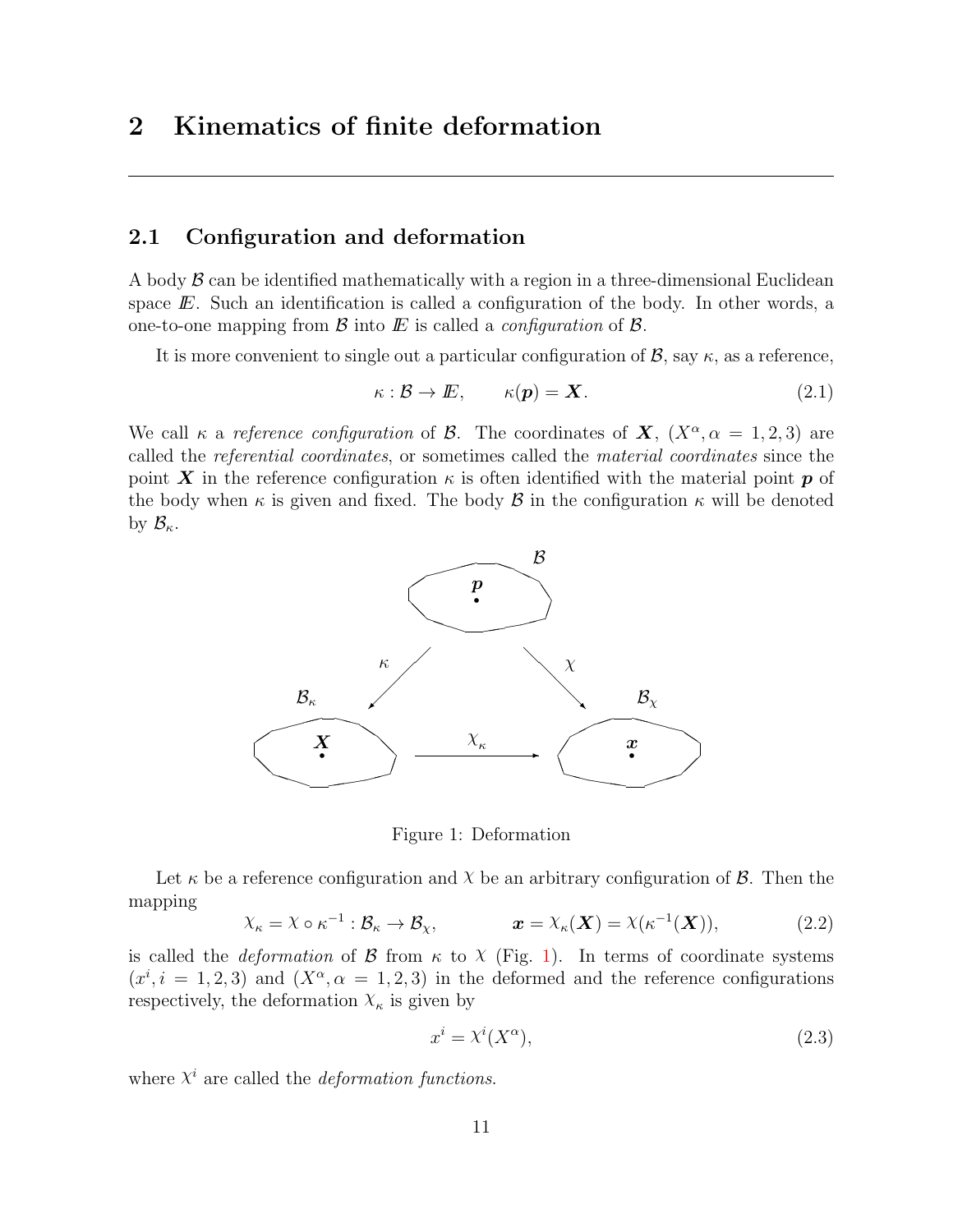# 2 Kinematics of finite deformation

## 2.1 Configuration and deformation

A body $\mathcal{B}$ can be identified mathematically with a region in a three-dimensional Euclidean space $I\!E$. Such an identification is called a configuration of the body. In other words, a one-to-one mapping from $\mathcal{B}$ into $I\!E$ is called a *configuration* of $\mathcal{B}$.

It is more convenient to single out a particular configuration of $\mathcal{B}$, say $\kappa$, as a reference,

$$\kappa : \mathcal{B} \to I\!E, \qquad \kappa(\boldsymbol{p}) = \boldsymbol{X}. \tag{2.1}$$

We call $\kappa$ a *reference configuration* of $\mathcal{B}$. The coordinates of $\boldsymbol{X}$, $(X^\alpha, \alpha = 1, 2, 3)$ are called the *referential coordinates*, or sometimes called the *material coordinates* since the point $\boldsymbol{X}$ in the reference configuration $\kappa$ is often identified with the material point $\boldsymbol{p}$ of the body when $\kappa$ is given and fixed. The body $\mathcal{B}$ in the configuration $\kappa$ will be denoted by $\mathcal{B}_\kappa$.

Figure 1: Deformation

Let $\kappa$ be a reference configuration and $\chi$ be an arbitrary configuration of $\mathcal{B}$. Then the mapping

$$\chi_\kappa = \chi \circ \kappa^{-1} : \mathcal{B}_\kappa \to \mathcal{B}_\chi, \qquad \boldsymbol{x} = \chi_\kappa(\boldsymbol{X}) = \chi(\kappa^{-1}(\boldsymbol{X})), \tag{2.2}$$

is called the *deformation* of $\mathcal{B}$ from $\kappa$ to $\chi$ (Fig. 1). In terms of coordinate systems $(x^i, i = 1, 2, 3)$ and $(X^\alpha, \alpha = 1, 2, 3)$ in the deformed and the reference configurations respectively, the deformation $\chi_\kappa$ is given by

$$x^i = \chi^i(X^\alpha), \tag{2.3}$$

where $\chi^i$ are called the *deformation functions*.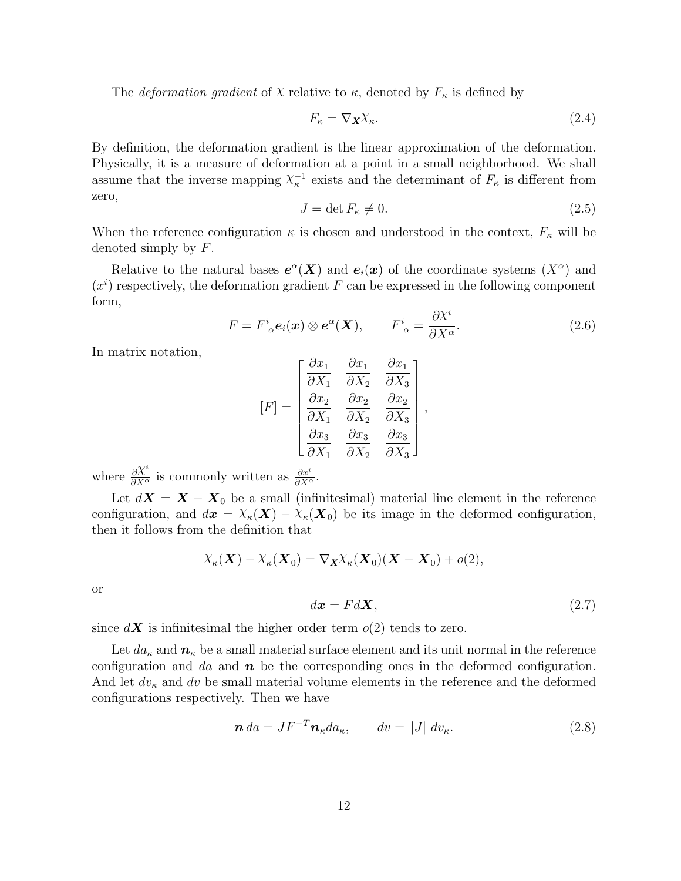The *deformation gradient* of $\chi$ relative to $\kappa$, denoted by $F_\kappa$ is defined by

$$F_\kappa = \nabla_{\boldsymbol{X}} \chi_\kappa. \tag{2.4}$$

By definition, the deformation gradient is the linear approximation of the deformation. Physically, it is a measure of deformation at a point in a small neighborhood. We shall assume that the inverse mapping $\chi_\kappa^{-1}$ exists and the determinant of $F_\kappa$ is different from zero,

$$J = \det F_\kappa \neq 0. \tag{2.5}$$

When the reference configuration $\kappa$ is chosen and understood in the context, $F_\kappa$ will be denoted simply by $F$.

Relative to the natural bases $\boldsymbol{e}^\alpha(\boldsymbol{X})$ and $\boldsymbol{e}_i(\boldsymbol{x})$ of the coordinate systems $(X^\alpha)$ and $(x^i)$ respectively, the deformation gradient $F$ can be expressed in the following component form,

$$F = F^i{}_\alpha \boldsymbol{e}_i(\boldsymbol{x}) \otimes \boldsymbol{e}^\alpha(\boldsymbol{X}), \qquad F^i{}_\alpha = \frac{\partial \chi^i}{\partial X^\alpha}. \tag{2.6}$$

In matrix notation,

$$[F] = \begin{bmatrix} \dfrac{\partial x_1}{\partial X_1} & \dfrac{\partial x_1}{\partial X_2} & \dfrac{\partial x_1}{\partial X_3} \\ \dfrac{\partial x_2}{\partial X_1} & \dfrac{\partial x_2}{\partial X_2} & \dfrac{\partial x_2}{\partial X_3} \\ \dfrac{\partial x_3}{\partial X_1} & \dfrac{\partial x_3}{\partial X_2} & \dfrac{\partial x_3}{\partial X_3} \end{bmatrix},$$

where $\frac{\partial \chi^i}{\partial X^\alpha}$ is commonly written as $\frac{\partial x^i}{\partial X^\alpha}$.

Let $d\boldsymbol{X} = \boldsymbol{X} - \boldsymbol{X}_0$ be a small (infinitesimal) material line element in the reference configuration, and $d\boldsymbol{x} = \chi_\kappa(\boldsymbol{X}) - \chi_\kappa(\boldsymbol{X}_0)$ be its image in the deformed configuration, then it follows from the definition that

$$\chi_\kappa(\boldsymbol{X}) - \chi_\kappa(\boldsymbol{X}_0) = \nabla_{\boldsymbol{X}} \chi_\kappa(\boldsymbol{X}_0)(\boldsymbol{X} - \boldsymbol{X}_0) + o(2),$$

or

$$d\boldsymbol{x} = F d\boldsymbol{X}, \tag{2.7}$$

since $d\boldsymbol{X}$ is infinitesimal the higher order term $o(2)$ tends to zero.

Let $da_\kappa$ and $\boldsymbol{n}_\kappa$ be a small material surface element and its unit normal in the reference configuration and $da$ and $\boldsymbol{n}$ be the corresponding ones in the deformed configuration. And let $dv_\kappa$ and $dv$ be small material volume elements in the reference and the deformed configurations respectively. Then we have

$$\boldsymbol{n}\, da = J F^{-T} \boldsymbol{n}_\kappa da_\kappa, \qquad dv = |J|\; dv_\kappa. \tag{2.8}$$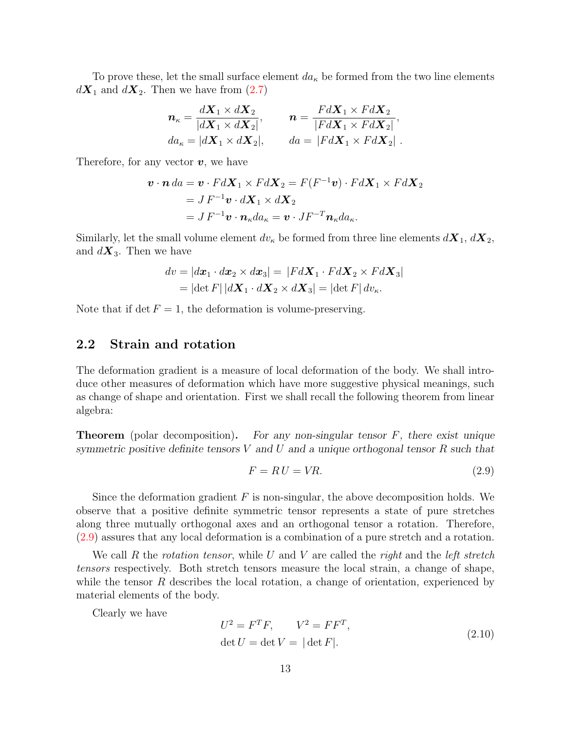To prove these, let the small surface element $da_\kappa$ be formed from the two line elements $d\boldsymbol{X}_1$ and $d\boldsymbol{X}_2$. Then we have from (2.7)

$$
\begin{aligned}
\boldsymbol{n}_\kappa &= \frac{d\boldsymbol{X}_1 \times d\boldsymbol{X}_2}{|d\boldsymbol{X}_1 \times d\boldsymbol{X}_2|}, \qquad & \boldsymbol{n} &= \frac{F d\boldsymbol{X}_1 \times F d\boldsymbol{X}_2}{|F d\boldsymbol{X}_1 \times F d\boldsymbol{X}_2|}, \\
da_\kappa &= |d\boldsymbol{X}_1 \times d\boldsymbol{X}_2|, \qquad & da &= |F d\boldsymbol{X}_1 \times F d\boldsymbol{X}_2| \,.
\end{aligned}
$$

Therefore, for any vector $\boldsymbol{v}$, we have

$$
\begin{aligned}
\boldsymbol{v} \cdot \boldsymbol{n}\, da &= \boldsymbol{v} \cdot F d\boldsymbol{X}_1 \times F d\boldsymbol{X}_2 = F(F^{-1}\boldsymbol{v}) \cdot F d\boldsymbol{X}_1 \times F d\boldsymbol{X}_2 \\
&= J\, F^{-1}\boldsymbol{v} \cdot d\boldsymbol{X}_1 \times d\boldsymbol{X}_2 \\
&= J\, F^{-1}\boldsymbol{v} \cdot \boldsymbol{n}_\kappa da_\kappa = \boldsymbol{v} \cdot J F^{-T} \boldsymbol{n}_\kappa da_\kappa.
\end{aligned}
$$

Similarly, let the small volume element $dv_\kappa$ be formed from three line elements $d\boldsymbol{X}_1$, $d\boldsymbol{X}_2$, and $d\boldsymbol{X}_3$. Then we have

$$
\begin{aligned}
dv &= |d\boldsymbol{x}_1 \cdot d\boldsymbol{x}_2 \times d\boldsymbol{x}_3| = |F d\boldsymbol{X}_1 \cdot F d\boldsymbol{X}_2 \times F d\boldsymbol{X}_3| \\
&= |\det F|\, |d\boldsymbol{X}_1 \cdot d\boldsymbol{X}_2 \times d\boldsymbol{X}_3| = |\det F|\, dv_\kappa.
\end{aligned}
$$

Note that if $\det F = 1$, the deformation is volume-preserving.

## 2.2 Strain and rotation

The deformation gradient is a measure of local deformation of the body. We shall introduce other measures of deformation which have more suggestive physical meanings, such as change of shape and orientation. First we shall recall the following theorem from linear algebra:

**Theorem** (polar decomposition)**.** *For any non-singular tensor $F$, there exist unique symmetric positive definite tensors $V$ and $U$ and a unique orthogonal tensor $R$ such that*

$$
F = R\,U = VR. \tag{2.9}
$$

Since the deformation gradient $F$ is non-singular, the above decomposition holds. We observe that a positive definite symmetric tensor represents a state of pure stretches along three mutually orthogonal axes and an orthogonal tensor a rotation. Therefore, (2.9) assures that any local deformation is a combination of a pure stretch and a rotation.

We call $R$ the *rotation tensor*, while $U$ and $V$ are called the *right* and the *left stretch tensors* respectively. Both stretch tensors measure the local strain, a change of shape, while the tensor $R$ describes the local rotation, a change of orientation, experienced by material elements of the body.

Clearly we have

$$
\begin{aligned}
&U^2 = F^T F, \qquad V^2 = F F^T, \\
&\det U = \det V = |\det F|.
\end{aligned} \tag{2.10}
$$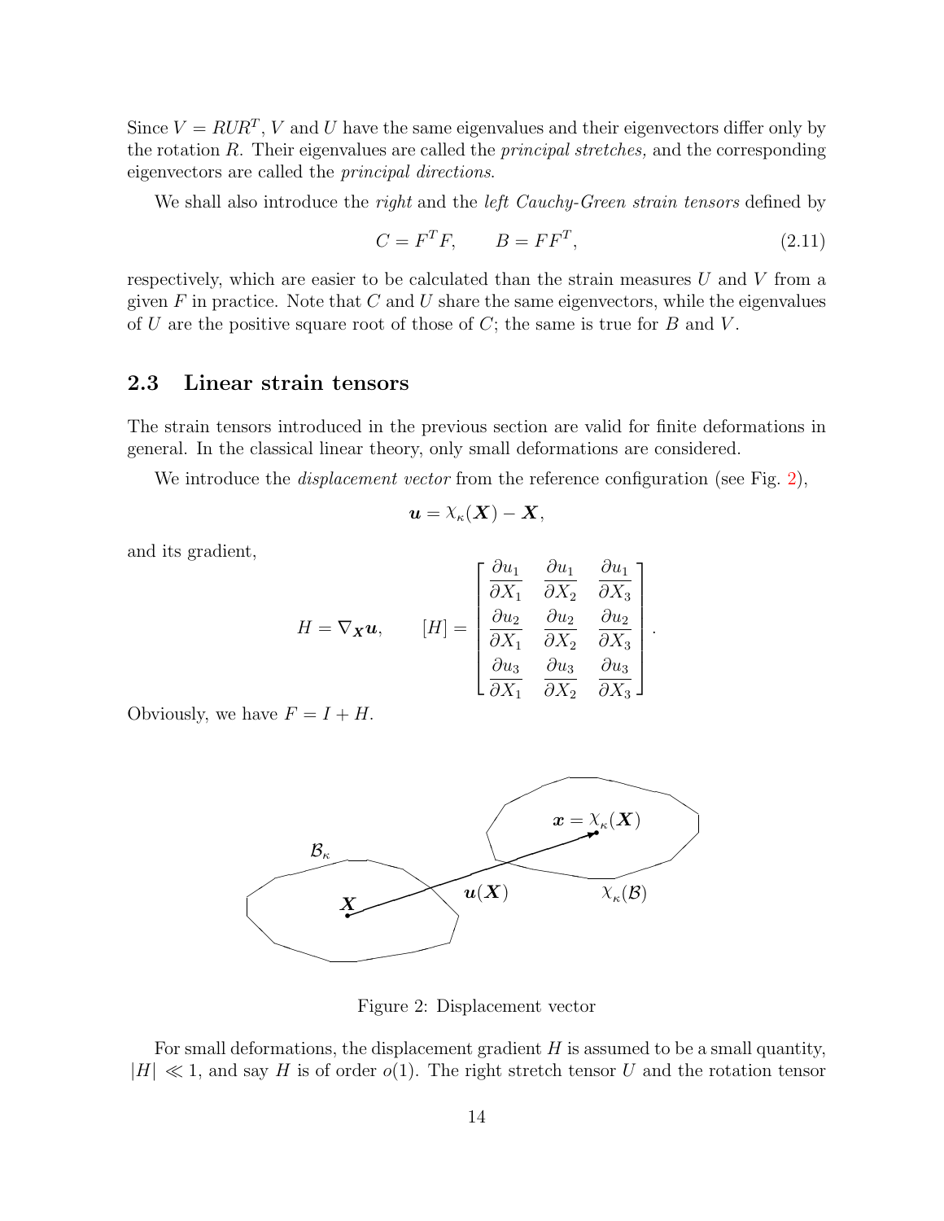Since $V = RUR^T$, $V$ and $U$ have the same eigenvalues and their eigenvectors differ only by the rotation $R$. Their eigenvalues are called the *principal stretches,* and the corresponding eigenvectors are called the *principal directions*.

We shall also introduce the *right* and the *left Cauchy-Green strain tensors* defined by

$$C = F^T F, \qquad B = FF^T, \tag{2.11}$$

respectively, which are easier to be calculated than the strain measures $U$ and $V$ from a given $F$ in practice. Note that $C$ and $U$ share the same eigenvectors, while the eigenvalues of $U$ are the positive square root of those of $C$; the same is true for $B$ and $V$.

## 2.3 Linear strain tensors

The strain tensors introduced in the previous section are valid for finite deformations in general. In the classical linear theory, only small deformations are considered.

We introduce the *displacement vector* from the reference configuration (see Fig. 2),

$$\boldsymbol{u} = \chi_\kappa(\boldsymbol{X}) - \boldsymbol{X},$$

and its gradient,

$$H = \nabla_{\boldsymbol{X}} \boldsymbol{u}, \qquad [H] = \begin{bmatrix} \dfrac{\partial u_1}{\partial X_1} & \dfrac{\partial u_1}{\partial X_2} & \dfrac{\partial u_1}{\partial X_3} \\ \dfrac{\partial u_2}{\partial X_1} & \dfrac{\partial u_2}{\partial X_2} & \dfrac{\partial u_2}{\partial X_3} \\ \dfrac{\partial u_3}{\partial X_1} & \dfrac{\partial u_3}{\partial X_2} & \dfrac{\partial u_3}{\partial X_3} \end{bmatrix}.$$

Obviously, we have $F = I + H$.

Figure 2: Displacement vector

For small deformations, the displacement gradient $H$ is assumed to be a small quantity, $|H| \ll 1$, and say $H$ is of order $o(1)$. The right stretch tensor $U$ and the rotation tensor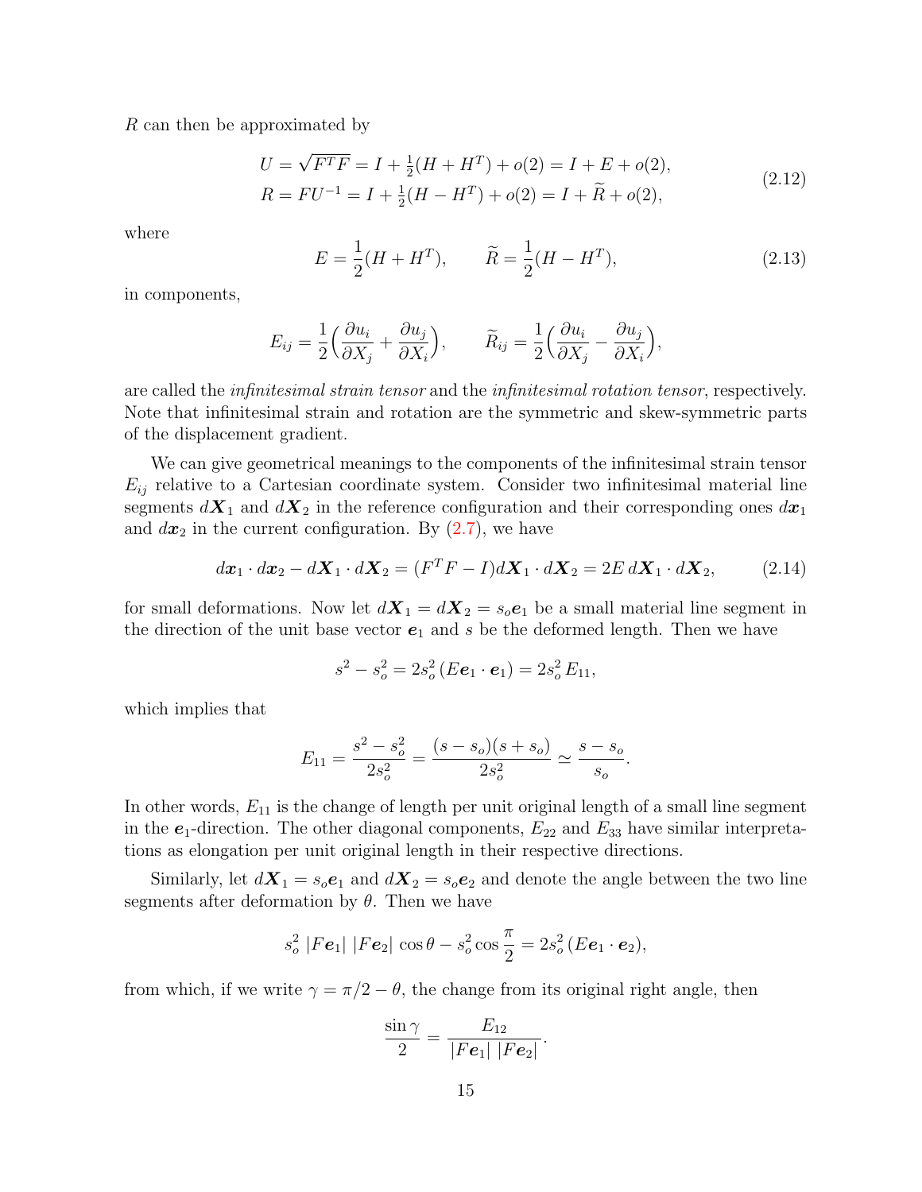$R$ can then be approximated by

$$
\begin{aligned}
U &= \sqrt{F^T F} = I + \tfrac{1}{2}(H + H^T) + o(2) = I + E + o(2), \\
R &= FU^{-1} = I + \tfrac{1}{2}(H - H^T) + o(2) = I + \widetilde{R} + o(2),
\end{aligned}
\tag{2.12}
$$

where

$$
E = \frac{1}{2}(H + H^T), \qquad \widetilde{R} = \frac{1}{2}(H - H^T), \tag{2.13}
$$

in components,

$$
E_{ij} = \frac{1}{2}\Big(\frac{\partial u_i}{\partial X_j} + \frac{\partial u_j}{\partial X_i}\Big), \qquad \widetilde{R}_{ij} = \frac{1}{2}\Big(\frac{\partial u_i}{\partial X_j} - \frac{\partial u_j}{\partial X_i}\Big),
$$

are called the *infinitesimal strain tensor* and the *infinitesimal rotation tensor*, respectively. Note that infinitesimal strain and rotation are the symmetric and skew-symmetric parts of the displacement gradient.

We can give geometrical meanings to the components of the infinitesimal strain tensor $E_{ij}$ relative to a Cartesian coordinate system. Consider two infinitesimal material line segments $d\boldsymbol{X}_1$ and $d\boldsymbol{X}_2$ in the reference configuration and their corresponding ones $d\boldsymbol{x}_1$ and $d\boldsymbol{x}_2$ in the current configuration. By (2.7), we have

$$
d\boldsymbol{x}_1 \cdot d\boldsymbol{x}_2 - d\boldsymbol{X}_1 \cdot d\boldsymbol{X}_2 = (F^T F - I) d\boldsymbol{X}_1 \cdot d\boldsymbol{X}_2 = 2E\, d\boldsymbol{X}_1 \cdot d\boldsymbol{X}_2, \tag{2.14}
$$

for small deformations. Now let $d\boldsymbol{X}_1 = d\boldsymbol{X}_2 = s_o \boldsymbol{e}_1$ be a small material line segment in the direction of the unit base vector $\boldsymbol{e}_1$ and $s$ be the deformed length. Then we have

$$
s^2 - s_o^2 = 2 s_o^2 \,(E\boldsymbol{e}_1 \cdot \boldsymbol{e}_1) = 2 s_o^2\, E_{11},
$$

which implies that

$$
E_{11} = \frac{s^2 - s_o^2}{2 s_o^2} = \frac{(s - s_o)(s + s_o)}{2 s_o^2} \simeq \frac{s - s_o}{s_o}.
$$

In other words, $E_{11}$ is the change of length per unit original length of a small line segment in the $\boldsymbol{e}_1$-direction. The other diagonal components, $E_{22}$ and $E_{33}$ have similar interpretations as elongation per unit original length in their respective directions.

Similarly, let $d\boldsymbol{X}_1 = s_o \boldsymbol{e}_1$ and $d\boldsymbol{X}_2 = s_o \boldsymbol{e}_2$ and denote the angle between the two line segments after deformation by $\theta$. Then we have

$$
s_o^2\, |F\boldsymbol{e}_1|\, |F\boldsymbol{e}_2|\, \cos\theta - s_o^2 \cos\frac{\pi}{2} = 2 s_o^2\, (E\boldsymbol{e}_1 \cdot \boldsymbol{e}_2),
$$

from which, if we write $\gamma = \pi/2 - \theta$, the change from its original right angle, then

$$
\frac{\sin\gamma}{2} = \frac{E_{12}}{|F\boldsymbol{e}_1|\, |F\boldsymbol{e}_2|}.
$$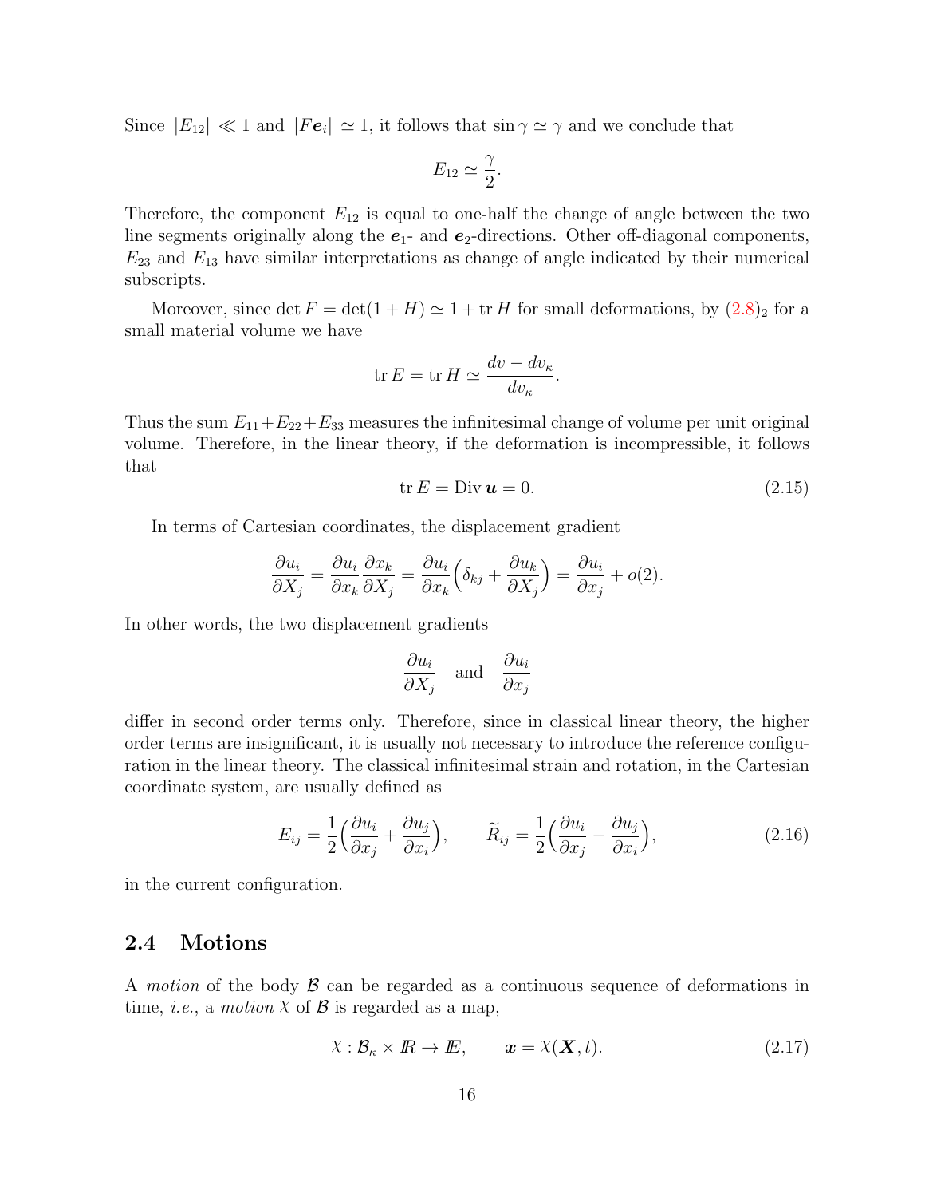Since $|E_{12}| \ll 1$ and $|F\boldsymbol{e}_i| \simeq 1$, it follows that $\sin\gamma \simeq \gamma$ and we conclude that

$$E_{12} \simeq \frac{\gamma}{2}.$$

Therefore, the component $E_{12}$ is equal to one-half the change of angle between the two line segments originally along the $\boldsymbol{e}_1$- and $\boldsymbol{e}_2$-directions. Other off-diagonal components, $E_{23}$ and $E_{13}$ have similar interpretations as change of angle indicated by their numerical subscripts.

Moreover, since $\det F = \det(1+H) \simeq 1 + \operatorname{tr} H$ for small deformations, by $(2.8)_2$ for a small material volume we have

$$\operatorname{tr} E = \operatorname{tr} H \simeq \frac{dv - dv_\kappa}{dv_\kappa}.$$

Thus the sum $E_{11}+E_{22}+E_{33}$ measures the infinitesimal change of volume per unit original volume. Therefore, in the linear theory, if the deformation is incompressible, it follows that

$$\operatorname{tr} E = \operatorname{Div} \boldsymbol{u} = 0. \tag{2.15}$$

In terms of Cartesian coordinates, the displacement gradient

$$\frac{\partial u_i}{\partial X_j} = \frac{\partial u_i}{\partial x_k}\frac{\partial x_k}{\partial X_j} = \frac{\partial u_i}{\partial x_k}\Big(\delta_{kj} + \frac{\partial u_k}{\partial X_j}\Big) = \frac{\partial u_i}{\partial x_j} + o(2).$$

In other words, the two displacement gradients

$$\frac{\partial u_i}{\partial X_j} \quad \text{and} \quad \frac{\partial u_i}{\partial x_j}$$

differ in second order terms only. Therefore, since in classical linear theory, the higher order terms are insignificant, it is usually not necessary to introduce the reference configuration in the linear theory. The classical infinitesimal strain and rotation, in the Cartesian coordinate system, are usually defined as

$$E_{ij} = \frac{1}{2}\Big(\frac{\partial u_i}{\partial x_j} + \frac{\partial u_j}{\partial x_i}\Big), \qquad \widetilde{R}_{ij} = \frac{1}{2}\Big(\frac{\partial u_i}{\partial x_j} - \frac{\partial u_j}{\partial x_i}\Big), \tag{2.16}$$

in the current configuration.

## 2.4 Motions

A *motion* of the body $\mathcal{B}$ can be regarded as a continuous sequence of deformations in time, *i.e.*, a *motion* $\chi$ of $\mathcal{B}$ is regarded as a map,

$$\chi : \mathcal{B}_\kappa \times I\!R \to I\!E, \qquad \boldsymbol{x} = \chi(\boldsymbol{X}, t). \tag{2.17}$$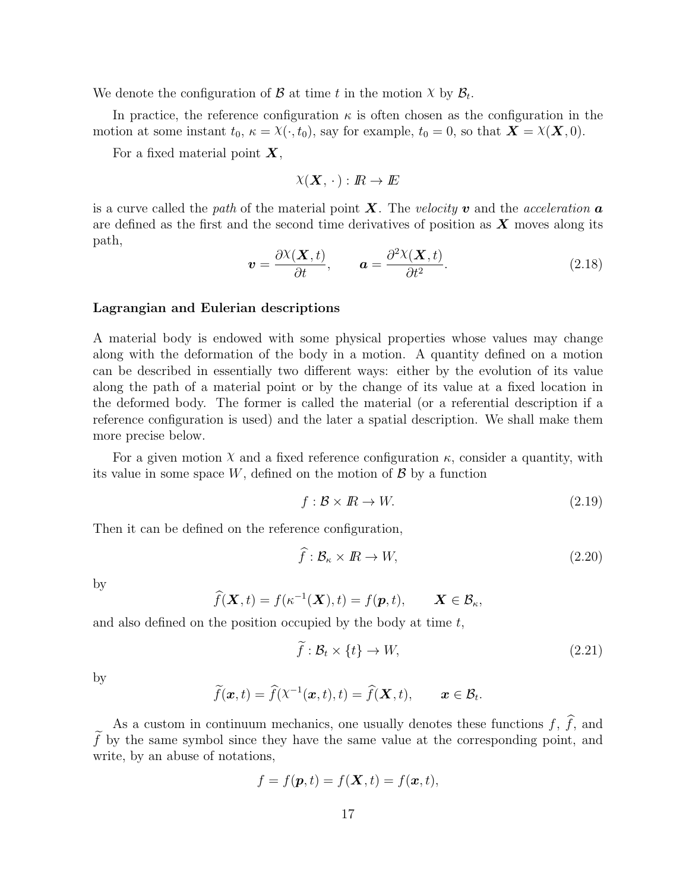We denote the configuration of $\mathcal{B}$ at time $t$ in the motion $\chi$ by $\mathcal{B}_t$.

In practice, the reference configuration $\kappa$ is often chosen as the configuration in the motion at some instant $t_0$, $\kappa = \chi(\cdot, t_0)$, say for example, $t_0 = 0$, so that $\boldsymbol{X} = \chi(\boldsymbol{X}, 0)$.

For a fixed material point $\boldsymbol{X}$,

$$\chi(\boldsymbol{X}, \cdot\,) : I\!R \to I\!E$$

is a curve called the *path* of the material point $\boldsymbol{X}$. The *velocity* $\boldsymbol{v}$ and the *acceleration* $\boldsymbol{a}$ are defined as the first and the second time derivatives of position as $\boldsymbol{X}$ moves along its path,

$$\boldsymbol{v} = \frac{\partial \chi(\boldsymbol{X}, t)}{\partial t}, \qquad \boldsymbol{a} = \frac{\partial^2 \chi(\boldsymbol{X}, t)}{\partial t^2}. \tag{2.18}$$

### Lagrangian and Eulerian descriptions

A material body is endowed with some physical properties whose values may change along with the deformation of the body in a motion. A quantity defined on a motion can be described in essentially two different ways: either by the evolution of its value along the path of a material point or by the change of its value at a fixed location in the deformed body. The former is called the material (or a referential description if a reference configuration is used) and the later a spatial description. We shall make them more precise below.

For a given motion $\chi$ and a fixed reference configuration $\kappa$, consider a quantity, with its value in some space $W$, defined on the motion of $\mathcal{B}$ by a function

$$f : \mathcal{B} \times I\!R \to W. \tag{2.19}$$

Then it can be defined on the reference configuration,

$$\widehat{f} : \mathcal{B}_\kappa \times I\!R \to W, \tag{2.20}$$

by

$$\widehat{f}(\boldsymbol{X}, t) = f(\kappa^{-1}(\boldsymbol{X}), t) = f(\boldsymbol{p}, t), \qquad \boldsymbol{X} \in \mathcal{B}_\kappa,$$

and also defined on the position occupied by the body at time $t$,

$$\widetilde{f} : \mathcal{B}_t \times \{t\} \to W, \tag{2.21}$$

by

$$\widetilde{f}(\boldsymbol{x}, t) = \widehat{f}(\chi^{-1}(\boldsymbol{x}, t), t) = \widehat{f}(\boldsymbol{X}, t), \qquad \boldsymbol{x} \in \mathcal{B}_t.$$

As a custom in continuum mechanics, one usually denotes these functions $f$, $\widehat{f}$, and $\widetilde{f}$ by the same symbol since they have the same value at the corresponding point, and write, by an abuse of notations,

$$f = f(\boldsymbol{p}, t) = f(\boldsymbol{X}, t) = f(\boldsymbol{x}, t),$$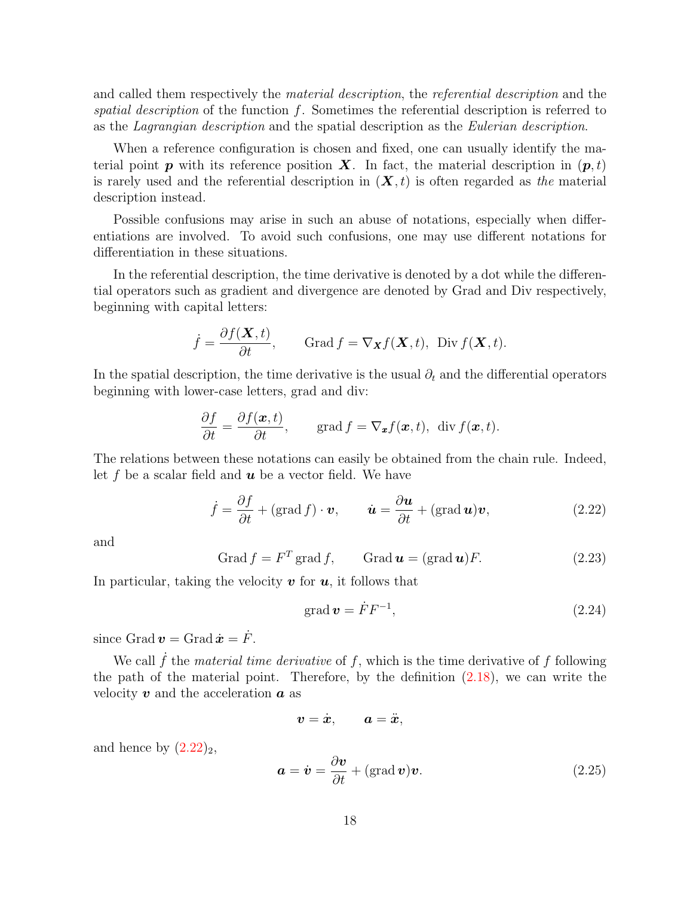and called them respectively the *material description*, the *referential description* and the *spatial description* of the function $f$. Sometimes the referential description is referred to as the *Lagrangian description* and the spatial description as the *Eulerian description*.

When a reference configuration is chosen and fixed, one can usually identify the material point $\boldsymbol{p}$ with its reference position $\boldsymbol{X}$. In fact, the material description in $(\boldsymbol{p}, t)$ is rarely used and the referential description in $(\boldsymbol{X}, t)$ is often regarded as *the* material description instead.

Possible confusions may arise in such an abuse of notations, especially when differentiations are involved. To avoid such confusions, one may use different notations for differentiation in these situations.

In the referential description, the time derivative is denoted by a dot while the differential operators such as gradient and divergence are denoted by Grad and Div respectively, beginning with capital letters:

$$\dot{f} = \frac{\partial f(\boldsymbol{X}, t)}{\partial t}, \qquad \operatorname{Grad} f = \nabla_{\boldsymbol{X}} f(\boldsymbol{X}, t), \;\; \operatorname{Div} f(\boldsymbol{X}, t).$$

In the spatial description, the time derivative is the usual $\partial_t$ and the differential operators beginning with lower-case letters, grad and div:

$$\frac{\partial f}{\partial t} = \frac{\partial f(\boldsymbol{x}, t)}{\partial t}, \qquad \operatorname{grad} f = \nabla_{\boldsymbol{x}} f(\boldsymbol{x}, t), \;\; \operatorname{div} f(\boldsymbol{x}, t).$$

The relations between these notations can easily be obtained from the chain rule. Indeed, let $f$ be a scalar field and $\boldsymbol{u}$ be a vector field. We have

$$\dot{f} = \frac{\partial f}{\partial t} + (\operatorname{grad} f) \cdot \boldsymbol{v}, \qquad \dot{\boldsymbol{u}} = \frac{\partial \boldsymbol{u}}{\partial t} + (\operatorname{grad} \boldsymbol{u})\boldsymbol{v}, \tag{2.22}$$

and

$$\operatorname{Grad} f = F^T \operatorname{grad} f, \qquad \operatorname{Grad} \boldsymbol{u} = (\operatorname{grad} \boldsymbol{u})F. \tag{2.23}$$

In particular, taking the velocity $\boldsymbol{v}$ for $\boldsymbol{u}$, it follows that

$$\operatorname{grad} \boldsymbol{v} = \dot{F}F^{-1}, \tag{2.24}$$

since $\operatorname{Grad} \boldsymbol{v} = \operatorname{Grad} \dot{\boldsymbol{x}} = \dot{F}$.

We call $\dot{f}$ the *material time derivative* of $f$, which is the time derivative of $f$ following the path of the material point. Therefore, by the definition (2.18), we can write the velocity $\boldsymbol{v}$ and the acceleration $\boldsymbol{a}$ as

$$\boldsymbol{v} = \dot{\boldsymbol{x}}, \qquad \boldsymbol{a} = \ddot{\boldsymbol{x}},$$

and hence by $(2.22)_2$,

$$\boldsymbol{a} = \dot{\boldsymbol{v}} = \frac{\partial \boldsymbol{v}}{\partial t} + (\operatorname{grad} \boldsymbol{v})\boldsymbol{v}. \tag{2.25}$$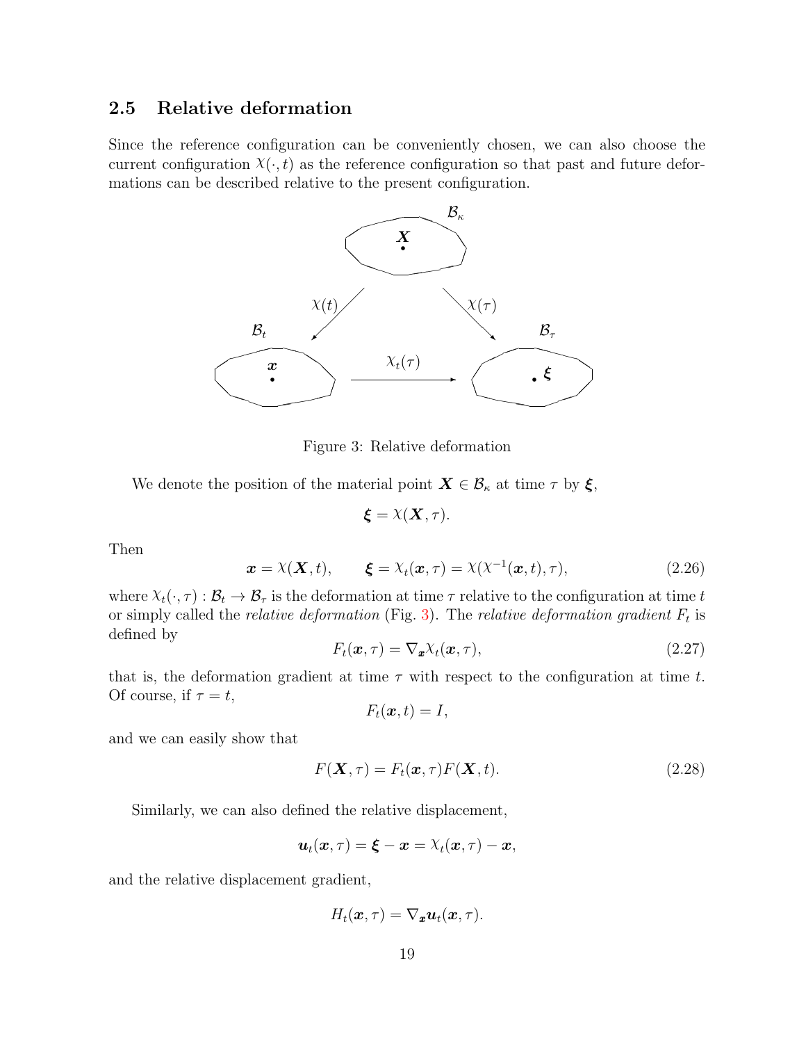## 2.5 Relative deformation

Since the reference configuration can be conveniently chosen, we can also choose the current configuration $\chi(\cdot, t)$ as the reference configuration so that past and future deformations can be described relative to the present configuration.

Figure 3: Relative deformation

We denote the position of the material point $\boldsymbol{X} \in \mathcal{B}_\kappa$ at time $\tau$ by $\boldsymbol{\xi}$,

$$\boldsymbol{\xi} = \chi(\boldsymbol{X}, \tau).$$

Then

$$\boldsymbol{x} = \chi(\boldsymbol{X}, t), \qquad \boldsymbol{\xi} = \chi_t(\boldsymbol{x}, \tau) = \chi(\chi^{-1}(\boldsymbol{x}, t), \tau), \tag{2.26}$$

where $\chi_t(\cdot, \tau) : \mathcal{B}_t \to \mathcal{B}_\tau$ is the deformation at time $\tau$ relative to the configuration at time $t$ or simply called the *relative deformation* (Fig. 3). The *relative deformation gradient* $F_t$ is defined by

$$F_t(\boldsymbol{x}, \tau) = \nabla_{\boldsymbol{x}} \chi_t(\boldsymbol{x}, \tau), \tag{2.27}$$

that is, the deformation gradient at time $\tau$ with respect to the configuration at time $t$. Of course, if $\tau = t$,

$$F_t(\boldsymbol{x}, t) = I,$$

and we can easily show that

$$F(\boldsymbol{X}, \tau) = F_t(\boldsymbol{x}, \tau) F(\boldsymbol{X}, t). \tag{2.28}$$

Similarly, we can also defined the relative displacement,

$$\boldsymbol{u}_t(\boldsymbol{x}, \tau) = \boldsymbol{\xi} - \boldsymbol{x} = \chi_t(\boldsymbol{x}, \tau) - \boldsymbol{x},$$

and the relative displacement gradient,

$$H_t(\boldsymbol{x}, \tau) = \nabla_{\boldsymbol{x}} \boldsymbol{u}_t(\boldsymbol{x}, \tau).$$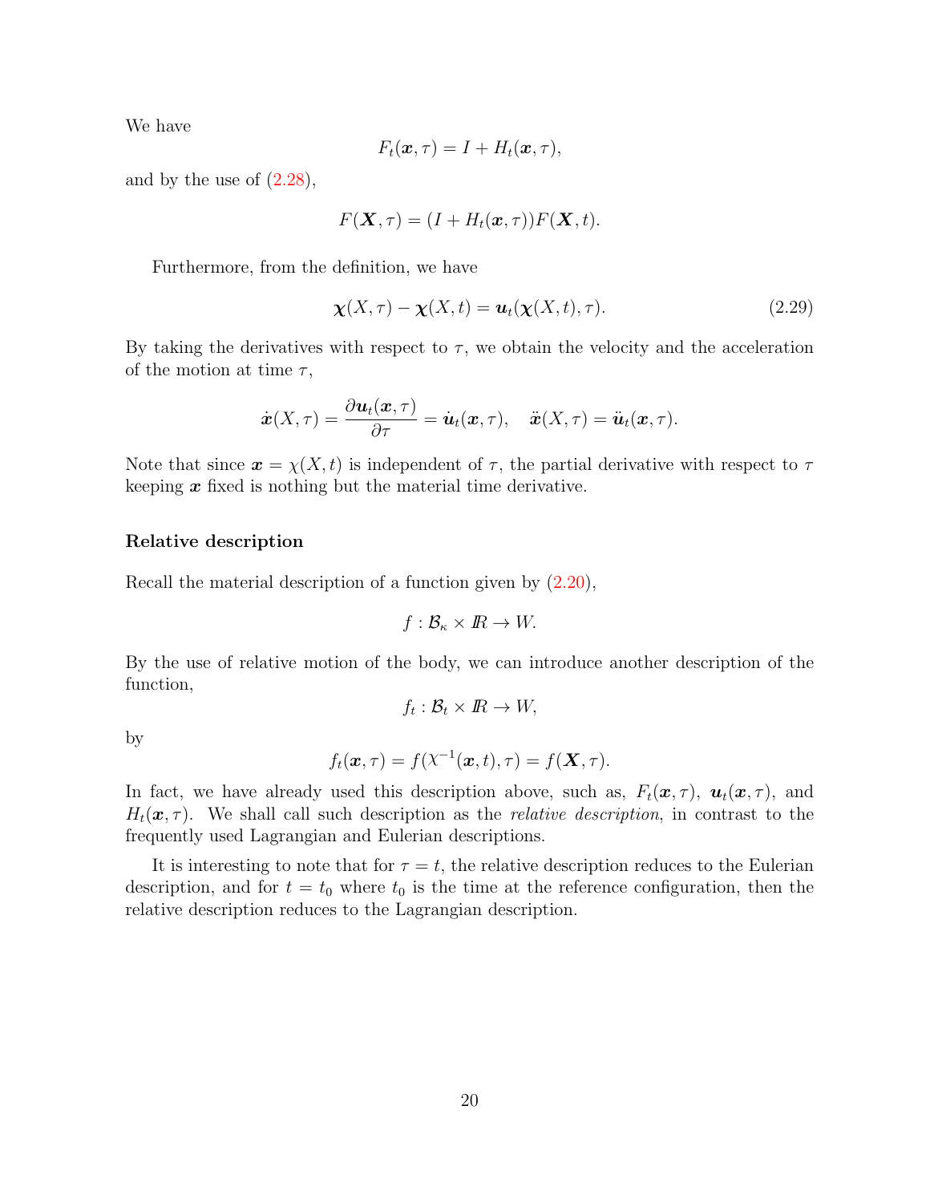We have

$$F_t(\boldsymbol{x},\tau) = I + H_t(\boldsymbol{x},\tau),$$

and by the use of (2.28),

$$F(\boldsymbol{X},\tau) = (I + H_t(\boldsymbol{x},\tau))F(\boldsymbol{X},t).$$

Furthermore, from the definition, we have

$$\boldsymbol{\chi}(X,\tau) - \boldsymbol{\chi}(X,t) = \boldsymbol{u}_t(\boldsymbol{\chi}(X,t),\tau). \tag{2.29}$$

By taking the derivatives with respect to $\tau$, we obtain the velocity and the acceleration of the motion at time $\tau$,

$$\dot{\boldsymbol{x}}(X,\tau) = \frac{\partial \boldsymbol{u}_t(\boldsymbol{x},\tau)}{\partial \tau} = \dot{\boldsymbol{u}}_t(\boldsymbol{x},\tau), \quad \ddot{\boldsymbol{x}}(X,\tau) = \ddot{\boldsymbol{u}}_t(\boldsymbol{x},\tau).$$

Note that since $\boldsymbol{x} = \chi(X,t)$ is independent of $\tau$, the partial derivative with respect to $\tau$ keeping $\boldsymbol{x}$ fixed is nothing but the material time derivative.

### Relative description

Recall the material description of a function given by (2.20),

$$f : \mathcal{B}_\kappa \times I\!R \to W.$$

By the use of relative motion of the body, we can introduce another description of the function,

$$f_t : \mathcal{B}_t \times I\!R \to W,$$

by

$$f_t(\boldsymbol{x},\tau) = f(\chi^{-1}(\boldsymbol{x},t),\tau) = f(\boldsymbol{X},\tau).$$

In fact, we have already used this description above, such as, $F_t(\boldsymbol{x},\tau)$, $\boldsymbol{u}_t(\boldsymbol{x},\tau)$, and $H_t(\boldsymbol{x},\tau)$. We shall call such description as the *relative description*, in contrast to the frequently used Lagrangian and Eulerian descriptions.

It is interesting to note that for $\tau = t$, the relative description reduces to the Eulerian description, and for $t = t_0$ where $t_0$ is the time at the reference configuration, then the relative description reduces to the Lagrangian description.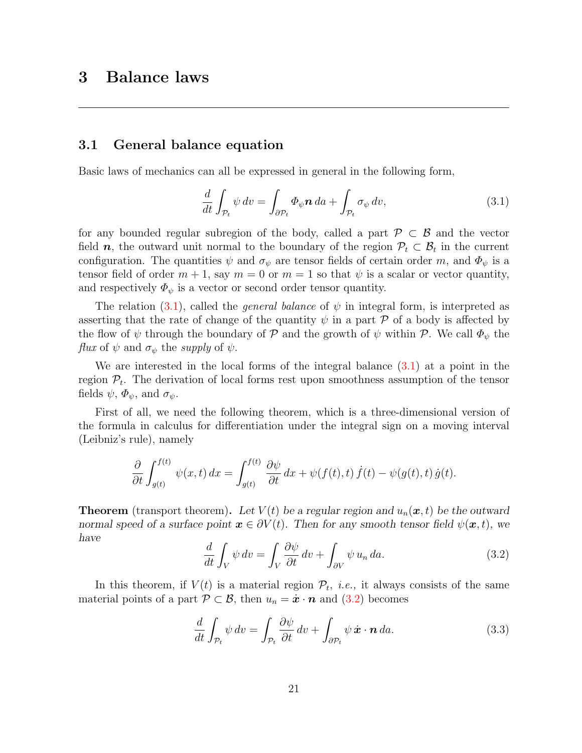# 3 Balance laws

## 3.1 General balance equation

Basic laws of mechanics can all be expressed in general in the following form,

$$\frac{d}{dt}\int_{\mathcal{P}_t} \psi \, dv = \int_{\partial\mathcal{P}_t} \varPhi_\psi \boldsymbol{n} \, da + \int_{\mathcal{P}_t} \sigma_\psi \, dv, \tag{3.1}$$

for any bounded regular subregion of the body, called a part $\mathcal{P} \subset \mathcal{B}$ and the vector field $\boldsymbol{n}$, the outward unit normal to the boundary of the region $\mathcal{P}_t \subset \mathcal{B}_t$ in the current configuration. The quantities $\psi$ and $\sigma_\psi$ are tensor fields of certain order $m$, and $\varPhi_\psi$ is a tensor field of order $m+1$, say $m = 0$ or $m = 1$ so that $\psi$ is a scalar or vector quantity, and respectively $\varPhi_\psi$ is a vector or second order tensor quantity.

The relation (3.1), called the *general balance* of $\psi$ in integral form, is interpreted as asserting that the rate of change of the quantity $\psi$ in a part $\mathcal{P}$ of a body is affected by the flow of $\psi$ through the boundary of $\mathcal{P}$ and the growth of $\psi$ within $\mathcal{P}$. We call $\varPhi_\psi$ the *flux* of $\psi$ and $\sigma_\psi$ the *supply* of $\psi$.

We are interested in the local forms of the integral balance (3.1) at a point in the region $\mathcal{P}_t$. The derivation of local forms rest upon smoothness assumption of the tensor fields $\psi$, $\varPhi_\psi$, and $\sigma_\psi$.

First of all, we need the following theorem, which is a three-dimensional version of the formula in calculus for differentiation under the integral sign on a moving interval (Leibniz's rule), namely

$$\frac{\partial}{\partial t}\int_{g(t)}^{f(t)} \psi(x,t)\, dx = \int_{g(t)}^{f(t)} \frac{\partial \psi}{\partial t}\, dx + \psi(f(t),t)\, \dot{f}(t) - \psi(g(t),t)\, \dot{g}(t).$$

**Theorem** (transport theorem)**.** *Let $V(t)$ be a regular region and $u_n(\boldsymbol{x},t)$ be the outward normal speed of a surface point $\boldsymbol{x} \in \partial V(t)$. Then for any smooth tensor field $\psi(\boldsymbol{x},t)$, we have*

$$\frac{d}{dt}\int_V \psi \, dv = \int_V \frac{\partial \psi}{\partial t}\, dv + \int_{\partial V} \psi \, u_n \, da. \tag{3.2}$$

In this theorem, if $V(t)$ is a material region $\mathcal{P}_t$, *i.e.,* it always consists of the same material points of a part $\mathcal{P} \subset \mathcal{B}$, then $u_n = \dot{\boldsymbol{x}} \cdot \boldsymbol{n}$ and (3.2) becomes

$$\frac{d}{dt}\int_{\mathcal{P}_t} \psi \, dv = \int_{\mathcal{P}_t} \frac{\partial \psi}{\partial t}\, dv + \int_{\partial\mathcal{P}_t} \psi \, \dot{\boldsymbol{x}} \cdot \boldsymbol{n} \, da. \tag{3.3}$$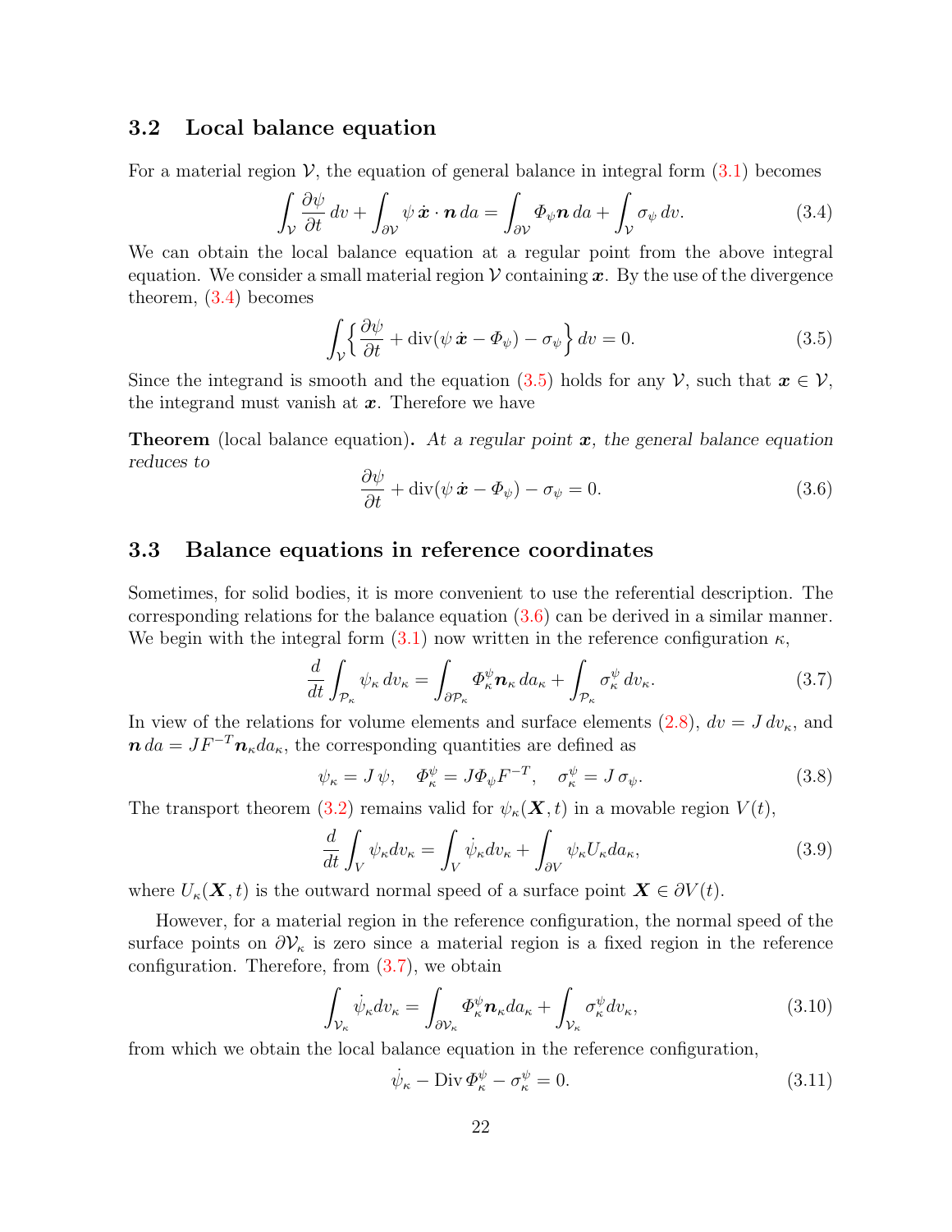## 3.2 Local balance equation

For a material region $\mathcal{V}$, the equation of general balance in integral form (3.1) becomes

$$\int_{\mathcal{V}} \frac{\partial \psi}{\partial t}\, dv + \int_{\partial \mathcal{V}} \psi\, \dot{\boldsymbol{x}} \cdot \boldsymbol{n}\, da = \int_{\partial \mathcal{V}} \Phi_\psi \boldsymbol{n}\, da + \int_{\mathcal{V}} \sigma_\psi\, dv. \tag{3.4}$$

We can obtain the local balance equation at a regular point from the above integral equation. We consider a small material region $\mathcal{V}$ containing $\boldsymbol{x}$. By the use of the divergence theorem, (3.4) becomes

$$\int_{\mathcal{V}} \Big\{ \frac{\partial \psi}{\partial t} + \operatorname{div}(\psi\, \dot{\boldsymbol{x}} - \Phi_\psi) - \sigma_\psi \Big\}\, dv = 0. \tag{3.5}$$

Since the integrand is smooth and the equation (3.5) holds for any $\mathcal{V}$, such that $\boldsymbol{x} \in \mathcal{V}$, the integrand must vanish at $\boldsymbol{x}$. Therefore we have

**Theorem** (local balance equation)**.** *At a regular point $\boldsymbol{x}$, the general balance equation reduces to*

$$\frac{\partial \psi}{\partial t} + \operatorname{div}(\psi\, \dot{\boldsymbol{x}} - \Phi_\psi) - \sigma_\psi = 0. \tag{3.6}$$

## 3.3 Balance equations in reference coordinates

Sometimes, for solid bodies, it is more convenient to use the referential description. The corresponding relations for the balance equation (3.6) can be derived in a similar manner. We begin with the integral form (3.1) now written in the reference configuration $\kappa$,

$$\frac{d}{dt} \int_{\mathcal{P}_\kappa} \psi_\kappa\, dv_\kappa = \int_{\partial \mathcal{P}_\kappa} \Phi_\kappa^\psi \boldsymbol{n}_\kappa\, da_\kappa + \int_{\mathcal{P}_\kappa} \sigma_\kappa^\psi\, dv_\kappa. \tag{3.7}$$

In view of the relations for volume elements and surface elements (2.8), $dv = J\, dv_\kappa$, and $\boldsymbol{n}\, da = J F^{-T} \boldsymbol{n}_\kappa da_\kappa$, the corresponding quantities are defined as

$$\psi_\kappa = J\, \psi, \quad \Phi_\kappa^\psi = J \Phi_\psi F^{-T}, \quad \sigma_\kappa^\psi = J\, \sigma_\psi. \tag{3.8}$$

The transport theorem (3.2) remains valid for $\psi_\kappa(\boldsymbol{X}, t)$ in a movable region $V(t)$,

$$\frac{d}{dt} \int_V \psi_\kappa dv_\kappa = \int_V \dot{\psi}_\kappa dv_\kappa + \int_{\partial V} \psi_\kappa U_\kappa da_\kappa, \tag{3.9}$$

where $U_\kappa(\boldsymbol{X}, t)$ is the outward normal speed of a surface point $\boldsymbol{X} \in \partial V(t)$.

However, for a material region in the reference configuration, the normal speed of the surface points on $\partial \mathcal{V}_\kappa$ is zero since a material region is a fixed region in the reference configuration. Therefore, from (3.7), we obtain

$$\int_{\mathcal{V}_\kappa} \dot{\psi}_\kappa dv_\kappa = \int_{\partial \mathcal{V}_\kappa} \Phi_\kappa^\psi \boldsymbol{n}_\kappa da_\kappa + \int_{\mathcal{V}_\kappa} \sigma_\kappa^\psi dv_\kappa, \tag{3.10}$$

from which we obtain the local balance equation in the reference configuration,

$$\dot{\psi}_\kappa - \operatorname{Div} \Phi_\kappa^\psi - \sigma_\kappa^\psi = 0. \tag{3.11}$$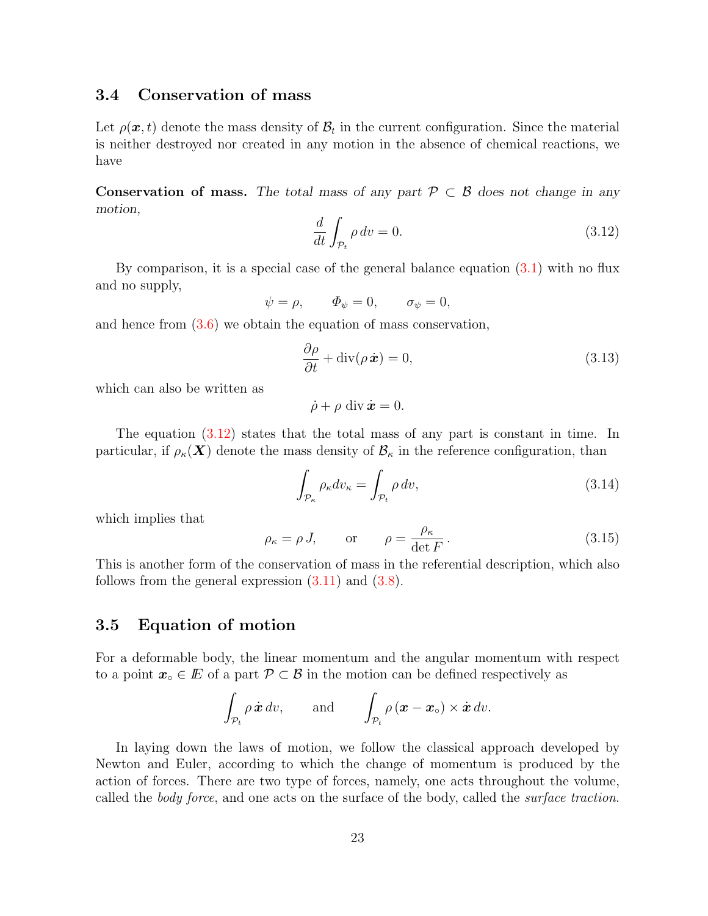## 3.4 Conservation of mass

Let $\rho(\boldsymbol{x}, t)$ denote the mass density of $\mathcal{B}_t$ in the current configuration. Since the material is neither destroyed nor created in any motion in the absence of chemical reactions, we have

**Conservation of mass.** *The total mass of any part $\mathcal{P} \subset \mathcal{B}$ does not change in any motion,*

$$\frac{d}{dt}\int_{\mathcal{P}_t} \rho \, dv = 0. \tag{3.12}$$

By comparison, it is a special case of the general balance equation (3.1) with no flux and no supply,

$$\psi = \rho, \qquad \Phi_\psi = 0, \qquad \sigma_\psi = 0,$$

and hence from (3.6) we obtain the equation of mass conservation,

$$\frac{\partial \rho}{\partial t} + \operatorname{div}(\rho \, \dot{\boldsymbol{x}}) = 0, \tag{3.13}$$

which can also be written as

$$\dot{\rho} + \rho \, \operatorname{div} \dot{\boldsymbol{x}} = 0.$$

The equation (3.12) states that the total mass of any part is constant in time. In particular, if $\rho_\kappa(\boldsymbol{X})$ denote the mass density of $\mathcal{B}_\kappa$ in the reference configuration, than

$$\int_{\mathcal{P}_\kappa} \rho_\kappa dv_\kappa = \int_{\mathcal{P}_t} \rho \, dv, \tag{3.14}$$

which implies that

$$\rho_\kappa = \rho \, J, \qquad \text{or} \qquad \rho = \frac{\rho_\kappa}{\det F}\,. \tag{3.15}$$

This is another form of the conservation of mass in the referential description, which also follows from the general expression (3.11) and (3.8).

## 3.5 Equation of motion

For a deformable body, the linear momentum and the angular momentum with respect to a point $\boldsymbol{x}_\circ \in I\!\!E$ of a part $\mathcal{P} \subset \mathcal{B}$ in the motion can be defined respectively as

$$\int_{\mathcal{P}_t} \rho \, \dot{\boldsymbol{x}} \, dv, \qquad \text{and} \qquad \int_{\mathcal{P}_t} \rho \, (\boldsymbol{x} - \boldsymbol{x}_\circ) \times \dot{\boldsymbol{x}} \, dv.$$

In laying down the laws of motion, we follow the classical approach developed by Newton and Euler, according to which the change of momentum is produced by the action of forces. There are two type of forces, namely, one acts throughout the volume, called the *body force*, and one acts on the surface of the body, called the *surface traction*.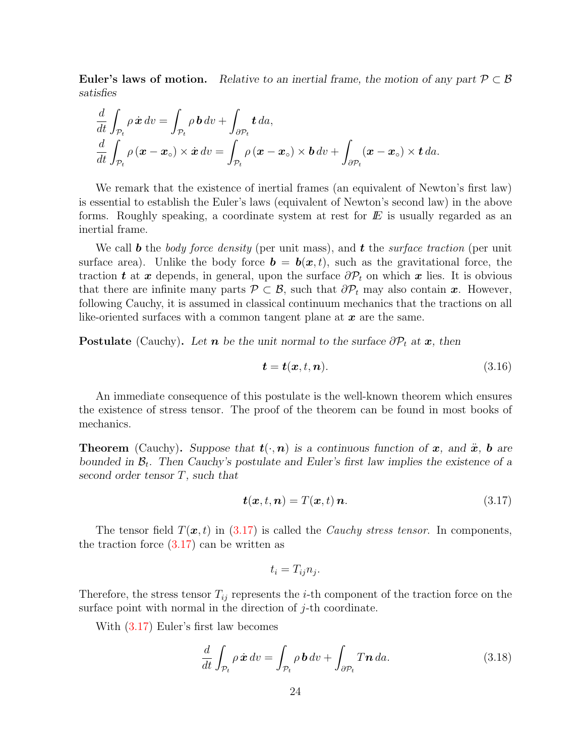**Euler's laws of motion.** *Relative to an inertial frame, the motion of any part $\mathcal{P} \subset \mathcal{B}$ satisfies*

$$
\begin{aligned}
&\frac{d}{dt}\int_{\mathcal{P}_t} \rho\, \dot{\boldsymbol{x}}\, dv = \int_{\mathcal{P}_t} \rho\, \boldsymbol{b}\, dv + \int_{\partial\mathcal{P}_t} \boldsymbol{t}\, da,\\
&\frac{d}{dt}\int_{\mathcal{P}_t} \rho\, (\boldsymbol{x}-\boldsymbol{x}_\circ)\times \dot{\boldsymbol{x}}\, dv = \int_{\mathcal{P}_t} \rho\, (\boldsymbol{x}-\boldsymbol{x}_\circ)\times \boldsymbol{b}\, dv + \int_{\partial\mathcal{P}_t} (\boldsymbol{x}-\boldsymbol{x}_\circ)\times \boldsymbol{t}\, da.
\end{aligned}
$$

We remark that the existence of inertial frames (an equivalent of Newton's first law) is essential to establish the Euler's laws (equivalent of Newton's second law) in the above forms. Roughly speaking, a coordinate system at rest for $\mathbb{E}$ is usually regarded as an inertial frame.

We call $\boldsymbol{b}$ the *body force density* (per unit mass), and $\boldsymbol{t}$ the *surface traction* (per unit surface area). Unlike the body force $\boldsymbol{b} = \boldsymbol{b}(\boldsymbol{x}, t)$, such as the gravitational force, the traction $\boldsymbol{t}$ at $\boldsymbol{x}$ depends, in general, upon the surface $\partial\mathcal{P}_t$ on which $\boldsymbol{x}$ lies. It is obvious that there are infinite many parts $\mathcal{P} \subset \mathcal{B}$, such that $\partial\mathcal{P}_t$ may also contain $\boldsymbol{x}$. However, following Cauchy, it is assumed in classical continuum mechanics that the tractions on all like-oriented surfaces with a common tangent plane at $\boldsymbol{x}$ are the same.

**Postulate** (Cauchy)**.** *Let $\boldsymbol{n}$ be the unit normal to the surface $\partial\mathcal{P}_t$ at $\boldsymbol{x}$, then*

$$
\boldsymbol{t} = \boldsymbol{t}(\boldsymbol{x}, t, \boldsymbol{n}). \tag{3.16}
$$

An immediate consequence of this postulate is the well-known theorem which ensures the existence of stress tensor. The proof of the theorem can be found in most books of mechanics.

**Theorem** (Cauchy)**.** *Suppose that $\boldsymbol{t}(\cdot, \boldsymbol{n})$ is a continuous function of $\boldsymbol{x}$, and $\ddot{\boldsymbol{x}}$, $\boldsymbol{b}$ are bounded in $\mathcal{B}_t$. Then Cauchy's postulate and Euler's first law implies the existence of a second order tensor $T$, such that*

$$
\boldsymbol{t}(\boldsymbol{x}, t, \boldsymbol{n}) = T(\boldsymbol{x}, t)\, \boldsymbol{n}. \tag{3.17}
$$

The tensor field $T(\boldsymbol{x}, t)$ in (3.17) is called the *Cauchy stress tensor*. In components, the traction force (3.17) can be written as

$$
t_i = T_{ij} n_j.
$$

Therefore, the stress tensor $T_{ij}$ represents the $i$-th component of the traction force on the surface point with normal in the direction of $j$-th coordinate.

With (3.17) Euler's first law becomes

$$
\frac{d}{dt}\int_{\mathcal{P}_t} \rho\, \dot{\boldsymbol{x}}\, dv = \int_{\mathcal{P}_t} \rho\, \boldsymbol{b}\, dv + \int_{\partial\mathcal{P}_t} T\boldsymbol{n}\, da. \tag{3.18}
$$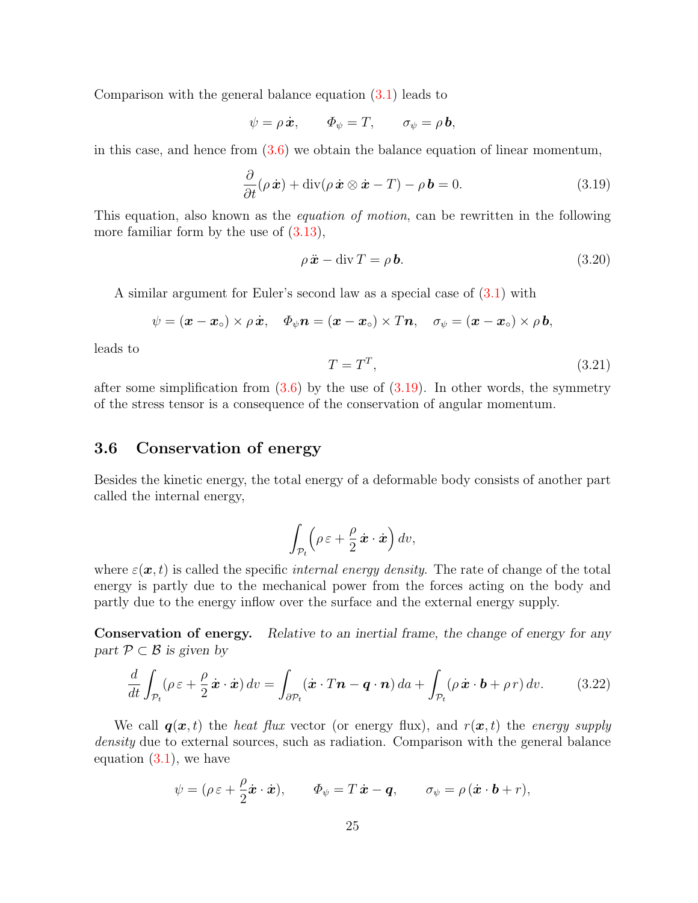Comparison with the general balance equation (3.1) leads to

$$\psi = \rho\,\dot{\boldsymbol{x}}, \qquad \varPhi_\psi = T, \qquad \sigma_\psi = \rho\,\boldsymbol{b},$$

in this case, and hence from (3.6) we obtain the balance equation of linear momentum,

$$\frac{\partial}{\partial t}(\rho\,\dot{\boldsymbol{x}}) + \operatorname{div}(\rho\,\dot{\boldsymbol{x}} \otimes \dot{\boldsymbol{x}} - T) - \rho\,\boldsymbol{b} = 0. \tag{3.19}$$

This equation, also known as the *equation of motion*, can be rewritten in the following more familiar form by the use of (3.13),

$$\rho\,\ddot{\boldsymbol{x}} - \operatorname{div} T = \rho\,\boldsymbol{b}. \tag{3.20}$$

A similar argument for Euler's second law as a special case of (3.1) with

$$\psi = (\boldsymbol{x} - \boldsymbol{x}_\circ) \times \rho\,\dot{\boldsymbol{x}}, \quad \varPhi_\psi \boldsymbol{n} = (\boldsymbol{x} - \boldsymbol{x}_\circ) \times T\boldsymbol{n}, \quad \sigma_\psi = (\boldsymbol{x} - \boldsymbol{x}_\circ) \times \rho\,\boldsymbol{b},$$

leads to

$$T = T^T, \tag{3.21}$$

after some simplification from (3.6) by the use of (3.19). In other words, the symmetry of the stress tensor is a consequence of the conservation of angular momentum.

## 3.6 Conservation of energy

Besides the kinetic energy, the total energy of a deformable body consists of another part called the internal energy,

$$\int_{\mathcal{P}_t} \Big(\rho\,\varepsilon + \frac{\rho}{2}\,\dot{\boldsymbol{x}} \cdot \dot{\boldsymbol{x}}\Big)\, dv,$$

where $\varepsilon(\boldsymbol{x}, t)$ is called the specific *internal energy density*. The rate of change of the total energy is partly due to the mechanical power from the forces acting on the body and partly due to the energy inflow over the surface and the external energy supply.

**Conservation of energy.** *Relative to an inertial frame, the change of energy for any part $\mathcal{P} \subset \mathcal{B}$ is given by*

$$\frac{d}{dt}\int_{\mathcal{P}_t} (\rho\,\varepsilon + \frac{\rho}{2}\,\dot{\boldsymbol{x}} \cdot \dot{\boldsymbol{x}})\, dv = \int_{\partial\mathcal{P}_t} (\dot{\boldsymbol{x}} \cdot T\boldsymbol{n} - \boldsymbol{q} \cdot \boldsymbol{n})\, da + \int_{\mathcal{P}_t} (\rho\,\dot{\boldsymbol{x}} \cdot \boldsymbol{b} + \rho\,r)\, dv. \tag{3.22}$$

We call $\boldsymbol{q}(\boldsymbol{x}, t)$ the *heat flux* vector (or energy flux), and $r(\boldsymbol{x}, t)$ the *energy supply density* due to external sources, such as radiation. Comparison with the general balance equation (3.1), we have

$$\psi = (\rho\,\varepsilon + \frac{\rho}{2}\dot{\boldsymbol{x}} \cdot \dot{\boldsymbol{x}}), \qquad \varPhi_\psi = T\,\dot{\boldsymbol{x}} - \boldsymbol{q}, \qquad \sigma_\psi = \rho\,(\dot{\boldsymbol{x}} \cdot \boldsymbol{b} + r),$$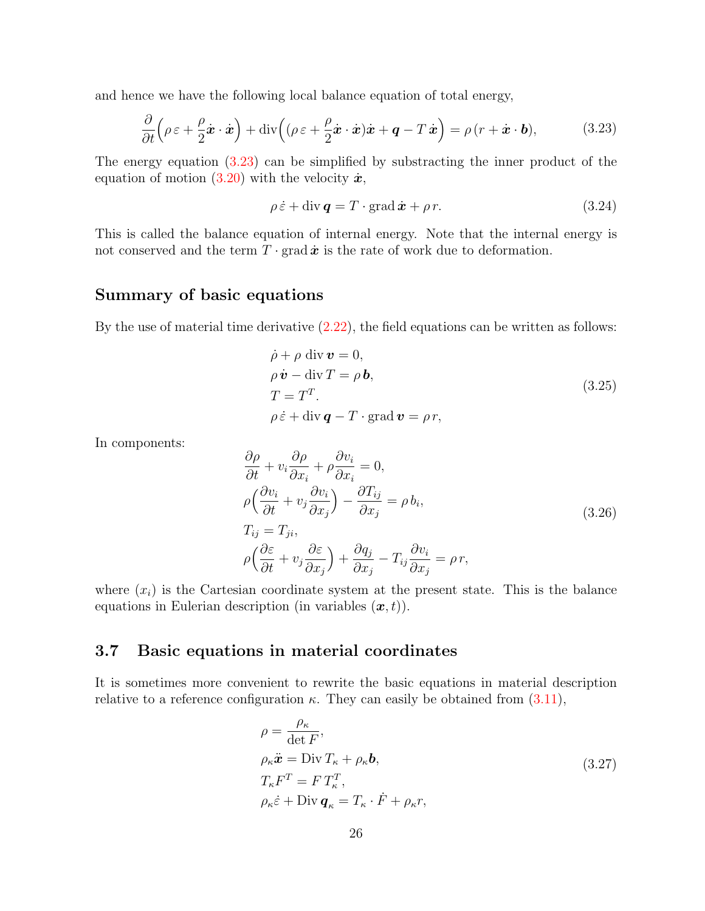and hence we have the following local balance equation of total energy,

$$\frac{\partial}{\partial t}\Big(\rho\,\varepsilon+\frac{\rho}{2}\dot{\boldsymbol{x}}\cdot\dot{\boldsymbol{x}}\Big)+\operatorname{div}\Big((\rho\,\varepsilon+\frac{\rho}{2}\dot{\boldsymbol{x}}\cdot\dot{\boldsymbol{x}})\dot{\boldsymbol{x}}+\boldsymbol{q}-T\,\dot{\boldsymbol{x}}\Big)=\rho\,(r+\dot{\boldsymbol{x}}\cdot\boldsymbol{b}), \tag{3.23}$$

The energy equation (3.23) can be simplified by substracting the inner product of the equation of motion (3.20) with the velocity $\dot{\boldsymbol{x}}$,

$$\rho\,\dot{\varepsilon}+\operatorname{div}\boldsymbol{q}=T\cdot\operatorname{grad}\dot{\boldsymbol{x}}+\rho\,r. \tag{3.24}$$

This is called the balance equation of internal energy. Note that the internal energy is not conserved and the term $T\cdot\operatorname{grad}\dot{\boldsymbol{x}}$ is the rate of work due to deformation.

### Summary of basic equations

By the use of material time derivative (2.22), the field equations can be written as follows:

$$\begin{aligned}
&\dot{\rho}+\rho\,\operatorname{div}\boldsymbol{v}=0,\\
&\rho\,\dot{\boldsymbol{v}}-\operatorname{div}T=\rho\,\boldsymbol{b},\\
&T=T^T.\\
&\rho\,\dot{\varepsilon}+\operatorname{div}\boldsymbol{q}-T\cdot\operatorname{grad}\boldsymbol{v}=\rho\,r,
\end{aligned} \tag{3.25}$$

In components:

$$\begin{aligned}
&\frac{\partial\rho}{\partial t}+v_i\frac{\partial\rho}{\partial x_i}+\rho\frac{\partial v_i}{\partial x_i}=0,\\
&\rho\Big(\frac{\partial v_i}{\partial t}+v_j\frac{\partial v_i}{\partial x_j}\Big)-\frac{\partial T_{ij}}{\partial x_j}=\rho\,b_i,\\
&T_{ij}=T_{ji},\\
&\rho\Big(\frac{\partial \varepsilon}{\partial t}+v_j\frac{\partial \varepsilon}{\partial x_j}\Big)+\frac{\partial q_j}{\partial x_j}-T_{ij}\frac{\partial v_i}{\partial x_j}=\rho\,r,
\end{aligned} \tag{3.26}$$

where $(x_i)$ is the Cartesian coordinate system at the present state. This is the balance equations in Eulerian description (in variables $(\boldsymbol{x},t)$).

## 3.7 Basic equations in material coordinates

It is sometimes more convenient to rewrite the basic equations in material description relative to a reference configuration $\kappa$. They can easily be obtained from (3.11),

$$\begin{aligned}
&\rho=\frac{\rho_\kappa}{\det F},\\
&\rho_\kappa\ddot{\boldsymbol{x}}=\operatorname{Div}T_\kappa+\rho_\kappa\boldsymbol{b},\\
&T_\kappa F^T=F\,T_\kappa^T,\\
&\rho_\kappa\dot{\varepsilon}+\operatorname{Div}\boldsymbol{q}_\kappa=T_\kappa\cdot\dot{F}+\rho_\kappa r,
\end{aligned} \tag{3.27}$$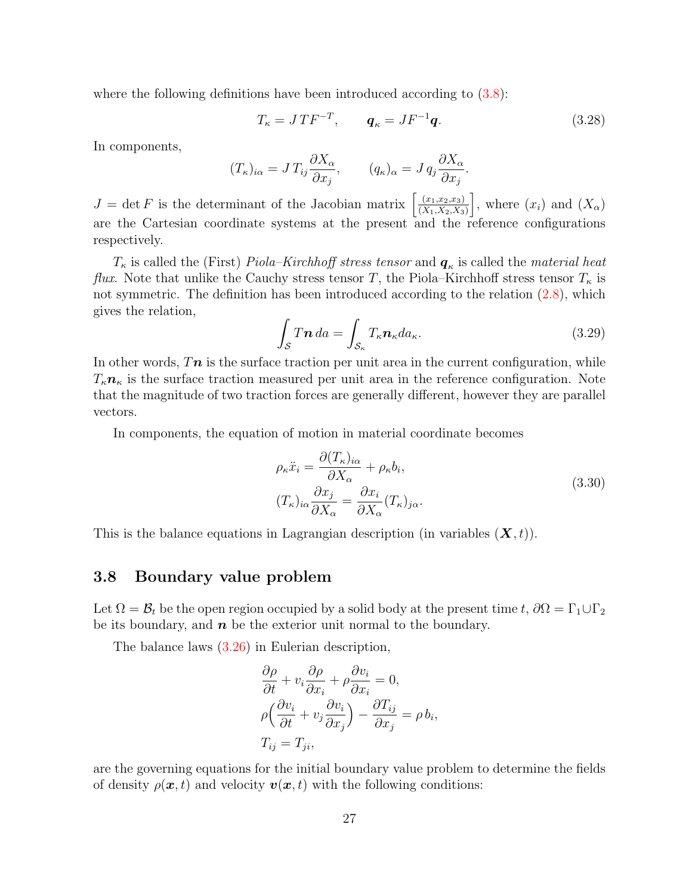where the following definitions have been introduced according to (3.8):

$$T_\kappa = J\,TF^{-T}, \qquad \boldsymbol{q}_\kappa = JF^{-1}\boldsymbol{q}. \tag{3.28}$$

In components,

$$(T_\kappa)_{i\alpha} = J\,T_{ij}\frac{\partial X_\alpha}{\partial x_j}, \qquad (q_\kappa)_\alpha = J\,q_j\frac{\partial X_\alpha}{\partial x_j}.$$

$J = \det F$ is the determinant of the Jacobian matrix $\left[\frac{(x_1,x_2,x_3)}{(X_1,X_2,X_3)}\right]$, where $(x_i)$ and $(X_\alpha)$ are the Cartesian coordinate systems at the present and the reference configurations respectively.

$T_\kappa$ is called the (First) *Piola–Kirchhoff stress tensor* and $\boldsymbol{q}_\kappa$ is called the *material heat flux*. Note that unlike the Cauchy stress tensor $T$, the Piola–Kirchhoff stress tensor $T_\kappa$ is not symmetric. The definition has been introduced according to the relation (2.8), which gives the relation,

$$\int_{\mathcal{S}} T\boldsymbol{n}\,da = \int_{\mathcal{S}_\kappa} T_\kappa \boldsymbol{n}_\kappa da_\kappa. \tag{3.29}$$

In other words, $T\boldsymbol{n}$ is the surface traction per unit area in the current configuration, while $T_\kappa\boldsymbol{n}_\kappa$ is the surface traction measured per unit area in the reference configuration. Note that the magnitude of two traction forces are generally different, however they are parallel vectors.

In components, the equation of motion in material coordinate becomes

$$\begin{aligned} \rho_\kappa \ddot{x}_i &= \frac{\partial (T_\kappa)_{i\alpha}}{\partial X_\alpha} + \rho_\kappa b_i, \\ (T_\kappa)_{i\alpha}\frac{\partial x_j}{\partial X_\alpha} &= \frac{\partial x_i}{\partial X_\alpha}(T_\kappa)_{j\alpha}. \end{aligned} \tag{3.30}$$

This is the balance equations in Lagrangian description (in variables $(\boldsymbol{X},t)$).

## 3.8 Boundary value problem

Let $\Omega = \mathcal{B}_t$ be the open region occupied by a solid body at the present time $t$, $\partial\Omega = \Gamma_1 \cup \Gamma_2$ be its boundary, and $\boldsymbol{n}$ be the exterior unit normal to the boundary.

The balance laws (3.26) in Eulerian description,

$$\begin{aligned} &\frac{\partial \rho}{\partial t} + v_i\frac{\partial \rho}{\partial x_i} + \rho\frac{\partial v_i}{\partial x_i} = 0, \\ &\rho\Big(\frac{\partial v_i}{\partial t} + v_j\frac{\partial v_i}{\partial x_j}\Big) - \frac{\partial T_{ij}}{\partial x_j} = \rho\,b_i, \\ &T_{ij} = T_{ji}, \end{aligned}$$

are the governing equations for the initial boundary value problem to determine the fields of density $\rho(\boldsymbol{x},t)$ and velocity $\boldsymbol{v}(\boldsymbol{x},t)$ with the following conditions: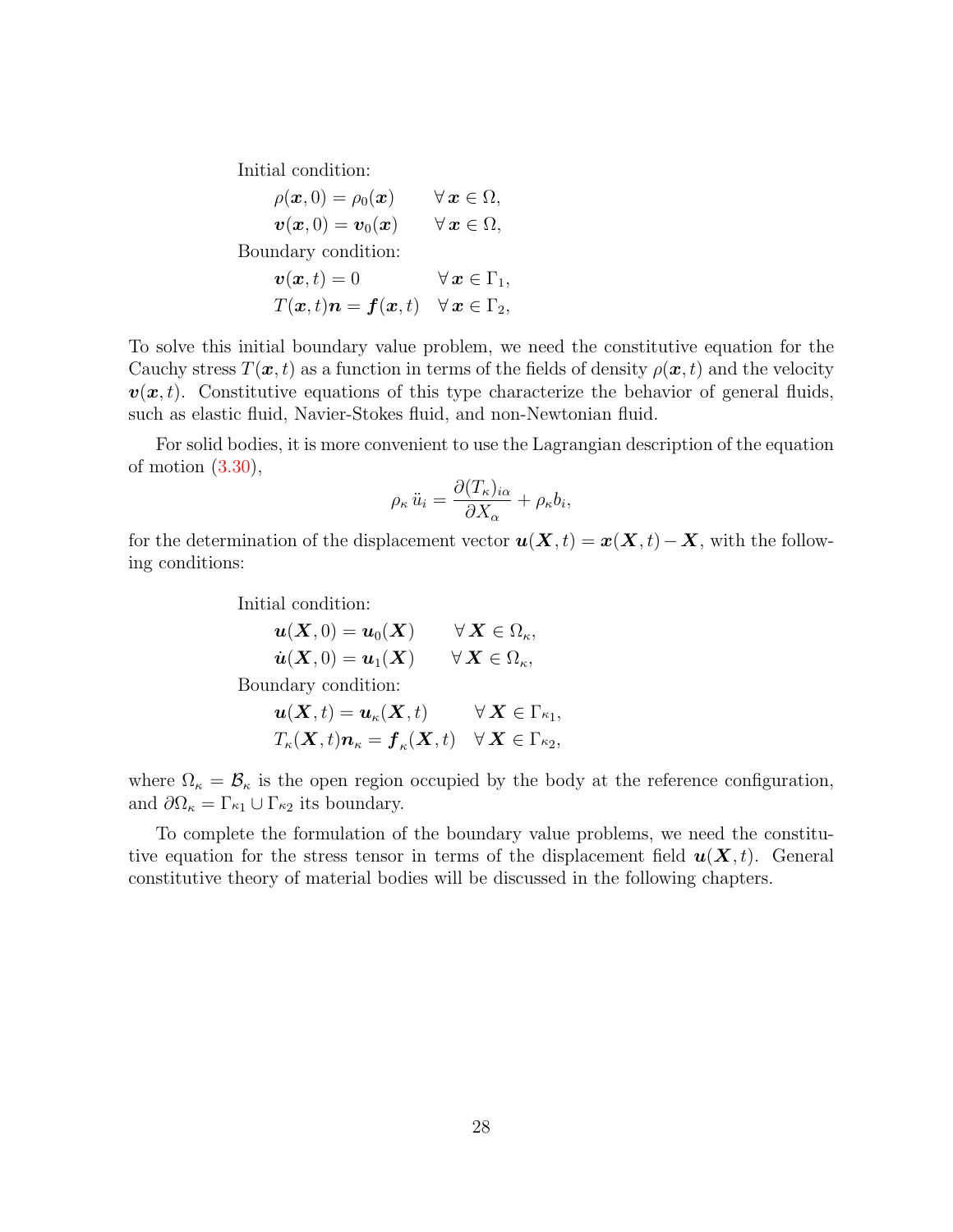Initial condition:

$$\rho(\boldsymbol{x}, 0) = \rho_0(\boldsymbol{x}) \qquad \forall\, \boldsymbol{x} \in \Omega,$$

$$\boldsymbol{v}(\boldsymbol{x}, 0) = \boldsymbol{v}_0(\boldsymbol{x}) \qquad \forall\, \boldsymbol{x} \in \Omega,$$

Boundary condition:

$$\boldsymbol{v}(\boldsymbol{x}, t) = 0 \qquad \forall\, \boldsymbol{x} \in \Gamma_1,$$

$$T(\boldsymbol{x}, t)\boldsymbol{n} = \boldsymbol{f}(\boldsymbol{x}, t) \quad \forall\, \boldsymbol{x} \in \Gamma_2,$$

To solve this initial boundary value problem, we need the constitutive equation for the Cauchy stress $T(\boldsymbol{x}, t)$ as a function in terms of the fields of density $\rho(\boldsymbol{x}, t)$ and the velocity $\boldsymbol{v}(\boldsymbol{x}, t)$. Constitutive equations of this type characterize the behavior of general fluids, such as elastic fluid, Navier-Stokes fluid, and non-Newtonian fluid.

For solid bodies, it is more convenient to use the Lagrangian description of the equation of motion (3.30),

$$\rho_\kappa\, \ddot{u}_i = \frac{\partial (T_\kappa)_{i\alpha}}{\partial X_\alpha} + \rho_\kappa b_i,$$

for the determination of the displacement vector $\boldsymbol{u}(\boldsymbol{X}, t) = \boldsymbol{x}(\boldsymbol{X}, t) - \boldsymbol{X}$, with the following conditions:

Initial condition:

$$\boldsymbol{u}(\boldsymbol{X}, 0) = \boldsymbol{u}_0(\boldsymbol{X}) \qquad \forall\, \boldsymbol{X} \in \Omega_\kappa,$$

$$\dot{\boldsymbol{u}}(\boldsymbol{X}, 0) = \boldsymbol{u}_1(\boldsymbol{X}) \qquad \forall\, \boldsymbol{X} \in \Omega_\kappa,$$

Boundary condition:

$$\boldsymbol{u}(\boldsymbol{X}, t) = \boldsymbol{u}_\kappa(\boldsymbol{X}, t) \qquad \forall\, \boldsymbol{X} \in \Gamma_{\kappa 1},$$

$$T_\kappa(\boldsymbol{X}, t)\boldsymbol{n}_\kappa = \boldsymbol{f}_\kappa(\boldsymbol{X}, t) \quad \forall\, \boldsymbol{X} \in \Gamma_{\kappa 2},$$

where $\Omega_\kappa = \mathcal{B}_\kappa$ is the open region occupied by the body at the reference configuration, and $\partial\Omega_\kappa = \Gamma_{\kappa 1} \cup \Gamma_{\kappa 2}$ its boundary.

To complete the formulation of the boundary value problems, we need the constitutive equation for the stress tensor in terms of the displacement field $\boldsymbol{u}(\boldsymbol{X}, t)$. General constitutive theory of material bodies will be discussed in the following chapters.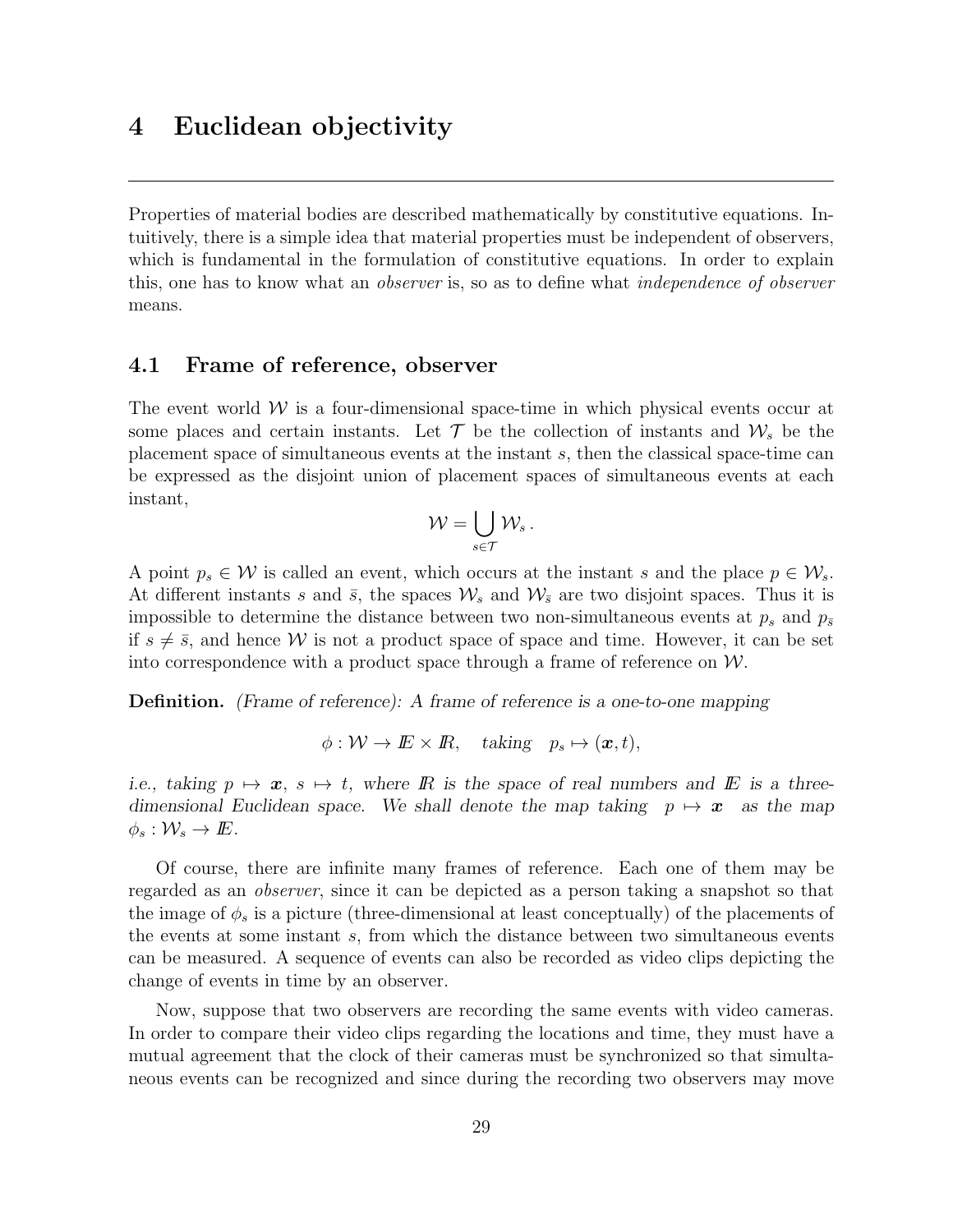# 4 Euclidean objectivity

Properties of material bodies are described mathematically by constitutive equations. Intuitively, there is a simple idea that material properties must be independent of observers, which is fundamental in the formulation of constitutive equations. In order to explain this, one has to know what an *observer* is, so as to define what *independence of observer* means.

## 4.1 Frame of reference, observer

The event world $\mathcal{W}$ is a four-dimensional space-time in which physical events occur at some places and certain instants. Let $\mathcal{T}$ be the collection of instants and $\mathcal{W}_s$ be the placement space of simultaneous events at the instant $s$, then the classical space-time can be expressed as the disjoint union of placement spaces of simultaneous events at each instant,

$$\mathcal{W} = \bigcup_{s \in \mathcal{T}} \mathcal{W}_s \,.$$

A point $p_s \in \mathcal{W}$ is called an event, which occurs at the instant $s$ and the place $p \in \mathcal{W}_s$. At different instants $s$ and $\bar{s}$, the spaces $\mathcal{W}_s$ and $\mathcal{W}_{\bar{s}}$ are two disjoint spaces. Thus it is impossible to determine the distance between two non-simultaneous events at $p_s$ and $p_{\bar{s}}$ if $s \neq \bar{s}$, and hence $\mathcal{W}$ is not a product space of space and time. However, it can be set into correspondence with a product space through a frame of reference on $\mathcal{W}$.

**Definition.** *(Frame of reference): A frame of reference is a one-to-one mapping*

$$\phi : \mathcal{W} \to I\!\!E \times I\!\!R, \quad \textit{taking} \quad p_s \mapsto (\boldsymbol{x}, t),$$

*i.e., taking* $p \mapsto \boldsymbol{x}$, $s \mapsto t$, *where* $I\!\!R$ *is the space of real numbers and* $I\!\!E$ *is a three-dimensional Euclidean space. We shall denote the map taking* $p \mapsto \boldsymbol{x}$ *as the map* $\phi_s : \mathcal{W}_s \to I\!\!E$.

Of course, there are infinite many frames of reference. Each one of them may be regarded as an *observer*, since it can be depicted as a person taking a snapshot so that the image of $\phi_s$ is a picture (three-dimensional at least conceptually) of the placements of the events at some instant $s$, from which the distance between two simultaneous events can be measured. A sequence of events can also be recorded as video clips depicting the change of events in time by an observer.

Now, suppose that two observers are recording the same events with video cameras. In order to compare their video clips regarding the locations and time, they must have a mutual agreement that the clock of their cameras must be synchronized so that simultaneous events can be recognized and since during the recording two observers may move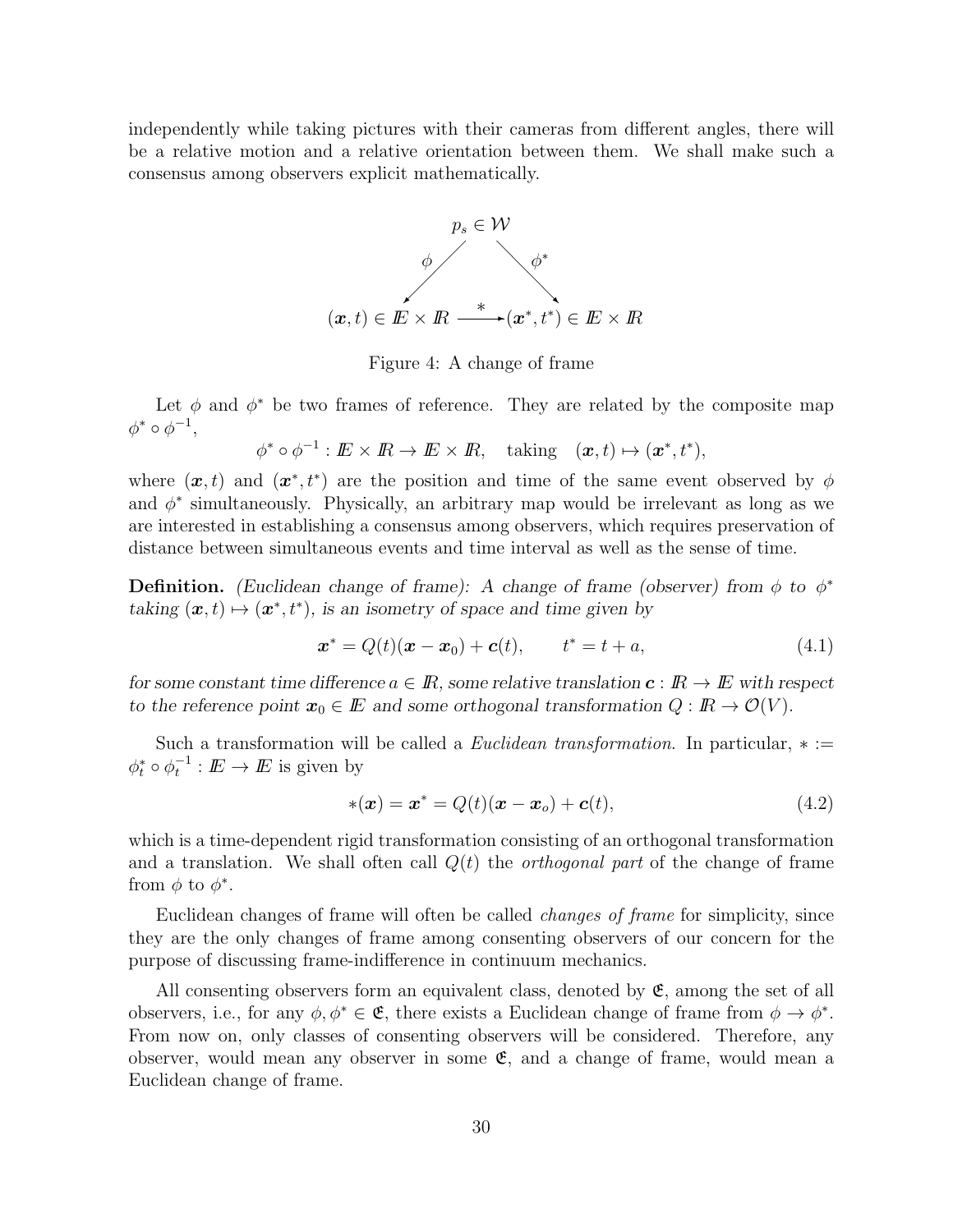independently while taking pictures with their cameras from different angles, there will be a relative motion and a relative orientation between them. We shall make such a consensus among observers explicit mathematically.

$$
\begin{array}{ccc}
 & p_s \in \mathcal{W} & \\
\phi \swarrow & & \searrow \phi^* \\
(\boldsymbol{x}, t) \in I\!\!E \times I\!\!R & \xrightarrow{\;*\;} & (\boldsymbol{x}^*, t^*) \in I\!\!E \times I\!\!R
\end{array}
$$

Figure 4: A change of frame

Let $\phi$ and $\phi^*$ be two frames of reference. They are related by the composite map $\phi^* \circ \phi^{-1}$,

$$
\phi^* \circ \phi^{-1} : I\!\!E \times I\!\!R \to I\!\!E \times I\!\!R, \quad \text{taking} \quad (\boldsymbol{x}, t) \mapsto (\boldsymbol{x}^*, t^*),
$$

where $(\boldsymbol{x}, t)$ and $(\boldsymbol{x}^*, t^*)$ are the position and time of the same event observed by $\phi$ and $\phi^*$ simultaneously. Physically, an arbitrary map would be irrelevant as long as we are interested in establishing a consensus among observers, which requires preservation of distance between simultaneous events and time interval as well as the sense of time.

**Definition.** *(Euclidean change of frame): A change of frame (observer) from $\phi$ to $\phi^*$ taking $(\boldsymbol{x}, t) \mapsto (\boldsymbol{x}^*, t^*)$, is an isometry of space and time given by*

$$
\boldsymbol{x}^* = Q(t)(\boldsymbol{x} - \boldsymbol{x}_0) + \boldsymbol{c}(t), \qquad t^* = t + a, \tag{4.1}
$$

*for some constant time difference $a \in I\!\!R$, some relative translation $\boldsymbol{c} : I\!\!R \to I\!\!E$ with respect to the reference point $\boldsymbol{x}_0 \in I\!\!E$ and some orthogonal transformation $Q : I\!\!R \to \mathcal{O}(V)$.*

Such a transformation will be called a *Euclidean transformation*. In particular, $* := \phi^*_t \circ \phi^{-1}_t : I\!\!E \to I\!\!E$ is given by

$$
*(\boldsymbol{x}) = \boldsymbol{x}^* = Q(t)(\boldsymbol{x} - \boldsymbol{x}_o) + \boldsymbol{c}(t), \tag{4.2}
$$

which is a time-dependent rigid transformation consisting of an orthogonal transformation and a translation. We shall often call $Q(t)$ the *orthogonal part* of the change of frame from $\phi$ to $\phi^*$.

Euclidean changes of frame will often be called *changes of frame* for simplicity, since they are the only changes of frame among consenting observers of our concern for the purpose of discussing frame-indifference in continuum mechanics.

All consenting observers form an equivalent class, denoted by $\mathfrak{E}$, among the set of all observers, i.e., for any $\phi, \phi^* \in \mathfrak{E}$, there exists a Euclidean change of frame from $\phi \to \phi^*$. From now on, only classes of consenting observers will be considered. Therefore, any observer, would mean any observer in some $\mathfrak{E}$, and a change of frame, would mean a Euclidean change of frame.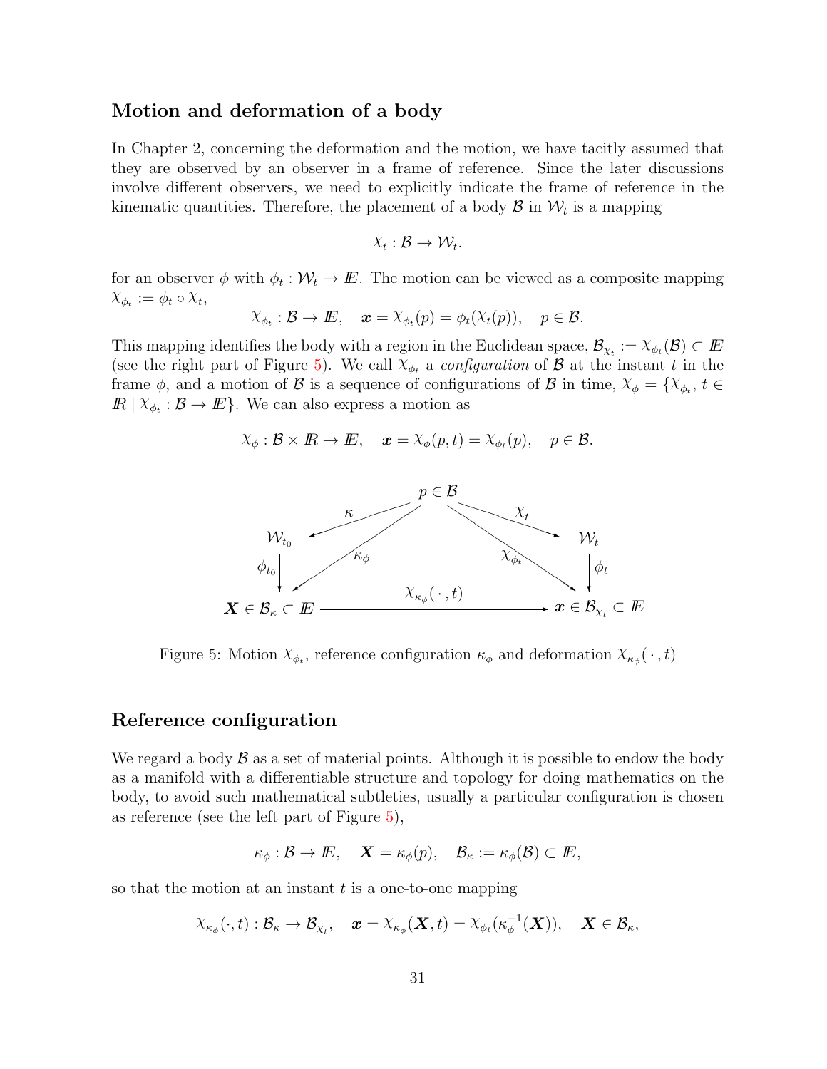## Motion and deformation of a body

In Chapter 2, concerning the deformation and the motion, we have tacitly assumed that they are observed by an observer in a frame of reference. Since the later discussions involve different observers, we need to explicitly indicate the frame of reference in the kinematic quantities. Therefore, the placement of a body $\mathcal{B}$ in $\mathcal{W}_t$ is a mapping

$$\chi_t : \mathcal{B} \to \mathcal{W}_t.$$

for an observer $\phi$ with $\phi_t : \mathcal{W}_t \to I\!\!E$. The motion can be viewed as a composite mapping $\chi_{\phi_t} := \phi_t \circ \chi_t$,

$$\chi_{\phi_t} : \mathcal{B} \to I\!\!E, \quad \boldsymbol{x} = \chi_{\phi_t}(p) = \phi_t(\chi_t(p)), \quad p \in \mathcal{B}.$$

This mapping identifies the body with a region in the Euclidean space, $\mathcal{B}_{\chi_t} := \chi_{\phi_t}(\mathcal{B}) \subset I\!\!E$ (see the right part of Figure 5). We call $\chi_{\phi_t}$ a *configuration* of $\mathcal{B}$ at the instant $t$ in the frame $\phi$, and a motion of $\mathcal{B}$ is a sequence of configurations of $\mathcal{B}$ in time, $\chi_\phi = \{\chi_{\phi_t}, t \in I\!\!R \mid \chi_{\phi_t} : \mathcal{B} \to I\!\!E\}$. We can also express a motion as

$$\chi_\phi : \mathcal{B} \times I\!\!R \to I\!\!E, \quad \boldsymbol{x} = \chi_\phi(p, t) = \chi_{\phi_t}(p), \quad p \in \mathcal{B}.$$

Figure 5: Motion $\chi_{\phi_t}$, reference configuration $\kappa_\phi$ and deformation $\chi_{\kappa_\phi}(\,\cdot\,, t)$

## Reference configuration

We regard a body $\mathcal{B}$ as a set of material points. Although it is possible to endow the body as a manifold with a differentiable structure and topology for doing mathematics on the body, to avoid such mathematical subtleties, usually a particular configuration is chosen as reference (see the left part of Figure 5),

$$\kappa_\phi : \mathcal{B} \to I\!\!E, \quad \boldsymbol{X} = \kappa_\phi(p), \quad \mathcal{B}_\kappa := \kappa_\phi(\mathcal{B}) \subset I\!\!E,$$

so that the motion at an instant $t$ is a one-to-one mapping

$$\chi_{\kappa_\phi}(\cdot, t) : \mathcal{B}_\kappa \to \mathcal{B}_{\chi_t}, \quad \boldsymbol{x} = \chi_{\kappa_\phi}(\boldsymbol{X}, t) = \chi_{\phi_t}(\kappa_\phi^{-1}(\boldsymbol{X})), \quad \boldsymbol{X} \in \mathcal{B}_\kappa,$$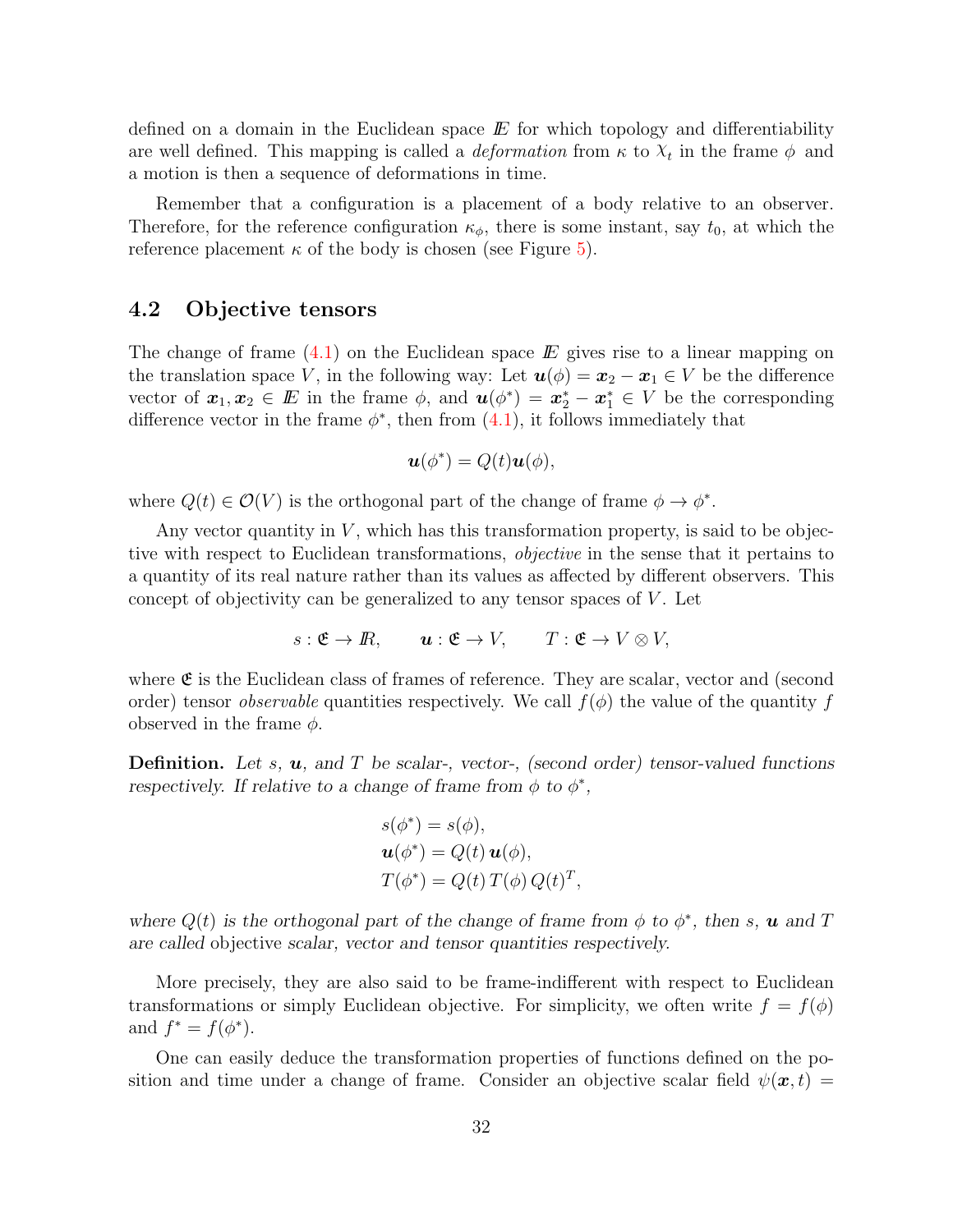defined on a domain in the Euclidean space $I\!E$ for which topology and differentiability are well defined. This mapping is called a *deformation* from $\kappa$ to $\mathcal{X}_t$ in the frame $\phi$ and a motion is then a sequence of deformations in time.

Remember that a configuration is a placement of a body relative to an observer. Therefore, for the reference configuration $\kappa_\phi$, there is some instant, say $t_0$, at which the reference placement $\kappa$ of the body is chosen (see Figure 5).

## 4.2 Objective tensors

The change of frame (4.1) on the Euclidean space $I\!E$ gives rise to a linear mapping on the translation space $V$, in the following way: Let $\boldsymbol{u}(\phi) = \boldsymbol{x}_2 - \boldsymbol{x}_1 \in V$ be the difference vector of $\boldsymbol{x}_1, \boldsymbol{x}_2 \in I\!E$ in the frame $\phi$, and $\boldsymbol{u}(\phi^*) = \boldsymbol{x}_2^* - \boldsymbol{x}_1^* \in V$ be the corresponding difference vector in the frame $\phi^*$, then from (4.1), it follows immediately that

$$\boldsymbol{u}(\phi^*) = Q(t)\boldsymbol{u}(\phi),$$

where $Q(t) \in \mathcal{O}(V)$ is the orthogonal part of the change of frame $\phi \to \phi^*$.

Any vector quantity in $V$, which has this transformation property, is said to be objective with respect to Euclidean transformations, *objective* in the sense that it pertains to a quantity of its real nature rather than its values as affected by different observers. This concept of objectivity can be generalized to any tensor spaces of $V$. Let

$$s : \mathfrak{E} \to I\!R, \qquad \boldsymbol{u} : \mathfrak{E} \to V, \qquad T : \mathfrak{E} \to V \otimes V,$$

where $\mathfrak{E}$ is the Euclidean class of frames of reference. They are scalar, vector and (second order) tensor *observable* quantities respectively. We call $f(\phi)$ the value of the quantity $f$ observed in the frame $\phi$.

**Definition.** *Let $s$, $\boldsymbol{u}$, and $T$ be scalar-, vector-, (second order) tensor-valued functions respectively. If relative to a change of frame from $\phi$ to $\phi^*$,*

$$\begin{aligned}
&s(\phi^*) = s(\phi),\\
&\boldsymbol{u}(\phi^*) = Q(t)\,\boldsymbol{u}(\phi),\\
&T(\phi^*) = Q(t)\,T(\phi)\,Q(t)^T,
\end{aligned}$$

*where $Q(t)$ is the orthogonal part of the change of frame from $\phi$ to $\phi^*$, then $s$, $\boldsymbol{u}$ and $T$ are called* objective *scalar, vector and tensor quantities respectively.*

More precisely, they are also said to be frame-indifferent with respect to Euclidean transformations or simply Euclidean objective. For simplicity, we often write $f = f(\phi)$ and $f^* = f(\phi^*)$.

One can easily deduce the transformation properties of functions defined on the position and time under a change of frame. Consider an objective scalar field $\psi(\boldsymbol{x}, t) =$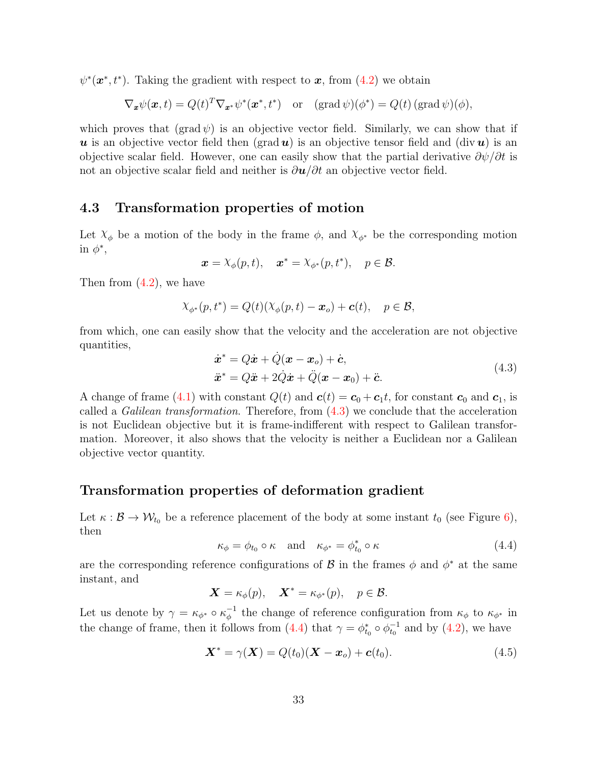$\psi^*(\boldsymbol{x}^*, t^*)$. Taking the gradient with respect to $\boldsymbol{x}$, from (4.2) we obtain

$$\nabla_{\boldsymbol{x}}\psi(\boldsymbol{x}, t) = Q(t)^T \nabla_{\boldsymbol{x}^*}\psi^*(\boldsymbol{x}^*, t^*) \quad \text{or} \quad (\operatorname{grad}\psi)(\phi^*) = Q(t)\,(\operatorname{grad}\psi)(\phi),$$

which proves that $(\operatorname{grad}\psi)$ is an objective vector field. Similarly, we can show that if $\boldsymbol{u}$ is an objective vector field then $(\operatorname{grad}\boldsymbol{u})$ is an objective tensor field and $(\operatorname{div}\boldsymbol{u})$ is an objective scalar field. However, one can easily show that the partial derivative $\partial\psi/\partial t$ is not an objective scalar field and neither is $\partial\boldsymbol{u}/\partial t$ an objective vector field.

## 4.3 Transformation properties of motion

Let $\chi_\phi$ be a motion of the body in the frame $\phi$, and $\chi_{\phi^*}$ be the corresponding motion in $\phi^*$,

$$\boldsymbol{x} = \chi_\phi(p, t), \quad \boldsymbol{x}^* = \chi_{\phi^*}(p, t^*), \quad p \in \mathcal{B}.$$

Then from (4.2), we have

$$\chi_{\phi^*}(p, t^*) = Q(t)(\chi_\phi(p, t) - \boldsymbol{x}_o) + \boldsymbol{c}(t), \quad p \in \mathcal{B},$$

from which, one can easily show that the velocity and the acceleration are not objective quantities,

$$\begin{aligned}\dot{\boldsymbol{x}}^* &= Q\dot{\boldsymbol{x}} + \dot{Q}(\boldsymbol{x} - \boldsymbol{x}_o) + \dot{\boldsymbol{c}},\\ \ddot{\boldsymbol{x}}^* &= Q\ddot{\boldsymbol{x}} + 2\dot{Q}\dot{\boldsymbol{x}} + \ddot{Q}(\boldsymbol{x} - \boldsymbol{x}_0) + \ddot{\boldsymbol{c}}.\end{aligned} \tag{4.3}$$

A change of frame (4.1) with constant $Q(t)$ and $\boldsymbol{c}(t) = \boldsymbol{c}_0 + \boldsymbol{c}_1 t$, for constant $\boldsymbol{c}_0$ and $\boldsymbol{c}_1$, is called a *Galilean transformation*. Therefore, from (4.3) we conclude that the acceleration is not Euclidean objective but it is frame-indifferent with respect to Galilean transformation. Moreover, it also shows that the velocity is neither a Euclidean nor a Galilean objective vector quantity.

### Transformation properties of deformation gradient

Let $\kappa : \mathcal{B} \to \mathcal{W}_{t_0}$ be a reference placement of the body at some instant $t_0$ (see Figure 6), then

$$\kappa_\phi = \phi_{t_0} \circ \kappa \quad \text{and} \quad \kappa_{\phi^*} = \phi^*_{t_0} \circ \kappa \tag{4.4}$$

are the corresponding reference configurations of $\mathcal{B}$ in the frames $\phi$ and $\phi^*$ at the same instant, and

$$\boldsymbol{X} = \kappa_\phi(p), \quad \boldsymbol{X}^* = \kappa_{\phi^*}(p), \quad p \in \mathcal{B}.$$

Let us denote by $\gamma = \kappa_{\phi^*} \circ \kappa_\phi^{-1}$ the change of reference configuration from $\kappa_\phi$ to $\kappa_{\phi^*}$ in the change of frame, then it follows from (4.4) that $\gamma = \phi^*_{t_0} \circ \phi_{t_0}^{-1}$ and by (4.2), we have

$$\boldsymbol{X}^* = \gamma(\boldsymbol{X}) = Q(t_0)(\boldsymbol{X} - \boldsymbol{x}_o) + \boldsymbol{c}(t_0). \tag{4.5}$$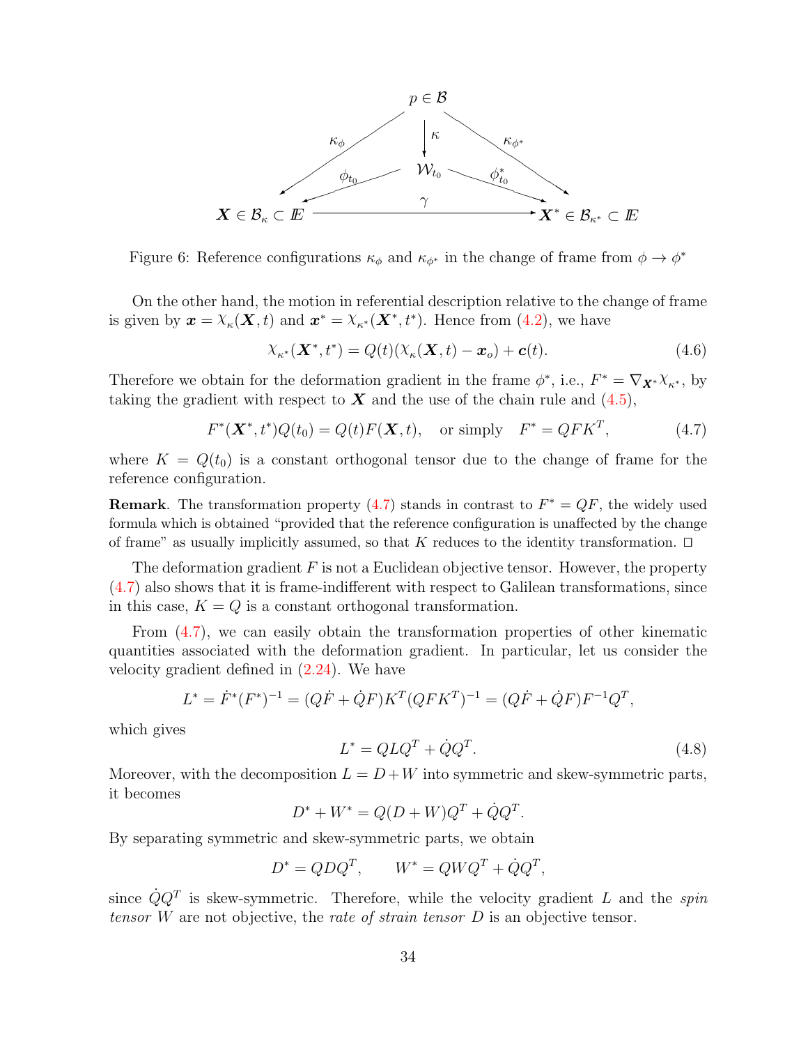Figure 6: Reference configurations $\kappa_\phi$ and $\kappa_{\phi^*}$ in the change of frame from $\phi \to \phi^*$

On the other hand, the motion in referential description relative to the change of frame is given by $\boldsymbol{x} = \chi_\kappa(\boldsymbol{X}, t)$ and $\boldsymbol{x}^* = \chi_{\kappa^*}(\boldsymbol{X}^*, t^*)$. Hence from (4.2), we have

$$\chi_{\kappa^*}(\boldsymbol{X}^*, t^*) = Q(t)(\chi_\kappa(\boldsymbol{X}, t) - \boldsymbol{x}_o) + \boldsymbol{c}(t). \tag{4.6}$$

Therefore we obtain for the deformation gradient in the frame $\phi^*$, i.e., $F^* = \nabla_{\boldsymbol{X}^*}\chi_{\kappa^*}$, by taking the gradient with respect to $\boldsymbol{X}$ and the use of the chain rule and (4.5),

$$F^*(\boldsymbol{X}^*, t^*)Q(t_0) = Q(t)F(\boldsymbol{X}, t), \quad \text{or simply} \quad F^* = QFK^T, \tag{4.7}$$

where $K = Q(t_0)$ is a constant orthogonal tensor due to the change of frame for the reference configuration.

**Remark**. The transformation property (4.7) stands in contrast to $F^* = QF$, the widely used formula which is obtained "provided that the reference configuration is unaffected by the change of frame" as usually implicitly assumed, so that $K$ reduces to the identity transformation. $\square$

The deformation gradient $F$ is not a Euclidean objective tensor. However, the property (4.7) also shows that it is frame-indifferent with respect to Galilean transformations, since in this case, $K = Q$ is a constant orthogonal transformation.

From (4.7), we can easily obtain the transformation properties of other kinematic quantities associated with the deformation gradient. In particular, let us consider the velocity gradient defined in (2.24). We have

$$L^* = \dot{F}^*(F^*)^{-1} = (Q\dot{F} + \dot{Q}F)K^T(QFK^T)^{-1} = (Q\dot{F} + \dot{Q}F)F^{-1}Q^T,$$

which gives

$$L^* = QLQ^T + \dot{Q}Q^T. \tag{4.8}$$

Moreover, with the decomposition $L = D + W$ into symmetric and skew-symmetric parts, it becomes

$$D^* + W^* = Q(D + W)Q^T + \dot{Q}Q^T.$$

By separating symmetric and skew-symmetric parts, we obtain

$$D^* = QDQ^T, \qquad W^* = QWQ^T + \dot{Q}Q^T,$$

since $\dot{Q}Q^T$ is skew-symmetric. Therefore, while the velocity gradient $L$ and the *spin tensor* $W$ are not objective, the *rate of strain tensor* $D$ is an objective tensor.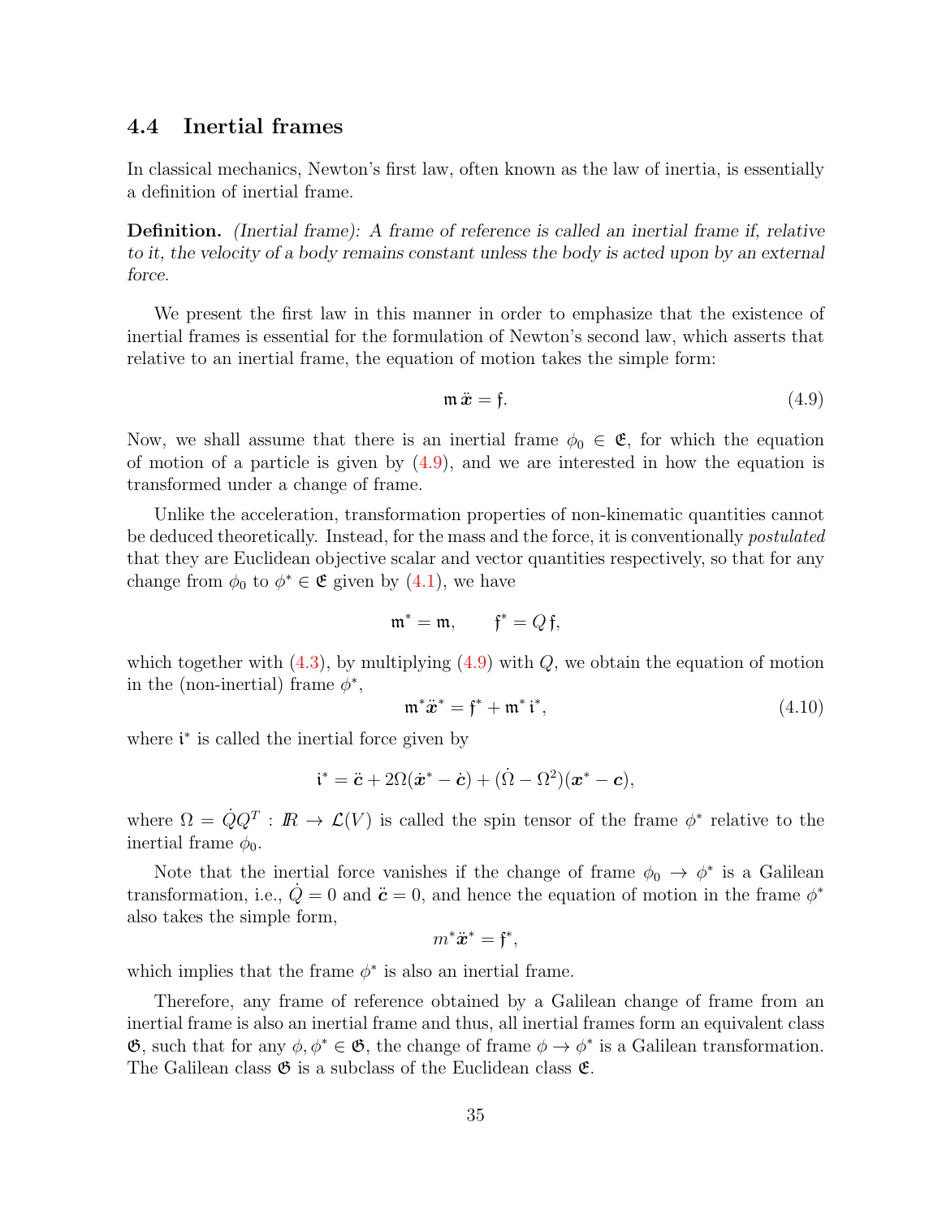### 4.4 Inertial frames

In classical mechanics, Newton's first law, often known as the law of inertia, is essentially a definition of inertial frame.

**Definition.** *(Inertial frame): A frame of reference is called an inertial frame if, relative to it, the velocity of a body remains constant unless the body is acted upon by an external force.*

We present the first law in this manner in order to emphasize that the existence of inertial frames is essential for the formulation of Newton's second law, which asserts that relative to an inertial frame, the equation of motion takes the simple form:

$$\mathfrak{m}\,\ddot{\boldsymbol{x}} = \mathfrak{f}. \tag{4.9}$$

Now, we shall assume that there is an inertial frame $\phi_0 \in \mathfrak{E}$, for which the equation of motion of a particle is given by (4.9), and we are interested in how the equation is transformed under a change of frame.

Unlike the acceleration, transformation properties of non-kinematic quantities cannot be deduced theoretically. Instead, for the mass and the force, it is conventionally *postulated* that they are Euclidean objective scalar and vector quantities respectively, so that for any change from $\phi_0$ to $\phi^* \in \mathfrak{E}$ given by (4.1), we have

$$\mathfrak{m}^* = \mathfrak{m}, \qquad \mathfrak{f}^* = Q\,\mathfrak{f},$$

which together with (4.3), by multiplying (4.9) with $Q$, we obtain the equation of motion in the (non-inertial) frame $\phi^*$,

$$\mathfrak{m}^*\ddot{\boldsymbol{x}}^* = \mathfrak{f}^* + \mathfrak{m}^*\,\mathfrak{i}^*, \tag{4.10}$$

where $\mathfrak{i}^*$ is called the inertial force given by

$$\mathfrak{i}^* = \ddot{\boldsymbol{c}} + 2\Omega(\dot{\boldsymbol{x}}^* - \dot{\boldsymbol{c}}) + (\dot{\Omega} - \Omega^2)(\boldsymbol{x}^* - \boldsymbol{c}),$$

where $\Omega = \dot{Q}Q^T : I\!R \to \mathcal{L}(V)$ is called the spin tensor of the frame $\phi^*$ relative to the inertial frame $\phi_0$.

Note that the inertial force vanishes if the change of frame $\phi_0 \to \phi^*$ is a Galilean transformation, i.e., $\dot{Q} = 0$ and $\ddot{\boldsymbol{c}} = 0$, and hence the equation of motion in the frame $\phi^*$ also takes the simple form,

$$m^*\ddot{\boldsymbol{x}}^* = \mathfrak{f}^*,$$

which implies that the frame $\phi^*$ is also an inertial frame.

Therefore, any frame of reference obtained by a Galilean change of frame from an inertial frame is also an inertial frame and thus, all inertial frames form an equivalent class $\mathfrak{G}$, such that for any $\phi, \phi^* \in \mathfrak{G}$, the change of frame $\phi \to \phi^*$ is a Galilean transformation. The Galilean class $\mathfrak{G}$ is a subclass of the Euclidean class $\mathfrak{E}$.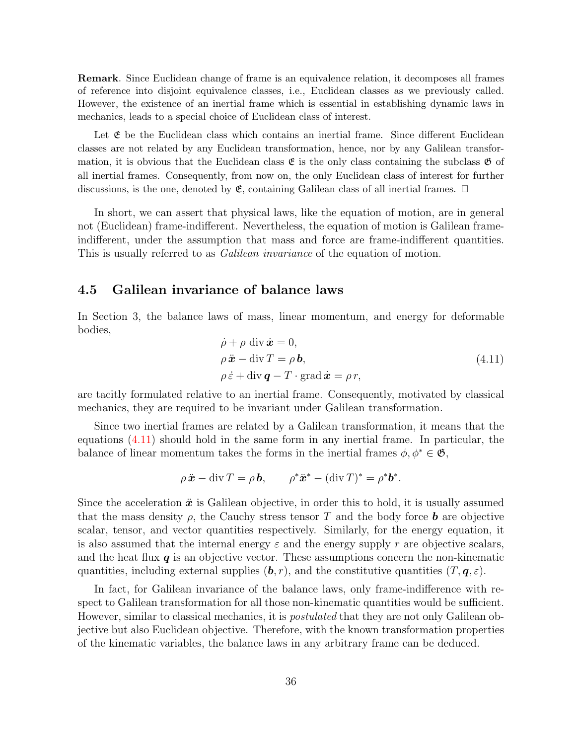**Remark**. Since Euclidean change of frame is an equivalence relation, it decomposes all frames of reference into disjoint equivalence classes, i.e., Euclidean classes as we previously called. However, the existence of an inertial frame which is essential in establishing dynamic laws in mechanics, leads to a special choice of Euclidean class of interest.

Let $\mathfrak{E}$ be the Euclidean class which contains an inertial frame. Since different Euclidean classes are not related by any Euclidean transformation, hence, nor by any Galilean transformation, it is obvious that the Euclidean class $\mathfrak{E}$ is the only class containing the subclass $\mathfrak{G}$ of all inertial frames. Consequently, from now on, the only Euclidean class of interest for further discussions, is the one, denoted by $\mathfrak{E}$, containing Galilean class of all inertial frames. □

In short, we can assert that physical laws, like the equation of motion, are in general not (Euclidean) frame-indifferent. Nevertheless, the equation of motion is Galilean frame-indifferent, under the assumption that mass and force are frame-indifferent quantities. This is usually referred to as *Galilean invariance* of the equation of motion.

## 4.5 Galilean invariance of balance laws

In Section 3, the balance laws of mass, linear momentum, and energy for deformable bodies,

$$
\begin{aligned}
&\dot{\rho} + \rho \operatorname{div} \dot{\boldsymbol{x}} = 0, \\
&\rho \, \ddot{\boldsymbol{x}} - \operatorname{div} T = \rho \, \boldsymbol{b}, \\
&\rho \, \dot{\varepsilon} + \operatorname{div} \boldsymbol{q} - T \cdot \operatorname{grad} \dot{\boldsymbol{x}} = \rho \, r,
\end{aligned}
\tag{4.11}
$$

are tacitly formulated relative to an inertial frame. Consequently, motivated by classical mechanics, they are required to be invariant under Galilean transformation.

Since two inertial frames are related by a Galilean transformation, it means that the equations (4.11) should hold in the same form in any inertial frame. In particular, the balance of linear momentum takes the forms in the inertial frames $\phi, \phi^* \in \mathfrak{G}$,

$$
\rho \, \ddot{\boldsymbol{x}} - \operatorname{div} T = \rho \, \boldsymbol{b}, \qquad \rho^* \ddot{\boldsymbol{x}}^* - (\operatorname{div} T)^* = \rho^* \boldsymbol{b}^*.
$$

Since the acceleration $\ddot{\boldsymbol{x}}$ is Galilean objective, in order this to hold, it is usually assumed that the mass density $\rho$, the Cauchy stress tensor $T$ and the body force $\boldsymbol{b}$ are objective scalar, tensor, and vector quantities respectively. Similarly, for the energy equation, it is also assumed that the internal energy $\varepsilon$ and the energy supply $r$ are objective scalars, and the heat flux $\boldsymbol{q}$ is an objective vector. These assumptions concern the non-kinematic quantities, including external supplies $(\boldsymbol{b}, r)$, and the constitutive quantities $(T, \boldsymbol{q}, \varepsilon)$.

In fact, for Galilean invariance of the balance laws, only frame-indifference with respect to Galilean transformation for all those non-kinematic quantities would be sufficient. However, similar to classical mechanics, it is *postulated* that they are not only Galilean objective but also Euclidean objective. Therefore, with the known transformation properties of the kinematic variables, the balance laws in any arbitrary frame can be deduced.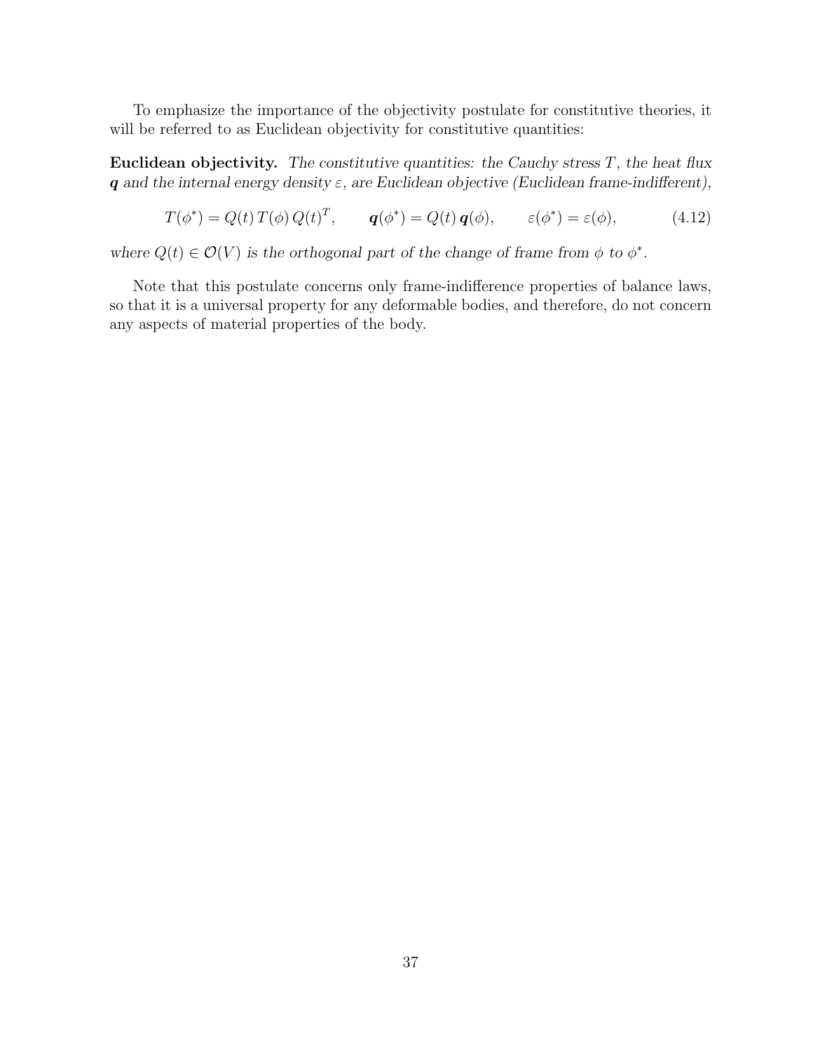To emphasize the importance of the objectivity postulate for constitutive theories, it will be referred to as Euclidean objectivity for constitutive quantities:

**Euclidean objectivity.** *The constitutive quantities: the Cauchy stress $T$, the heat flux $\boldsymbol{q}$ and the internal energy density $\varepsilon$, are Euclidean objective (Euclidean frame-indifferent),*

$$T(\phi^*) = Q(t)\, T(\phi)\, Q(t)^T, \qquad \boldsymbol{q}(\phi^*) = Q(t)\, \boldsymbol{q}(\phi), \qquad \varepsilon(\phi^*) = \varepsilon(\phi), \tag{4.12}$$

*where $Q(t) \in \mathcal{O}(V)$ is the orthogonal part of the change of frame from $\phi$ to $\phi^*$.*

Note that this postulate concerns only frame-indifference properties of balance laws, so that it is a universal property for any deformable bodies, and therefore, do not concern any aspects of material properties of the body.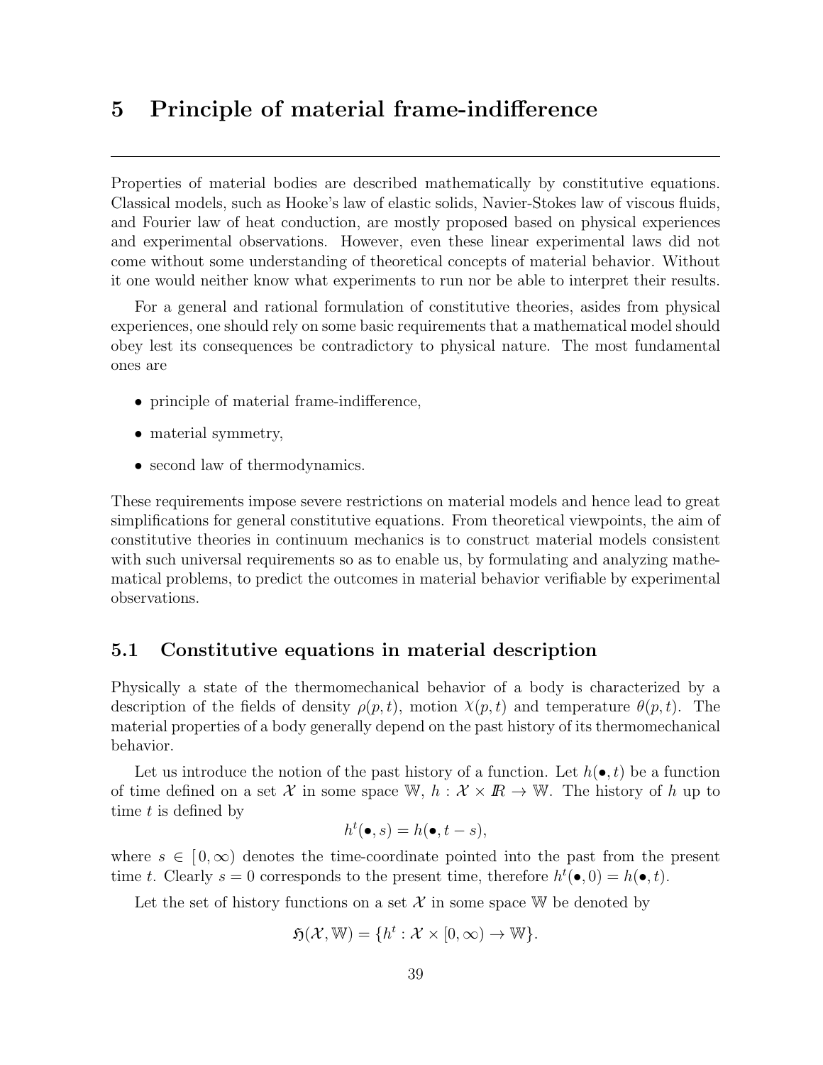# 5 Principle of material frame-indifference

Properties of material bodies are described mathematically by constitutive equations. Classical models, such as Hooke's law of elastic solids, Navier-Stokes law of viscous fluids, and Fourier law of heat conduction, are mostly proposed based on physical experiences and experimental observations. However, even these linear experimental laws did not come without some understanding of theoretical concepts of material behavior. Without it one would neither know what experiments to run nor be able to interpret their results.

For a general and rational formulation of constitutive theories, asides from physical experiences, one should rely on some basic requirements that a mathematical model should obey lest its consequences be contradictory to physical nature. The most fundamental ones are

- principle of material frame-indifference,
- material symmetry,
- second law of thermodynamics.

These requirements impose severe restrictions on material models and hence lead to great simplifications for general constitutive equations. From theoretical viewpoints, the aim of constitutive theories in continuum mechanics is to construct material models consistent with such universal requirements so as to enable us, by formulating and analyzing mathematical problems, to predict the outcomes in material behavior verifiable by experimental observations.

## 5.1 Constitutive equations in material description

Physically a state of the thermomechanical behavior of a body is characterized by a description of the fields of density $\rho(p,t)$, motion $\chi(p,t)$ and temperature $\theta(p,t)$. The material properties of a body generally depend on the past history of its thermomechanical behavior.

Let us introduce the notion of the past history of a function. Let $h(\bullet,t)$ be a function of time defined on a set $\mathcal{X}$ in some space $\mathbb{W}$, $h : \mathcal{X} \times I\!R \to \mathbb{W}$. The history of $h$ up to time $t$ is defined by

$$h^t(\bullet,s) = h(\bullet,t-s),$$

where $s \in [0,\infty)$ denotes the time-coordinate pointed into the past from the present time $t$. Clearly $s=0$ corresponds to the present time, therefore $h^t(\bullet,0) = h(\bullet,t)$.

Let the set of history functions on a set $\mathcal{X}$ in some space $\mathbb{W}$ be denoted by

$$\mathfrak{H}(\mathcal{X},\mathbb{W}) = \{h^t : \mathcal{X} \times [0,\infty) \to \mathbb{W}\}.$$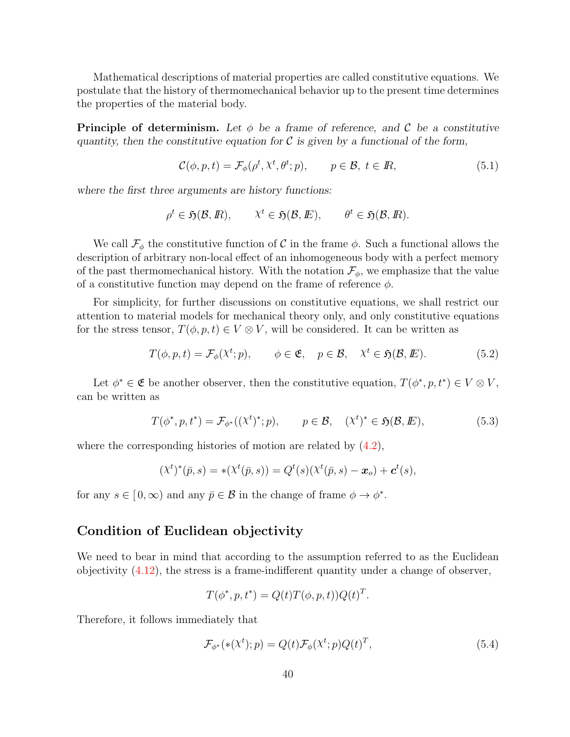Mathematical descriptions of material properties are called constitutive equations. We postulate that the history of thermomechanical behavior up to the present time determines the properties of the material body.

**Principle of determinism.** *Let $\phi$ be a frame of reference, and $\mathcal{C}$ be a constitutive quantity, then the constitutive equation for $\mathcal{C}$ is given by a functional of the form,*

$$\mathcal{C}(\phi, p, t) = \mathcal{F}_\phi(\rho^t, \chi^t, \theta^t; p), \qquad p \in \mathcal{B},\ t \in I\!R, \tag{5.1}$$

*where the first three arguments are history functions:*

$$\rho^t \in \mathfrak{H}(\mathcal{B}, I\!R), \qquad \chi^t \in \mathfrak{H}(\mathcal{B}, I\!E), \qquad \theta^t \in \mathfrak{H}(\mathcal{B}, I\!R).$$

We call $\mathcal{F}_\phi$ the constitutive function of $\mathcal{C}$ in the frame $\phi$. Such a functional allows the description of arbitrary non-local effect of an inhomogeneous body with a perfect memory of the past thermomechanical history. With the notation $\mathcal{F}_\phi$, we emphasize that the value of a constitutive function may depend on the frame of reference $\phi$.

For simplicity, for further discussions on constitutive equations, we shall restrict our attention to material models for mechanical theory only, and only constitutive equations for the stress tensor, $T(\phi, p, t) \in V \otimes V$, will be considered. It can be written as

$$T(\phi, p, t) = \mathcal{F}_\phi(\chi^t; p), \qquad \phi \in \mathfrak{E}, \quad p \in \mathcal{B}, \quad \chi^t \in \mathfrak{H}(\mathcal{B}, I\!E). \tag{5.2}$$

Let $\phi^* \in \mathfrak{E}$ be another observer, then the constitutive equation, $T(\phi^*, p, t^*) \in V \otimes V$, can be written as

$$T(\phi^*, p, t^*) = \mathcal{F}_{\phi^*}((\chi^t)^*; p), \qquad p \in \mathcal{B}, \quad (\chi^t)^* \in \mathfrak{H}(\mathcal{B}, I\!E), \tag{5.3}$$

where the corresponding histories of motion are related by (4.2),

$$(\chi^t)^*(\bar{p}, s) = *(\chi^t(\bar{p}, s)) = Q^t(s)(\chi^t(\bar{p}, s) - \boldsymbol{x}_o) + \boldsymbol{c}^t(s),$$

for any $s \in [\,0, \infty)$ and any $\bar{p} \in \mathcal{B}$ in the change of frame $\phi \to \phi^*$.

## Condition of Euclidean objectivity

We need to bear in mind that according to the assumption referred to as the Euclidean objectivity (4.12), the stress is a frame-indifferent quantity under a change of observer,

$$T(\phi^*, p, t^*) = Q(t)T(\phi, p, t))Q(t)^T.$$

Therefore, it follows immediately that

$$\mathcal{F}_{\phi^*}(*(\chi^t); p) = Q(t)\mathcal{F}_\phi(\chi^t; p)Q(t)^T, \tag{5.4}$$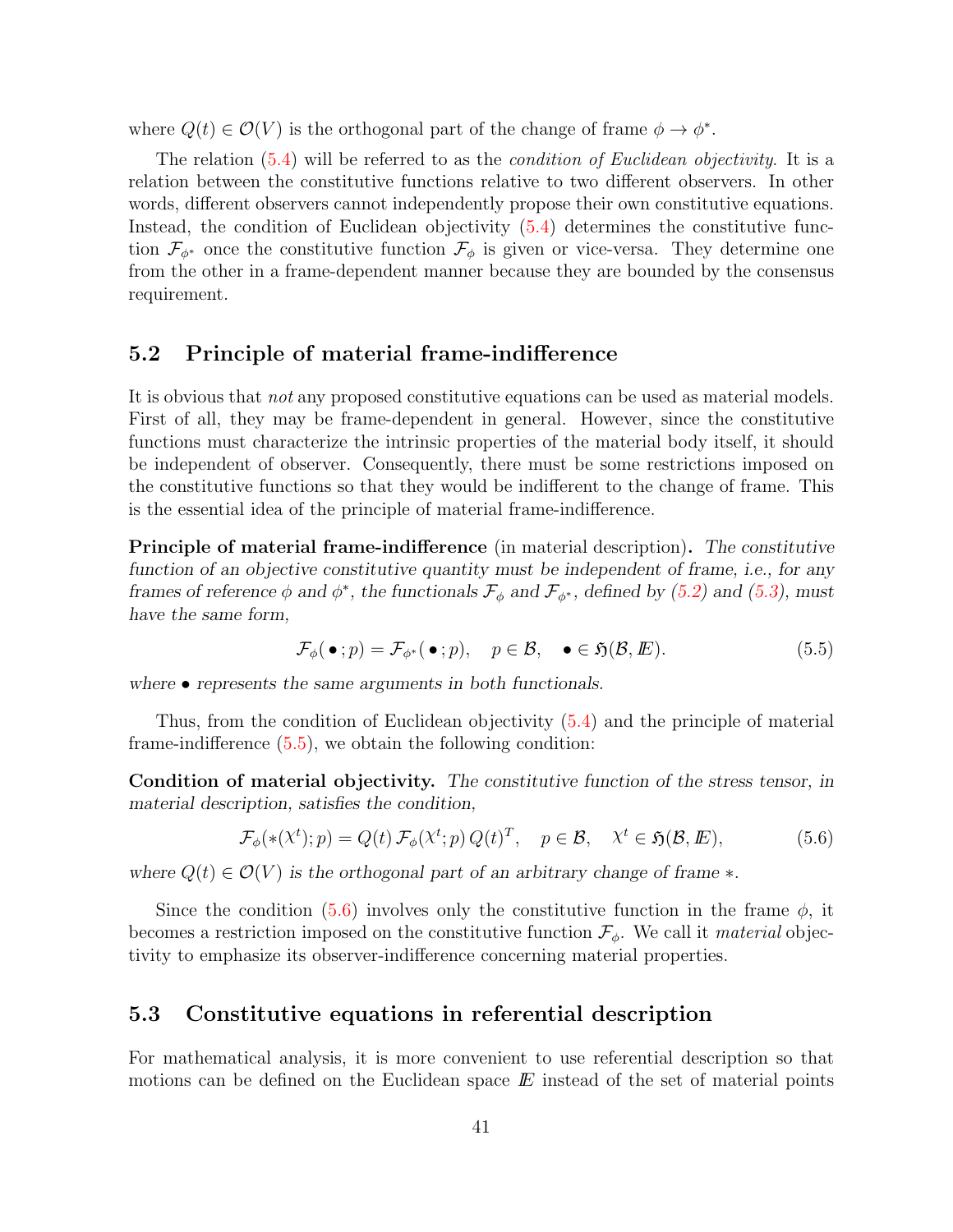where $Q(t) \in \mathcal{O}(V)$ is the orthogonal part of the change of frame $\phi \to \phi^*$.

The relation (5.4) will be referred to as the *condition of Euclidean objectivity*. It is a relation between the constitutive functions relative to two different observers. In other words, different observers cannot independently propose their own constitutive equations. Instead, the condition of Euclidean objectivity (5.4) determines the constitutive function $\mathcal{F}_{\phi^*}$ once the constitutive function $\mathcal{F}_\phi$ is given or vice-versa. They determine one from the other in a frame-dependent manner because they are bounded by the consensus requirement.

## 5.2 Principle of material frame-indifference

It is obvious that *not* any proposed constitutive equations can be used as material models. First of all, they may be frame-dependent in general. However, since the constitutive functions must characterize the intrinsic properties of the material body itself, it should be independent of observer. Consequently, there must be some restrictions imposed on the constitutive functions so that they would be indifferent to the change of frame. This is the essential idea of the principle of material frame-indifference.

**Principle of material frame-indifference** (in material description)**.** *The constitutive function of an objective constitutive quantity must be independent of frame, i.e., for any frames of reference $\phi$ and $\phi^*$, the functionals $\mathcal{F}_\phi$ and $\mathcal{F}_{\phi^*}$, defined by (5.2) and (5.3), must have the same form,*

$$\mathcal{F}_\phi(\,\bullet\,;p) = \mathcal{F}_{\phi^*}(\,\bullet\,;p), \quad p \in \mathcal{B}, \quad \bullet \in \mathfrak{H}(\mathcal{B}, I\!\!E). \tag{5.5}$$

*where $\bullet$ represents the same arguments in both functionals.*

Thus, from the condition of Euclidean objectivity (5.4) and the principle of material frame-indifference (5.5), we obtain the following condition:

**Condition of material objectivity.** *The constitutive function of the stress tensor, in material description, satisfies the condition,*

$$\mathcal{F}_\phi(*(\mathcal{X}^t);p) = Q(t)\,\mathcal{F}_\phi(\mathcal{X}^t;p)\,Q(t)^T, \quad p \in \mathcal{B}, \quad \mathcal{X}^t \in \mathfrak{H}(\mathcal{B}, I\!\!E), \tag{5.6}$$

*where $Q(t) \in \mathcal{O}(V)$ is the orthogonal part of an arbitrary change of frame $*$.*

Since the condition (5.6) involves only the constitutive function in the frame $\phi$, it becomes a restriction imposed on the constitutive function $\mathcal{F}_\phi$. We call it *material* objectivity to emphasize its observer-indifference concerning material properties.

## 5.3 Constitutive equations in referential description

For mathematical analysis, it is more convenient to use referential description so that motions can be defined on the Euclidean space $I\!\!E$ instead of the set of material points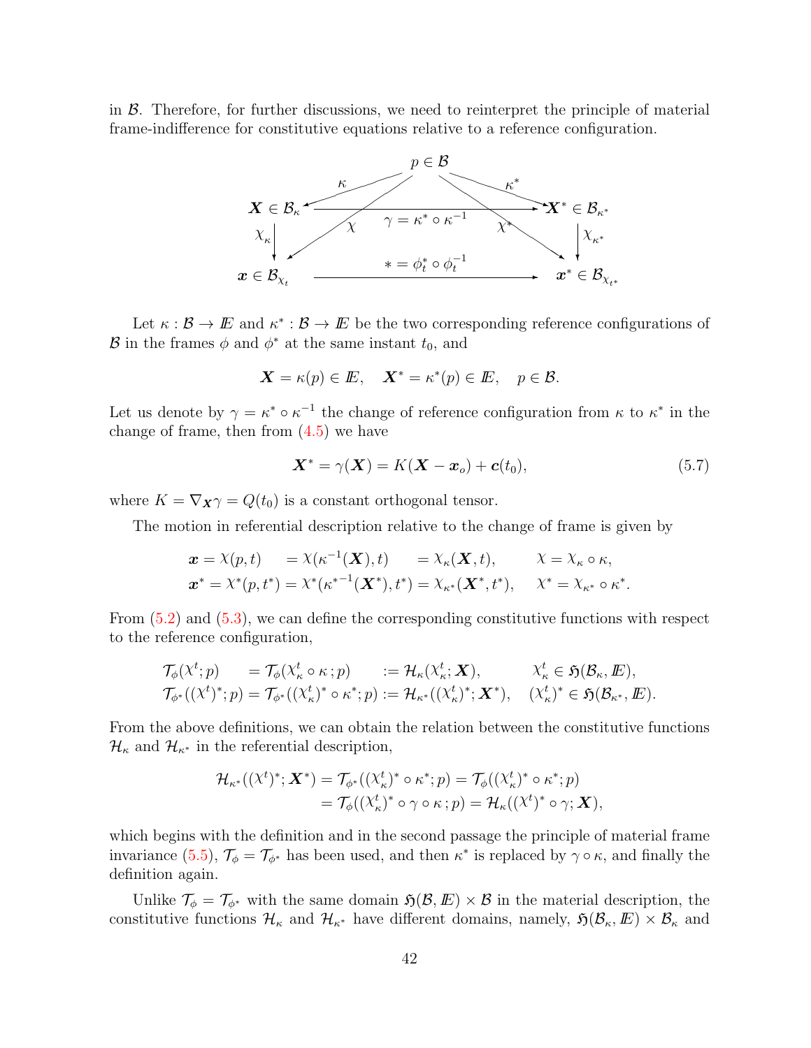in $\mathcal{B}$. Therefore, for further discussions, we need to reinterpret the principle of material frame-indifference for constitutive equations relative to a reference configuration.

$$
\begin{array}{ccccc}
 & & p \in \mathcal{B} & & \\
 & \swarrow^{\kappa} & & \searrow^{\kappa^*} & \\
\boldsymbol{X} \in \mathcal{B}_\kappa & & \xrightarrow{\;\gamma = \kappa^* \circ \kappa^{-1}\;} & & \boldsymbol{X}^* \in \mathcal{B}_{\kappa^*} \\
\downarrow \chi_\kappa & \chi & & \chi^* & \downarrow \chi_{\kappa^*} \\
\boldsymbol{x} \in \mathcal{B}_{\chi_t} & & \xrightarrow{\;* = \phi_t^* \circ \phi_t^{-1}\;} & & \boldsymbol{x}^* \in \mathcal{B}_{\chi_{t^*}}
\end{array}
$$

Let $\kappa : \mathcal{B} \to I\!\!E$ and $\kappa^* : \mathcal{B} \to I\!\!E$ be the two corresponding reference configurations of $\mathcal{B}$ in the frames $\phi$ and $\phi^*$ at the same instant $t_0$, and

$$
\boldsymbol{X} = \kappa(p) \in I\!\!E, \quad \boldsymbol{X}^* = \kappa^*(p) \in I\!\!E, \quad p \in \mathcal{B}.
$$

Let us denote by $\gamma = \kappa^* \circ \kappa^{-1}$ the change of reference configuration from $\kappa$ to $\kappa^*$ in the change of frame, then from (4.5) we have

$$
\boldsymbol{X}^* = \gamma(\boldsymbol{X}) = K(\boldsymbol{X} - \boldsymbol{x}_o) + \boldsymbol{c}(t_0), \tag{5.7}
$$

where $K = \nabla_{\boldsymbol{X}}\gamma = Q(t_0)$ is a constant orthogonal tensor.

The motion in referential description relative to the change of frame is given by

$$
\begin{aligned}
\boldsymbol{x} &= \chi(p,t) &&= \chi(\kappa^{-1}(\boldsymbol{X}),t) &&= \chi_\kappa(\boldsymbol{X},t), && \chi = \chi_\kappa \circ \kappa, \\
\boldsymbol{x}^* &= \chi^*(p,t^*) &&= \chi^*({\kappa^*}^{-1}(\boldsymbol{X}^*),t^*) &&= \chi_{\kappa^*}(\boldsymbol{X}^*,t^*), && \chi^* = \chi_{\kappa^*} \circ \kappa^*.
\end{aligned}
$$

From (5.2) and (5.3), we can define the corresponding constitutive functions with respect to the reference configuration,

$$
\begin{aligned}
\mathcal{T}_\phi(\chi^t;p) &= \mathcal{T}_\phi(\chi^t_\kappa \circ \kappa\,;p) &&:= \mathcal{H}_\kappa(\chi^t_\kappa;\boldsymbol{X}), && \chi^t_\kappa \in \mathfrak{H}(\mathcal{B}_\kappa, I\!\!E), \\
\mathcal{T}_{\phi^*}((\chi^t)^*;p) &= \mathcal{T}_{\phi^*}((\chi^t_\kappa)^* \circ \kappa^*;p) &&:= \mathcal{H}_{\kappa^*}((\chi^t_\kappa)^*;\boldsymbol{X}^*), && (\chi^t_\kappa)^* \in \mathfrak{H}(\mathcal{B}_{\kappa^*}, I\!\!E).
\end{aligned}
$$

From the above definitions, we can obtain the relation between the constitutive functions $\mathcal{H}_\kappa$ and $\mathcal{H}_{\kappa^*}$ in the referential description,

$$
\begin{aligned}
\mathcal{H}_{\kappa^*}((\chi^t)^*;\boldsymbol{X}^*) &= \mathcal{T}_{\phi^*}((\chi^t_\kappa)^* \circ \kappa^*;p) = \mathcal{T}_\phi((\chi^t_\kappa)^* \circ \kappa^*;p) \\
&= \mathcal{T}_\phi((\chi^t_\kappa)^* \circ \gamma \circ \kappa\,;p) = \mathcal{H}_\kappa((\chi^t)^* \circ \gamma;\boldsymbol{X}),
\end{aligned}
$$

which begins with the definition and in the second passage the principle of material frame invariance (5.5), $\mathcal{T}_\phi = \mathcal{T}_{\phi^*}$ has been used, and then $\kappa^*$ is replaced by $\gamma \circ \kappa$, and finally the definition again.

Unlike $\mathcal{T}_\phi = \mathcal{T}_{\phi^*}$ with the same domain $\mathfrak{H}(\mathcal{B}, I\!\!E) \times \mathcal{B}$ in the material description, the constitutive functions $\mathcal{H}_\kappa$ and $\mathcal{H}_{\kappa^*}$ have different domains, namely, $\mathfrak{H}(\mathcal{B}_\kappa, I\!\!E) \times \mathcal{B}_\kappa$ and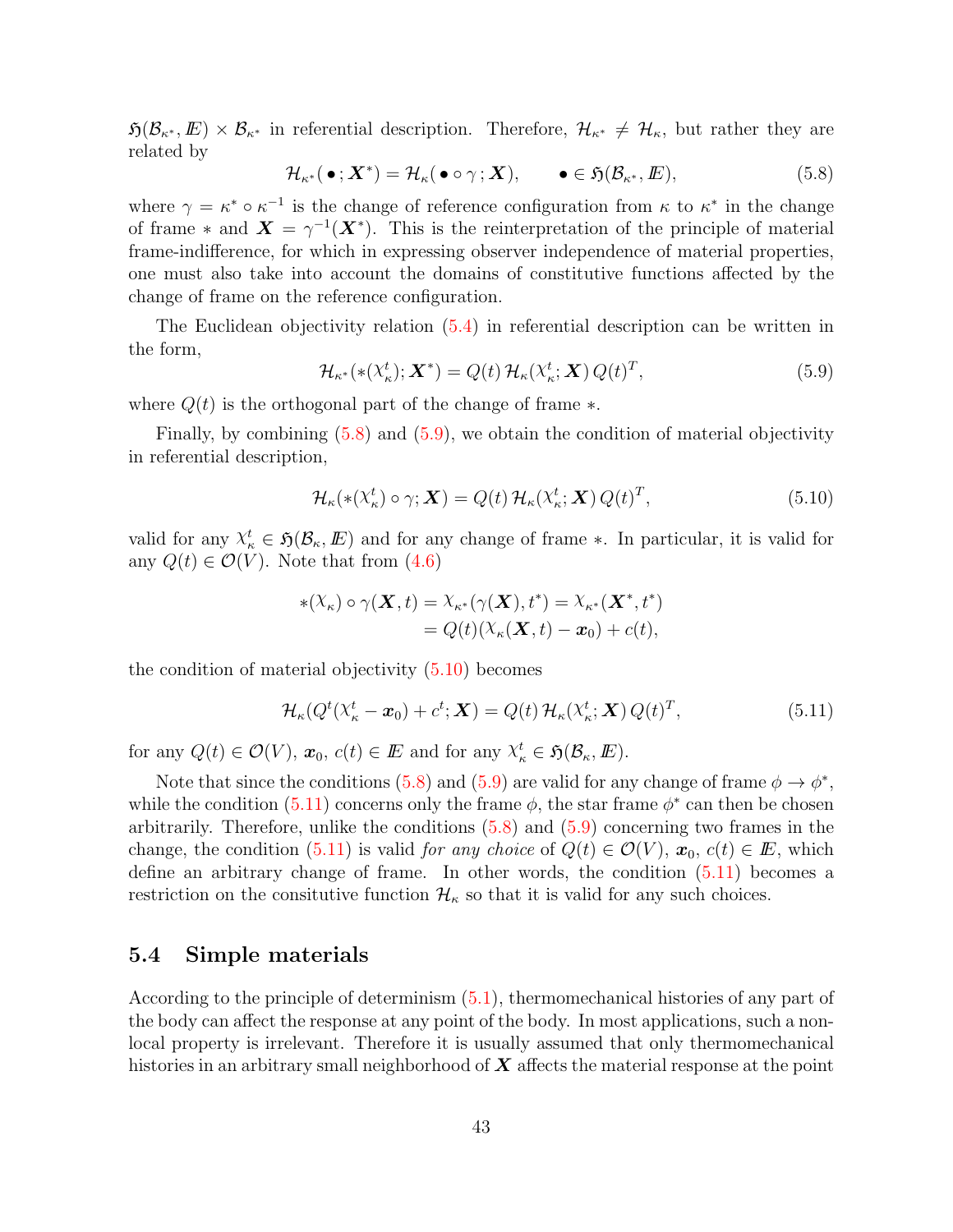$\mathfrak{H}(\mathcal{B}_{\kappa^*}, I\!\!E) \times \mathcal{B}_{\kappa^*}$ in referential description. Therefore, $\mathcal{H}_{\kappa^*} \neq \mathcal{H}_\kappa$, but rather they are related by

$$\mathcal{H}_{\kappa^*}(\,\bullet\,; \boldsymbol{X}^*) = \mathcal{H}_\kappa(\,\bullet \circ \gamma\,; \boldsymbol{X}), \qquad \bullet \in \mathfrak{H}(\mathcal{B}_{\kappa^*}, I\!\!E), \tag{5.8}$$

where $\gamma = \kappa^* \circ \kappa^{-1}$ is the change of reference configuration from $\kappa$ to $\kappa^*$ in the change of frame $*$ and $\boldsymbol{X} = \gamma^{-1}(\boldsymbol{X}^*)$. This is the reinterpretation of the principle of material frame-indifference, for which in expressing observer independence of material properties, one must also take into account the domains of constitutive functions affected by the change of frame on the reference configuration.

The Euclidean objectivity relation (5.4) in referential description can be written in the form,

$$\mathcal{H}_{\kappa^*}(*(\chi^t_\kappa); \boldsymbol{X}^*) = Q(t)\, \mathcal{H}_\kappa(\chi^t_\kappa; \boldsymbol{X})\, Q(t)^T, \tag{5.9}$$

where $Q(t)$ is the orthogonal part of the change of frame $*$.

Finally, by combining (5.8) and (5.9), we obtain the condition of material objectivity in referential description,

$$\mathcal{H}_\kappa(*(\chi^t_\kappa) \circ \gamma; \boldsymbol{X}) = Q(t)\, \mathcal{H}_\kappa(\chi^t_\kappa; \boldsymbol{X})\, Q(t)^T, \tag{5.10}$$

valid for any $\chi^t_\kappa \in \mathfrak{H}(\mathcal{B}_\kappa, I\!\!E)$ and for any change of frame $*$. In particular, it is valid for any $Q(t) \in \mathcal{O}(V)$. Note that from (4.6)

$$\begin{aligned} *(\chi_\kappa) \circ \gamma(\boldsymbol{X}, t) &= \chi_{\kappa^*}(\gamma(\boldsymbol{X}), t^*) = \chi_{\kappa^*}(\boldsymbol{X}^*, t^*) \\ &= Q(t)(\chi_\kappa(\boldsymbol{X}, t) - \boldsymbol{x}_0) + c(t), \end{aligned}$$

the condition of material objectivity (5.10) becomes

$$\mathcal{H}_\kappa(Q^t(\chi^t_\kappa - \boldsymbol{x}_0) + c^t; \boldsymbol{X}) = Q(t)\, \mathcal{H}_\kappa(\chi^t_\kappa; \boldsymbol{X})\, Q(t)^T, \tag{5.11}$$

for any $Q(t) \in \mathcal{O}(V)$, $\boldsymbol{x}_0$, $c(t) \in I\!\!E$ and for any $\chi^t_\kappa \in \mathfrak{H}(\mathcal{B}_\kappa, I\!\!E)$.

Note that since the conditions (5.8) and (5.9) are valid for any change of frame $\phi \to \phi^*$, while the condition (5.11) concerns only the frame $\phi$, the star frame $\phi^*$ can then be chosen arbitrarily. Therefore, unlike the conditions (5.8) and (5.9) concerning two frames in the change, the condition (5.11) is valid *for any choice* of $Q(t) \in \mathcal{O}(V)$, $\boldsymbol{x}_0$, $c(t) \in I\!\!E$, which define an arbitrary change of frame. In other words, the condition (5.11) becomes a restriction on the consitutive function $\mathcal{H}_\kappa$ so that it is valid for any such choices.

## 5.4 Simple materials

According to the principle of determinism (5.1), thermomechanical histories of any part of the body can affect the response at any point of the body. In most applications, such a non-local property is irrelevant. Therefore it is usually assumed that only thermomechanical histories in an arbitrary small neighborhood of $\boldsymbol{X}$ affects the material response at the point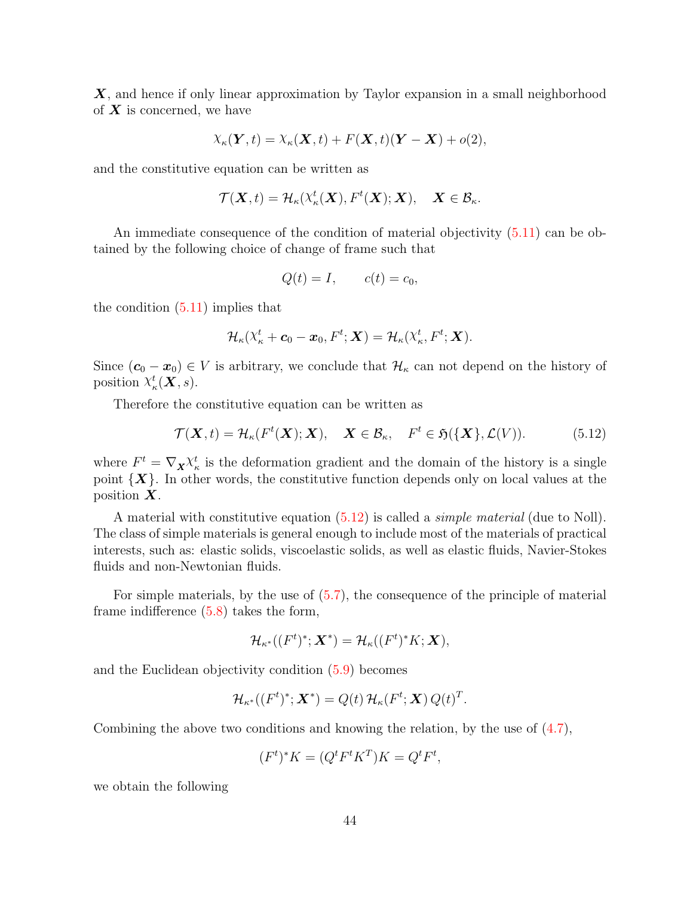$\boldsymbol{X}$, and hence if only linear approximation by Taylor expansion in a small neighborhood of $\boldsymbol{X}$ is concerned, we have

$$\chi_\kappa(\boldsymbol{Y},t) = \chi_\kappa(\boldsymbol{X},t) + F(\boldsymbol{X},t)(\boldsymbol{Y}-\boldsymbol{X}) + o(2),$$

and the constitutive equation can be written as

$$\mathcal{T}(\boldsymbol{X},t) = \mathcal{H}_\kappa(\chi^t_\kappa(\boldsymbol{X}), F^t(\boldsymbol{X}); \boldsymbol{X}), \quad \boldsymbol{X} \in \mathcal{B}_\kappa.$$

An immediate consequence of the condition of material objectivity (5.11) can be obtained by the following choice of change of frame such that

$$Q(t) = I, \qquad c(t) = c_0,$$

the condition (5.11) implies that

$$\mathcal{H}_\kappa(\chi^t_\kappa + \boldsymbol{c}_0 - \boldsymbol{x}_0, F^t; \boldsymbol{X}) = \mathcal{H}_\kappa(\chi^t_\kappa, F^t; \boldsymbol{X}).$$

Since $(\boldsymbol{c}_0 - \boldsymbol{x}_0) \in V$ is arbitrary, we conclude that $\mathcal{H}_\kappa$ can not depend on the history of position $\chi^t_\kappa(\boldsymbol{X}, s)$.

Therefore the constitutive equation can be written as

$$\mathcal{T}(\boldsymbol{X},t) = \mathcal{H}_\kappa(F^t(\boldsymbol{X}); \boldsymbol{X}), \quad \boldsymbol{X} \in \mathcal{B}_\kappa, \quad F^t \in \mathfrak{H}(\{\boldsymbol{X}\}, \mathcal{L}(V)). \tag{5.12}$$

where $F^t = \nabla_{\boldsymbol{X}} \chi^t_\kappa$ is the deformation gradient and the domain of the history is a single point $\{\boldsymbol{X}\}$. In other words, the constitutive function depends only on local values at the position $\boldsymbol{X}$.

A material with constitutive equation (5.12) is called a *simple material* (due to Noll). The class of simple materials is general enough to include most of the materials of practical interests, such as: elastic solids, viscoelastic solids, as well as elastic fluids, Navier-Stokes fluids and non-Newtonian fluids.

For simple materials, by the use of (5.7), the consequence of the principle of material frame indifference (5.8) takes the form,

$$\mathcal{H}_{\kappa^*}((F^t)^*; \boldsymbol{X}^*) = \mathcal{H}_\kappa((F^t)^* K; \boldsymbol{X}),$$

and the Euclidean objectivity condition (5.9) becomes

$$\mathcal{H}_{\kappa^*}((F^t)^*; \boldsymbol{X}^*) = Q(t)\, \mathcal{H}_\kappa(F^t; \boldsymbol{X})\, Q(t)^T.$$

Combining the above two conditions and knowing the relation, by the use of (4.7),

$$(F^t)^* K = (Q^t F^t K^T) K = Q^t F^t,$$

we obtain the following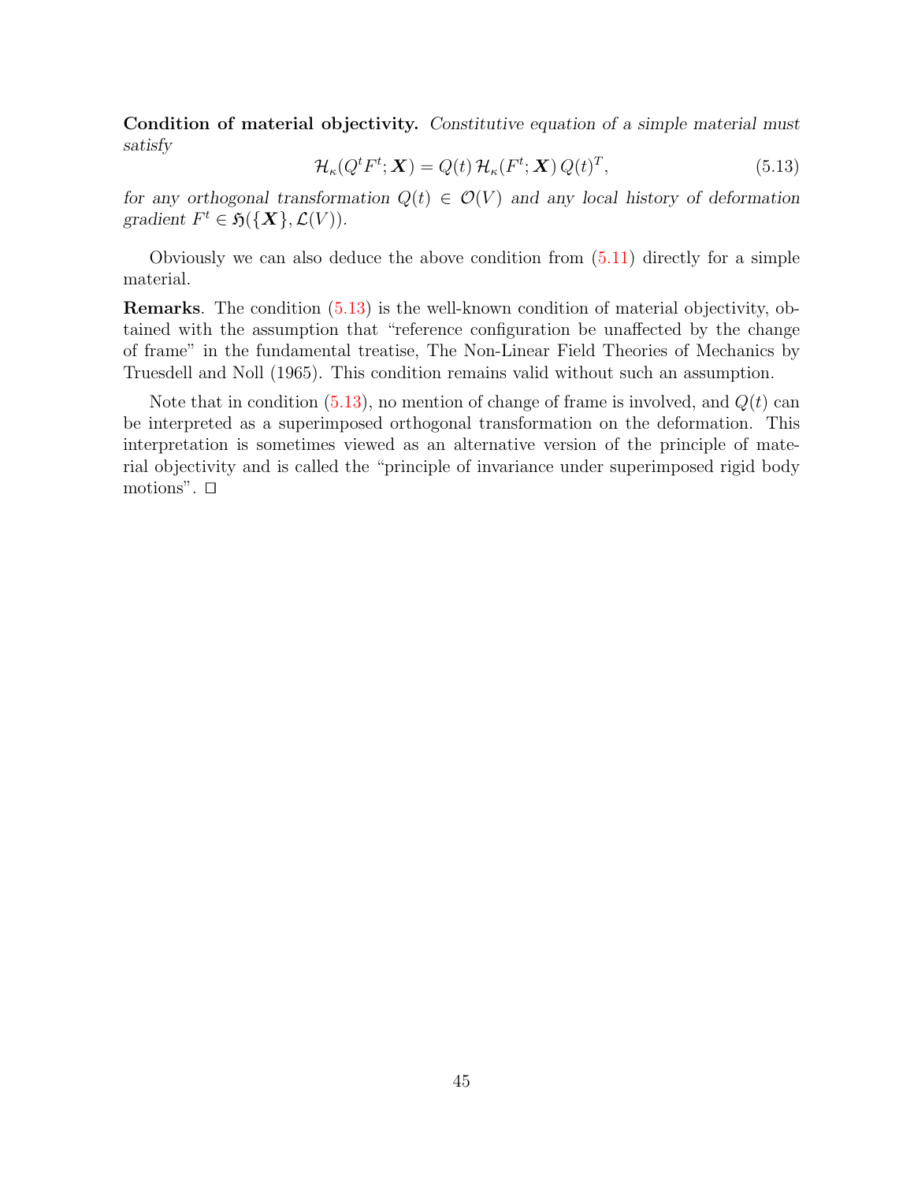**Condition of material objectivity.** *Constitutive equation of a simple material must satisfy*

$$\mathcal{H}_\kappa(Q^t F^t; \boldsymbol{X}) = Q(t)\, \mathcal{H}_\kappa(F^t; \boldsymbol{X})\, Q(t)^T, \tag{5.13}$$

*for any orthogonal transformation $Q(t) \in \mathcal{O}(V)$ and any local history of deformation gradient $F^t \in \mathfrak{H}(\{\boldsymbol{X}\}, \mathcal{L}(V))$.*

Obviously we can also deduce the above condition from (5.11) directly for a simple material.

**Remarks**. The condition (5.13) is the well-known condition of material objectivity, obtained with the assumption that "reference configuration be unaffected by the change of frame" in the fundamental treatise, The Non-Linear Field Theories of Mechanics by Truesdell and Noll (1965). This condition remains valid without such an assumption.

Note that in condition (5.13), no mention of change of frame is involved, and $Q(t)$ can be interpreted as a superimposed orthogonal transformation on the deformation. This interpretation is sometimes viewed as an alternative version of the principle of material objectivity and is called the "principle of invariance under superimposed rigid body motions". □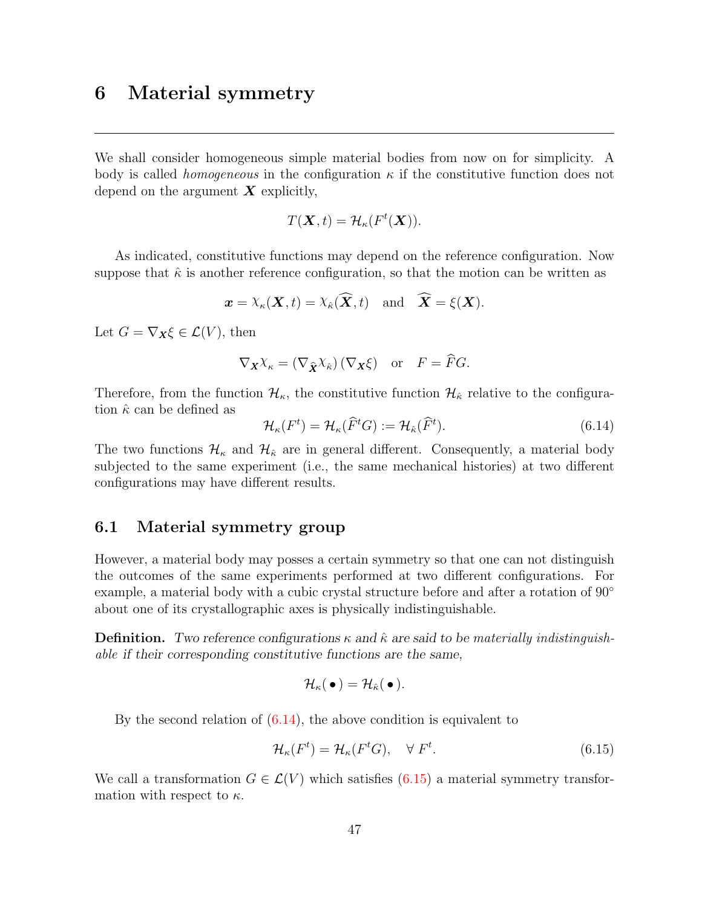# 6 Material symmetry

We shall consider homogeneous simple material bodies from now on for simplicity. A body is called *homogeneous* in the configuration $\kappa$ if the constitutive function does not depend on the argument $\boldsymbol{X}$ explicitly,

$$T(\boldsymbol{X}, t) = \mathcal{H}_\kappa(F^t(\boldsymbol{X})).$$

As indicated, constitutive functions may depend on the reference configuration. Now suppose that $\hat{\kappa}$ is another reference configuration, so that the motion can be written as

$$\boldsymbol{x} = \chi_\kappa(\boldsymbol{X}, t) = \chi_{\hat{\kappa}}(\widehat{\boldsymbol{X}}, t) \quad \text{and} \quad \widehat{\boldsymbol{X}} = \xi(\boldsymbol{X}).$$

Let $G = \nabla_{\boldsymbol{X}} \xi \in \mathcal{L}(V)$, then

$$\nabla_{\boldsymbol{X}} \chi_\kappa = (\nabla_{\widehat{\boldsymbol{X}}} \chi_{\hat{\kappa}}) \, (\nabla_{\boldsymbol{X}} \xi) \quad \text{or} \quad F = \widehat{F} G.$$

Therefore, from the function $\mathcal{H}_\kappa$, the constitutive function $\mathcal{H}_{\hat{\kappa}}$ relative to the configuration $\hat{\kappa}$ can be defined as

$$\mathcal{H}_\kappa(F^t) = \mathcal{H}_\kappa(\widehat{F}^t G) := \mathcal{H}_{\hat{\kappa}}(\widehat{F}^t). \tag{6.14}$$

The two functions $\mathcal{H}_\kappa$ and $\mathcal{H}_{\hat{\kappa}}$ are in general different. Consequently, a material body subjected to the same experiment (i.e., the same mechanical histories) at two different configurations may have different results.

## 6.1 Material symmetry group

However, a material body may posses a certain symmetry so that one can not distinguish the outcomes of the same experiments performed at two different configurations. For example, a material body with a cubic crystal structure before and after a rotation of 90° about one of its crystallographic axes is physically indistinguishable.

**Definition.** *Two reference configurations $\kappa$ and $\hat{\kappa}$ are said to be materially indistinguishable if their corresponding constitutive functions are the same,*

$$\mathcal{H}_\kappa(\,\bullet\,) = \mathcal{H}_{\hat{\kappa}}(\,\bullet\,).$$

By the second relation of (6.14), the above condition is equivalent to

$$\mathcal{H}_\kappa(F^t) = \mathcal{H}_\kappa(F^t G), \quad \forall \; F^t. \tag{6.15}$$

We call a transformation $G \in \mathcal{L}(V)$ which satisfies (6.15) a material symmetry transformation with respect to $\kappa$.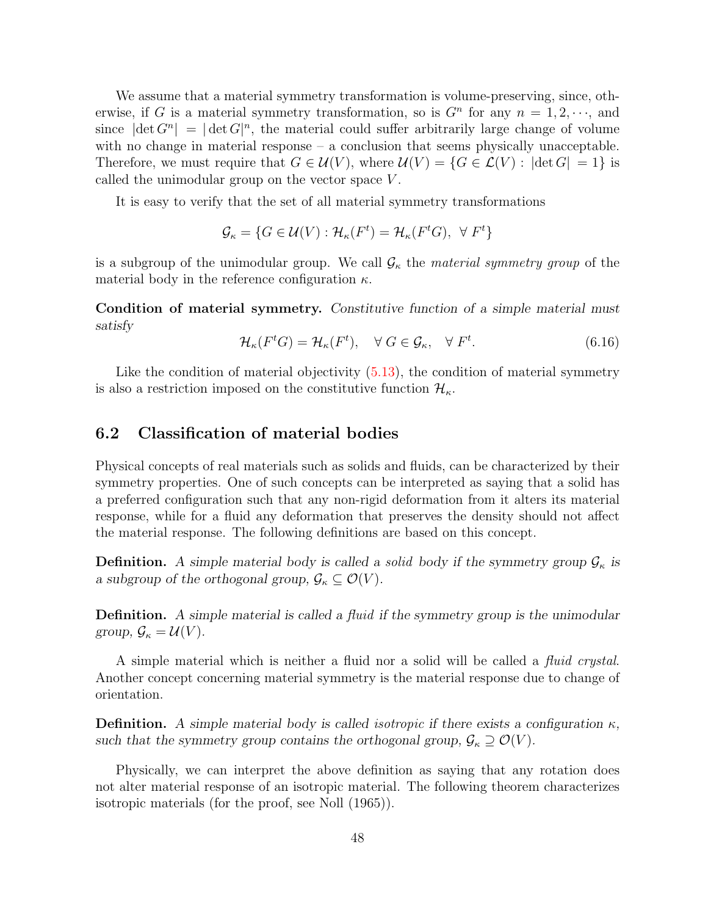We assume that a material symmetry transformation is volume-preserving, since, otherwise, if $G$ is a material symmetry transformation, so is $G^n$ for any $n = 1, 2, \cdots$, and since $|\det G^n| = |\det G|^n$, the material could suffer arbitrarily large change of volume with no change in material response – a conclusion that seems physically unacceptable. Therefore, we must require that $G \in \mathcal{U}(V)$, where $\mathcal{U}(V) = \{G \in \mathcal{L}(V) : |\det G| = 1\}$ is called the unimodular group on the vector space $V$.

It is easy to verify that the set of all material symmetry transformations

$$\mathcal{G}_\kappa = \{G \in \mathcal{U}(V) : \mathcal{H}_\kappa(F^t) = \mathcal{H}_\kappa(F^t G), \ \forall\, F^t\}$$

is a subgroup of the unimodular group. We call $\mathcal{G}_\kappa$ the *material symmetry group* of the material body in the reference configuration $\kappa$.

**Condition of material symmetry.** *Constitutive function of a simple material must satisfy*

$$\mathcal{H}_\kappa(F^t G) = \mathcal{H}_\kappa(F^t), \quad \forall\, G \in \mathcal{G}_\kappa, \quad \forall\, F^t. \tag{6.16}$$

Like the condition of material objectivity (5.13), the condition of material symmetry is also a restriction imposed on the constitutive function $\mathcal{H}_\kappa$.

## 6.2 Classification of material bodies

Physical concepts of real materials such as solids and fluids, can be characterized by their symmetry properties. One of such concepts can be interpreted as saying that a solid has a preferred configuration such that any non-rigid deformation from it alters its material response, while for a fluid any deformation that preserves the density should not affect the material response. The following definitions are based on this concept.

**Definition.** *A simple material body is called a solid body if the symmetry group $\mathcal{G}_\kappa$ is a subgroup of the orthogonal group, $\mathcal{G}_\kappa \subseteq \mathcal{O}(V)$.*

**Definition.** *A simple material is called a fluid if the symmetry group is the unimodular group, $\mathcal{G}_\kappa = \mathcal{U}(V)$.*

A simple material which is neither a fluid nor a solid will be called a *fluid crystal*. Another concept concerning material symmetry is the material response due to change of orientation.

**Definition.** *A simple material body is called isotropic if there exists a configuration $\kappa$, such that the symmetry group contains the orthogonal group, $\mathcal{G}_\kappa \supseteq \mathcal{O}(V)$.*

Physically, we can interpret the above definition as saying that any rotation does not alter material response of an isotropic material. The following theorem characterizes isotropic materials (for the proof, see Noll (1965)).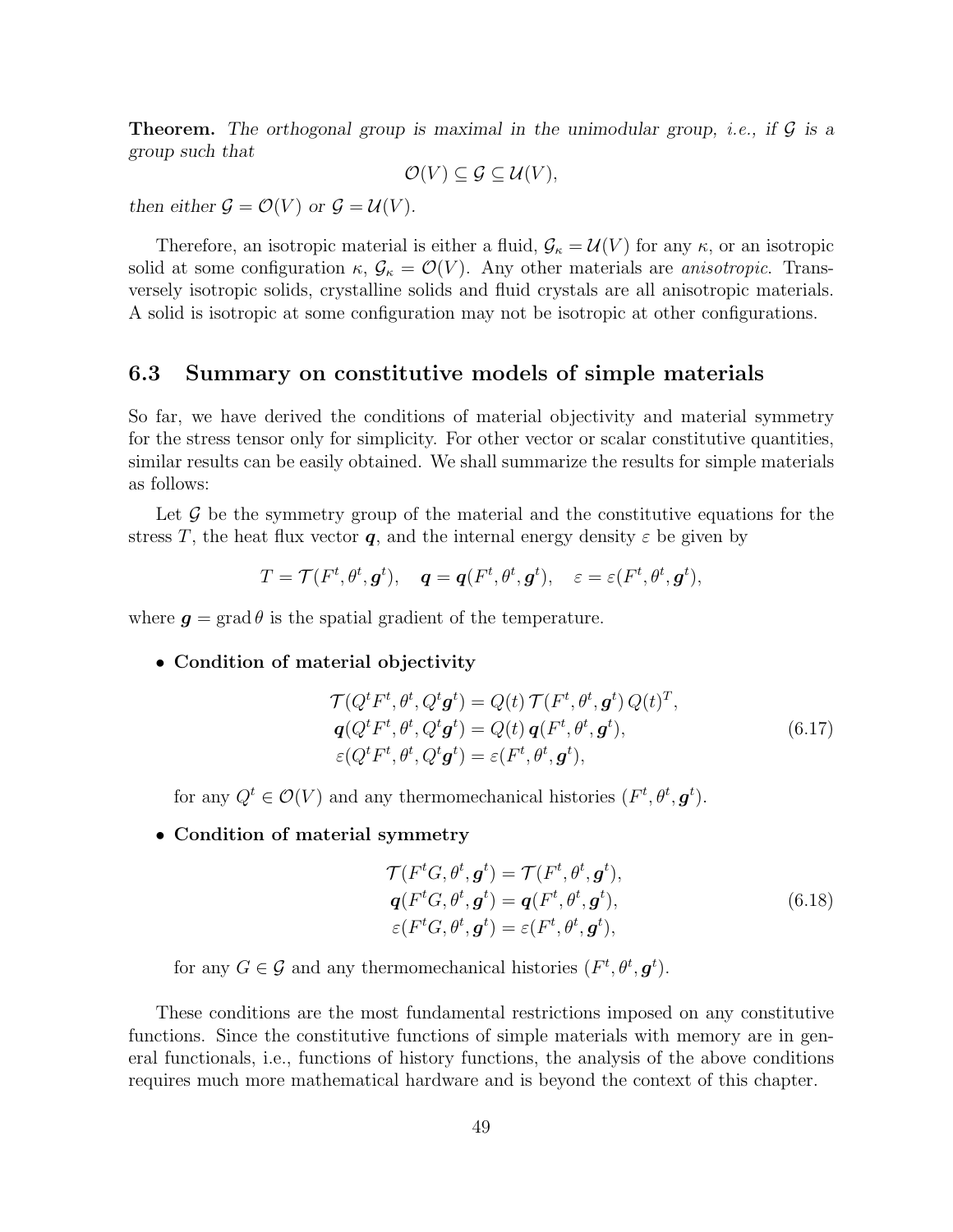**Theorem.** *The orthogonal group is maximal in the unimodular group, i.e., if $\mathcal{G}$ is a group such that*

$$\mathcal{O}(V) \subseteq \mathcal{G} \subseteq \mathcal{U}(V),$$

*then either $\mathcal{G} = \mathcal{O}(V)$ or $\mathcal{G} = \mathcal{U}(V)$.*

Therefore, an isotropic material is either a fluid, $\mathcal{G}_\kappa = \mathcal{U}(V)$ for any $\kappa$, or an isotropic solid at some configuration $\kappa$, $\mathcal{G}_\kappa = \mathcal{O}(V)$. Any other materials are *anisotropic*. Transversely isotropic solids, crystalline solids and fluid crystals are all anisotropic materials. A solid is isotropic at some configuration may not be isotropic at other configurations.

## 6.3 Summary on constitutive models of simple materials

So far, we have derived the conditions of material objectivity and material symmetry for the stress tensor only for simplicity. For other vector or scalar constitutive quantities, similar results can be easily obtained. We shall summarize the results for simple materials as follows:

Let $\mathcal{G}$ be the symmetry group of the material and the constitutive equations for the stress $T$, the heat flux vector $\boldsymbol{q}$, and the internal energy density $\varepsilon$ be given by

$$T = \mathcal{T}(F^t, \theta^t, \boldsymbol{g}^t), \quad \boldsymbol{q} = \boldsymbol{q}(F^t, \theta^t, \boldsymbol{g}^t), \quad \varepsilon = \varepsilon(F^t, \theta^t, \boldsymbol{g}^t),$$

where $\boldsymbol{g} = \operatorname{grad} \theta$ is the spatial gradient of the temperature.

- **Condition of material objectivity**

$$\begin{aligned} \mathcal{T}(Q^t F^t, \theta^t, Q^t \boldsymbol{g}^t) &= Q(t)\, \mathcal{T}(F^t, \theta^t, \boldsymbol{g}^t)\, Q(t)^T, \\ \boldsymbol{q}(Q^t F^t, \theta^t, Q^t \boldsymbol{g}^t) &= Q(t)\, \boldsymbol{q}(F^t, \theta^t, \boldsymbol{g}^t), \\ \varepsilon(Q^t F^t, \theta^t, Q^t \boldsymbol{g}^t) &= \varepsilon(F^t, \theta^t, \boldsymbol{g}^t), \end{aligned} \tag{6.17}$$

  for any $Q^t \in \mathcal{O}(V)$ and any thermomechanical histories $(F^t, \theta^t, \boldsymbol{g}^t)$.

- **Condition of material symmetry**

$$\begin{aligned} \mathcal{T}(F^t G, \theta^t, \boldsymbol{g}^t) &= \mathcal{T}(F^t, \theta^t, \boldsymbol{g}^t), \\ \boldsymbol{q}(F^t G, \theta^t, \boldsymbol{g}^t) &= \boldsymbol{q}(F^t, \theta^t, \boldsymbol{g}^t), \\ \varepsilon(F^t G, \theta^t, \boldsymbol{g}^t) &= \varepsilon(F^t, \theta^t, \boldsymbol{g}^t), \end{aligned} \tag{6.18}$$

  for any $G \in \mathcal{G}$ and any thermomechanical histories $(F^t, \theta^t, \boldsymbol{g}^t)$.

These conditions are the most fundamental restrictions imposed on any constitutive functions. Since the constitutive functions of simple materials with memory are in general functionals, i.e., functions of history functions, the analysis of the above conditions requires much more mathematical hardware and is beyond the context of this chapter.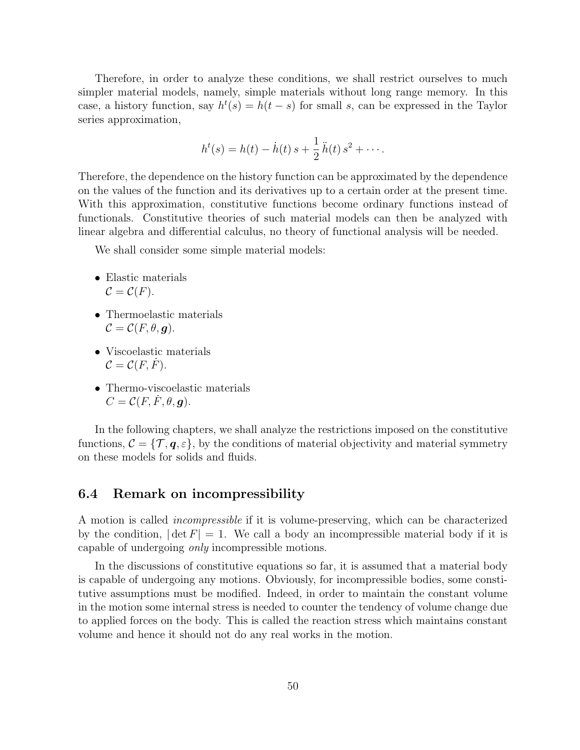Therefore, in order to analyze these conditions, we shall restrict ourselves to much simpler material models, namely, simple materials without long range memory. In this case, a history function, say $h^t(s) = h(t-s)$ for small $s$, can be expressed in the Taylor series approximation,

$$h^t(s) = h(t) - \dot{h}(t)\, s + \frac{1}{2}\, \ddot{h}(t)\, s^2 + \cdots .$$

Therefore, the dependence on the history function can be approximated by the dependence on the values of the function and its derivatives up to a certain order at the present time. With this approximation, constitutive functions become ordinary functions instead of functionals. Constitutive theories of such material models can then be analyzed with linear algebra and differential calculus, no theory of functional analysis will be needed.

We shall consider some simple material models:

- Elastic materials
  $\mathcal{C} = \mathcal{C}(F)$.
- Thermoelastic materials
  $\mathcal{C} = \mathcal{C}(F, \theta, \boldsymbol{g})$.
- Viscoelastic materials
  $\mathcal{C} = \mathcal{C}(F, \dot{F})$.
- Thermo-viscoelastic materials
  $C = \mathcal{C}(F, \dot{F}, \theta, \boldsymbol{g})$.

In the following chapters, we shall analyze the restrictions imposed on the constitutive functions, $\mathcal{C} = \{\mathcal{T}, \boldsymbol{q}, \varepsilon\}$, by the conditions of material objectivity and material symmetry on these models for solids and fluids.

## 6.4 Remark on incompressibility

A motion is called *incompressible* if it is volume-preserving, which can be characterized by the condition, $|\det F| = 1$. We call a body an incompressible material body if it is capable of undergoing *only* incompressible motions.

In the discussions of constitutive equations so far, it is assumed that a material body is capable of undergoing any motions. Obviously, for incompressible bodies, some constitutive assumptions must be modified. Indeed, in order to maintain the constant volume in the motion some internal stress is needed to counter the tendency of volume change due to applied forces on the body. This is called the reaction stress which maintains constant volume and hence it should not do any real works in the motion.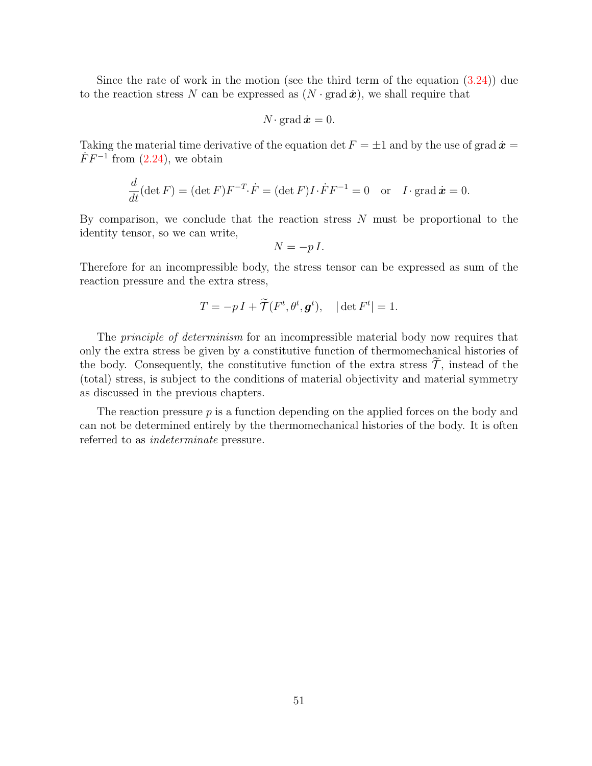Since the rate of work in the motion (see the third term of the equation (3.24)) due to the reaction stress $N$ can be expressed as $(N \cdot \operatorname{grad} \dot{\boldsymbol{x}})$, we shall require that

$$N \cdot \operatorname{grad} \dot{\boldsymbol{x}} = 0.$$

Taking the material time derivative of the equation $\det F = \pm 1$ and by the use of $\operatorname{grad} \dot{\boldsymbol{x}} = \dot{F} F^{-1}$ from (2.24), we obtain

$$\frac{d}{dt}(\det F) = (\det F) F^{-T} \cdot \dot{F} = (\det F) I \cdot \dot{F} F^{-1} = 0 \quad \text{or} \quad I \cdot \operatorname{grad} \dot{\boldsymbol{x}} = 0.$$

By comparison, we conclude that the reaction stress $N$ must be proportional to the identity tensor, so we can write,

$$N = -p\, I.$$

Therefore for an incompressible body, the stress tensor can be expressed as sum of the reaction pressure and the extra stress,

$$T = -p\, I + \widetilde{\mathcal{T}}(F^t, \theta^t, \boldsymbol{g}^t), \quad |\det F^t| = 1.$$

The *principle of determinism* for an incompressible material body now requires that only the extra stress be given by a constitutive function of thermomechanical histories of the body. Consequently, the constitutive function of the extra stress $\widetilde{\mathcal{T}}$, instead of the (total) stress, is subject to the conditions of material objectivity and material symmetry as discussed in the previous chapters.

The reaction pressure $p$ is a function depending on the applied forces on the body and can not be determined entirely by the thermomechanical histories of the body. It is often referred to as *indeterminate* pressure.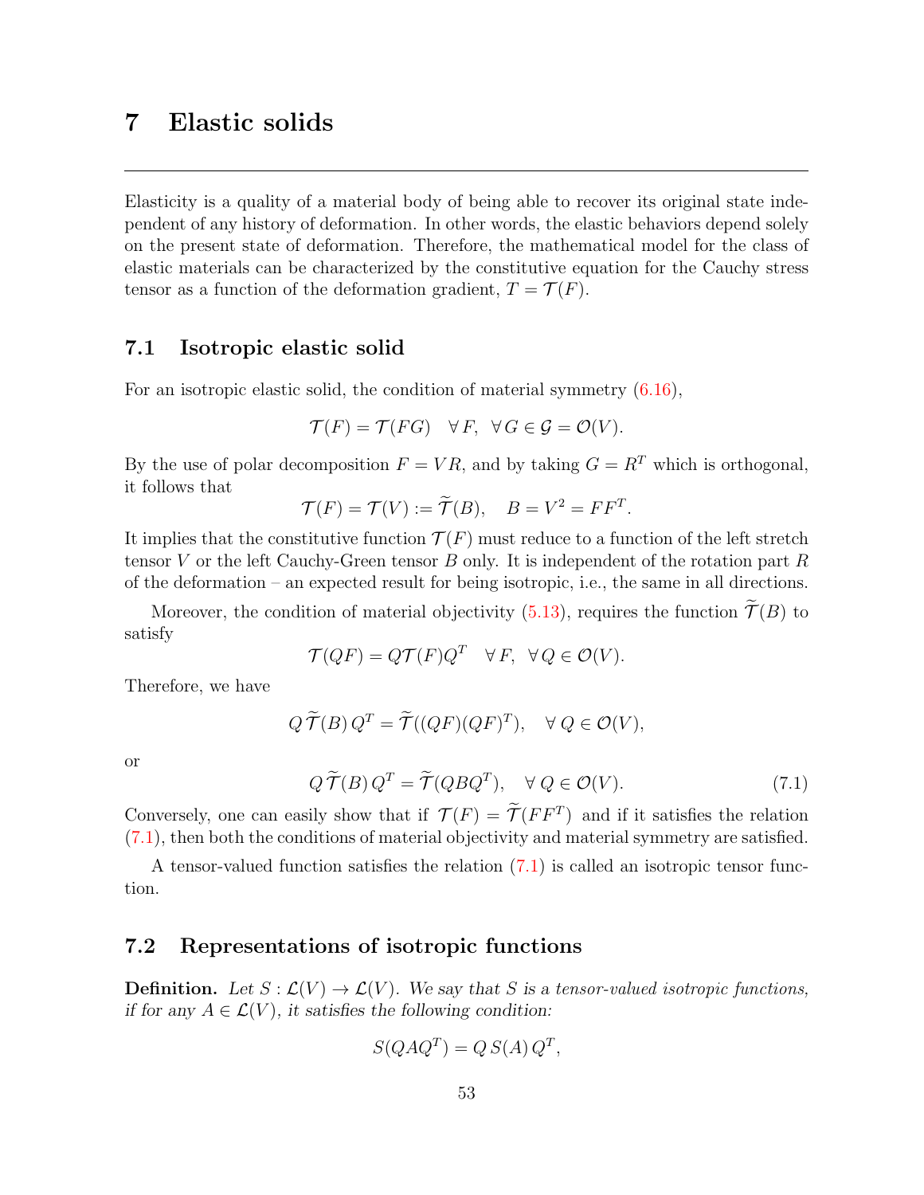# 7 Elastic solids

---

Elasticity is a quality of a material body of being able to recover its original state independent of any history of deformation. In other words, the elastic behaviors depend solely on the present state of deformation. Therefore, the mathematical model for the class of elastic materials can be characterized by the constitutive equation for the Cauchy stress tensor as a function of the deformation gradient, $T = \mathcal{T}(F)$.

## 7.1 Isotropic elastic solid

For an isotropic elastic solid, the condition of material symmetry (6.16),

$$\mathcal{T}(F) = \mathcal{T}(FG) \quad \forall\, F, \;\; \forall\, G \in \mathcal{G} = \mathcal{O}(V).$$

By the use of polar decomposition $F = VR$, and by taking $G = R^T$ which is orthogonal, it follows that

$$\mathcal{T}(F) = \mathcal{T}(V) := \widetilde{\mathcal{T}}(B), \quad B = V^2 = FF^T.$$

It implies that the constitutive function $\mathcal{T}(F)$ must reduce to a function of the left stretch tensor $V$ or the left Cauchy-Green tensor $B$ only. It is independent of the rotation part $R$ of the deformation – an expected result for being isotropic, i.e., the same in all directions.

Moreover, the condition of material objectivity (5.13), requires the function $\widetilde{\mathcal{T}}(B)$ to satisfy

$$\mathcal{T}(QF) = Q\mathcal{T}(F)Q^T \quad \forall\, F, \;\; \forall\, Q \in \mathcal{O}(V).$$

Therefore, we have

$$Q\,\widetilde{\mathcal{T}}(B)\,Q^T = \widetilde{\mathcal{T}}((QF)(QF)^T), \quad \forall\, Q \in \mathcal{O}(V),$$

or

$$Q\,\widetilde{\mathcal{T}}(B)\,Q^T = \widetilde{\mathcal{T}}(QBQ^T), \quad \forall\, Q \in \mathcal{O}(V). \tag{7.1}$$

Conversely, one can easily show that if $\mathcal{T}(F) = \widetilde{\mathcal{T}}(FF^T)$ and if it satisfies the relation (7.1), then both the conditions of material objectivity and material symmetry are satisfied.

A tensor-valued function satisfies the relation (7.1) is called an isotropic tensor function.

## 7.2 Representations of isotropic functions

**Definition.** *Let $S : \mathcal{L}(V) \to \mathcal{L}(V)$. We say that $S$ is a tensor-valued isotropic functions, if for any $A \in \mathcal{L}(V)$, it satisfies the following condition:*

$$S(QAQ^T) = Q\,S(A)\,Q^T,$$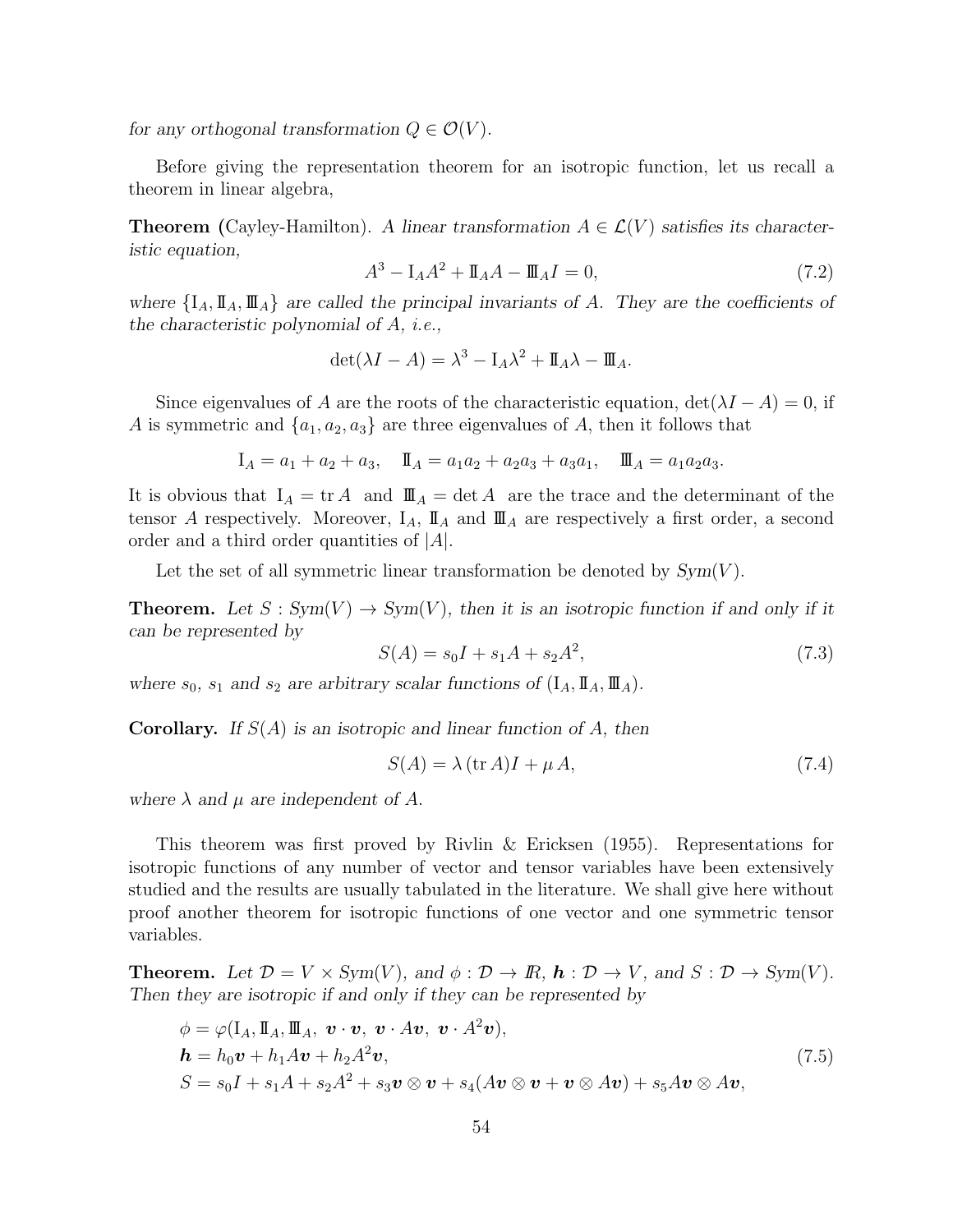*for any orthogonal transformation $Q \in \mathcal{O}(V)$.*

Before giving the representation theorem for an isotropic function, let us recall a theorem in linear algebra,

**Theorem** (Cayley-Hamilton). *A linear transformation $A \in \mathcal{L}(V)$ satisfies its characteristic equation,*

$$A^3 - \mathrm{I}_A A^2 + \mathrm{I\!I}_A A - \mathrm{I\!I\!I}_A I = 0, \tag{7.2}$$

*where $\{\mathrm{I}_A, \mathrm{I\!I}_A, \mathrm{I\!I\!I}_A\}$ are called the principal invariants of $A$. They are the coefficients of the characteristic polynomial of $A$, i.e.,*

$$\det(\lambda I - A) = \lambda^3 - \mathrm{I}_A \lambda^2 + \mathrm{I\!I}_A \lambda - \mathrm{I\!I\!I}_A.$$

Since eigenvalues of $A$ are the roots of the characteristic equation, $\det(\lambda I - A) = 0$, if $A$ is symmetric and $\{a_1, a_2, a_3\}$ are three eigenvalues of $A$, then it follows that

$$\mathrm{I}_A = a_1 + a_2 + a_3, \quad \mathrm{I\!I}_A = a_1 a_2 + a_2 a_3 + a_3 a_1, \quad \mathrm{I\!I\!I}_A = a_1 a_2 a_3.$$

It is obvious that $\mathrm{I}_A = \operatorname{tr} A$ and $\mathrm{I\!I\!I}_A = \det A$ are the trace and the determinant of the tensor $A$ respectively. Moreover, $\mathrm{I}_A$, $\mathrm{I\!I}_A$ and $\mathrm{I\!I\!I}_A$ are respectively a first order, a second order and a third order quantities of $|A|$.

Let the set of all symmetric linear transformation be denoted by $Sym(V)$.

**Theorem.** *Let $S : Sym(V) \to Sym(V)$, then it is an isotropic function if and only if it can be represented by*

$$S(A) = s_0 I + s_1 A + s_2 A^2, \tag{7.3}$$

*where $s_0$, $s_1$ and $s_2$ are arbitrary scalar functions of $(\mathrm{I}_A, \mathrm{I\!I}_A, \mathrm{I\!I\!I}_A)$.*

**Corollary.** *If $S(A)$ is an isotropic and linear function of $A$, then*

$$S(A) = \lambda (\operatorname{tr} A) I + \mu A, \tag{7.4}$$

*where $\lambda$ and $\mu$ are independent of $A$.*

This theorem was first proved by Rivlin & Ericksen (1955). Representations for isotropic functions of any number of vector and tensor variables have been extensively studied and the results are usually tabulated in the literature. We shall give here without proof another theorem for isotropic functions of one vector and one symmetric tensor variables.

**Theorem.** *Let $\mathcal{D} = V \times Sym(V)$, and $\phi : \mathcal{D} \to I\!R$, $\boldsymbol{h} : \mathcal{D} \to V$, and $S : \mathcal{D} \to Sym(V)$. Then they are isotropic if and only if they can be represented by*

$$\begin{aligned}
&\phi = \varphi(\mathrm{I}_A, \mathrm{I\!I}_A, \mathrm{I\!I\!I}_A,\ \boldsymbol{v}\cdot\boldsymbol{v},\ \boldsymbol{v}\cdot A\boldsymbol{v},\ \boldsymbol{v}\cdot A^2\boldsymbol{v}),\\
&\boldsymbol{h} = h_0 \boldsymbol{v} + h_1 A\boldsymbol{v} + h_2 A^2 \boldsymbol{v},\\
&S = s_0 I + s_1 A + s_2 A^2 + s_3 \boldsymbol{v}\otimes\boldsymbol{v} + s_4 (A\boldsymbol{v}\otimes\boldsymbol{v} + \boldsymbol{v}\otimes A\boldsymbol{v}) + s_5 A\boldsymbol{v}\otimes A\boldsymbol{v},
\end{aligned} \tag{7.5}$$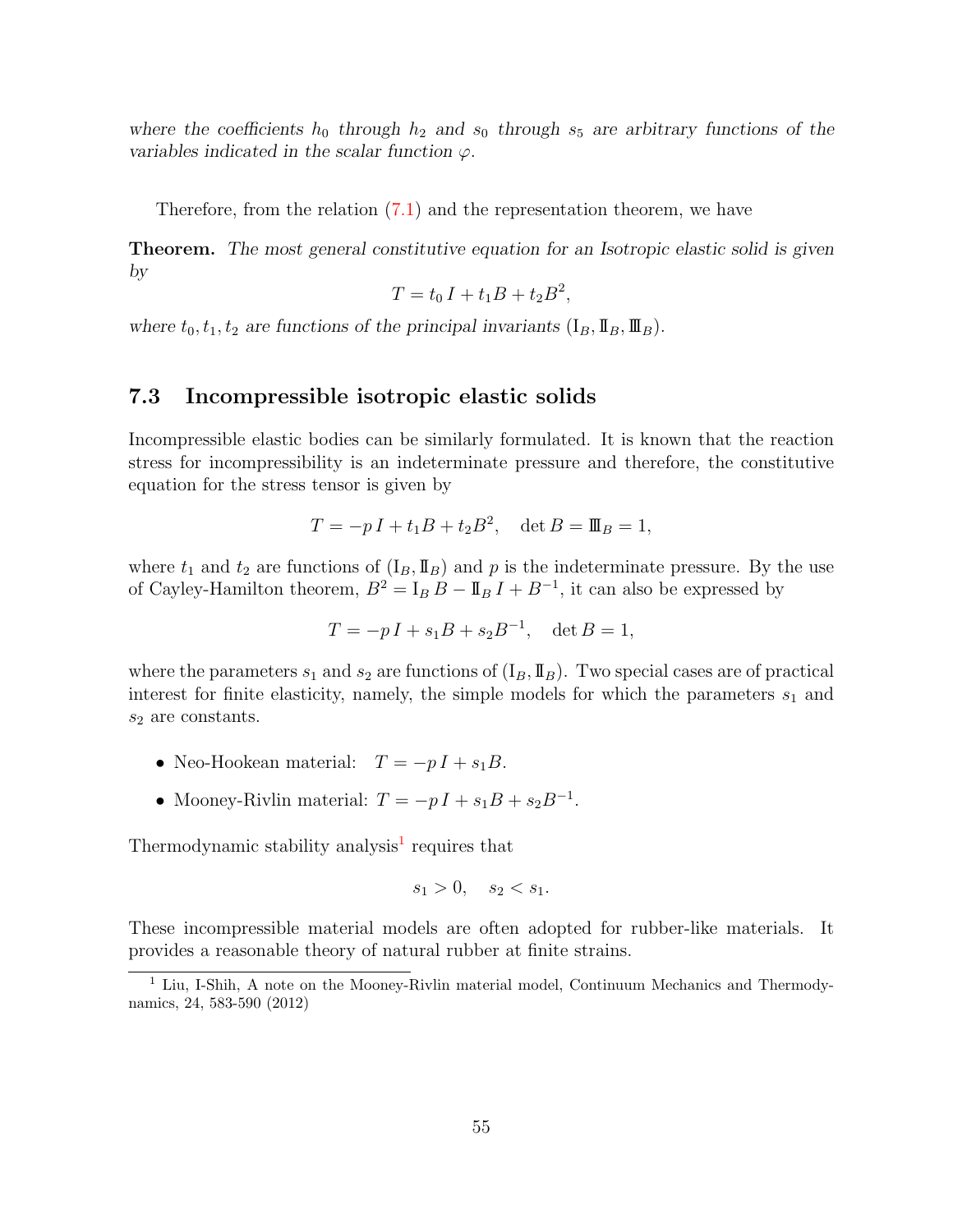*where the coefficients $h_0$ through $h_2$ and $s_0$ through $s_5$ are arbitrary functions of the variables indicated in the scalar function $\varphi$.*

Therefore, from the relation (7.1) and the representation theorem, we have

**Theorem.** *The most general constitutive equation for an Isotropic elastic solid is given by*

$$T = t_0 \, I + t_1 B + t_2 B^2,$$

*where $t_0, t_1, t_2$ are functions of the principal invariants $(\mathrm{I}_B, \mathrm{II}_B, \mathrm{III}_B)$.*

## 7.3 Incompressible isotropic elastic solids

Incompressible elastic bodies can be similarly formulated. It is known that the reaction stress for incompressibility is an indeterminate pressure and therefore, the constitutive equation for the stress tensor is given by

$$T = -p \, I + t_1 B + t_2 B^2, \quad \det B = \mathrm{III}_B = 1,$$

where $t_1$ and $t_2$ are functions of $(\mathrm{I}_B, \mathrm{II}_B)$ and $p$ is the indeterminate pressure. By the use of Cayley-Hamilton theorem, $B^2 = \mathrm{I}_B \, B - \mathrm{II}_B \, I + B^{-1}$, it can also be expressed by

$$T = -p \, I + s_1 B + s_2 B^{-1}, \quad \det B = 1,$$

where the parameters $s_1$ and $s_2$ are functions of $(\mathrm{I}_B, \mathrm{II}_B)$. Two special cases are of practical interest for finite elasticity, namely, the simple models for which the parameters $s_1$ and $s_2$ are constants.

- Neo-Hookean material: $T = -p \, I + s_1 B$.
- Mooney-Rivlin material: $T = -p \, I + s_1 B + s_2 B^{-1}$.

Thermodynamic stability analysis[1] requires that

$$s_1 > 0, \quad s_2 < s_1.$$

These incompressible material models are often adopted for rubber-like materials. It provides a reasonable theory of natural rubber at finite strains.

[1] Liu, I-Shih, A note on the Mooney-Rivlin material model, Continuum Mechanics and Thermodynamics, 24, 583-590 (2012)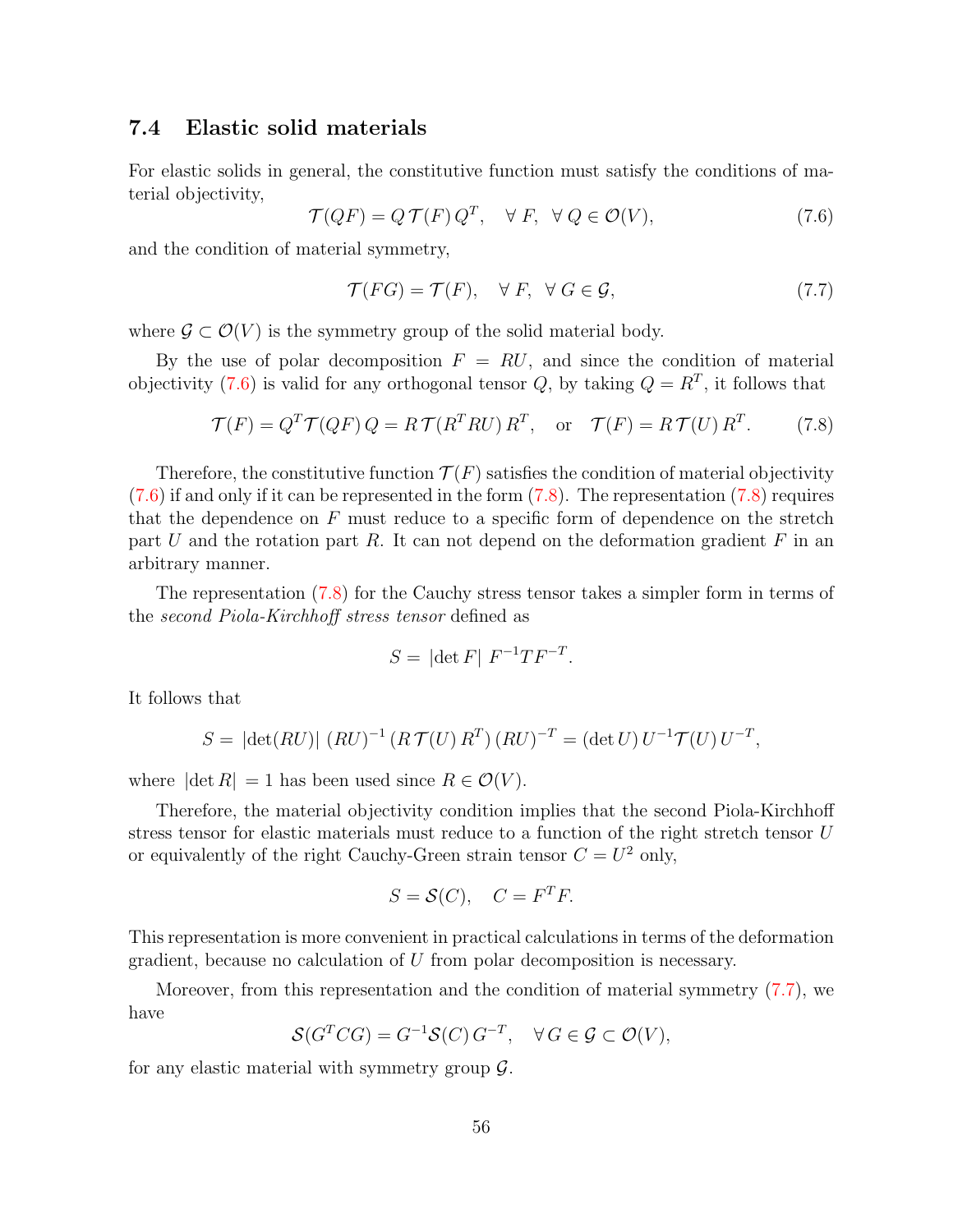### 7.4 Elastic solid materials

For elastic solids in general, the constitutive function must satisfy the conditions of material objectivity,

$$\mathcal{T}(QF) = Q\,\mathcal{T}(F)\,Q^T, \quad \forall\, F, \;\; \forall\, Q \in \mathcal{O}(V), \tag{7.6}$$

and the condition of material symmetry,

$$\mathcal{T}(FG) = \mathcal{T}(F), \quad \forall\, F, \;\; \forall\, G \in \mathcal{G}, \tag{7.7}$$

where $\mathcal{G} \subset \mathcal{O}(V)$ is the symmetry group of the solid material body.

By the use of polar decomposition $F = RU$, and since the condition of material objectivity (7.6) is valid for any orthogonal tensor $Q$, by taking $Q = R^T$, it follows that

$$\mathcal{T}(F) = Q^T\mathcal{T}(QF)\,Q = R\,\mathcal{T}(R^T RU)\,R^T, \quad \text{or} \quad \mathcal{T}(F) = R\,\mathcal{T}(U)\,R^T. \tag{7.8}$$

Therefore, the constitutive function $\mathcal{T}(F)$ satisfies the condition of material objectivity (7.6) if and only if it can be represented in the form (7.8). The representation (7.8) requires that the dependence on $F$ must reduce to a specific form of dependence on the stretch part $U$ and the rotation part $R$. It can not depend on the deformation gradient $F$ in an arbitrary manner.

The representation (7.8) for the Cauchy stress tensor takes a simpler form in terms of the *second Piola-Kirchhoff stress tensor* defined as

$$S = \,|\det F|\; F^{-1}TF^{-T}.$$

It follows that

$$S = \,|\det(RU)|\;(RU)^{-1}\,(R\,\mathcal{T}(U)\,R^T)\,(RU)^{-T} = (\det U)\,U^{-1}\mathcal{T}(U)\,U^{-T},$$

where $|\det R| = 1$ has been used since $R \in \mathcal{O}(V)$.

Therefore, the material objectivity condition implies that the second Piola-Kirchhoff stress tensor for elastic materials must reduce to a function of the right stretch tensor $U$ or equivalently of the right Cauchy-Green strain tensor $C = U^2$ only,

$$S = \mathcal{S}(C), \quad C = F^T F.$$

This representation is more convenient in practical calculations in terms of the deformation gradient, because no calculation of $U$ from polar decomposition is necessary.

Moreover, from this representation and the condition of material symmetry (7.7), we have

$$\mathcal{S}(G^T CG) = G^{-1}\mathcal{S}(C)\,G^{-T}, \quad \forall\, G \in \mathcal{G} \subset \mathcal{O}(V),$$

for any elastic material with symmetry group $\mathcal{G}$.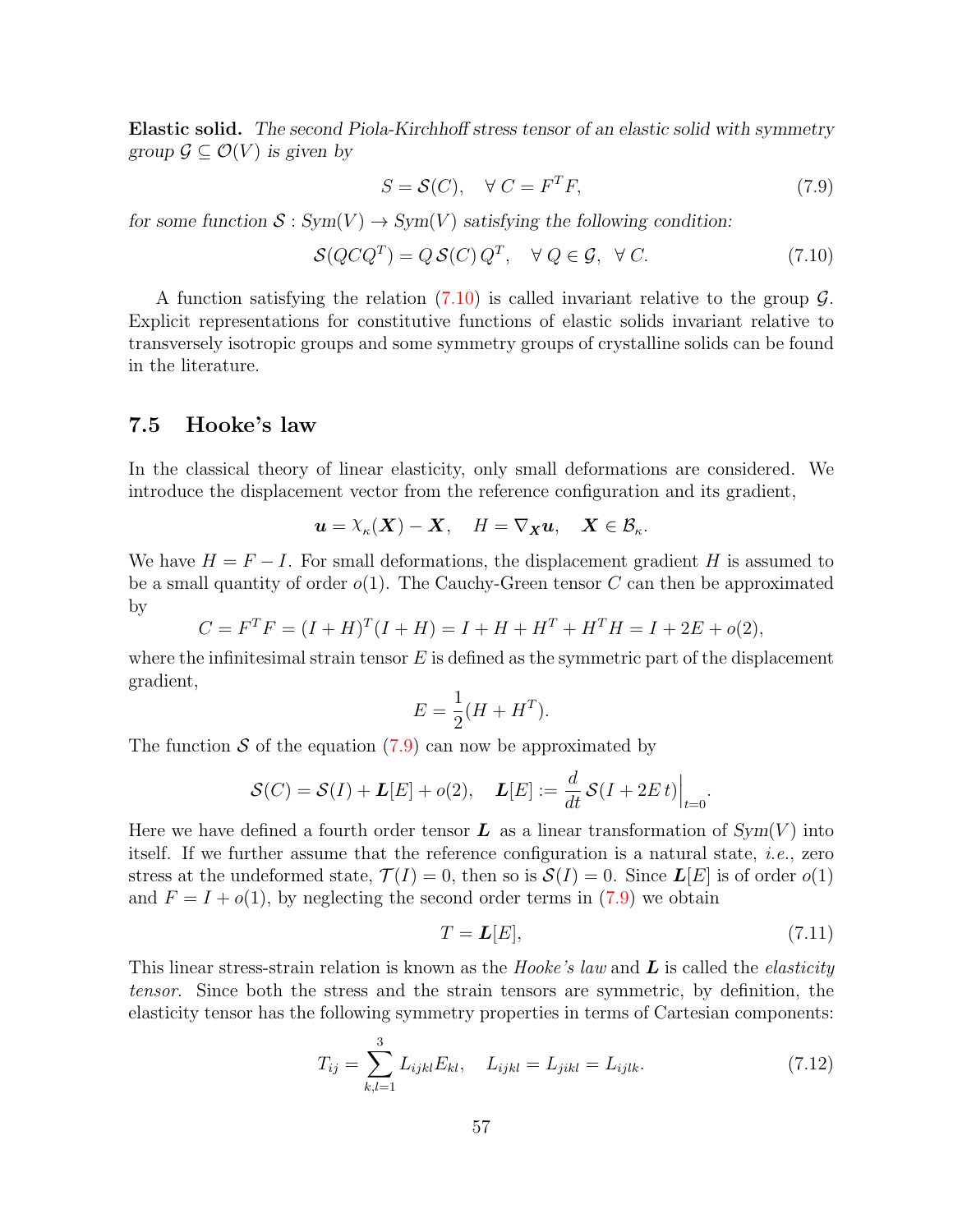**Elastic solid.** *The second Piola-Kirchhoff stress tensor of an elastic solid with symmetry group $\mathcal{G} \subseteq \mathcal{O}(V)$ is given by*

$$S = \mathcal{S}(C), \quad \forall\, C = F^T F, \tag{7.9}$$

*for some function $\mathcal{S} : Sym(V) \to Sym(V)$ satisfying the following condition:*

$$\mathcal{S}(QCQ^T) = Q\,\mathcal{S}(C)\,Q^T, \quad \forall\, Q \in \mathcal{G}, \;\; \forall\, C. \tag{7.10}$$

A function satisfying the relation (7.10) is called invariant relative to the group $\mathcal{G}$. Explicit representations for constitutive functions of elastic solids invariant relative to transversely isotropic groups and some symmetry groups of crystalline solids can be found in the literature.

## 7.5 Hooke's law

In the classical theory of linear elasticity, only small deformations are considered. We introduce the displacement vector from the reference configuration and its gradient,

$$\boldsymbol{u} = \chi_{\kappa}(\boldsymbol{X}) - \boldsymbol{X}, \quad H = \nabla_{\boldsymbol{X}} \boldsymbol{u}, \quad \boldsymbol{X} \in \mathcal{B}_{\kappa}.$$

We have $H = F - I$. For small deformations, the displacement gradient $H$ is assumed to be a small quantity of order $o(1)$. The Cauchy-Green tensor $C$ can then be approximated by

$$C = F^T F = (I + H)^T (I + H) = I + H + H^T + H^T H = I + 2E + o(2),$$

where the infinitesimal strain tensor $E$ is defined as the symmetric part of the displacement gradient,

$$E = \frac{1}{2}(H + H^T).$$

The function $\mathcal{S}$ of the equation (7.9) can now be approximated by

$$\mathcal{S}(C) = \mathcal{S}(I) + \boldsymbol{L}[E] + o(2), \quad \boldsymbol{L}[E] := \frac{d}{dt}\,\mathcal{S}(I + 2E\,t)\Big|_{t=0}.$$

Here we have defined a fourth order tensor $\boldsymbol{L}$ as a linear transformation of $Sym(V)$ into itself. If we further assume that the reference configuration is a natural state, *i.e.*, zero stress at the undeformed state, $\mathcal{T}(I) = 0$, then so is $\mathcal{S}(I) = 0$. Since $\boldsymbol{L}[E]$ is of order $o(1)$ and $F = I + o(1)$, by neglecting the second order terms in (7.9) we obtain

$$T = \boldsymbol{L}[E], \tag{7.11}$$

This linear stress-strain relation is known as the *Hooke's law* and $\boldsymbol{L}$ is called the *elasticity tensor*. Since both the stress and the strain tensors are symmetric, by definition, the elasticity tensor has the following symmetry properties in terms of Cartesian components:

$$T_{ij} = \sum_{k,l=1}^{3} L_{ijkl} E_{kl}, \quad L_{ijkl} = L_{jikl} = L_{ijlk}. \tag{7.12}$$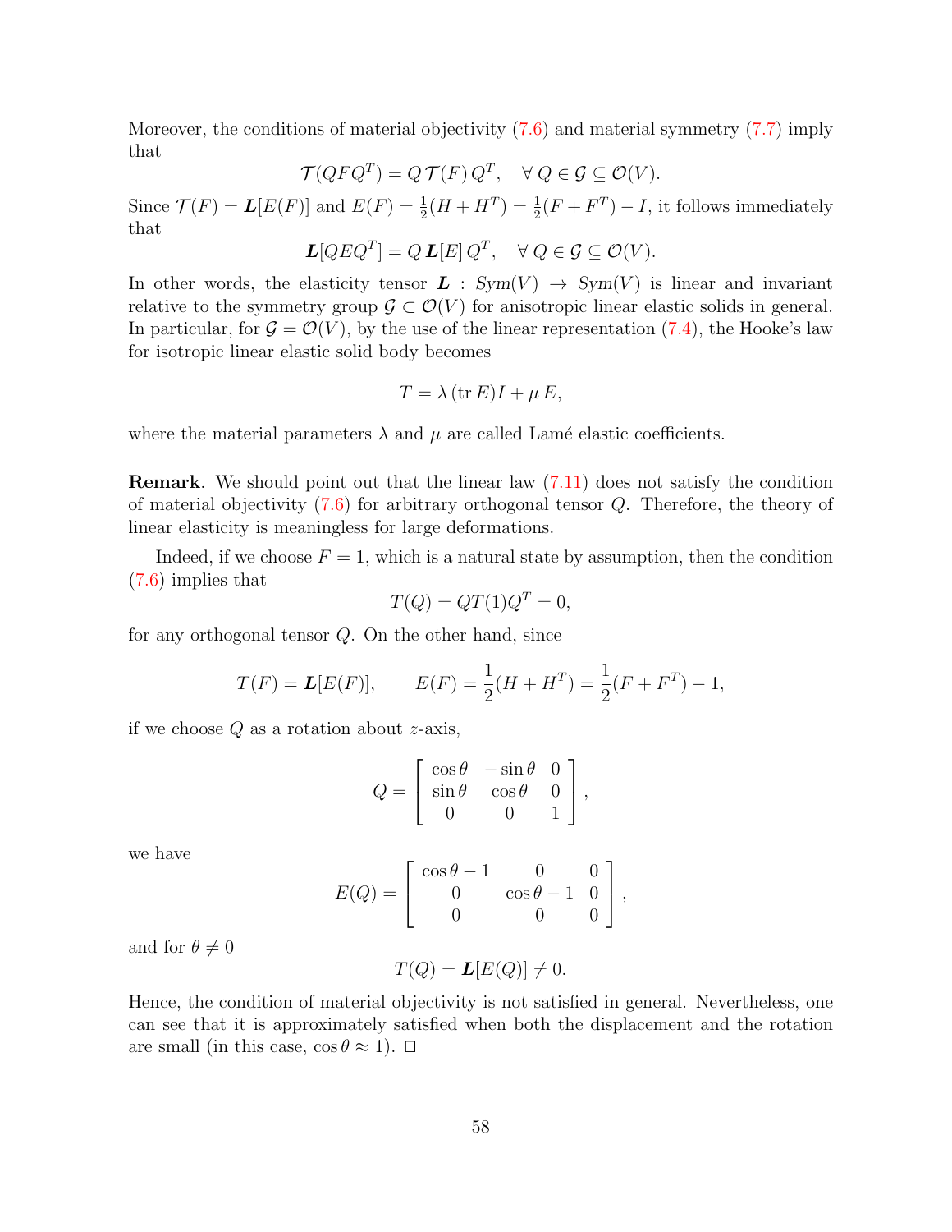Moreover, the conditions of material objectivity (7.6) and material symmetry (7.7) imply that

$$\mathcal{T}(QFQ^T) = Q\,\mathcal{T}(F)\,Q^T, \quad \forall\, Q \in \mathcal{G} \subseteq \mathcal{O}(V).$$

Since $\mathcal{T}(F) = \boldsymbol{L}[E(F)]$ and $E(F) = \frac{1}{2}(H + H^T) = \frac{1}{2}(F + F^T) - I$, it follows immediately that

$$\boldsymbol{L}[QEQ^T] = Q\,\boldsymbol{L}[E]\,Q^T, \quad \forall\, Q \in \mathcal{G} \subseteq \mathcal{O}(V).$$

In other words, the elasticity tensor $\boldsymbol{L} : Sym(V) \to Sym(V)$ is linear and invariant relative to the symmetry group $\mathcal{G} \subset \mathcal{O}(V)$ for anisotropic linear elastic solids in general. In particular, for $\mathcal{G} = \mathcal{O}(V)$, by the use of the linear representation (7.4), the Hooke's law for isotropic linear elastic solid body becomes

$$T = \lambda\,(\mathrm{tr}\,E)I + \mu\,E,$$

where the material parameters $\lambda$ and $\mu$ are called Lamé elastic coefficients.

**Remark**. We should point out that the linear law (7.11) does not satisfy the condition of material objectivity (7.6) for arbitrary orthogonal tensor $Q$. Therefore, the theory of linear elasticity is meaningless for large deformations.

Indeed, if we choose $F = 1$, which is a natural state by assumption, then the condition (7.6) implies that

$$T(Q) = QT(1)Q^T = 0,$$

for any orthogonal tensor $Q$. On the other hand, since

$$T(F) = \boldsymbol{L}[E(F)], \qquad E(F) = \frac{1}{2}(H + H^T) = \frac{1}{2}(F + F^T) - 1,$$

if we choose $Q$ as a rotation about $z$-axis,

$$Q = \begin{bmatrix} \cos\theta & -\sin\theta & 0 \\ \sin\theta & \cos\theta & 0 \\ 0 & 0 & 1 \end{bmatrix},$$

we have

$$E(Q) = \begin{bmatrix} \cos\theta - 1 & 0 & 0 \\ 0 & \cos\theta - 1 & 0 \\ 0 & 0 & 0 \end{bmatrix},$$

and for $\theta \neq 0$

$$T(Q) = \boldsymbol{L}[E(Q)] \neq 0.$$

Hence, the condition of material objectivity is not satisfied in general. Nevertheless, one can see that it is approximately satisfied when both the displacement and the rotation are small (in this case, $\cos\theta \approx 1$). □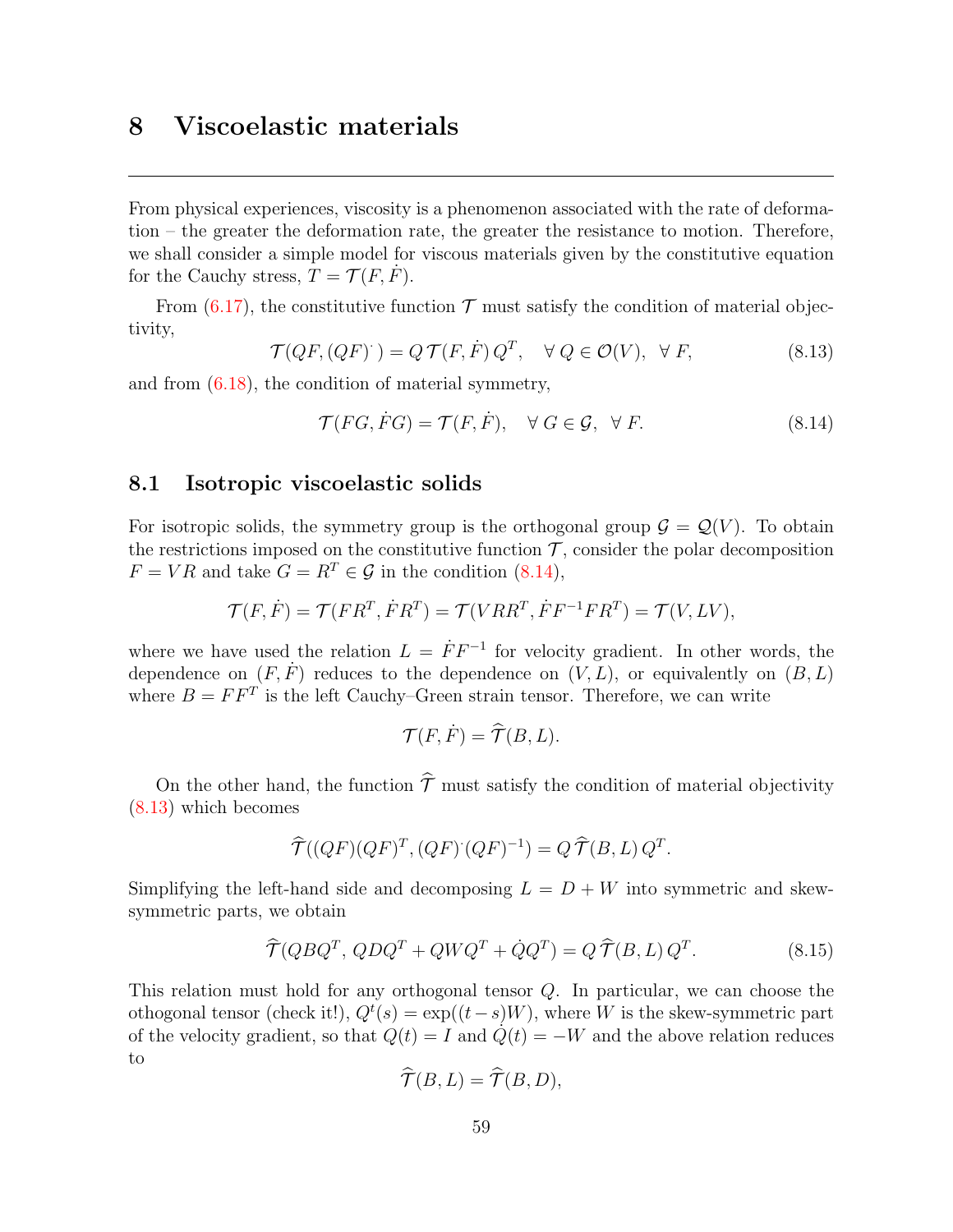# 8 Viscoelastic materials

---

From physical experiences, viscosity is a phenomenon associated with the rate of deformation – the greater the deformation rate, the greater the resistance to motion. Therefore, we shall consider a simple model for viscous materials given by the constitutive equation for the Cauchy stress, $T = \mathcal{T}(F, \dot{F})$.

From (6.17), the constitutive function $\mathcal{T}$ must satisfy the condition of material objectivity,

$$\mathcal{T}(QF, (QF)^{\cdot}) = Q\,\mathcal{T}(F, \dot{F})\,Q^T, \quad \forall\, Q \in \mathcal{O}(V),\ \ \forall\, F, \tag{8.13}$$

and from (6.18), the condition of material symmetry,

$$\mathcal{T}(FG, \dot{F}G) = \mathcal{T}(F, \dot{F}), \quad \forall\, G \in \mathcal{G},\ \ \forall\, F. \tag{8.14}$$

## 8.1 Isotropic viscoelastic solids

For isotropic solids, the symmetry group is the orthogonal group $\mathcal{G} = \mathcal{Q}(V)$. To obtain the restrictions imposed on the constitutive function $\mathcal{T}$, consider the polar decomposition $F = VR$ and take $G = R^T \in \mathcal{G}$ in the condition (8.14),

$$\mathcal{T}(F, \dot{F}) = \mathcal{T}(FR^T, \dot{F}R^T) = \mathcal{T}(VRR^T, \dot{F}F^{-1}FR^T) = \mathcal{T}(V, LV),$$

where we have used the relation $L = \dot{F}F^{-1}$ for velocity gradient. In other words, the dependence on $(F, \dot{F})$ reduces to the dependence on $(V, L)$, or equivalently on $(B, L)$ where $B = FF^T$ is the left Cauchy–Green strain tensor. Therefore, we can write

$$\mathcal{T}(F, \dot{F}) = \widehat{\mathcal{T}}(B, L).$$

On the other hand, the function $\widehat{\mathcal{T}}$ must satisfy the condition of material objectivity (8.13) which becomes

$$\widehat{\mathcal{T}}((QF)(QF)^T, (QF)^{\cdot}(QF)^{-1}) = Q\,\widehat{\mathcal{T}}(B, L)\,Q^T.$$

Simplifying the left-hand side and decomposing $L = D + W$ into symmetric and skew-symmetric parts, we obtain

$$\widehat{\mathcal{T}}(QBQ^T,\, QDQ^T + QWQ^T + \dot{Q}Q^T) = Q\,\widehat{\mathcal{T}}(B, L)\,Q^T. \tag{8.15}$$

This relation must hold for any orthogonal tensor $Q$. In particular, we can choose the othogonal tensor (check it!), $Q^t(s) = \exp((t-s)W)$, where $W$ is the skew-symmetric part of the velocity gradient, so that $Q(t) = I$ and $\dot{Q}(t) = -W$ and the above relation reduces to

$$\widehat{\mathcal{T}}(B, L) = \widehat{\mathcal{T}}(B, D),$$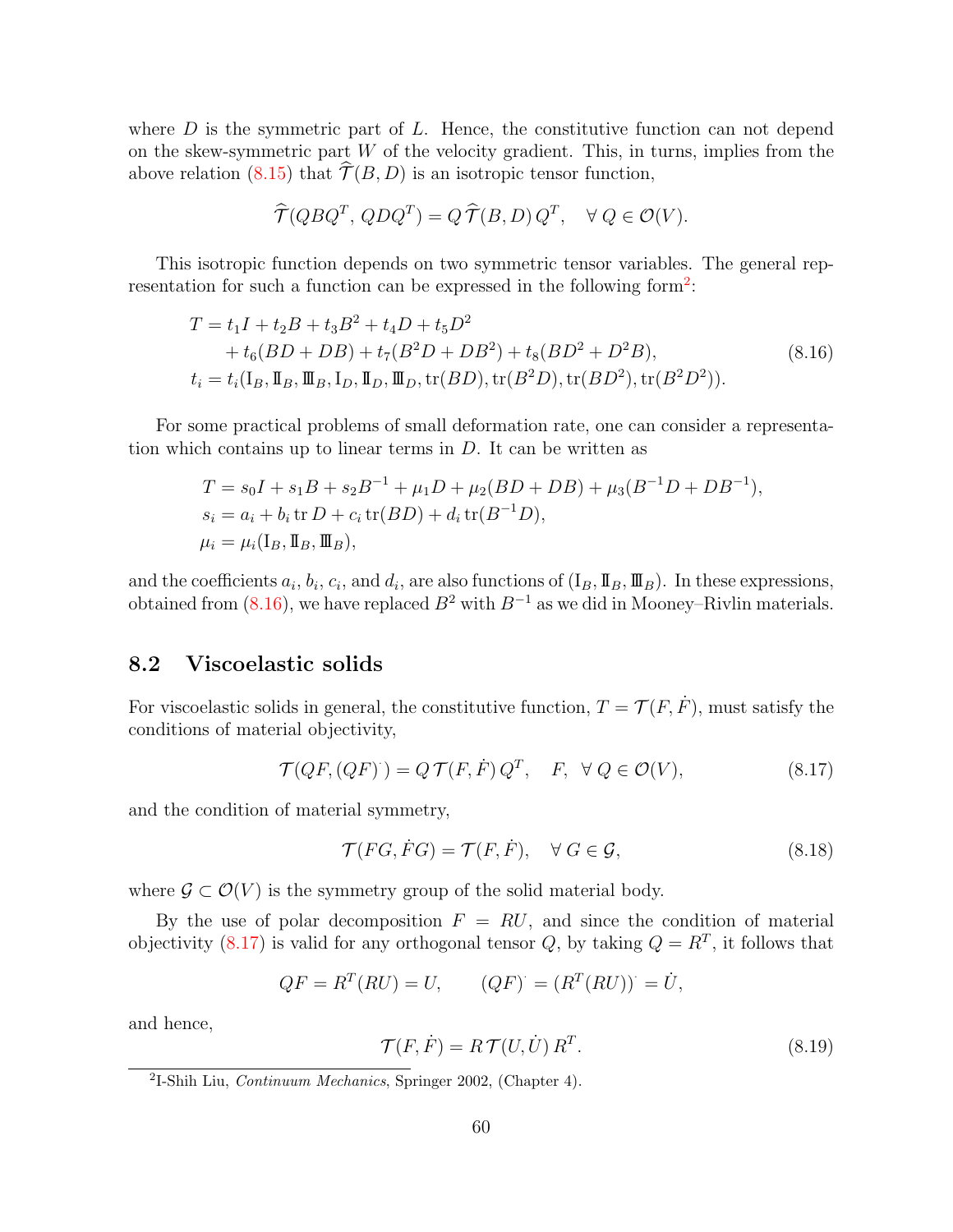where $D$ is the symmetric part of $L$. Hence, the constitutive function can not depend on the skew-symmetric part $W$ of the velocity gradient. This, in turns, implies from the above relation (8.15) that $\widehat{\mathcal{T}}(B, D)$ is an isotropic tensor function,

$$\widehat{\mathcal{T}}(QBQ^T,\, QDQ^T) = Q\,\widehat{\mathcal{T}}(B, D)\,Q^T, \quad \forall\, Q \in \mathcal{O}(V).$$

This isotropic function depends on two symmetric tensor variables. The general representation for such a function can be expressed in the following form[2]:

$$\begin{aligned}
T &= t_1 I + t_2 B + t_3 B^2 + t_4 D + t_5 D^2 \\
&\quad + t_6(BD + DB) + t_7(B^2D + DB^2) + t_8(BD^2 + D^2B), \\
t_i &= t_i(\mathrm{I}_B, \mathrm{II}_B, \mathrm{III}_B, \mathrm{I}_D, \mathrm{II}_D, \mathrm{III}_D, \operatorname{tr}(BD), \operatorname{tr}(B^2D), \operatorname{tr}(BD^2), \operatorname{tr}(B^2D^2)).
\end{aligned} \tag{8.16}$$

For some practical problems of small deformation rate, one can consider a representation which contains up to linear terms in $D$. It can be written as

$$\begin{aligned}
T &= s_0 I + s_1 B + s_2 B^{-1} + \mu_1 D + \mu_2(BD + DB) + \mu_3(B^{-1}D + DB^{-1}), \\
s_i &= a_i + b_i \operatorname{tr} D + c_i \operatorname{tr}(BD) + d_i \operatorname{tr}(B^{-1}D), \\
\mu_i &= \mu_i(\mathrm{I}_B, \mathrm{II}_B, \mathrm{III}_B),
\end{aligned}$$

and the coefficients $a_i$, $b_i$, $c_i$, and $d_i$, are also functions of $(\mathrm{I}_B, \mathrm{II}_B, \mathrm{III}_B)$. In these expressions, obtained from (8.16), we have replaced $B^2$ with $B^{-1}$ as we did in Mooney–Rivlin materials.

## 8.2 Viscoelastic solids

For viscoelastic solids in general, the constitutive function, $T = \mathcal{T}(F, \dot{F})$, must satisfy the conditions of material objectivity,

$$\mathcal{T}(QF, (QF)^{\cdot}) = Q\,\mathcal{T}(F, \dot{F})\,Q^T, \quad F, \;\; \forall\, Q \in \mathcal{O}(V), \tag{8.17}$$

and the condition of material symmetry,

$$\mathcal{T}(FG, \dot{F}G) = \mathcal{T}(F, \dot{F}), \quad \forall\, G \in \mathcal{G}, \tag{8.18}$$

where $\mathcal{G} \subset \mathcal{O}(V)$ is the symmetry group of the solid material body.

By the use of polar decomposition $F = RU$, and since the condition of material objectivity (8.17) is valid for any orthogonal tensor $Q$, by taking $Q = R^T$, it follows that

$$QF = R^T(RU) = U, \qquad (QF)^{\cdot} = (R^T(RU))^{\cdot} = \dot{U},$$

and hence,

$$\mathcal{T}(F, \dot{F}) = R\,\mathcal{T}(U, \dot{U})\,R^T. \tag{8.19}$$

[2] I-Shih Liu, *Continuum Mechanics*, Springer 2002, (Chapter 4).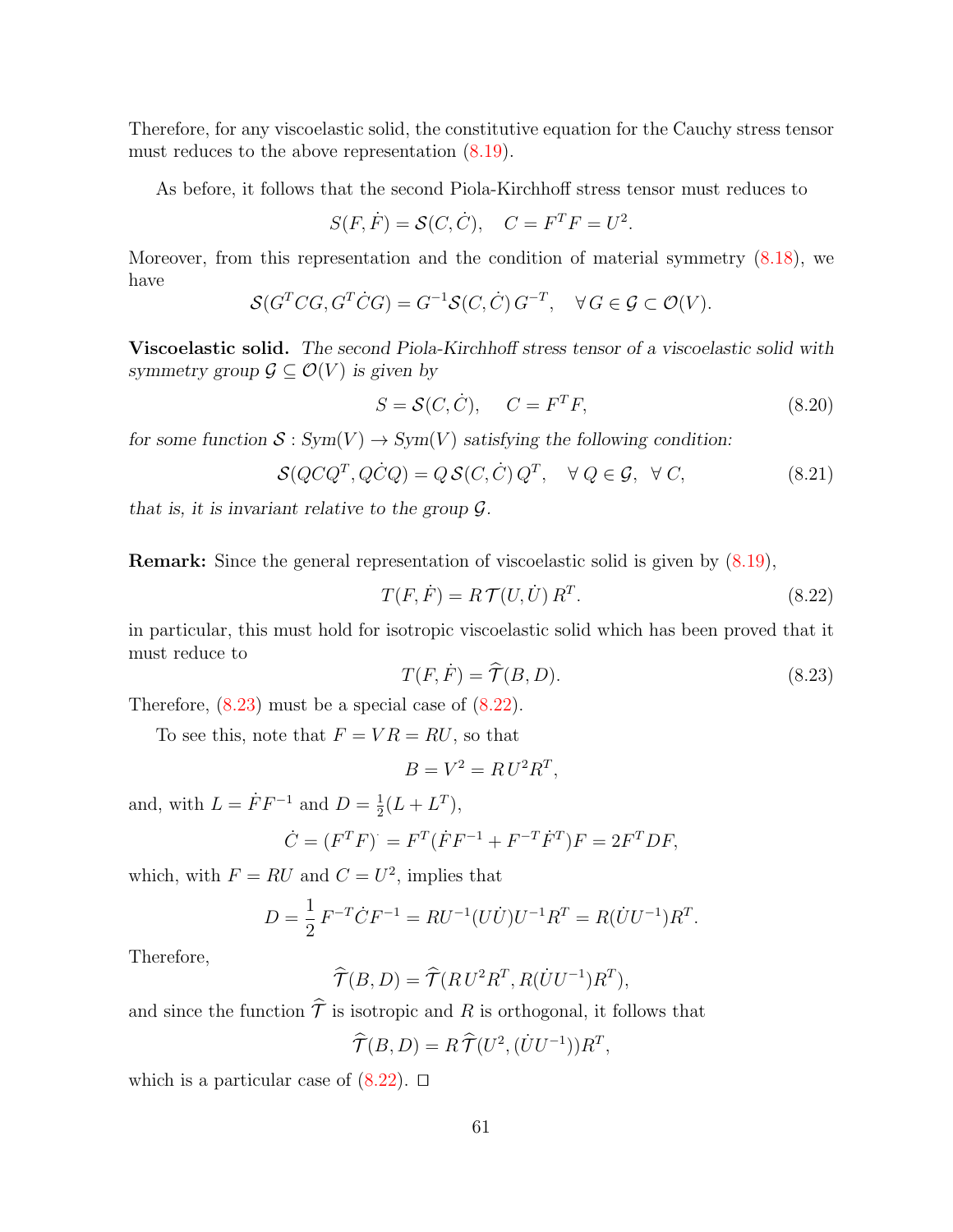Therefore, for any viscoelastic solid, the constitutive equation for the Cauchy stress tensor must reduces to the above representation (8.19).

As before, it follows that the second Piola-Kirchhoff stress tensor must reduces to

$$S(F, \dot F) = \mathcal{S}(C, \dot C), \quad C = F^T F = U^2.$$

Moreover, from this representation and the condition of material symmetry (8.18), we have

$$\mathcal{S}(G^T C G, G^T \dot C G) = G^{-1} \mathcal{S}(C, \dot C)\, G^{-T}, \quad \forall\, G \in \mathcal{G} \subset \mathcal{O}(V).$$

**Viscoelastic solid.** *The second Piola-Kirchhoff stress tensor of a viscoelastic solid with symmetry group $\mathcal{G} \subseteq \mathcal{O}(V)$ is given by*

$$S = \mathcal{S}(C, \dot C), \qquad C = F^T F, \tag{8.20}$$

*for some function $\mathcal{S} : Sym(V) \to Sym(V)$ satisfying the following condition:*

$$\mathcal{S}(QCQ^T, Q\dot C Q) = Q\,\mathcal{S}(C, \dot C)\, Q^T, \quad \forall\, Q \in \mathcal{G}, \ \forall\, C, \tag{8.21}$$

*that is, it is invariant relative to the group $\mathcal{G}$.*

**Remark:** Since the general representation of viscoelastic solid is given by (8.19),

$$T(F, \dot F) = R\,\mathcal{T}(U, \dot U)\, R^T. \tag{8.22}$$

in particular, this must hold for isotropic viscoelastic solid which has been proved that it must reduce to

$$T(F, \dot F) = \widehat{\mathcal{T}}(B, D). \tag{8.23}$$

Therefore, (8.23) must be a special case of (8.22).

To see this, note that $F = VR = RU$, so that

$$B = V^2 = R\,U^2 R^T,$$

and, with $L = \dot F F^{-1}$ and $D = \frac{1}{2}(L + L^T)$,

$$\dot C = (F^T F)^{\cdot} = F^T(\dot F F^{-1} + F^{-T} \dot F^T) F = 2F^T D F,$$

which, with $F = RU$ and $C = U^2$, implies that

$$D = \frac{1}{2}\, F^{-T} \dot C F^{-1} = R U^{-1}(U \dot U) U^{-1} R^T = R(\dot U U^{-1}) R^T.$$

Therefore,

$$\widehat{\mathcal{T}}(B, D) = \widehat{\mathcal{T}}(R\,U^2 R^T, R(\dot U U^{-1}) R^T),$$

and since the function $\widehat{\mathcal{T}}$ is isotropic and $R$ is orthogonal, it follows that

$$\widehat{\mathcal{T}}(B, D) = R\,\widehat{\mathcal{T}}(U^2, (\dot U U^{-1})) R^T,$$

which is a particular case of (8.22). $\square$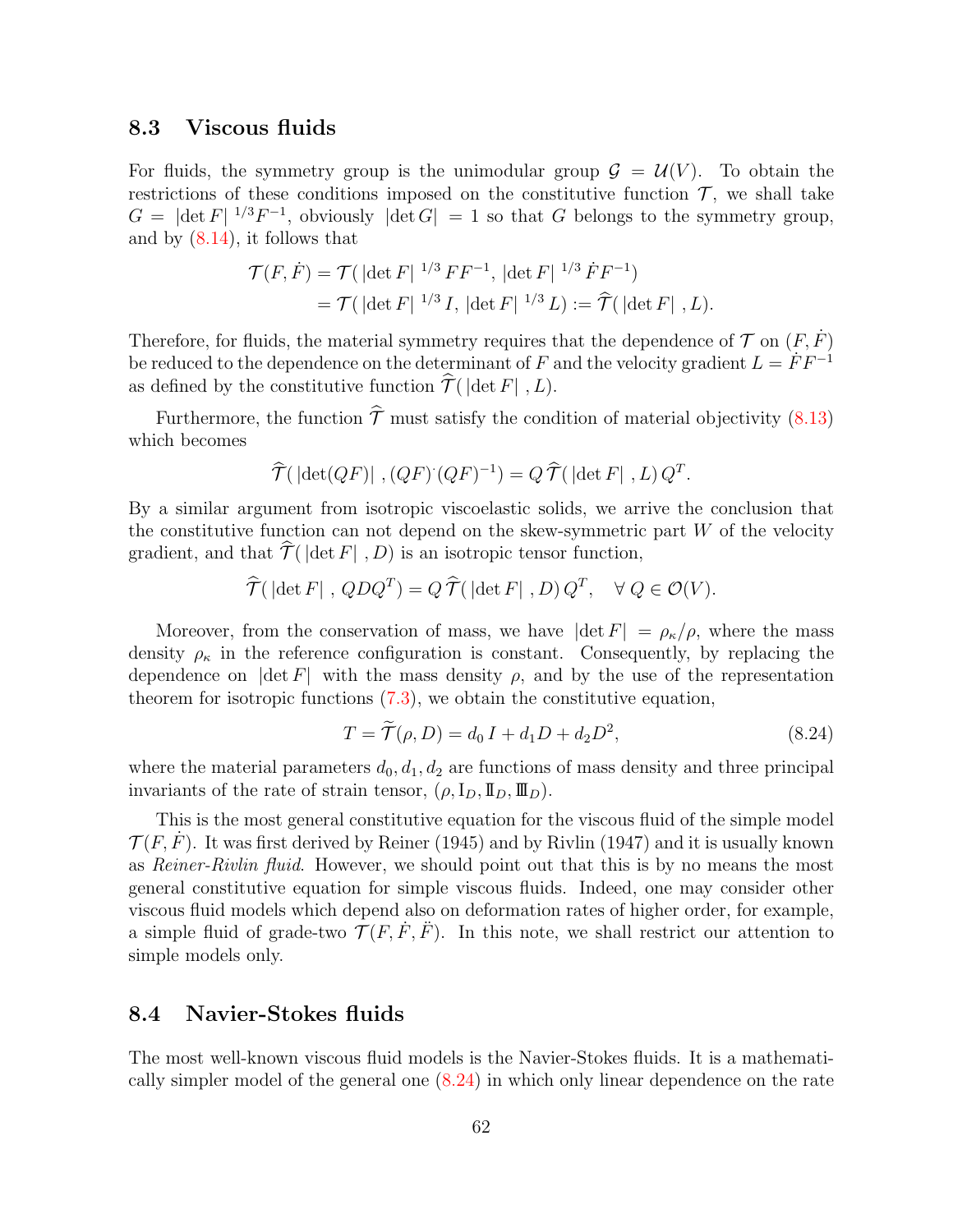## 8.3 Viscous fluids

For fluids, the symmetry group is the unimodular group $\mathcal{G} = \mathcal{U}(V)$. To obtain the restrictions of these conditions imposed on the constitutive function $\mathcal{T}$, we shall take $G = |\det F|^{1/3} F^{-1}$, obviously $|\det G| = 1$ so that $G$ belongs to the symmetry group, and by (8.14), it follows that

$$
\begin{aligned}
\mathcal{T}(F, \dot{F}) &= \mathcal{T}(\,|\det F|^{\,1/3}\, F F^{-1},\; |\det F|^{\,1/3}\, \dot{F} F^{-1}) \\
&= \mathcal{T}(\,|\det F|^{\,1/3}\, I,\; |\det F|^{\,1/3}\, L) := \widehat{\mathcal{T}}(\,|\det F|\,, L).
\end{aligned}
$$

Therefore, for fluids, the material symmetry requires that the dependence of $\mathcal{T}$ on $(F, \dot{F})$ be reduced to the dependence on the determinant of $F$ and the velocity gradient $L = \dot{F}F^{-1}$ as defined by the constitutive function $\widehat{\mathcal{T}}(\,|\det F|\,, L)$.

Furthermore, the function $\widehat{\mathcal{T}}$ must satisfy the condition of material objectivity (8.13) which becomes

$$
\widehat{\mathcal{T}}(\,|\det(QF)|\,, (QF)^{\cdot}(QF)^{-1}) = Q\,\widehat{\mathcal{T}}(\,|\det F|\,, L)\, Q^T.
$$

By a similar argument from isotropic viscoelastic solids, we arrive the conclusion that the constitutive function can not depend on the skew-symmetric part $W$ of the velocity gradient, and that $\widehat{\mathcal{T}}(\,|\det F|\,, D)$ is an isotropic tensor function,

$$
\widehat{\mathcal{T}}(\,|\det F|\,, QDQ^T) = Q\,\widehat{\mathcal{T}}(\,|\det F|\,, D)\, Q^T, \quad \forall\, Q \in \mathcal{O}(V).
$$

Moreover, from the conservation of mass, we have $|\det F| = \rho_\kappa/\rho$, where the mass density $\rho_\kappa$ in the reference configuration is constant. Consequently, by replacing the dependence on $|\det F|$ with the mass density $\rho$, and by the use of the representation theorem for isotropic functions (7.3), we obtain the constitutive equation,

$$
T = \widetilde{\mathcal{T}}(\rho, D) = d_0\, I + d_1 D + d_2 D^2, \tag{8.24}
$$

where the material parameters $d_0, d_1, d_2$ are functions of mass density and three principal invariants of the rate of strain tensor, $(\rho, \mathrm{I}_D, \mathrm{II}_D, \mathrm{III}_D)$.

This is the most general constitutive equation for the viscous fluid of the simple model $\mathcal{T}(F, \dot{F})$. It was first derived by Reiner (1945) and by Rivlin (1947) and it is usually known as *Reiner-Rivlin fluid*. However, we should point out that this is by no means the most general constitutive equation for simple viscous fluids. Indeed, one may consider other viscous fluid models which depend also on deformation rates of higher order, for example, a simple fluid of grade-two $\mathcal{T}(F, \dot{F}, \ddot{F})$. In this note, we shall restrict our attention to simple models only.

## 8.4 Navier-Stokes fluids

The most well-known viscous fluid models is the Navier-Stokes fluids. It is a mathematically simpler model of the general one (8.24) in which only linear dependence on the rate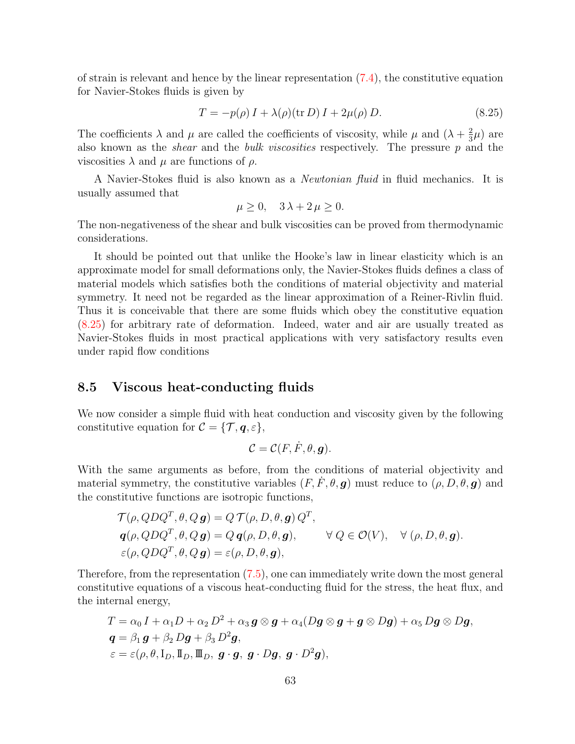of strain is relevant and hence by the linear representation (7.4), the constitutive equation for Navier-Stokes fluids is given by

$$T = -p(\rho)\, I + \lambda(\rho)(\operatorname{tr} D)\, I + 2\mu(\rho)\, D. \tag{8.25}$$

The coefficients $\lambda$ and $\mu$ are called the coefficients of viscosity, while $\mu$ and $(\lambda + \frac{2}{3}\mu)$ are also known as the *shear* and the *bulk viscosities* respectively. The pressure $p$ and the viscosities $\lambda$ and $\mu$ are functions of $\rho$.

A Navier-Stokes fluid is also known as a *Newtonian fluid* in fluid mechanics. It is usually assumed that

$$\mu \geq 0, \quad 3\,\lambda + 2\,\mu \geq 0.$$

The non-negativeness of the shear and bulk viscosities can be proved from thermodynamic considerations.

It should be pointed out that unlike the Hooke's law in linear elasticity which is an approximate model for small deformations only, the Navier-Stokes fluids defines a class of material models which satisfies both the conditions of material objectivity and material symmetry. It need not be regarded as the linear approximation of a Reiner-Rivlin fluid. Thus it is conceivable that there are some fluids which obey the constitutive equation (8.25) for arbitrary rate of deformation. Indeed, water and air are usually treated as Navier-Stokes fluids in most practical applications with very satisfactory results even under rapid flow conditions

## 8.5 Viscous heat-conducting fluids

We now consider a simple fluid with heat conduction and viscosity given by the following constitutive equation for $\mathcal{C} = \{\mathcal{T}, \boldsymbol{q}, \varepsilon\}$,

$$\mathcal{C} = \mathcal{C}(F, \dot{F}, \theta, \boldsymbol{g}).$$

With the same arguments as before, from the conditions of material objectivity and material symmetry, the constitutive variables $(F, \dot{F}, \theta, \boldsymbol{g})$ must reduce to $(\rho, D, \theta, \boldsymbol{g})$ and the constitutive functions are isotropic functions,

$$\begin{aligned}
&\mathcal{T}(\rho, QDQ^T, \theta, Q\,\boldsymbol{g}) = Q\,\mathcal{T}(\rho, D, \theta, \boldsymbol{g})\,Q^T, \\
&\boldsymbol{q}(\rho, QDQ^T, \theta, Q\,\boldsymbol{g}) = Q\,\boldsymbol{q}(\rho, D, \theta, \boldsymbol{g}), \qquad \forall\, Q \in \mathcal{O}(V), \quad \forall\, (\rho, D, \theta, \boldsymbol{g}). \\
&\varepsilon(\rho, QDQ^T, \theta, Q\,\boldsymbol{g}) = \varepsilon(\rho, D, \theta, \boldsymbol{g}),
\end{aligned}$$

Therefore, from the representation (7.5), one can immediately write down the most general constitutive equations of a viscous heat-conducting fluid for the stress, the heat flux, and the internal energy,

$$\begin{aligned}
&T = \alpha_0\, I + \alpha_1 D + \alpha_2\, D^2 + \alpha_3\, \boldsymbol{g} \otimes \boldsymbol{g} + \alpha_4 (D\boldsymbol{g} \otimes \boldsymbol{g} + \boldsymbol{g} \otimes D\boldsymbol{g}) + \alpha_5\, D\boldsymbol{g} \otimes D\boldsymbol{g}, \\
&\boldsymbol{q} = \beta_1\, \boldsymbol{g} + \beta_2\, D\boldsymbol{g} + \beta_3\, D^2\boldsymbol{g}, \\
&\varepsilon = \varepsilon(\rho, \theta, \mathrm{I}_D, \mathrm{I\!I}_D, \mathrm{I\!I\!I}_D,\ \boldsymbol{g}\cdot\boldsymbol{g},\ \boldsymbol{g}\cdot D\boldsymbol{g},\ \boldsymbol{g}\cdot D^2\boldsymbol{g}),
\end{aligned}$$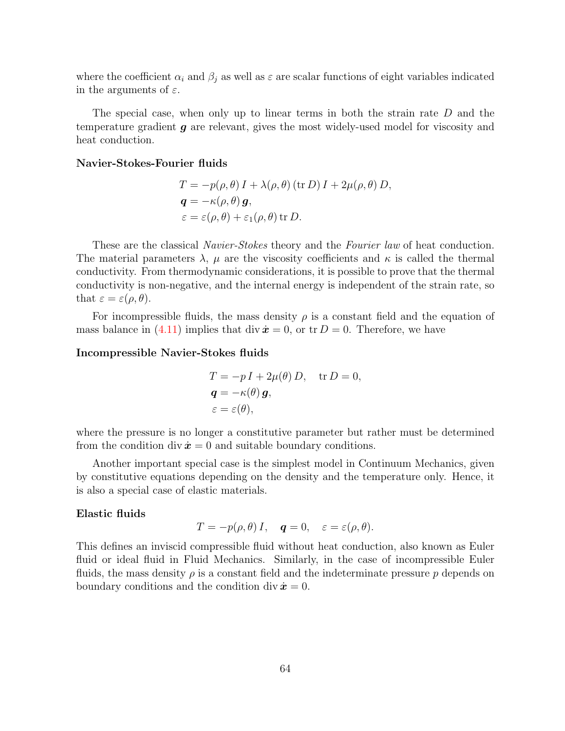where the coefficient $\alpha_i$ and $\beta_j$ as well as $\varepsilon$ are scalar functions of eight variables indicated in the arguments of $\varepsilon$.

The special case, when only up to linear terms in both the strain rate $D$ and the temperature gradient $\boldsymbol{g}$ are relevant, gives the most widely-used model for viscosity and heat conduction.

**Navier-Stokes-Fourier fluids**

$$
\begin{aligned}
T &= -p(\rho,\theta)\, I + \lambda(\rho,\theta)\,(\operatorname{tr} D)\, I + 2\mu(\rho,\theta)\, D, \\
\boldsymbol{q} &= -\kappa(\rho,\theta)\, \boldsymbol{g}, \\
\varepsilon &= \varepsilon(\rho,\theta) + \varepsilon_1(\rho,\theta) \operatorname{tr} D.
\end{aligned}
$$

These are the classical *Navier-Stokes* theory and the *Fourier law* of heat conduction. The material parameters $\lambda$, $\mu$ are the viscosity coefficients and $\kappa$ is called the thermal conductivity. From thermodynamic considerations, it is possible to prove that the thermal conductivity is non-negative, and the internal energy is independent of the strain rate, so that $\varepsilon = \varepsilon(\rho, \theta)$.

For incompressible fluids, the mass density $\rho$ is a constant field and the equation of mass balance in (4.11) implies that $\operatorname{div} \dot{\boldsymbol{x}} = 0$, or $\operatorname{tr} D = 0$. Therefore, we have

**Incompressible Navier-Stokes fluids**

$$
\begin{aligned}
T &= -p\, I + 2\mu(\theta)\, D, \quad \operatorname{tr} D = 0, \\
\boldsymbol{q} &= -\kappa(\theta)\, \boldsymbol{g}, \\
\varepsilon &= \varepsilon(\theta),
\end{aligned}
$$

where the pressure is no longer a constitutive parameter but rather must be determined from the condition $\operatorname{div} \dot{\boldsymbol{x}} = 0$ and suitable boundary conditions.

Another important special case is the simplest model in Continuum Mechanics, given by constitutive equations depending on the density and the temperature only. Hence, it is also a special case of elastic materials.

**Elastic fluids**

$$
T = -p(\rho,\theta)\, I, \quad \boldsymbol{q} = 0, \quad \varepsilon = \varepsilon(\rho,\theta).
$$

This defines an inviscid compressible fluid without heat conduction, also known as Euler fluid or ideal fluid in Fluid Mechanics. Similarly, in the case of incompressible Euler fluids, the mass density $\rho$ is a constant field and the indeterminate pressure $p$ depends on boundary conditions and the condition $\operatorname{div} \dot{\boldsymbol{x}} = 0$.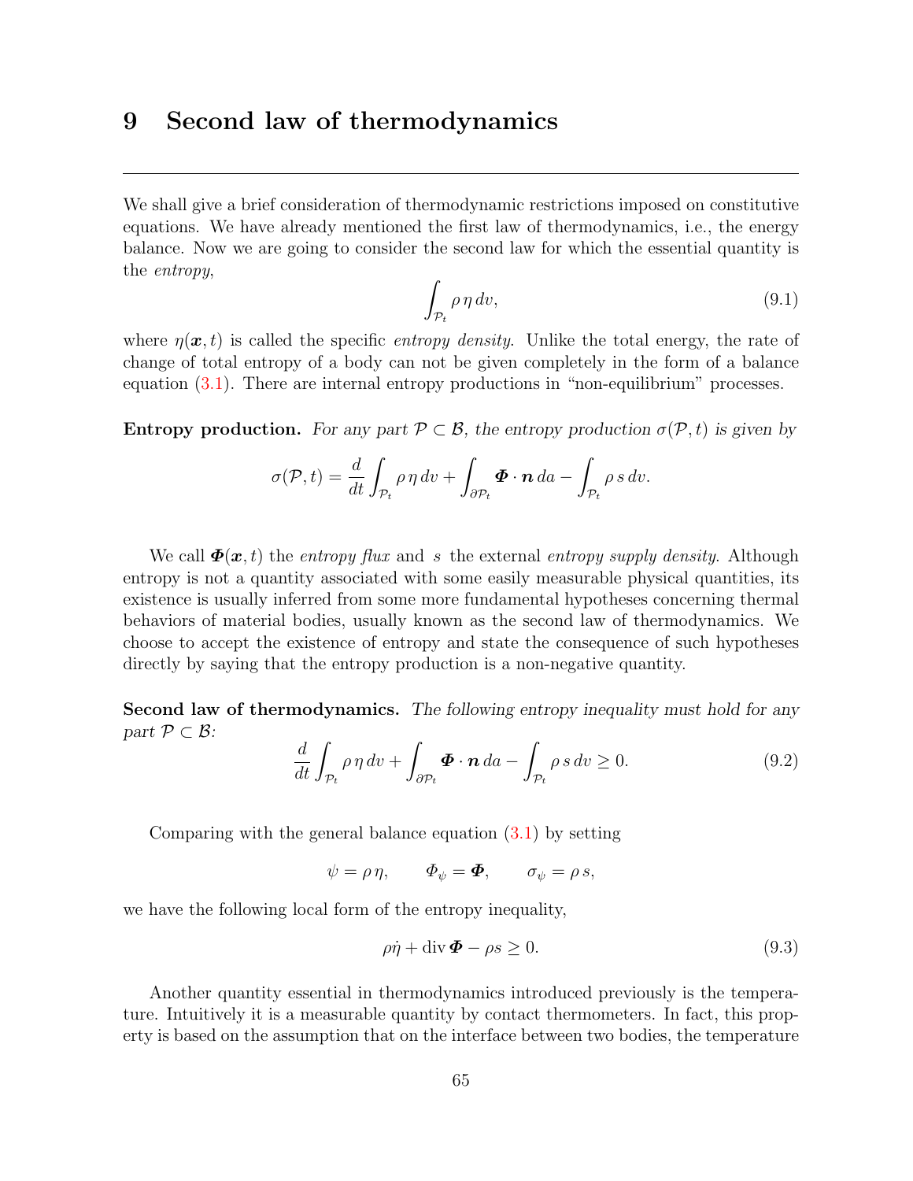# 9 Second law of thermodynamics

---

We shall give a brief consideration of thermodynamic restrictions imposed on constitutive equations. We have already mentioned the first law of thermodynamics, i.e., the energy balance. Now we are going to consider the second law for which the essential quantity is the *entropy*,

$$\int_{\mathcal{P}_t} \rho\, \eta\, dv, \tag{9.1}$$

where $\eta(\boldsymbol{x}, t)$ is called the specific *entropy density*. Unlike the total energy, the rate of change of total entropy of a body can not be given completely in the form of a balance equation (3.1). There are internal entropy productions in "non-equilibrium" processes.

**Entropy production.** *For any part $\mathcal{P} \subset \mathcal{B}$, the entropy production $\sigma(\mathcal{P}, t)$ is given by*

$$\sigma(\mathcal{P}, t) = \frac{d}{dt} \int_{\mathcal{P}_t} \rho\, \eta\, dv + \int_{\partial \mathcal{P}_t} \boldsymbol{\Phi} \cdot \boldsymbol{n}\, da - \int_{\mathcal{P}_t} \rho\, s\, dv.$$

We call $\boldsymbol{\Phi}(\boldsymbol{x}, t)$ the *entropy flux* and $s$ the external *entropy supply density*. Although entropy is not a quantity associated with some easily measurable physical quantities, its existence is usually inferred from some more fundamental hypotheses concerning thermal behaviors of material bodies, usually known as the second law of thermodynamics. We choose to accept the existence of entropy and state the consequence of such hypotheses directly by saying that the entropy production is a non-negative quantity.

**Second law of thermodynamics.** *The following entropy inequality must hold for any part $\mathcal{P} \subset \mathcal{B}$:*

$$\frac{d}{dt} \int_{\mathcal{P}_t} \rho\, \eta\, dv + \int_{\partial \mathcal{P}_t} \boldsymbol{\Phi} \cdot \boldsymbol{n}\, da - \int_{\mathcal{P}_t} \rho\, s\, dv \geq 0. \tag{9.2}$$

Comparing with the general balance equation (3.1) by setting

$$\psi = \rho\, \eta, \qquad \Phi_\psi = \boldsymbol{\Phi}, \qquad \sigma_\psi = \rho\, s,$$

we have the following local form of the entropy inequality,

$$\rho \dot{\eta} + \operatorname{div} \boldsymbol{\Phi} - \rho s \geq 0. \tag{9.3}$$

Another quantity essential in thermodynamics introduced previously is the temperature. Intuitively it is a measurable quantity by contact thermometers. In fact, this property is based on the assumption that on the interface between two bodies, the temperature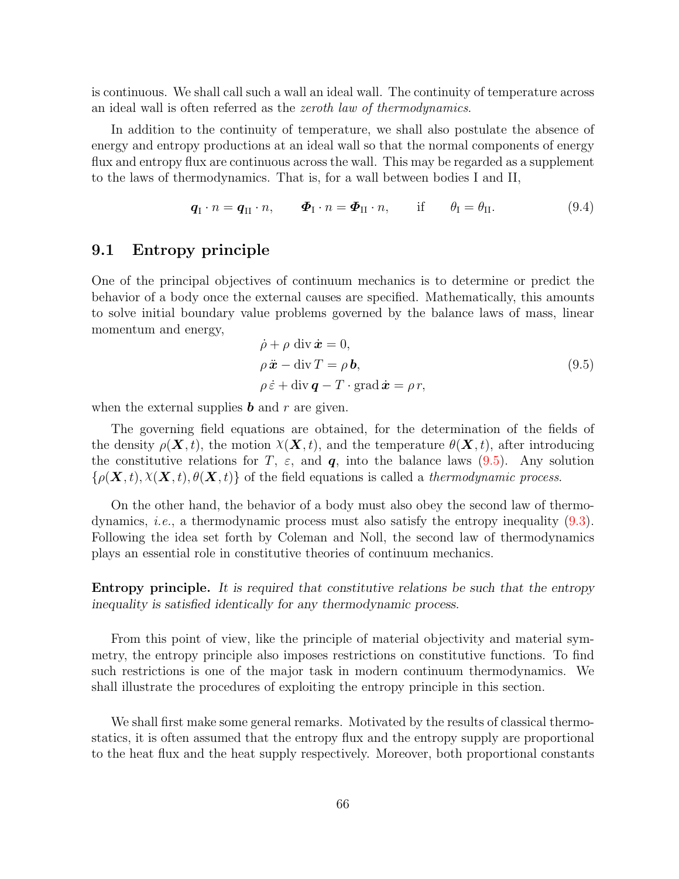is continuous. We shall call such a wall an ideal wall. The continuity of temperature across an ideal wall is often referred as the *zeroth law of thermodynamics*.

In addition to the continuity of temperature, we shall also postulate the absence of energy and entropy productions at an ideal wall so that the normal components of energy flux and entropy flux are continuous across the wall. This may be regarded as a supplement to the laws of thermodynamics. That is, for a wall between bodies I and II,

$$\boldsymbol{q}_{\text{I}} \cdot n = \boldsymbol{q}_{\text{II}} \cdot n, \qquad \boldsymbol{\Phi}_{\text{I}} \cdot n = \boldsymbol{\Phi}_{\text{II}} \cdot n, \qquad \text{if} \qquad \theta_{\text{I}} = \theta_{\text{II}}. \tag{9.4}$$

## 9.1 Entropy principle

One of the principal objectives of continuum mechanics is to determine or predict the behavior of a body once the external causes are specified. Mathematically, this amounts to solve initial boundary value problems governed by the balance laws of mass, linear momentum and energy,

$$\begin{aligned}
&\dot{\rho} + \rho \operatorname{div} \dot{\boldsymbol{x}} = 0, \\
&\rho \, \ddot{\boldsymbol{x}} - \operatorname{div} T = \rho \, \boldsymbol{b}, \\
&\rho \, \dot{\varepsilon} + \operatorname{div} \boldsymbol{q} - T \cdot \operatorname{grad} \dot{\boldsymbol{x}} = \rho \, r,
\end{aligned} \tag{9.5}$$

when the external supplies $\boldsymbol{b}$ and $r$ are given.

The governing field equations are obtained, for the determination of the fields of the density $\rho(\boldsymbol{X}, t)$, the motion $\chi(\boldsymbol{X}, t)$, and the temperature $\theta(\boldsymbol{X}, t)$, after introducing the constitutive relations for $T$, $\varepsilon$, and $\boldsymbol{q}$, into the balance laws (9.5). Any solution $\{\rho(\boldsymbol{X}, t), \chi(\boldsymbol{X}, t), \theta(\boldsymbol{X}, t)\}$ of the field equations is called a *thermodynamic process*.

On the other hand, the behavior of a body must also obey the second law of thermodynamics, *i.e.*, a thermodynamic process must also satisfy the entropy inequality (9.3). Following the idea set forth by Coleman and Noll, the second law of thermodynamics plays an essential role in constitutive theories of continuum mechanics.

**Entropy principle.** *It is required that constitutive relations be such that the entropy inequality is satisfied identically for any thermodynamic process.*

From this point of view, like the principle of material objectivity and material symmetry, the entropy principle also imposes restrictions on constitutive functions. To find such restrictions is one of the major task in modern continuum thermodynamics. We shall illustrate the procedures of exploiting the entropy principle in this section.

We shall first make some general remarks. Motivated by the results of classical thermostatics, it is often assumed that the entropy flux and the entropy supply are proportional to the heat flux and the heat supply respectively. Moreover, both proportional constants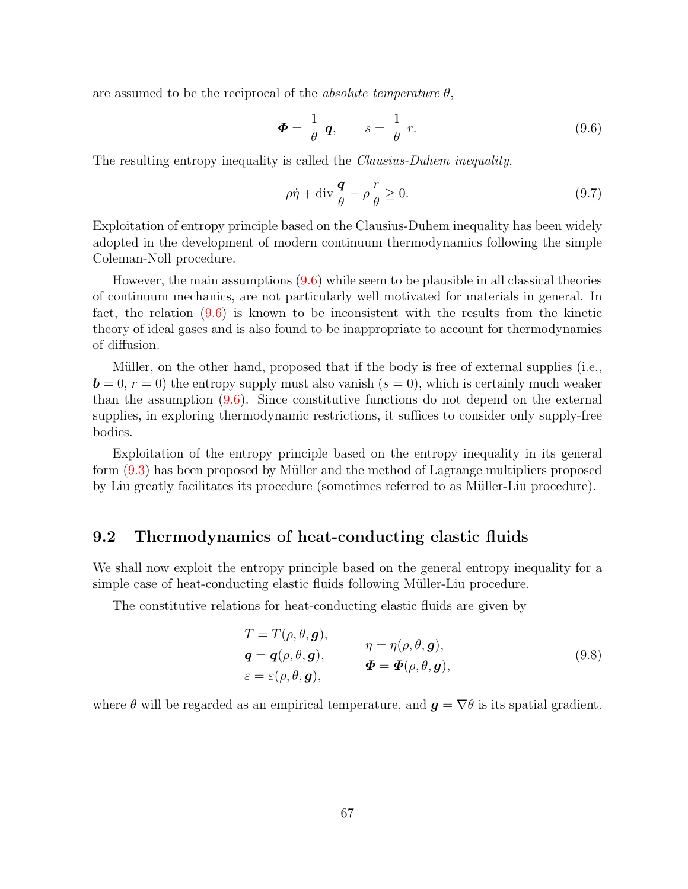are assumed to be the reciprocal of the *absolute temperature* $\theta$,

$$\boldsymbol{\Phi} = \frac{1}{\theta}\,\boldsymbol{q}, \qquad s = \frac{1}{\theta}\,r. \tag{9.6}$$

The resulting entropy inequality is called the *Clausius-Duhem inequality*,

$$\rho\dot{\eta} + \operatorname{div}\frac{\boldsymbol{q}}{\theta} - \rho\,\frac{r}{\theta} \geq 0. \tag{9.7}$$

Exploitation of entropy principle based on the Clausius-Duhem inequality has been widely adopted in the development of modern continuum thermodynamics following the simple Coleman-Noll procedure.

However, the main assumptions (9.6) while seem to be plausible in all classical theories of continuum mechanics, are not particularly well motivated for materials in general. In fact, the relation (9.6) is known to be inconsistent with the results from the kinetic theory of ideal gases and is also found to be inappropriate to account for thermodynamics of diffusion.

Müller, on the other hand, proposed that if the body is free of external supplies (i.e., $\boldsymbol{b} = 0$, $r = 0$) the entropy supply must also vanish ($s = 0$), which is certainly much weaker than the assumption (9.6). Since constitutive functions do not depend on the external supplies, in exploring thermodynamic restrictions, it suffices to consider only supply-free bodies.

Exploitation of the entropy principle based on the entropy inequality in its general form (9.3) has been proposed by Müller and the method of Lagrange multipliers proposed by Liu greatly facilitates its procedure (sometimes referred to as Müller-Liu procedure).

## 9.2 Thermodynamics of heat-conducting elastic fluids

We shall now exploit the entropy principle based on the general entropy inequality for a simple case of heat-conducting elastic fluids following Müller-Liu procedure.

The constitutive relations for heat-conducting elastic fluids are given by

$$\begin{aligned} &T = T(\rho, \theta, \boldsymbol{g}), \qquad && \eta = \eta(\rho, \theta, \boldsymbol{g}), \\ &\boldsymbol{q} = \boldsymbol{q}(\rho, \theta, \boldsymbol{g}), && \boldsymbol{\Phi} = \boldsymbol{\Phi}(\rho, \theta, \boldsymbol{g}), \\ &\varepsilon = \varepsilon(\rho, \theta, \boldsymbol{g}), && \end{aligned} \tag{9.8}$$

where $\theta$ will be regarded as an empirical temperature, and $\boldsymbol{g} = \nabla\theta$ is its spatial gradient.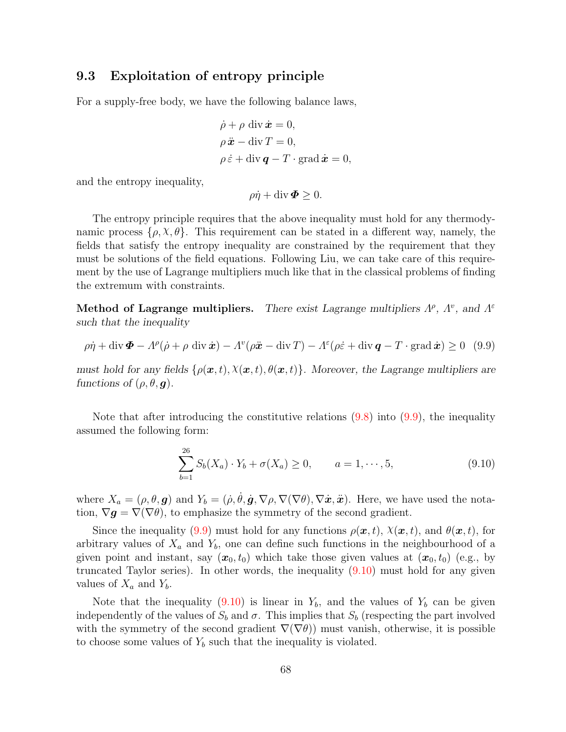## 9.3 Exploitation of entropy principle

For a supply-free body, we have the following balance laws,

$$
\begin{aligned}
&\dot{\rho} + \rho \operatorname{div} \dot{\boldsymbol{x}} = 0, \\
&\rho \ddot{\boldsymbol{x}} - \operatorname{div} T = 0, \\
&\rho \dot{\varepsilon} + \operatorname{div} \boldsymbol{q} - T \cdot \operatorname{grad} \dot{\boldsymbol{x}} = 0,
\end{aligned}
$$

and the entropy inequality,

$$
\rho \dot{\eta} + \operatorname{div} \boldsymbol{\Phi} \geq 0.
$$

The entropy principle requires that the above inequality must hold for any thermodynamic process $\{\rho, \chi, \theta\}$. This requirement can be stated in a different way, namely, the fields that satisfy the entropy inequality are constrained by the requirement that they must be solutions of the field equations. Following Liu, we can take care of this requirement by the use of Lagrange multipliers much like that in the classical problems of finding the extremum with constraints.

**Method of Lagrange multipliers.** *There exist Lagrange multipliers $\Lambda^\rho$, $\Lambda^v$, and $\Lambda^\varepsilon$ such that the inequality*

$$
\rho \dot{\eta} + \operatorname{div} \boldsymbol{\Phi} - \Lambda^\rho (\dot{\rho} + \rho \operatorname{div} \dot{\boldsymbol{x}}) - \Lambda^v (\rho \ddot{\boldsymbol{x}} - \operatorname{div} T) - \Lambda^\varepsilon (\rho \dot{\varepsilon} + \operatorname{div} \boldsymbol{q} - T \cdot \operatorname{grad} \dot{\boldsymbol{x}}) \geq 0 \quad (9.9)
$$

*must hold for any fields $\{\rho(\boldsymbol{x}, t), \chi(\boldsymbol{x}, t), \theta(\boldsymbol{x}, t)\}$. Moreover, the Lagrange multipliers are functions of $(\rho, \theta, \boldsymbol{g})$.*

Note that after introducing the constitutive relations (9.8) into (9.9), the inequality assumed the following form:

$$
\sum_{b=1}^{26} S_b(X_a) \cdot Y_b + \sigma(X_a) \geq 0, \qquad a = 1, \cdots, 5, \tag{9.10}
$$

where $X_a = (\rho, \theta, \boldsymbol{g})$ and $Y_b = (\dot{\rho}, \dot{\theta}, \dot{\boldsymbol{g}}, \nabla\rho, \nabla(\nabla\theta), \nabla\dot{\boldsymbol{x}}, \ddot{\boldsymbol{x}})$. Here, we have used the notation, $\nabla \boldsymbol{g} = \nabla(\nabla\theta)$, to emphasize the symmetry of the second gradient.

Since the inequality (9.9) must hold for any functions $\rho(\boldsymbol{x}, t)$, $\chi(\boldsymbol{x}, t)$, and $\theta(\boldsymbol{x}, t)$, for arbitrary values of $X_a$ and $Y_b$, one can define such functions in the neighbourhood of a given point and instant, say $(\boldsymbol{x}_0, t_0)$ which take those given values at $(\boldsymbol{x}_0, t_0)$ (e.g., by truncated Taylor series). In other words, the inequality (9.10) must hold for any given values of $X_a$ and $Y_b$.

Note that the inequality (9.10) is linear in $Y_b$, and the values of $Y_b$ can be given independently of the values of $S_b$ and $\sigma$. This implies that $S_b$ (respecting the part involved with the symmetry of the second gradient $\nabla(\nabla\theta)$) must vanish, otherwise, it is possible to choose some values of $Y_b$ such that the inequality is violated.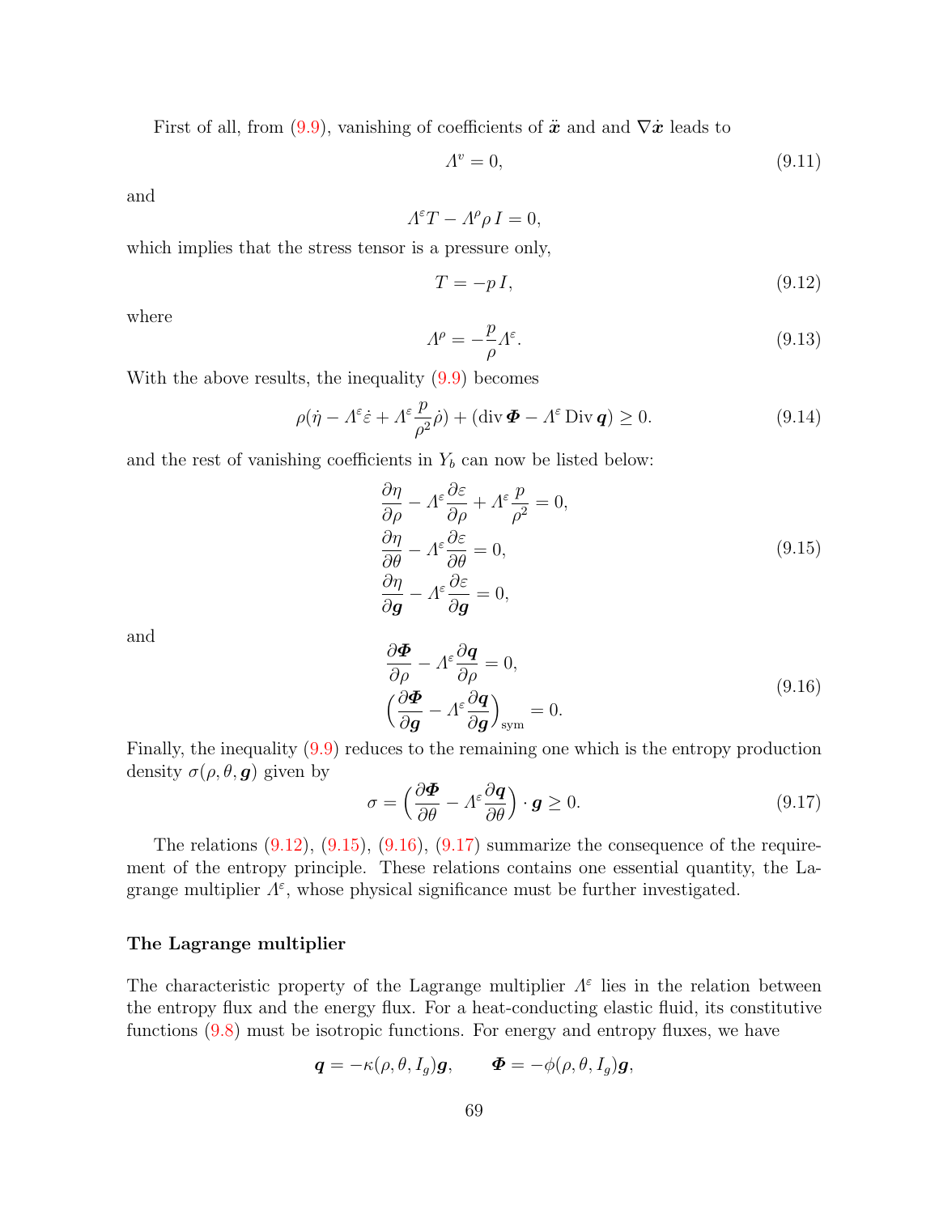First of all, from (9.9), vanishing of coefficients of $\ddot{\boldsymbol{x}}$ and and $\nabla\dot{\boldsymbol{x}}$ leads to

$$\Lambda^v = 0, \tag{9.11}$$

and

$$\Lambda^\varepsilon T - \Lambda^\rho \rho\, I = 0,$$

which implies that the stress tensor is a pressure only,

$$T = -p\, I, \tag{9.12}$$

where

$$\Lambda^\rho = -\frac{p}{\rho}\Lambda^\varepsilon. \tag{9.13}$$

With the above results, the inequality (9.9) becomes

$$\rho(\dot{\eta} - \Lambda^\varepsilon \dot{\varepsilon} + \Lambda^\varepsilon \frac{p}{\rho^2}\dot{\rho}) + (\operatorname{div} \boldsymbol{\Phi} - \Lambda^\varepsilon \operatorname{Div} \boldsymbol{q}) \geq 0. \tag{9.14}$$

and the rest of vanishing coefficients in $Y_b$ can now be listed below:

$$\begin{aligned}
&\frac{\partial \eta}{\partial \rho} - \Lambda^\varepsilon \frac{\partial \varepsilon}{\partial \rho} + \Lambda^\varepsilon \frac{p}{\rho^2} = 0,\\
&\frac{\partial \eta}{\partial \theta} - \Lambda^\varepsilon \frac{\partial \varepsilon}{\partial \theta} = 0,\\
&\frac{\partial \eta}{\partial \boldsymbol{g}} - \Lambda^\varepsilon \frac{\partial \varepsilon}{\partial \boldsymbol{g}} = 0,
\end{aligned} \tag{9.15}$$

and

$$\begin{aligned}
&\frac{\partial \boldsymbol{\Phi}}{\partial \rho} - \Lambda^\varepsilon \frac{\partial \boldsymbol{q}}{\partial \rho} = 0,\\
&\Big(\frac{\partial \boldsymbol{\Phi}}{\partial \boldsymbol{g}} - \Lambda^\varepsilon \frac{\partial \boldsymbol{q}}{\partial \boldsymbol{g}}\Big)_{\text{sym}} = 0.
\end{aligned} \tag{9.16}$$

Finally, the inequality (9.9) reduces to the remaining one which is the entropy production density $\sigma(\rho, \theta, \boldsymbol{g})$ given by

$$\sigma = \Big(\frac{\partial \boldsymbol{\Phi}}{\partial \theta} - \Lambda^\varepsilon \frac{\partial \boldsymbol{q}}{\partial \theta}\Big) \cdot \boldsymbol{g} \geq 0. \tag{9.17}$$

The relations (9.12), (9.15), (9.16), (9.17) summarize the consequence of the requirement of the entropy principle. These relations contains one essential quantity, the Lagrange multiplier $\Lambda^\varepsilon$, whose physical significance must be further investigated.

### The Lagrange multiplier

The characteristic property of the Lagrange multiplier $\Lambda^\varepsilon$ lies in the relation between the entropy flux and the energy flux. For a heat-conducting elastic fluid, its constitutive functions (9.8) must be isotropic functions. For energy and entropy fluxes, we have

$$\boldsymbol{q} = -\kappa(\rho, \theta, I_g)\boldsymbol{g}, \qquad \boldsymbol{\Phi} = -\phi(\rho, \theta, I_g)\boldsymbol{g},$$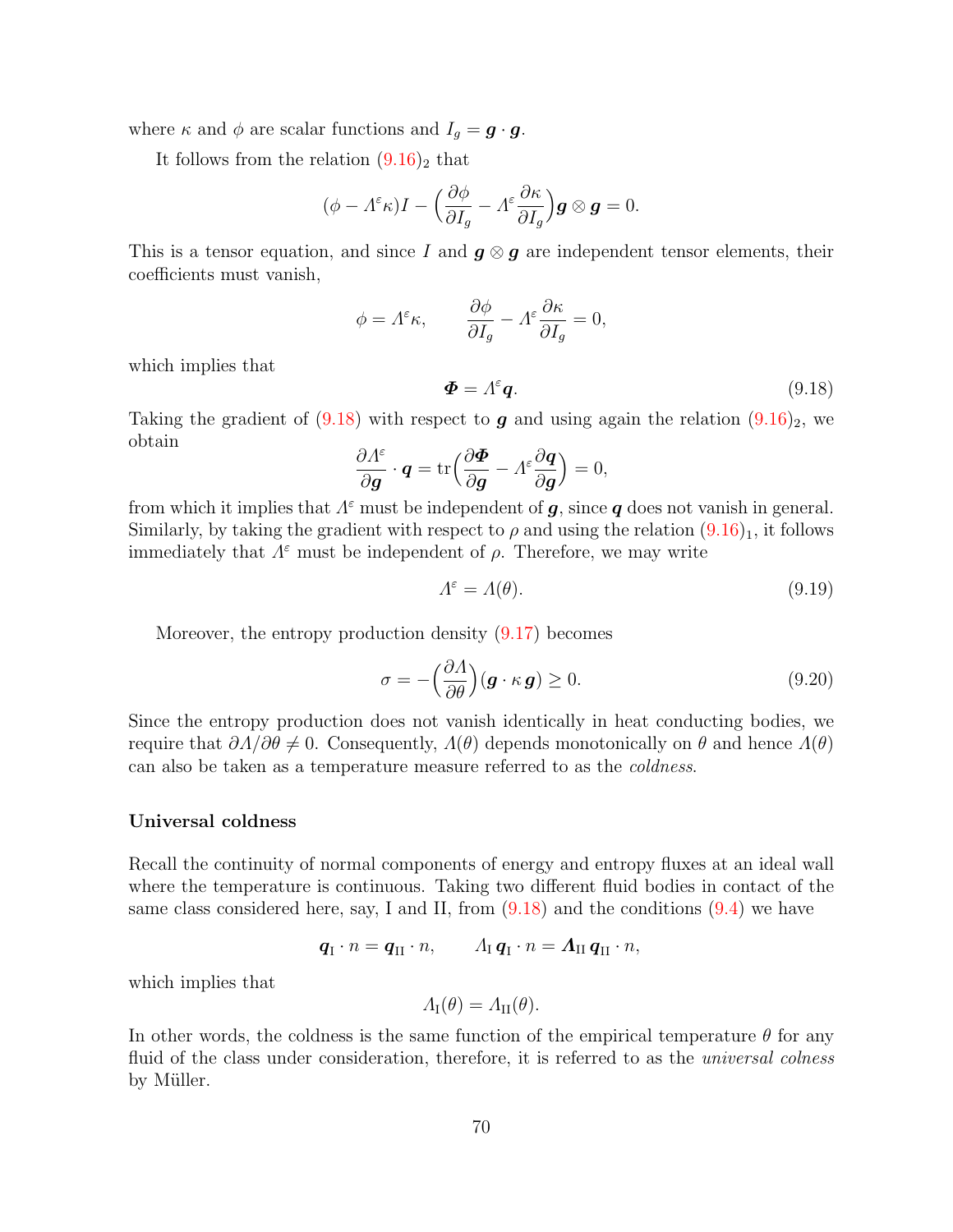where $\kappa$ and $\phi$ are scalar functions and $I_g = \boldsymbol{g} \cdot \boldsymbol{g}$.

It follows from the relation $(9.16)_2$ that

$$(\phi - \Lambda^\varepsilon \kappa) I - \Big( \frac{\partial \phi}{\partial I_g} - \Lambda^\varepsilon \frac{\partial \kappa}{\partial I_g} \Big) \boldsymbol{g} \otimes \boldsymbol{g} = 0.$$

This is a tensor equation, and since $I$ and $\boldsymbol{g} \otimes \boldsymbol{g}$ are independent tensor elements, their coefficients must vanish,

$$\phi = \Lambda^\varepsilon \kappa, \qquad \frac{\partial \phi}{\partial I_g} - \Lambda^\varepsilon \frac{\partial \kappa}{\partial I_g} = 0,$$

which implies that

$$\boldsymbol{\Phi} = \Lambda^\varepsilon \boldsymbol{q}. \tag{9.18}$$

Taking the gradient of (9.18) with respect to $\boldsymbol{g}$ and using again the relation $(9.16)_2$, we obtain

$$\frac{\partial \Lambda^\varepsilon}{\partial \boldsymbol{g}} \cdot \boldsymbol{q} = \operatorname{tr}\Big( \frac{\partial \boldsymbol{\Phi}}{\partial \boldsymbol{g}} - \Lambda^\varepsilon \frac{\partial \boldsymbol{q}}{\partial \boldsymbol{g}} \Big) = 0,$$

from which it implies that $\Lambda^\varepsilon$ must be independent of $\boldsymbol{g}$, since $\boldsymbol{q}$ does not vanish in general. Similarly, by taking the gradient with respect to $\rho$ and using the relation $(9.16)_1$, it follows immediately that $\Lambda^\varepsilon$ must be independent of $\rho$. Therefore, we may write

$$\Lambda^\varepsilon = \Lambda(\theta). \tag{9.19}$$

Moreover, the entropy production density (9.17) becomes

$$\sigma = -\Big( \frac{\partial \Lambda}{\partial \theta} \Big) (\boldsymbol{g} \cdot \kappa \, \boldsymbol{g}) \geq 0. \tag{9.20}$$

Since the entropy production does not vanish identically in heat conducting bodies, we require that $\partial \Lambda / \partial \theta \neq 0$. Consequently, $\Lambda(\theta)$ depends monotonically on $\theta$ and hence $\Lambda(\theta)$ can also be taken as a temperature measure referred to as the *coldness*.

**Universal coldness**

Recall the continuity of normal components of energy and entropy fluxes at an ideal wall where the temperature is continuous. Taking two different fluid bodies in contact of the same class considered here, say, I and II, from (9.18) and the conditions (9.4) we have

$$\boldsymbol{q}_{\mathrm{I}} \cdot n = \boldsymbol{q}_{\mathrm{II}} \cdot n, \qquad \Lambda_{\mathrm{I}} \, \boldsymbol{q}_{\mathrm{I}} \cdot n = \boldsymbol{\Lambda}_{\mathrm{II}} \, \boldsymbol{q}_{\mathrm{II}} \cdot n,$$

which implies that

$$\Lambda_{\mathrm{I}}(\theta) = \Lambda_{\mathrm{II}}(\theta).$$

In other words, the coldness is the same function of the empirical temperature $\theta$ for any fluid of the class under consideration, therefore, it is referred to as the *universal colness* by Müller.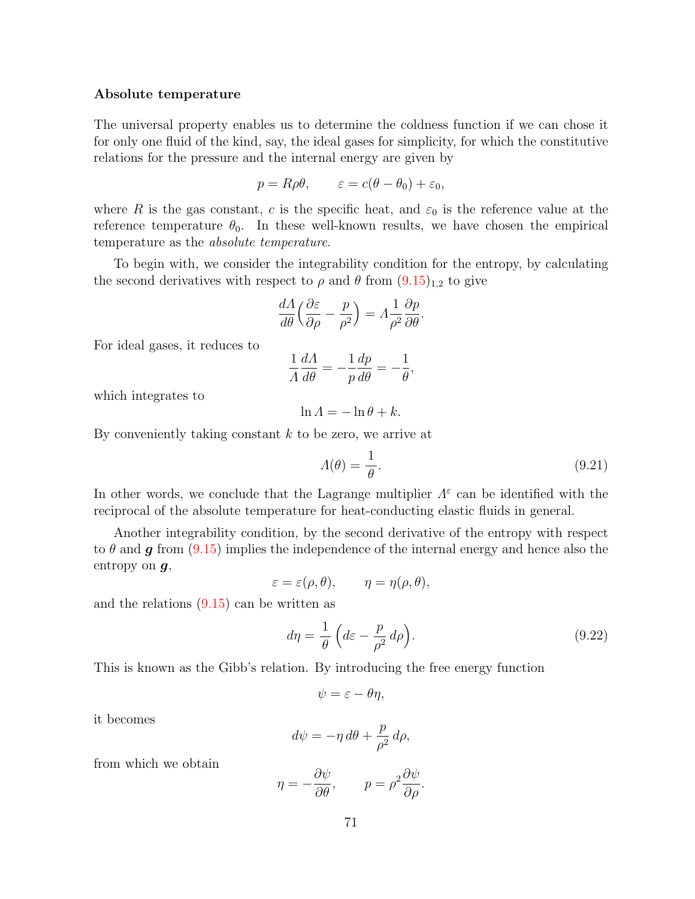**Absolute temperature**

The universal property enables us to determine the coldness function if we can chose it for only one fluid of the kind, say, the ideal gases for simplicity, for which the constitutive relations for the pressure and the internal energy are given by

$$p = R\rho\theta, \qquad \varepsilon = c(\theta - \theta_0) + \varepsilon_0,$$

where $R$ is the gas constant, $c$ is the specific heat, and $\varepsilon_0$ is the reference value at the reference temperature $\theta_0$. In these well-known results, we have chosen the empirical temperature as the *absolute temperature*.

To begin with, we consider the integrability condition for the entropy, by calculating the second derivatives with respect to $\rho$ and $\theta$ from (9.15)$_{1,2}$ to give

$$\frac{d\Lambda}{d\theta}\Big(\frac{\partial \varepsilon}{\partial \rho} - \frac{p}{\rho^2}\Big) = \Lambda \frac{1}{\rho^2}\frac{\partial p}{\partial \theta}.$$

For ideal gases, it reduces to

$$\frac{1}{\Lambda}\frac{d\Lambda}{d\theta} = -\frac{1}{p}\frac{dp}{d\theta} = -\frac{1}{\theta},$$

which integrates to

$$\ln \Lambda = -\ln\theta + k.$$

By conveniently taking constant $k$ to be zero, we arrive at

$$\Lambda(\theta) = \frac{1}{\theta}. \tag{9.21}$$

In other words, we conclude that the Lagrange multiplier $\Lambda^\varepsilon$ can be identified with the reciprocal of the absolute temperature for heat-conducting elastic fluids in general.

Another integrability condition, by the second derivative of the entropy with respect to $\theta$ and $\boldsymbol{g}$ from (9.15) implies the independence of the internal energy and hence also the entropy on $\boldsymbol{g}$,

$$\varepsilon = \varepsilon(\rho, \theta), \qquad \eta = \eta(\rho, \theta),$$

and the relations (9.15) can be written as

$$d\eta = \frac{1}{\theta}\left(d\varepsilon - \frac{p}{\rho^2}\,d\rho\right). \tag{9.22}$$

This is known as the Gibb's relation. By introducing the free energy function

$$\psi = \varepsilon - \theta\eta,$$

it becomes

$$d\psi = -\eta\, d\theta + \frac{p}{\rho^2}\,d\rho,$$

from which we obtain

$$\eta = -\frac{\partial \psi}{\partial \theta}, \qquad p = \rho^2\frac{\partial \psi}{\partial \rho}.$$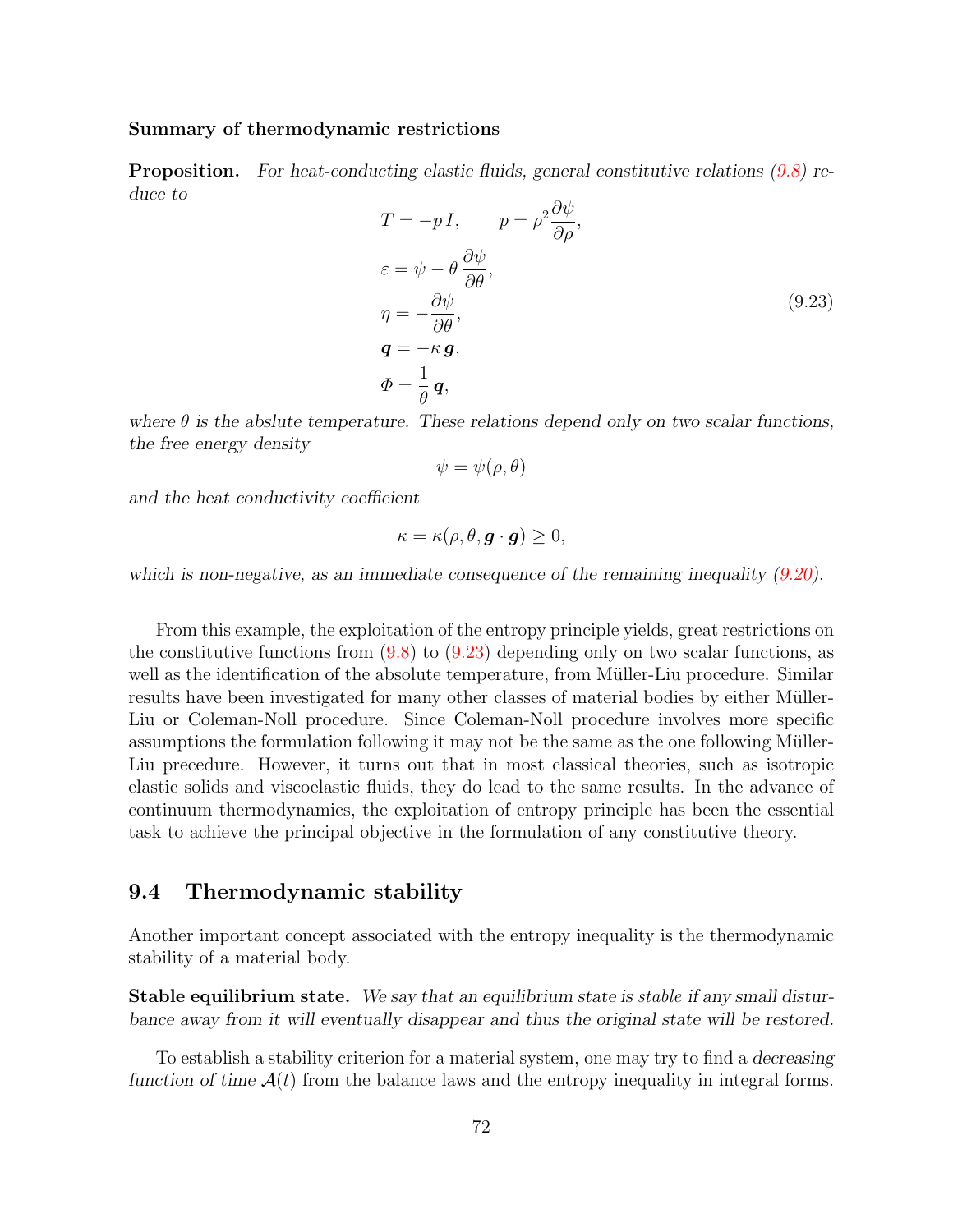**Summary of thermodynamic restrictions**

**Proposition.** *For heat-conducting elastic fluids, general constitutive relations (9.8) reduce to*

$$
\begin{aligned}
&T = -p\,I, \qquad p = \rho^2 \frac{\partial \psi}{\partial \rho}, \\
&\varepsilon = \psi - \theta\,\frac{\partial \psi}{\partial \theta}, \\
&\eta = -\frac{\partial \psi}{\partial \theta}, \\
&\boldsymbol{q} = -\kappa\,\boldsymbol{g}, \\
&\Phi = \frac{1}{\theta}\,\boldsymbol{q},
\end{aligned}
\tag{9.23}
$$

*where $\theta$ is the abslute temperature. These relations depend only on two scalar functions, the free energy density*

$$\psi = \psi(\rho, \theta)$$

*and the heat conductivity coefficient*

$$\kappa = \kappa(\rho, \theta, \boldsymbol{g}\cdot\boldsymbol{g}) \geq 0,$$

*which is non-negative, as an immediate consequence of the remaining inequality (9.20).*

From this example, the exploitation of the entropy principle yields, great restrictions on the constitutive functions from (9.8) to (9.23) depending only on two scalar functions, as well as the identification of the absolute temperature, from Müller-Liu procedure. Similar results have been investigated for many other classes of material bodies by either Müller-Liu or Coleman-Noll procedure. Since Coleman-Noll procedure involves more specific assumptions the formulation following it may not be the same as the one following Müller-Liu precedure. However, it turns out that in most classical theories, such as isotropic elastic solids and viscoelastic fluids, they do lead to the same results. In the advance of continuum thermodynamics, the exploitation of entropy principle has been the essential task to achieve the principal objective in the formulation of any constitutive theory.

## 9.4 Thermodynamic stability

Another important concept associated with the entropy inequality is the thermodynamic stability of a material body.

**Stable equilibrium state.** *We say that an equilibrium state is stable if any small disturbance away from it will eventually disappear and thus the original state will be restored.*

To establish a stability criterion for a material system, one may try to find a *decreasing function of time* $\mathcal{A}(t)$ from the balance laws and the entropy inequality in integral forms.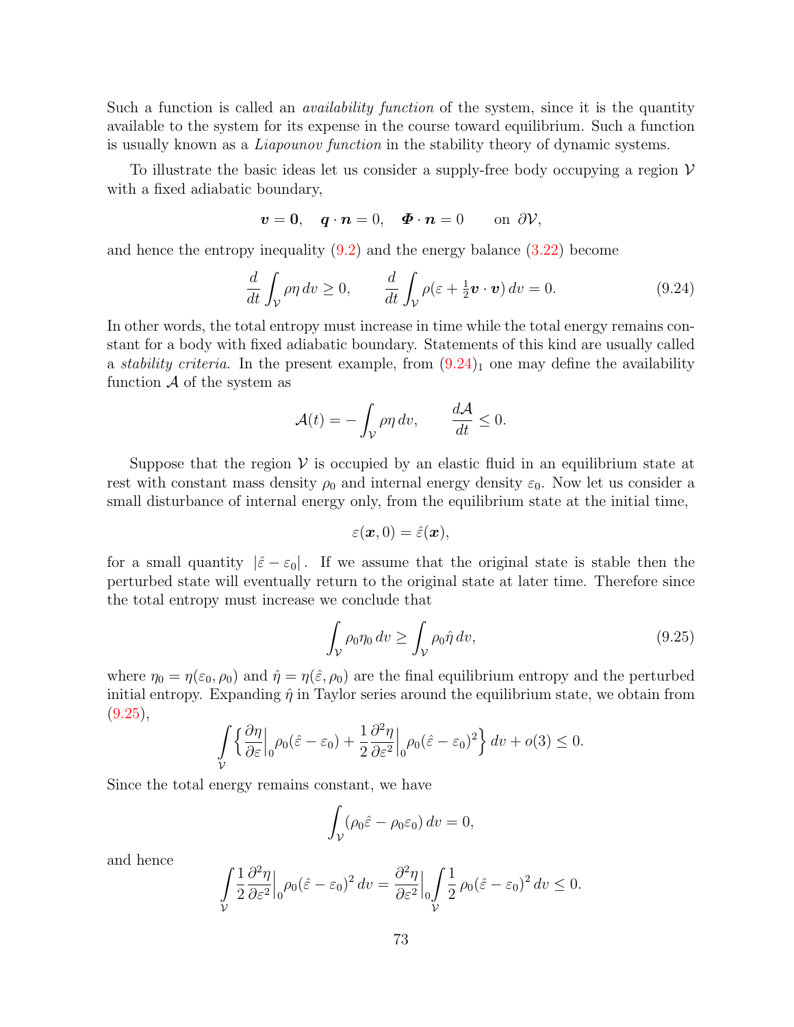Such a function is called an *availability function* of the system, since it is the quantity available to the system for its expense in the course toward equilibrium. Such a function is usually known as a *Liapounov function* in the stability theory of dynamic systems.

To illustrate the basic ideas let us consider a supply-free body occupying a region $\mathcal{V}$ with a fixed adiabatic boundary,

$$\boldsymbol{v} = \boldsymbol{0}, \quad \boldsymbol{q}\cdot\boldsymbol{n} = 0, \quad \boldsymbol{\Phi}\cdot\boldsymbol{n} = 0 \qquad \text{on } \partial\mathcal{V},$$

and hence the entropy inequality (9.2) and the energy balance (3.22) become

$$\frac{d}{dt}\int_{\mathcal{V}} \rho\eta\, dv \geq 0, \qquad \frac{d}{dt}\int_{\mathcal{V}} \rho(\varepsilon + \tfrac{1}{2}\boldsymbol{v}\cdot\boldsymbol{v})\, dv = 0. \tag{9.24}$$

In other words, the total entropy must increase in time while the total energy remains constant for a body with fixed adiabatic boundary. Statements of this kind are usually called a *stability criteria*. In the present example, from $(9.24)_1$ one may define the availability function $\mathcal{A}$ of the system as

$$\mathcal{A}(t) = -\int_{\mathcal{V}} \rho\eta\, dv, \qquad \frac{d\mathcal{A}}{dt} \leq 0.$$

Suppose that the region $\mathcal{V}$ is occupied by an elastic fluid in an equilibrium state at rest with constant mass density $\rho_0$ and internal energy density $\varepsilon_0$. Now let us consider a small disturbance of internal energy only, from the equilibrium state at the initial time,

$$\varepsilon(\boldsymbol{x}, 0) = \hat{\varepsilon}(\boldsymbol{x}),$$

for a small quantity $|\hat{\varepsilon} - \varepsilon_0|$. If we assume that the original state is stable then the perturbed state will eventually return to the original state at later time. Therefore since the total entropy must increase we conclude that

$$\int_{\mathcal{V}} \rho_0\eta_0\, dv \geq \int_{\mathcal{V}} \rho_0\hat{\eta}\, dv, \tag{9.25}$$

where $\eta_0 = \eta(\varepsilon_0, \rho_0)$ and $\hat{\eta} = \eta(\hat{\varepsilon}, \rho_0)$ are the final equilibrium entropy and the perturbed initial entropy. Expanding $\hat{\eta}$ in Taylor series around the equilibrium state, we obtain from (9.25),

$$\int_{\mathcal{V}} \Big\{ \frac{\partial\eta}{\partial\varepsilon}\Big|_0 \rho_0(\hat{\varepsilon} - \varepsilon_0) + \frac{1}{2}\frac{\partial^2\eta}{\partial\varepsilon^2}\Big|_0 \rho_0(\hat{\varepsilon} - \varepsilon_0)^2 \Big\}\, dv + o(3) \leq 0.$$

Since the total energy remains constant, we have

$$\int_{\mathcal{V}} (\rho_0\hat{\varepsilon} - \rho_0\varepsilon_0)\, dv = 0,$$

and hence

$$\int_{\mathcal{V}} \frac{1}{2}\frac{\partial^2\eta}{\partial\varepsilon^2}\Big|_0 \rho_0(\hat{\varepsilon} - \varepsilon_0)^2\, dv = \frac{\partial^2\eta}{\partial\varepsilon^2}\Big|_0 \int_{\mathcal{V}} \frac{1}{2}\,\rho_0(\hat{\varepsilon} - \varepsilon_0)^2\, dv \leq 0.$$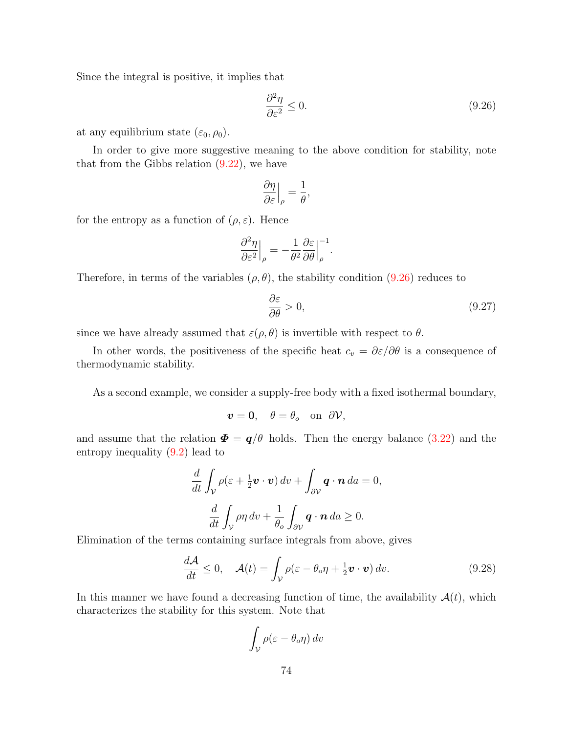Since the integral is positive, it implies that

$$\frac{\partial^2 \eta}{\partial \varepsilon^2} \leq 0. \tag{9.26}$$

at any equilibrium state $(\varepsilon_0, \rho_0)$.

In order to give more suggestive meaning to the above condition for stability, note that from the Gibbs relation (9.22), we have

$$\frac{\partial \eta}{\partial \varepsilon}\Big|_\rho = \frac{1}{\theta},$$

for the entropy as a function of $(\rho, \varepsilon)$. Hence

$$\frac{\partial^2 \eta}{\partial \varepsilon^2}\Big|_\rho = -\frac{1}{\theta^2}\frac{\partial \varepsilon}{\partial \theta}\Big|_\rho^{-1}.$$

Therefore, in terms of the variables $(\rho, \theta)$, the stability condition (9.26) reduces to

$$\frac{\partial \varepsilon}{\partial \theta} > 0, \tag{9.27}$$

since we have already assumed that $\varepsilon(\rho, \theta)$ is invertible with respect to $\theta$.

In other words, the positiveness of the specific heat $c_v = \partial \varepsilon / \partial \theta$ is a consequence of thermodynamic stability.

As a second example, we consider a supply-free body with a fixed isothermal boundary,

$$\boldsymbol{v} = \boldsymbol{0}, \quad \theta = \theta_o \quad \text{on } \partial \mathcal{V},$$

and assume that the relation $\boldsymbol{\Phi} = \boldsymbol{q}/\theta$ holds. Then the energy balance (3.22) and the entropy inequality (9.2) lead to

$$\frac{d}{dt}\int_\mathcal{V} \rho(\varepsilon + \tfrac{1}{2}\boldsymbol{v}\cdot\boldsymbol{v})\, dv + \int_{\partial \mathcal{V}} \boldsymbol{q}\cdot\boldsymbol{n}\, da = 0,$$

$$\frac{d}{dt}\int_\mathcal{V} \rho\eta\, dv + \frac{1}{\theta_o}\int_{\partial \mathcal{V}} \boldsymbol{q}\cdot\boldsymbol{n}\, da \geq 0.$$

Elimination of the terms containing surface integrals from above, gives

$$\frac{d\mathcal{A}}{dt} \leq 0, \quad \mathcal{A}(t) = \int_\mathcal{V} \rho(\varepsilon - \theta_o \eta + \tfrac{1}{2}\boldsymbol{v}\cdot\boldsymbol{v})\, dv. \tag{9.28}$$

In this manner we have found a decreasing function of time, the availability $\mathcal{A}(t)$, which characterizes the stability for this system. Note that

$$\int_\mathcal{V} \rho(\varepsilon - \theta_o \eta)\, dv$$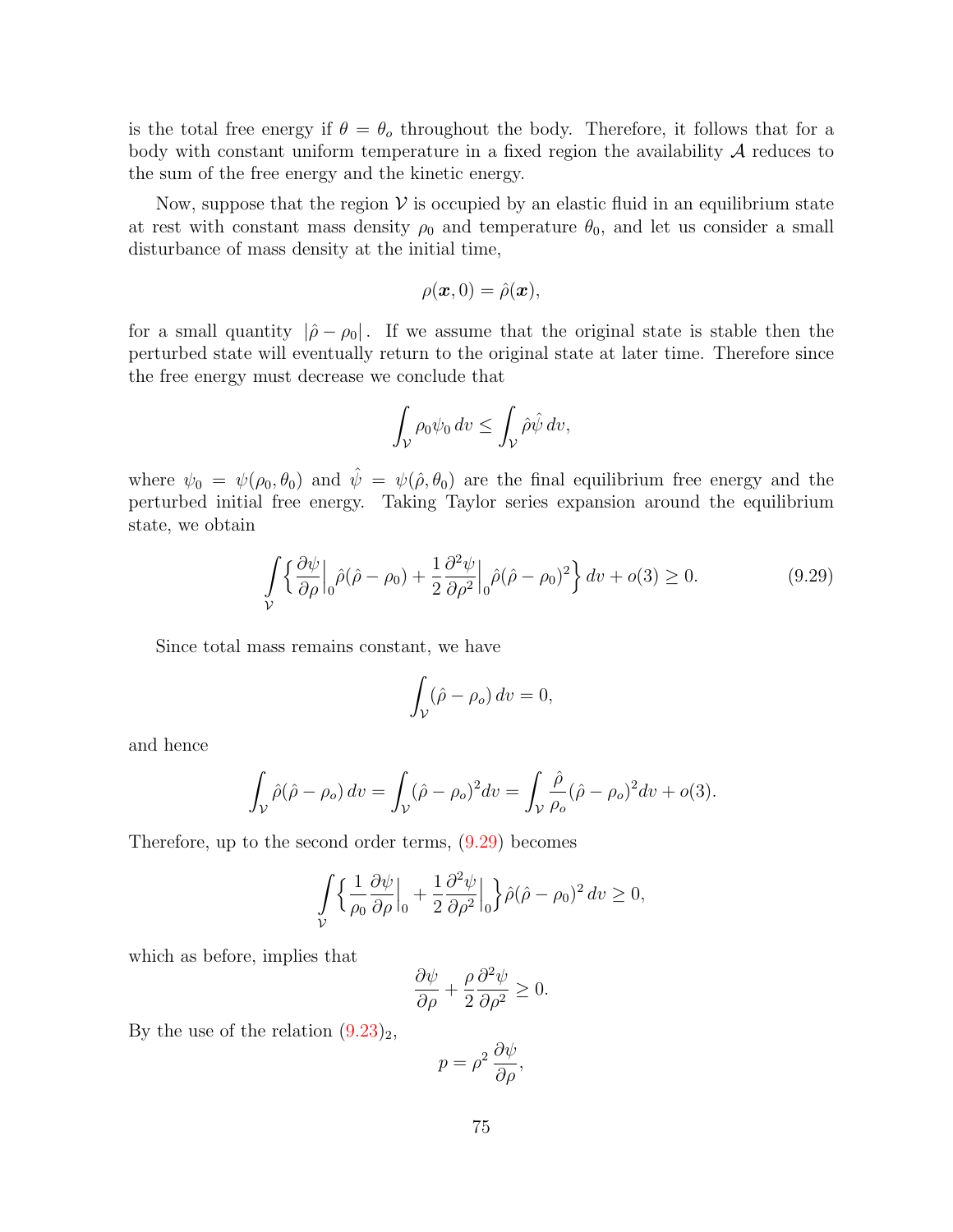is the total free energy if $\theta = \theta_o$ throughout the body. Therefore, it follows that for a body with constant uniform temperature in a fixed region the availability $\mathcal{A}$ reduces to the sum of the free energy and the kinetic energy.

Now, suppose that the region $\mathcal{V}$ is occupied by an elastic fluid in an equilibrium state at rest with constant mass density $\rho_0$ and temperature $\theta_0$, and let us consider a small disturbance of mass density at the initial time,

$$\rho(\boldsymbol{x}, 0) = \hat{\rho}(\boldsymbol{x}),$$

for a small quantity $|\hat{\rho} - \rho_0|$. If we assume that the original state is stable then the perturbed state will eventually return to the original state at later time. Therefore since the free energy must decrease we conclude that

$$\int_{\mathcal{V}} \rho_0 \psi_0 \, dv \leq \int_{\mathcal{V}} \hat{\rho} \hat{\psi} \, dv,$$

where $\psi_0 = \psi(\rho_0, \theta_0)$ and $\hat{\psi} = \psi(\hat{\rho}, \theta_0)$ are the final equilibrium free energy and the perturbed initial free energy. Taking Taylor series expansion around the equilibrium state, we obtain

$$\int_{\mathcal{V}} \Big\{ \frac{\partial \psi}{\partial \rho}\Big|_0 \hat{\rho}(\hat{\rho} - \rho_0) + \frac{1}{2} \frac{\partial^2 \psi}{\partial \rho^2}\Big|_0 \hat{\rho}(\hat{\rho} - \rho_0)^2 \Big\} \, dv + o(3) \geq 0. \tag{9.29}$$

Since total mass remains constant, we have

$$\int_{\mathcal{V}} (\hat{\rho} - \rho_o) \, dv = 0,$$

and hence

$$\int_{\mathcal{V}} \hat{\rho}(\hat{\rho} - \rho_o) \, dv = \int_{\mathcal{V}} (\hat{\rho} - \rho_o)^2 dv = \int_{\mathcal{V}} \frac{\hat{\rho}}{\rho_o} (\hat{\rho} - \rho_o)^2 dv + o(3).$$

Therefore, up to the second order terms, (9.29) becomes

$$\int_{\mathcal{V}} \Big\{ \frac{1}{\rho_0} \frac{\partial \psi}{\partial \rho}\Big|_0 + \frac{1}{2} \frac{\partial^2 \psi}{\partial \rho^2}\Big|_0 \Big\} \hat{\rho}(\hat{\rho} - \rho_0)^2 \, dv \geq 0,$$

which as before, implies that

$$\frac{\partial \psi}{\partial \rho} + \frac{\rho}{2} \frac{\partial^2 \psi}{\partial \rho^2} \geq 0.$$

By the use of the relation $(9.23)_2$,

$$p = \rho^2 \, \frac{\partial \psi}{\partial \rho},$$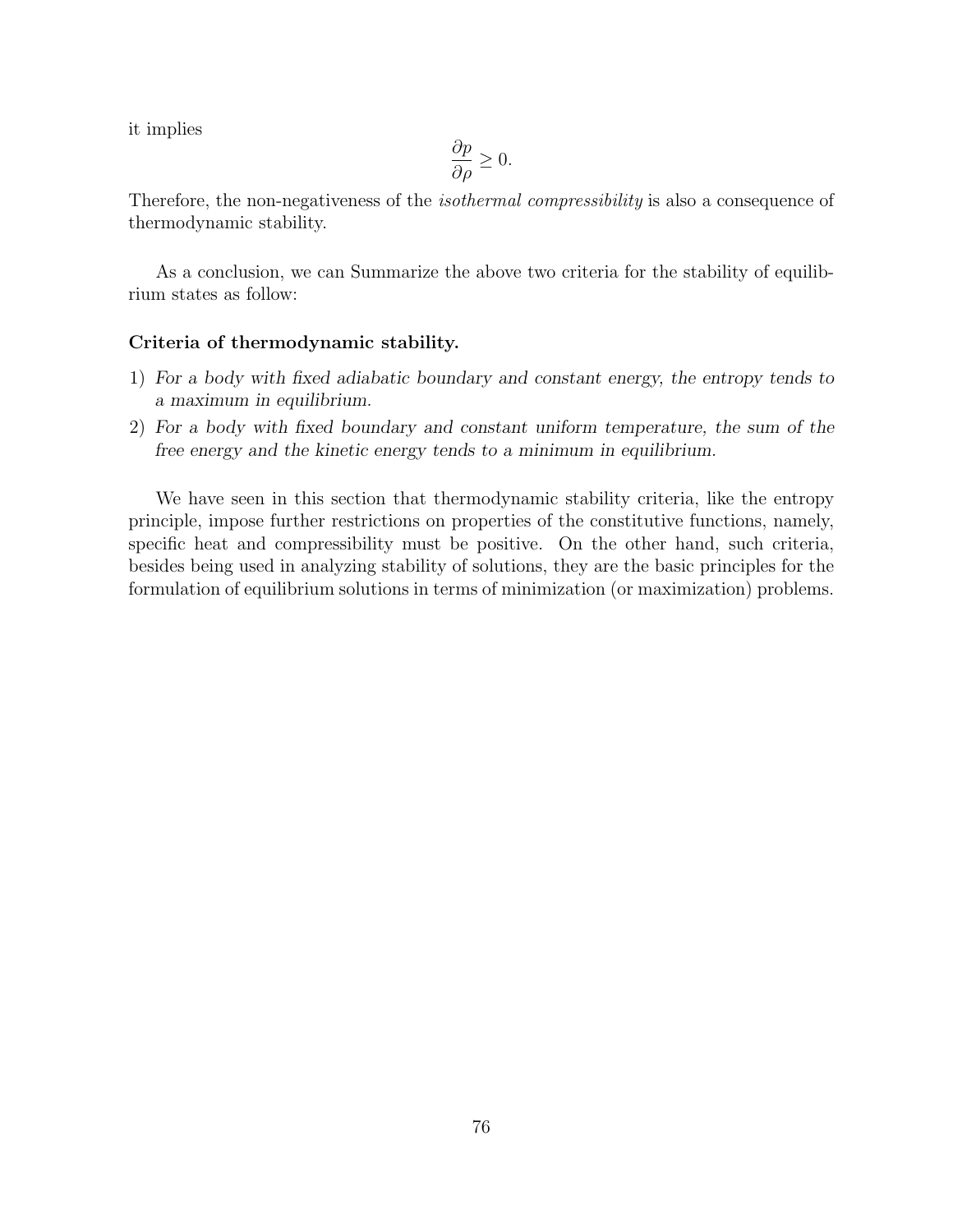it implies

$$\frac{\partial p}{\partial \rho} \geq 0.$$

Therefore, the non-negativeness of the *isothermal compressibility* is also a consequence of thermodynamic stability.

As a conclusion, we can Summarize the above two criteria for the stability of equilibrium states as follow:

**Criteria of thermodynamic stability.**

1) *For a body with fixed adiabatic boundary and constant energy, the entropy tends to a maximum in equilibrium.*
2) *For a body with fixed boundary and constant uniform temperature, the sum of the free energy and the kinetic energy tends to a minimum in equilibrium.*

We have seen in this section that thermodynamic stability criteria, like the entropy principle, impose further restrictions on properties of the constitutive functions, namely, specific heat and compressibility must be positive. On the other hand, such criteria, besides being used in analyzing stability of solutions, they are the basic principles for the formulation of equilibrium solutions in terms of minimization (or maximization) problems.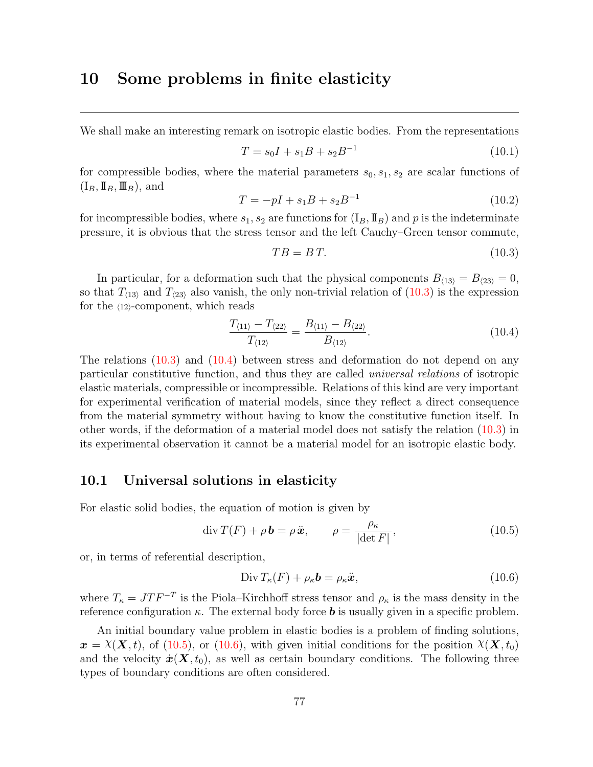# 10 Some problems in finite elasticity

---

We shall make an interesting remark on isotropic elastic bodies. From the representations

$$T = s_0 I + s_1 B + s_2 B^{-1} \tag{10.1}$$

for compressible bodies, where the material parameters $s_0, s_1, s_2$ are scalar functions of $(\mathrm{I}_B, \mathrm{II}_B, \mathrm{III}_B)$, and

$$T = -pI + s_1 B + s_2 B^{-1} \tag{10.2}$$

for incompressible bodies, where $s_1, s_2$ are functions for $(\mathrm{I}_B, \mathrm{II}_B)$ and $p$ is the indeterminate pressure, it is obvious that the stress tensor and the left Cauchy–Green tensor commute,

$$TB = BT. \tag{10.3}$$

In particular, for a deformation such that the physical components $B_{\langle 13\rangle} = B_{\langle 23\rangle} = 0$, so that $T_{\langle 13\rangle}$ and $T_{\langle 23\rangle}$ also vanish, the only non-trivial relation of (10.3) is the expression for the $\langle 12\rangle$-component, which reads

$$\frac{T_{\langle 11\rangle} - T_{\langle 22\rangle}}{T_{\langle 12\rangle}} = \frac{B_{\langle 11\rangle} - B_{\langle 22\rangle}}{B_{\langle 12\rangle}}. \tag{10.4}$$

The relations (10.3) and (10.4) between stress and deformation do not depend on any particular constitutive function, and thus they are called *universal relations* of isotropic elastic materials, compressible or incompressible. Relations of this kind are very important for experimental verification of material models, since they reflect a direct consequence from the material symmetry without having to know the constitutive function itself. In other words, if the deformation of a material model does not satisfy the relation (10.3) in its experimental observation it cannot be a material model for an isotropic elastic body.

## 10.1 Universal solutions in elasticity

For elastic solid bodies, the equation of motion is given by

$$\operatorname{div} T(F) + \rho\, \boldsymbol{b} = \rho\, \ddot{\boldsymbol{x}}, \qquad \rho = \frac{\rho_\kappa}{|\det F|}, \tag{10.5}$$

or, in terms of referential description,

$$\operatorname{Div} T_\kappa(F) + \rho_\kappa \boldsymbol{b} = \rho_\kappa \ddot{\boldsymbol{x}}, \tag{10.6}$$

where $T_\kappa = JTF^{-T}$ is the Piola–Kirchhoff stress tensor and $\rho_\kappa$ is the mass density in the reference configuration $\kappa$. The external body force $\boldsymbol{b}$ is usually given in a specific problem.

An initial boundary value problem in elastic bodies is a problem of finding solutions, $\boldsymbol{x} = \chi(\boldsymbol{X}, t)$, of (10.5), or (10.6), with given initial conditions for the position $\chi(\boldsymbol{X}, t_0)$ and the velocity $\dot{\boldsymbol{x}}(\boldsymbol{X}, t_0)$, as well as certain boundary conditions. The following three types of boundary conditions are often considered.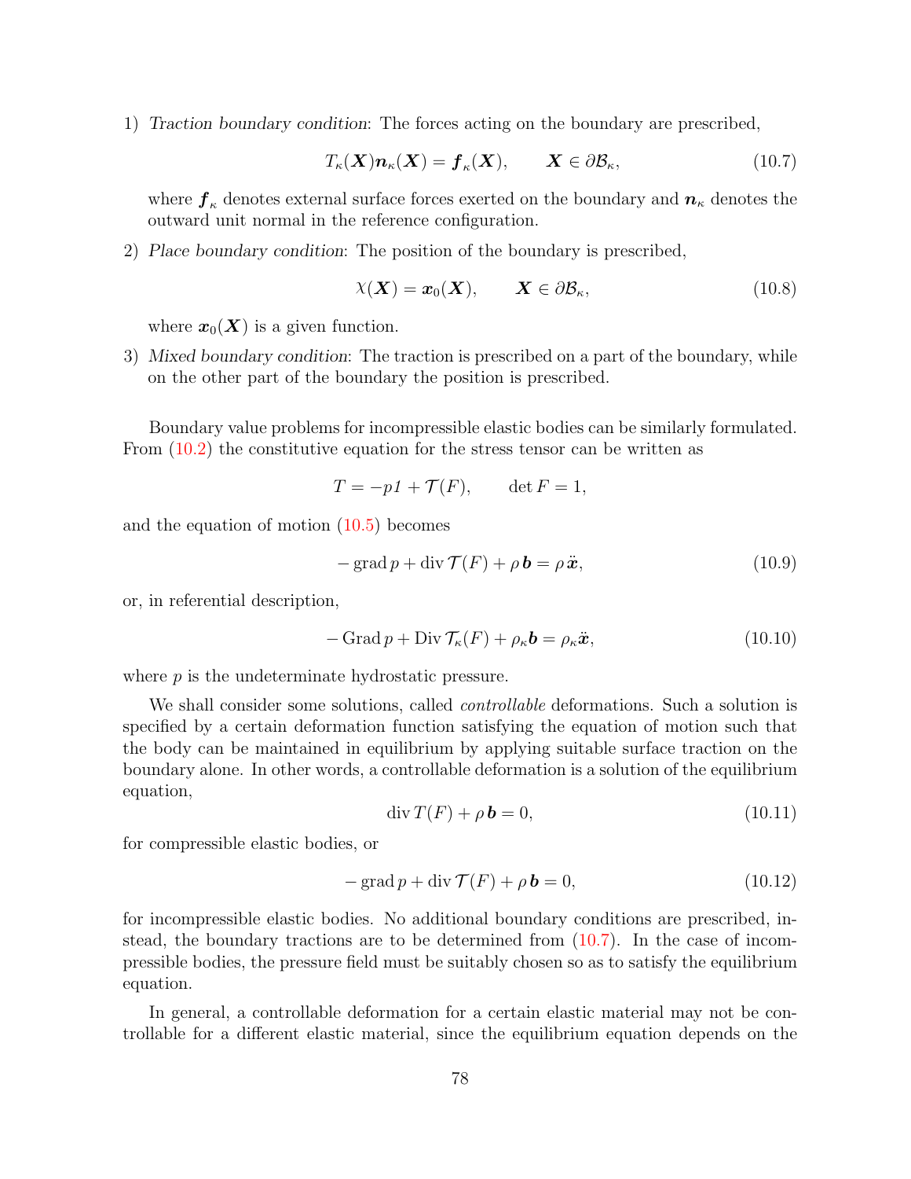1) *Traction boundary condition*: The forces acting on the boundary are prescribed,

$$T_\kappa(\boldsymbol{X})\boldsymbol{n}_\kappa(\boldsymbol{X}) = \boldsymbol{f}_\kappa(\boldsymbol{X}), \qquad \boldsymbol{X} \in \partial\mathcal{B}_\kappa, \tag{10.7}$$

where $\boldsymbol{f}_\kappa$ denotes external surface forces exerted on the boundary and $\boldsymbol{n}_\kappa$ denotes the outward unit normal in the reference configuration.

2) *Place boundary condition*: The position of the boundary is prescribed,

$$\chi(\boldsymbol{X}) = \boldsymbol{x}_0(\boldsymbol{X}), \qquad \boldsymbol{X} \in \partial\mathcal{B}_\kappa, \tag{10.8}$$

where $\boldsymbol{x}_0(\boldsymbol{X})$ is a given function.

3) *Mixed boundary condition*: The traction is prescribed on a part of the boundary, while on the other part of the boundary the position is prescribed.

Boundary value problems for incompressible elastic bodies can be similarly formulated. From (10.2) the constitutive equation for the stress tensor can be written as

$$T = -p1 + \mathcal{T}(F), \qquad \det F = 1,$$

and the equation of motion (10.5) becomes

$$-\operatorname{grad} p + \operatorname{div} \mathcal{T}(F) + \rho\, \boldsymbol{b} = \rho\, \ddot{\boldsymbol{x}}, \tag{10.9}$$

or, in referential description,

$$-\operatorname{Grad} p + \operatorname{Div} \mathcal{T}_\kappa(F) + \rho_\kappa \boldsymbol{b} = \rho_\kappa \ddot{\boldsymbol{x}}, \tag{10.10}$$

where $p$ is the undeterminate hydrostatic pressure.

We shall consider some solutions, called *controllable* deformations. Such a solution is specified by a certain deformation function satisfying the equation of motion such that the body can be maintained in equilibrium by applying suitable surface traction on the boundary alone. In other words, a controllable deformation is a solution of the equilibrium equation,

$$\operatorname{div} T(F) + \rho\, \boldsymbol{b} = 0, \tag{10.11}$$

for compressible elastic bodies, or

$$-\operatorname{grad} p + \operatorname{div} \mathcal{T}(F) + \rho\, \boldsymbol{b} = 0, \tag{10.12}$$

for incompressible elastic bodies. No additional boundary conditions are prescribed, instead, the boundary tractions are to be determined from (10.7). In the case of incompressible bodies, the pressure field must be suitably chosen so as to satisfy the equilibrium equation.

In general, a controllable deformation for a certain elastic material may not be controllable for a different elastic material, since the equilibrium equation depends on the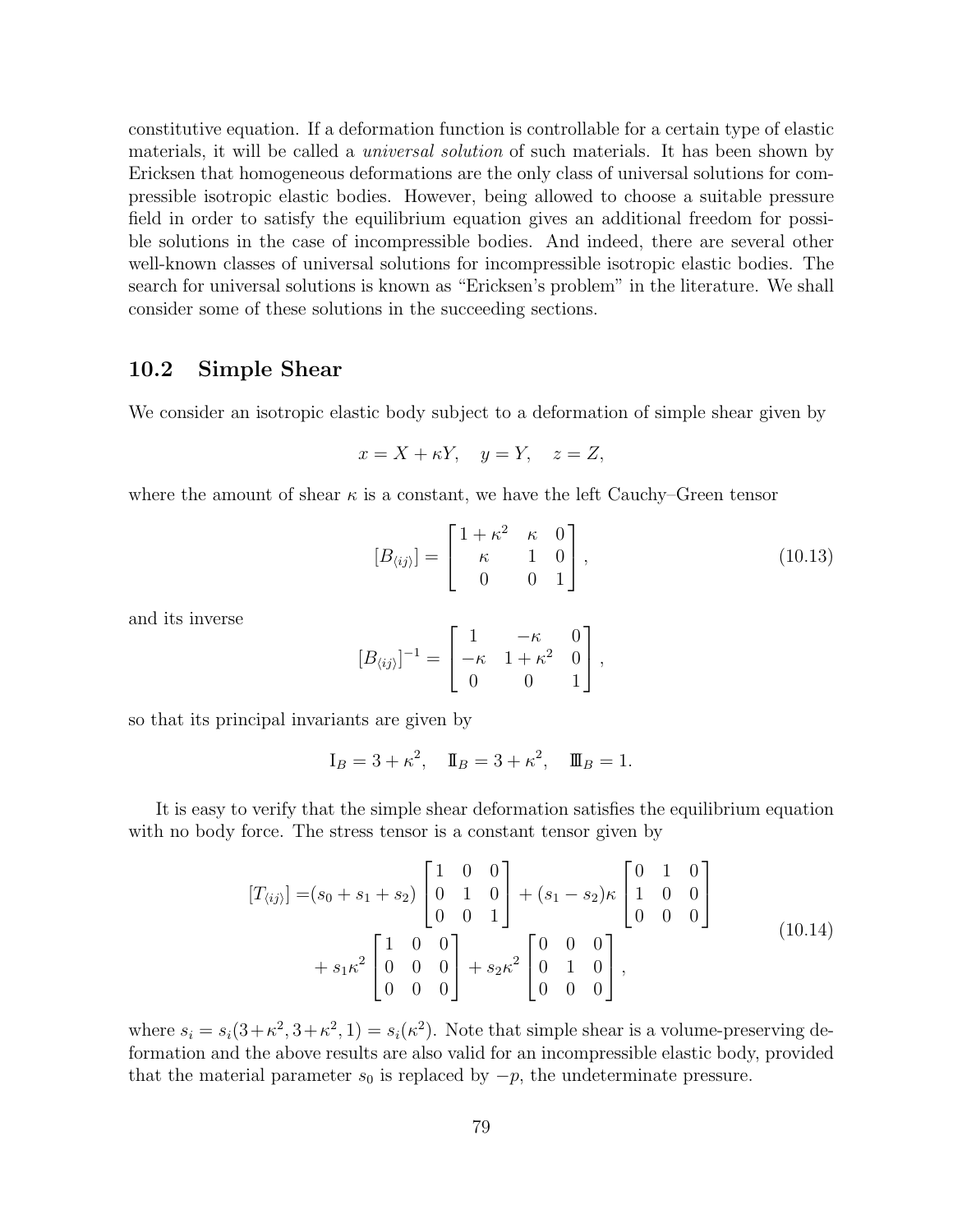constitutive equation. If a deformation function is controllable for a certain type of elastic materials, it will be called a *universal solution* of such materials. It has been shown by Ericksen that homogeneous deformations are the only class of universal solutions for compressible isotropic elastic bodies. However, being allowed to choose a suitable pressure field in order to satisfy the equilibrium equation gives an additional freedom for possible solutions in the case of incompressible bodies. And indeed, there are several other well-known classes of universal solutions for incompressible isotropic elastic bodies. The search for universal solutions is known as "Ericksen's problem" in the literature. We shall consider some of these solutions in the succeeding sections.

## 10.2 Simple Shear

We consider an isotropic elastic body subject to a deformation of simple shear given by

$$x = X + \kappa Y, \quad y = Y, \quad z = Z,$$

where the amount of shear $\kappa$ is a constant, we have the left Cauchy–Green tensor

$$[B_{\langle ij \rangle}] = \begin{bmatrix} 1+\kappa^2 & \kappa & 0 \\ \kappa & 1 & 0 \\ 0 & 0 & 1 \end{bmatrix}, \tag{10.13}$$

and its inverse

$$[B_{\langle ij \rangle}]^{-1} = \begin{bmatrix} 1 & -\kappa & 0 \\ -\kappa & 1+\kappa^2 & 0 \\ 0 & 0 & 1 \end{bmatrix},$$

so that its principal invariants are given by

$$\mathrm{I}_B = 3 + \kappa^2, \quad \mathrm{II}_B = 3 + \kappa^2, \quad \mathrm{III}_B = 1.$$

It is easy to verify that the simple shear deformation satisfies the equilibrium equation with no body force. The stress tensor is a constant tensor given by

$$\begin{aligned} [T_{\langle ij \rangle}] = &(s_0 + s_1 + s_2) \begin{bmatrix} 1 & 0 & 0 \\ 0 & 1 & 0 \\ 0 & 0 & 1 \end{bmatrix} + (s_1 - s_2)\kappa \begin{bmatrix} 0 & 1 & 0 \\ 1 & 0 & 0 \\ 0 & 0 & 0 \end{bmatrix} \\ &+ s_1 \kappa^2 \begin{bmatrix} 1 & 0 & 0 \\ 0 & 0 & 0 \\ 0 & 0 & 0 \end{bmatrix} + s_2 \kappa^2 \begin{bmatrix} 0 & 0 & 0 \\ 0 & 1 & 0 \\ 0 & 0 & 0 \end{bmatrix}, \end{aligned} \tag{10.14}$$

where $s_i = s_i(3+\kappa^2, 3+\kappa^2, 1) = s_i(\kappa^2)$. Note that simple shear is a volume-preserving deformation and the above results are also valid for an incompressible elastic body, provided that the material parameter $s_0$ is replaced by $-p$, the undeterminate pressure.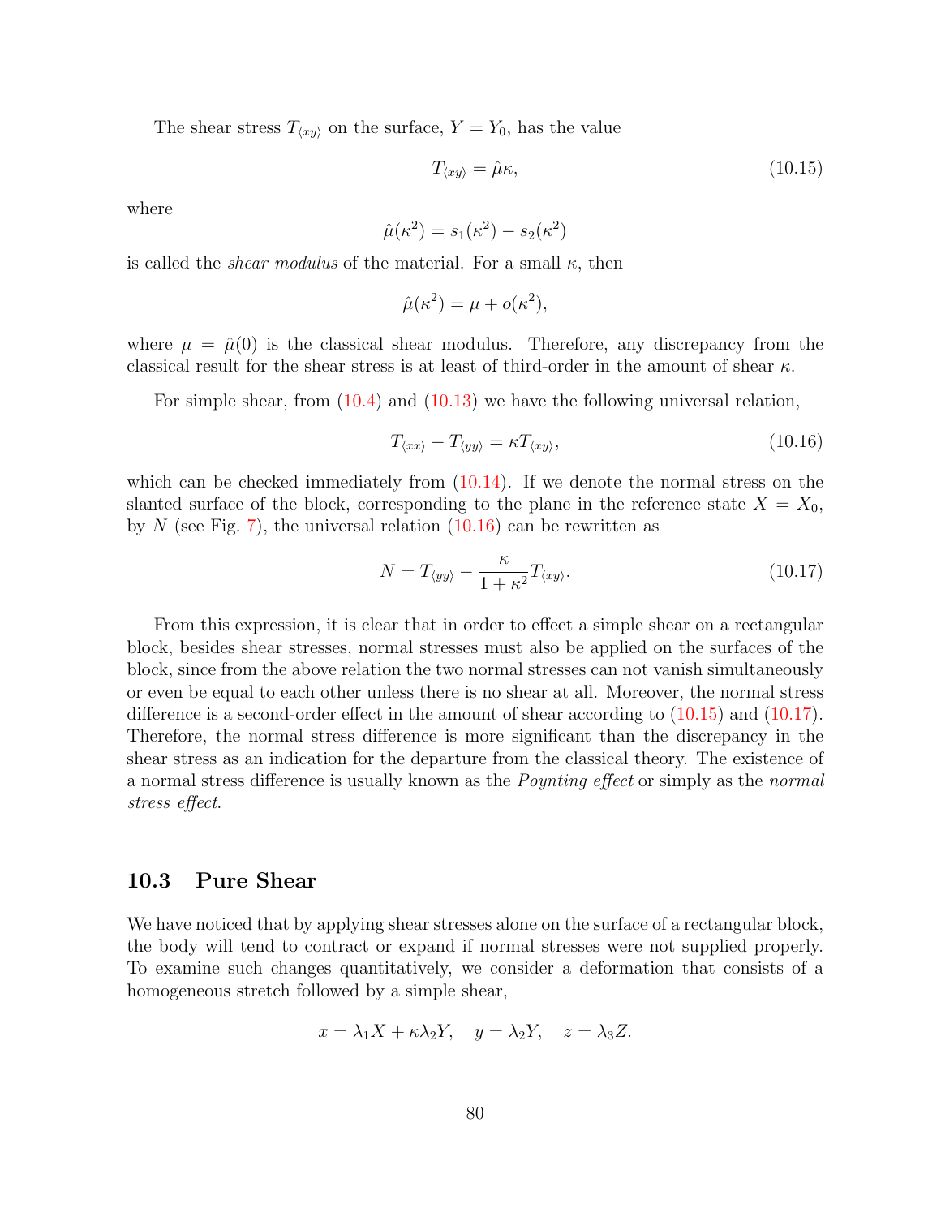The shear stress $T_{\langle xy\rangle}$ on the surface, $Y = Y_0$, has the value

$$T_{\langle xy\rangle} = \hat{\mu}\kappa, \tag{10.15}$$

where

$$\hat{\mu}(\kappa^2) = s_1(\kappa^2) - s_2(\kappa^2)$$

is called the *shear modulus* of the material. For a small $\kappa$, then

$$\hat{\mu}(\kappa^2) = \mu + o(\kappa^2),$$

where $\mu = \hat{\mu}(0)$ is the classical shear modulus. Therefore, any discrepancy from the classical result for the shear stress is at least of third-order in the amount of shear $\kappa$.

For simple shear, from (10.4) and (10.13) we have the following universal relation,

$$T_{\langle xx\rangle} - T_{\langle yy\rangle} = \kappa T_{\langle xy\rangle}, \tag{10.16}$$

which can be checked immediately from (10.14). If we denote the normal stress on the slanted surface of the block, corresponding to the plane in the reference state $X = X_0$, by $N$ (see Fig. 7), the universal relation (10.16) can be rewritten as

$$N = T_{\langle yy\rangle} - \frac{\kappa}{1+\kappa^2} T_{\langle xy\rangle}. \tag{10.17}$$

From this expression, it is clear that in order to effect a simple shear on a rectangular block, besides shear stresses, normal stresses must also be applied on the surfaces of the block, since from the above relation the two normal stresses can not vanish simultaneously or even be equal to each other unless there is no shear at all. Moreover, the normal stress difference is a second-order effect in the amount of shear according to (10.15) and (10.17). Therefore, the normal stress difference is more significant than the discrepancy in the shear stress as an indication for the departure from the classical theory. The existence of a normal stress difference is usually known as the *Poynting effect* or simply as the *normal stress effect*.

## 10.3 Pure Shear

We have noticed that by applying shear stresses alone on the surface of a rectangular block, the body will tend to contract or expand if normal stresses were not supplied properly. To examine such changes quantitatively, we consider a deformation that consists of a homogeneous stretch followed by a simple shear,

$$x = \lambda_1 X + \kappa\lambda_2 Y, \quad y = \lambda_2 Y, \quad z = \lambda_3 Z.$$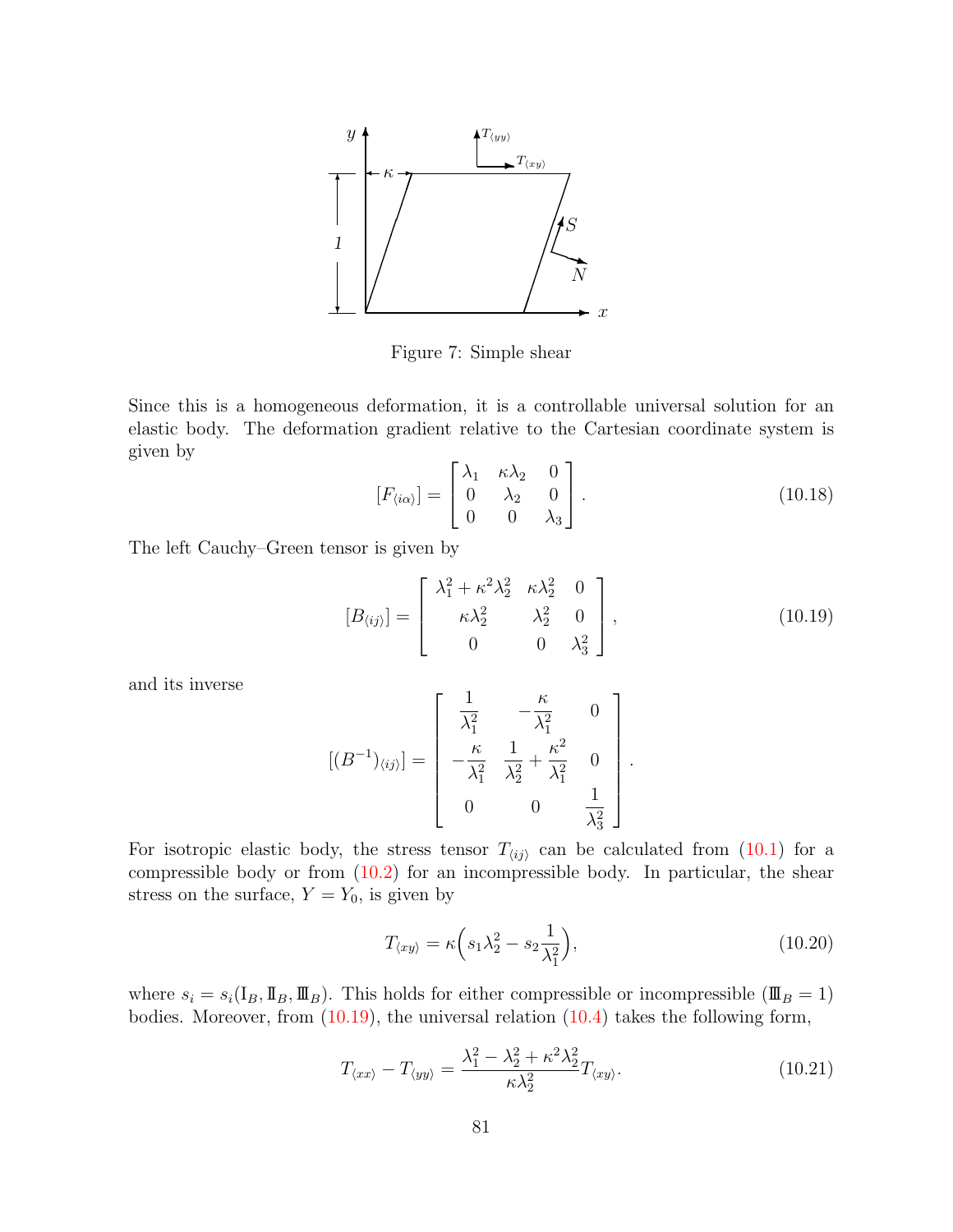Figure 7: Simple shear

Since this is a homogeneous deformation, it is a controllable universal solution for an elastic body. The deformation gradient relative to the Cartesian coordinate system is given by

$$[F_{\langle i\alpha\rangle}] = \begin{bmatrix} \lambda_1 & \kappa\lambda_2 & 0 \\ 0 & \lambda_2 & 0 \\ 0 & 0 & \lambda_3 \end{bmatrix}. \tag{10.18}$$

The left Cauchy–Green tensor is given by

$$[B_{\langle ij\rangle}] = \begin{bmatrix} \lambda_1^2 + \kappa^2\lambda_2^2 & \kappa\lambda_2^2 & 0 \\ \kappa\lambda_2^2 & \lambda_2^2 & 0 \\ 0 & 0 & \lambda_3^2 \end{bmatrix}, \tag{10.19}$$

and its inverse

$$[(B^{-1})_{\langle ij\rangle}] = \begin{bmatrix} \dfrac{1}{\lambda_1^2} & -\dfrac{\kappa}{\lambda_1^2} & 0 \\ -\dfrac{\kappa}{\lambda_1^2} & \dfrac{1}{\lambda_2^2} + \dfrac{\kappa^2}{\lambda_1^2} & 0 \\ 0 & 0 & \dfrac{1}{\lambda_3^2} \end{bmatrix}.$$

For isotropic elastic body, the stress tensor $T_{\langle ij\rangle}$ can be calculated from (10.1) for a compressible body or from (10.2) for an incompressible body. In particular, the shear stress on the surface, $Y = Y_0$, is given by

$$T_{\langle xy\rangle} = \kappa\Big(s_1\lambda_2^2 - s_2\frac{1}{\lambda_1^2}\Big), \tag{10.20}$$

where $s_i = s_i(\mathrm{I}_B, \mathrm{I\!I}_B, \mathrm{I\!I\!I}_B)$. This holds for either compressible or incompressible ($\mathrm{I\!I\!I}_B = 1$) bodies. Moreover, from (10.19), the universal relation (10.4) takes the following form,

$$T_{\langle xx\rangle} - T_{\langle yy\rangle} = \frac{\lambda_1^2 - \lambda_2^2 + \kappa^2\lambda_2^2}{\kappa\lambda_2^2}T_{\langle xy\rangle}. \tag{10.21}$$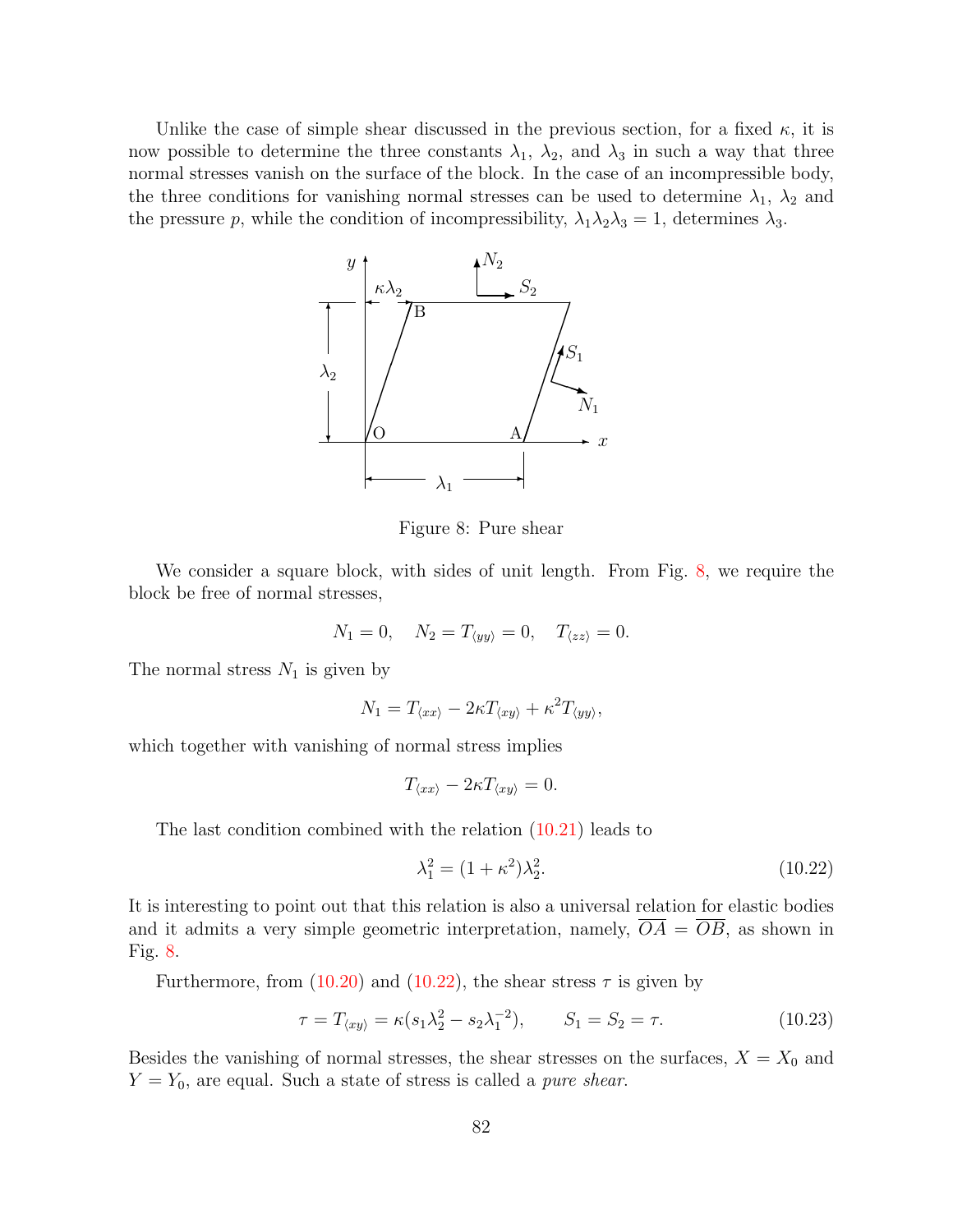Unlike the case of simple shear discussed in the previous section, for a fixed $\kappa$, it is now possible to determine the three constants $\lambda_1$, $\lambda_2$, and $\lambda_3$ in such a way that three normal stresses vanish on the surface of the block. In the case of an incompressible body, the three conditions for vanishing normal stresses can be used to determine $\lambda_1$, $\lambda_2$ and the pressure $p$, while the condition of incompressibility, $\lambda_1\lambda_2\lambda_3 = 1$, determines $\lambda_3$.

Figure 8: Pure shear

We consider a square block, with sides of unit length. From Fig. 8, we require the block be free of normal stresses,

$$N_1 = 0, \quad N_2 = T_{\langle yy\rangle} = 0, \quad T_{\langle zz\rangle} = 0.$$

The normal stress $N_1$ is given by

$$N_1 = T_{\langle xx\rangle} - 2\kappa T_{\langle xy\rangle} + \kappa^2 T_{\langle yy\rangle},$$

which together with vanishing of normal stress implies

$$T_{\langle xx\rangle} - 2\kappa T_{\langle xy\rangle} = 0.$$

The last condition combined with the relation (10.21) leads to

$$\lambda_1^2 = (1+\kappa^2)\lambda_2^2. \tag{10.22}$$

It is interesting to point out that this relation is also a universal relation for elastic bodies and it admits a very simple geometric interpretation, namely, $\overline{OA} = \overline{OB}$, as shown in Fig. 8.

Furthermore, from (10.20) and (10.22), the shear stress $\tau$ is given by

$$\tau = T_{\langle xy\rangle} = \kappa(s_1\lambda_2^2 - s_2\lambda_1^{-2}), \qquad S_1 = S_2 = \tau. \tag{10.23}$$

Besides the vanishing of normal stresses, the shear stresses on the surfaces, $X = X_0$ and $Y = Y_0$, are equal. Such a state of stress is called a *pure shear*.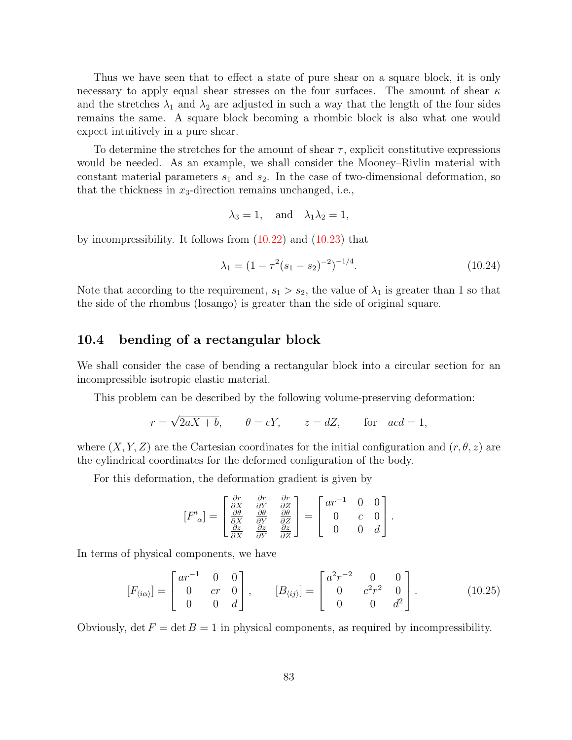Thus we have seen that to effect a state of pure shear on a square block, it is only necessary to apply equal shear stresses on the four surfaces. The amount of shear $\kappa$ and the stretches $\lambda_1$ and $\lambda_2$ are adjusted in such a way that the length of the four sides remains the same. A square block becoming a rhombic block is also what one would expect intuitively in a pure shear.

To determine the stretches for the amount of shear $\tau$, explicit constitutive expressions would be needed. As an example, we shall consider the Mooney–Rivlin material with constant material parameters $s_1$ and $s_2$. In the case of two-dimensional deformation, so that the thickness in $x_3$-direction remains unchanged, i.e.,

$$\lambda_3 = 1, \quad \text{and} \quad \lambda_1 \lambda_2 = 1,$$

by incompressibility. It follows from (10.22) and (10.23) that

$$\lambda_1 = (1 - \tau^2 (s_1 - s_2)^{-2})^{-1/4}. \tag{10.24}$$

Note that according to the requirement, $s_1 > s_2$, the value of $\lambda_1$ is greater than 1 so that the side of the rhombus (losango) is greater than the side of original square.

## 10.4 bending of a rectangular block

We shall consider the case of bending a rectangular block into a circular section for an incompressible isotropic elastic material.

This problem can be described by the following volume-preserving deformation:

$$r = \sqrt{2aX + b}, \qquad \theta = cY, \qquad z = dZ, \qquad \text{for} \quad acd = 1,$$

where $(X, Y, Z)$ are the Cartesian coordinates for the initial configuration and $(r, \theta, z)$ are the cylindrical coordinates for the deformed configuration of the body.

For this deformation, the deformation gradient is given by

$$[F^i{}_\alpha] = \begin{bmatrix} \frac{\partial r}{\partial X} & \frac{\partial r}{\partial Y} & \frac{\partial r}{\partial Z} \\ \frac{\partial \theta}{\partial X} & \frac{\partial \theta}{\partial Y} & \frac{\partial \theta}{\partial Z} \\ \frac{\partial z}{\partial X} & \frac{\partial z}{\partial Y} & \frac{\partial z}{\partial Z} \end{bmatrix} = \begin{bmatrix} ar^{-1} & 0 & 0 \\ 0 & c & 0 \\ 0 & 0 & d \end{bmatrix}.$$

In terms of physical components, we have

$$[F_{\langle i\alpha \rangle}] = \begin{bmatrix} ar^{-1} & 0 & 0 \\ 0 & cr & 0 \\ 0 & 0 & d \end{bmatrix}, \qquad [B_{\langle ij \rangle}] = \begin{bmatrix} a^2 r^{-2} & 0 & 0 \\ 0 & c^2 r^2 & 0 \\ 0 & 0 & d^2 \end{bmatrix}. \tag{10.25}$$

Obviously, $\det F = \det B = 1$ in physical components, as required by incompressibility.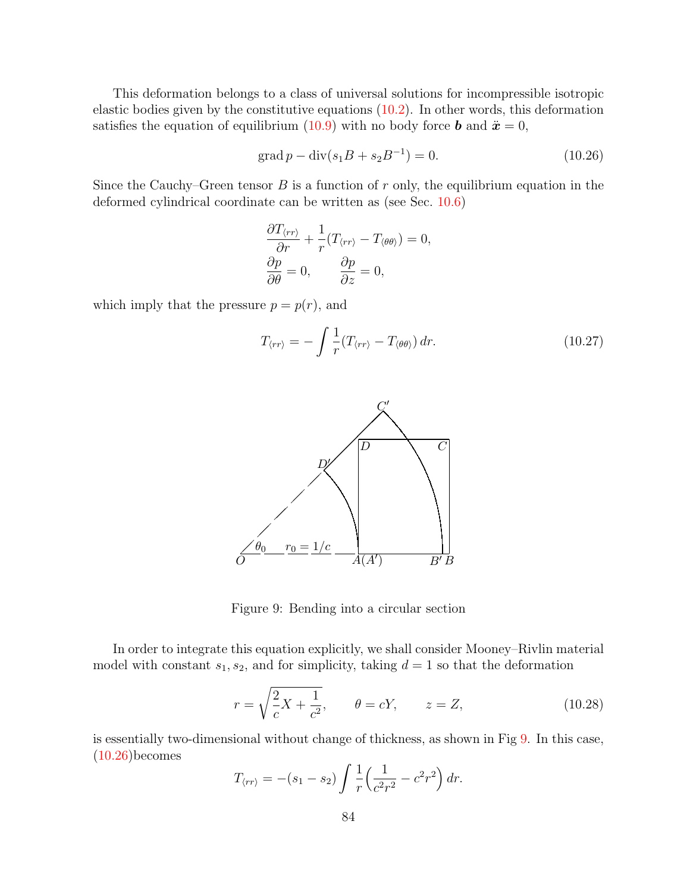This deformation belongs to a class of universal solutions for incompressible isotropic elastic bodies given by the constitutive equations (10.2). In other words, this deformation satisfies the equation of equilibrium (10.9) with no body force $\boldsymbol{b}$ and $\ddot{\boldsymbol{x}} = 0$,

$$\operatorname{grad} p - \operatorname{div}(s_1 B + s_2 B^{-1}) = 0. \tag{10.26}$$

Since the Cauchy–Green tensor $B$ is a function of $r$ only, the equilibrium equation in the deformed cylindrical coordinate can be written as (see Sec. 10.6)

$$\frac{\partial T_{\langle rr \rangle}}{\partial r} + \frac{1}{r}(T_{\langle rr \rangle} - T_{\langle \theta\theta \rangle}) = 0,$$
$$\frac{\partial p}{\partial \theta} = 0, \qquad \frac{\partial p}{\partial z} = 0,$$

which imply that the pressure $p = p(r)$, and

$$T_{\langle rr \rangle} = -\int \frac{1}{r}(T_{\langle rr \rangle} - T_{\langle \theta\theta \rangle})\, dr. \tag{10.27}$$

Figure 9: Bending into a circular section

In order to integrate this equation explicitly, we shall consider Mooney–Rivlin material model with constant $s_1, s_2$, and for simplicity, taking $d = 1$ so that the deformation

$$r = \sqrt{\frac{2}{c}X + \frac{1}{c^2}}, \qquad \theta = cY, \qquad z = Z, \tag{10.28}$$

is essentially two-dimensional without change of thickness, as shown in Fig 9. In this case, (10.26)becomes

$$T_{\langle rr \rangle} = -(s_1 - s_2)\int \frac{1}{r}\Big(\frac{1}{c^2 r^2} - c^2 r^2\Big)\, dr.$$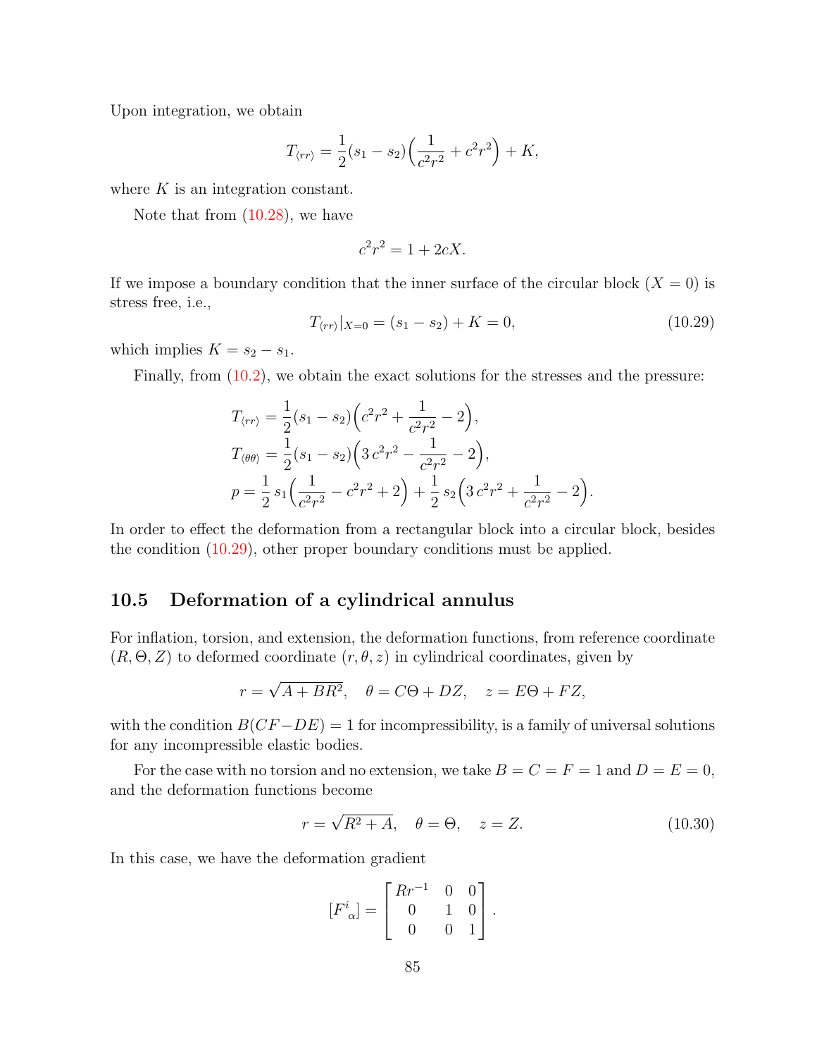Upon integration, we obtain

$$T_{\langle rr\rangle} = \frac{1}{2}(s_1 - s_2)\Big(\frac{1}{c^2r^2} + c^2r^2\Big) + K,$$

where $K$ is an integration constant.

Note that from (10.28), we have

$$c^2r^2 = 1 + 2cX.$$

If we impose a boundary condition that the inner surface of the circular block ($X = 0$) is stress free, i.e.,

$$T_{\langle rr\rangle}|_{X=0} = (s_1 - s_2) + K = 0, \tag{10.29}$$

which implies $K = s_2 - s_1$.

Finally, from (10.2), we obtain the exact solutions for the stresses and the pressure:

$$\begin{aligned}
T_{\langle rr\rangle} &= \frac{1}{2}(s_1 - s_2)\Big(c^2r^2 + \frac{1}{c^2r^2} - 2\Big),\\
T_{\langle \theta\theta\rangle} &= \frac{1}{2}(s_1 - s_2)\Big(3\,c^2r^2 - \frac{1}{c^2r^2} - 2\Big),\\
p &= \frac{1}{2}\,s_1\Big(\frac{1}{c^2r^2} - c^2r^2 + 2\Big) + \frac{1}{2}\,s_2\Big(3\,c^2r^2 + \frac{1}{c^2r^2} - 2\Big).
\end{aligned}$$

In order to effect the deformation from a rectangular block into a circular block, besides the condition (10.29), other proper boundary conditions must be applied.

## 10.5 Deformation of a cylindrical annulus

For inflation, torsion, and extension, the deformation functions, from reference coordinate $(R, \Theta, Z)$ to deformed coordinate $(r, \theta, z)$ in cylindrical coordinates, given by

$$r = \sqrt{A + BR^2}, \quad \theta = C\Theta + DZ, \quad z = E\Theta + FZ,$$

with the condition $B(CF - DE) = 1$ for incompressibility, is a family of universal solutions for any incompressible elastic bodies.

For the case with no torsion and no extension, we take $B = C = F = 1$ and $D = E = 0$, and the deformation functions become

$$r = \sqrt{R^2 + A}, \quad \theta = \Theta, \quad z = Z. \tag{10.30}$$

In this case, we have the deformation gradient

$$[F^i{}_\alpha] = \begin{bmatrix} Rr^{-1} & 0 & 0 \\ 0 & 1 & 0 \\ 0 & 0 & 1 \end{bmatrix}.$$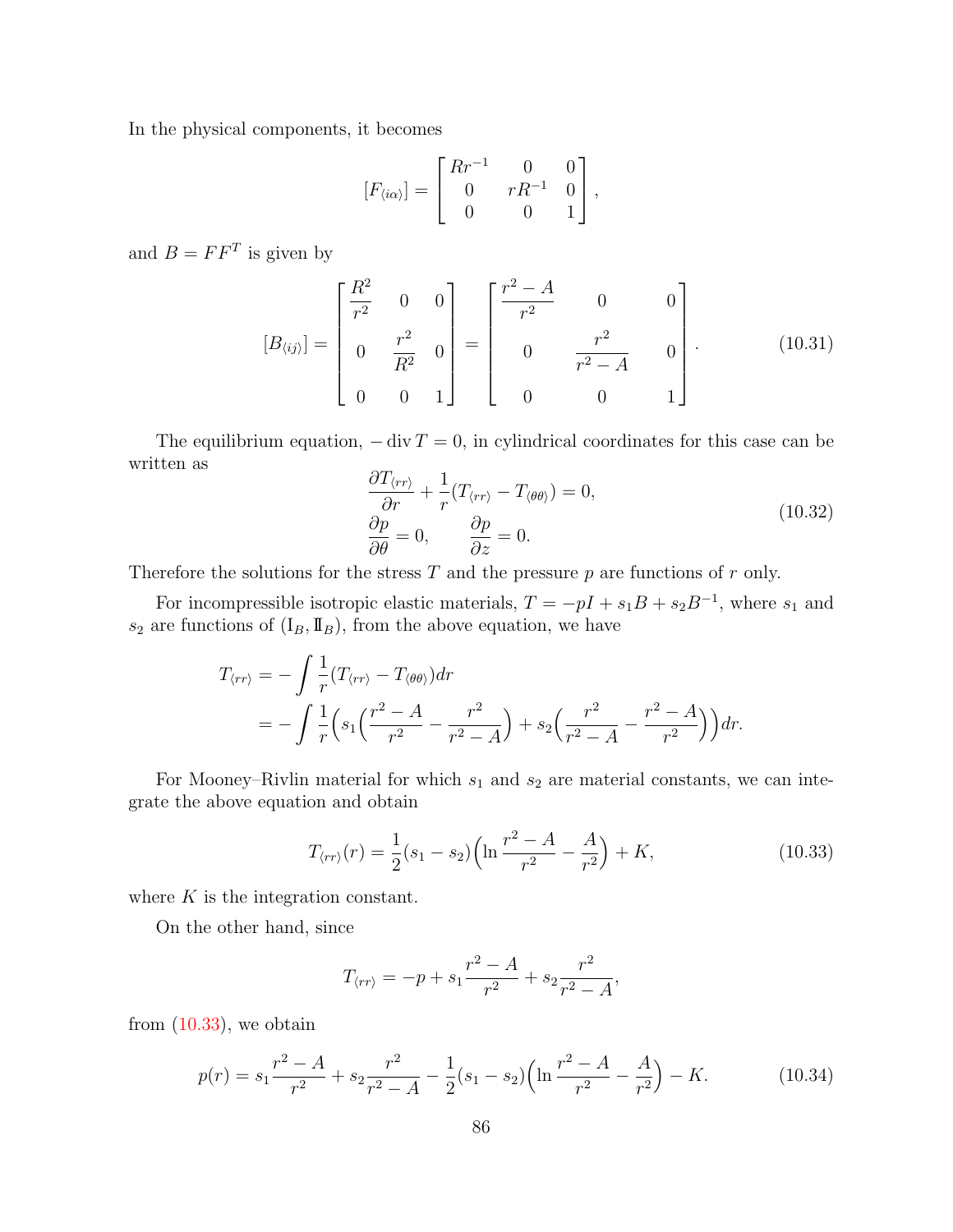In the physical components, it becomes

$$[F_{\langle i\alpha\rangle}] = \begin{bmatrix} Rr^{-1} & 0 & 0 \\ 0 & rR^{-1} & 0 \\ 0 & 0 & 1 \end{bmatrix},$$

and $B = FF^T$ is given by

$$[B_{\langle ij\rangle}] = \begin{bmatrix} \dfrac{R^2}{r^2} & 0 & 0 \\ 0 & \dfrac{r^2}{R^2} & 0 \\ 0 & 0 & 1 \end{bmatrix} = \begin{bmatrix} \dfrac{r^2 - A}{r^2} & 0 & 0 \\ 0 & \dfrac{r^2}{r^2 - A} & 0 \\ 0 & 0 & 1 \end{bmatrix}. \tag{10.31}$$

The equilibrium equation, $-\operatorname{div} T = 0$, in cylindrical coordinates for this case can be written as

$$\begin{aligned} &\frac{\partial T_{\langle rr\rangle}}{\partial r} + \frac{1}{r}(T_{\langle rr\rangle} - T_{\langle\theta\theta\rangle}) = 0, \\ &\frac{\partial p}{\partial \theta} = 0, \qquad \frac{\partial p}{\partial z} = 0. \end{aligned} \tag{10.32}$$

Therefore the solutions for the stress $T$ and the pressure $p$ are functions of $r$ only.

For incompressible isotropic elastic materials, $T = -pI + s_1 B + s_2 B^{-1}$, where $s_1$ and $s_2$ are functions of $(\mathrm{I}_B, \mathrm{II}_B)$, from the above equation, we have

$$\begin{aligned} T_{\langle rr\rangle} &= -\int \frac{1}{r}(T_{\langle rr\rangle} - T_{\langle\theta\theta\rangle})dr \\ &= -\int \frac{1}{r}\Big(s_1\Big(\frac{r^2 - A}{r^2} - \frac{r^2}{r^2 - A}\Big) + s_2\Big(\frac{r^2}{r^2 - A} - \frac{r^2 - A}{r^2}\Big)\Big)dr. \end{aligned}$$

For Mooney–Rivlin material for which $s_1$ and $s_2$ are material constants, we can integrate the above equation and obtain

$$T_{\langle rr\rangle}(r) = \frac{1}{2}(s_1 - s_2)\Big(\ln\frac{r^2 - A}{r^2} - \frac{A}{r^2}\Big) + K, \tag{10.33}$$

where $K$ is the integration constant.

On the other hand, since

$$T_{\langle rr\rangle} = -p + s_1\frac{r^2 - A}{r^2} + s_2\frac{r^2}{r^2 - A},$$

from (10.33), we obtain

$$p(r) = s_1\frac{r^2 - A}{r^2} + s_2\frac{r^2}{r^2 - A} - \frac{1}{2}(s_1 - s_2)\Big(\ln\frac{r^2 - A}{r^2} - \frac{A}{r^2}\Big) - K. \tag{10.34}$$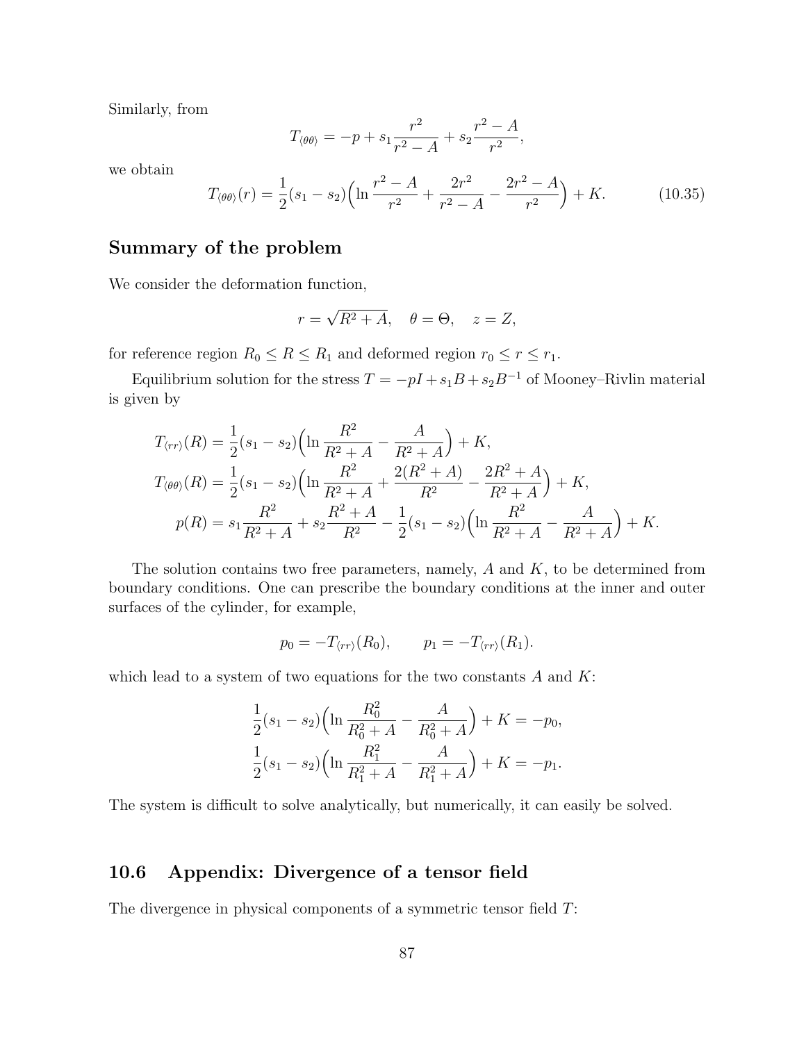Similarly, from

$$T_{\langle\theta\theta\rangle} = -p + s_1 \frac{r^2}{r^2 - A} + s_2 \frac{r^2 - A}{r^2},$$

we obtain

$$T_{\langle\theta\theta\rangle}(r) = \frac{1}{2}(s_1 - s_2)\Big(\ln \frac{r^2 - A}{r^2} + \frac{2r^2}{r^2 - A} - \frac{2r^2 - A}{r^2}\Big) + K. \tag{10.35}$$

## Summary of the problem

We consider the deformation function,

$$r = \sqrt{R^2 + A}, \quad \theta = \Theta, \quad z = Z,$$

for reference region $R_0 \leq R \leq R_1$ and deformed region $r_0 \leq r \leq r_1$.

Equilibrium solution for the stress $T = -pI + s_1 B + s_2 B^{-1}$ of Mooney–Rivlin material is given by

$$\begin{aligned}
T_{\langle rr\rangle}(R) &= \frac{1}{2}(s_1 - s_2)\Big(\ln \frac{R^2}{R^2 + A} - \frac{A}{R^2 + A}\Big) + K, \\
T_{\langle\theta\theta\rangle}(R) &= \frac{1}{2}(s_1 - s_2)\Big(\ln \frac{R^2}{R^2 + A} + \frac{2(R^2 + A)}{R^2} - \frac{2R^2 + A}{R^2 + A}\Big) + K, \\
p(R) &= s_1 \frac{R^2}{R^2 + A} + s_2 \frac{R^2 + A}{R^2} - \frac{1}{2}(s_1 - s_2)\Big(\ln \frac{R^2}{R^2 + A} - \frac{A}{R^2 + A}\Big) + K.
\end{aligned}$$

The solution contains two free parameters, namely, $A$ and $K$, to be determined from boundary conditions. One can prescribe the boundary conditions at the inner and outer surfaces of the cylinder, for example,

$$p_0 = -T_{\langle rr\rangle}(R_0), \qquad p_1 = -T_{\langle rr\rangle}(R_1).$$

which lead to a system of two equations for the two constants $A$ and $K$:

$$\begin{aligned}
\frac{1}{2}(s_1 - s_2)\Big(\ln \frac{R_0^2}{R_0^2 + A} - \frac{A}{R_0^2 + A}\Big) + K = -p_0, \\
\frac{1}{2}(s_1 - s_2)\Big(\ln \frac{R_1^2}{R_1^2 + A} - \frac{A}{R_1^2 + A}\Big) + K = -p_1.
\end{aligned}$$

The system is difficult to solve analytically, but numerically, it can easily be solved.

## 10.6 Appendix: Divergence of a tensor field

The divergence in physical components of a symmetric tensor field $T$: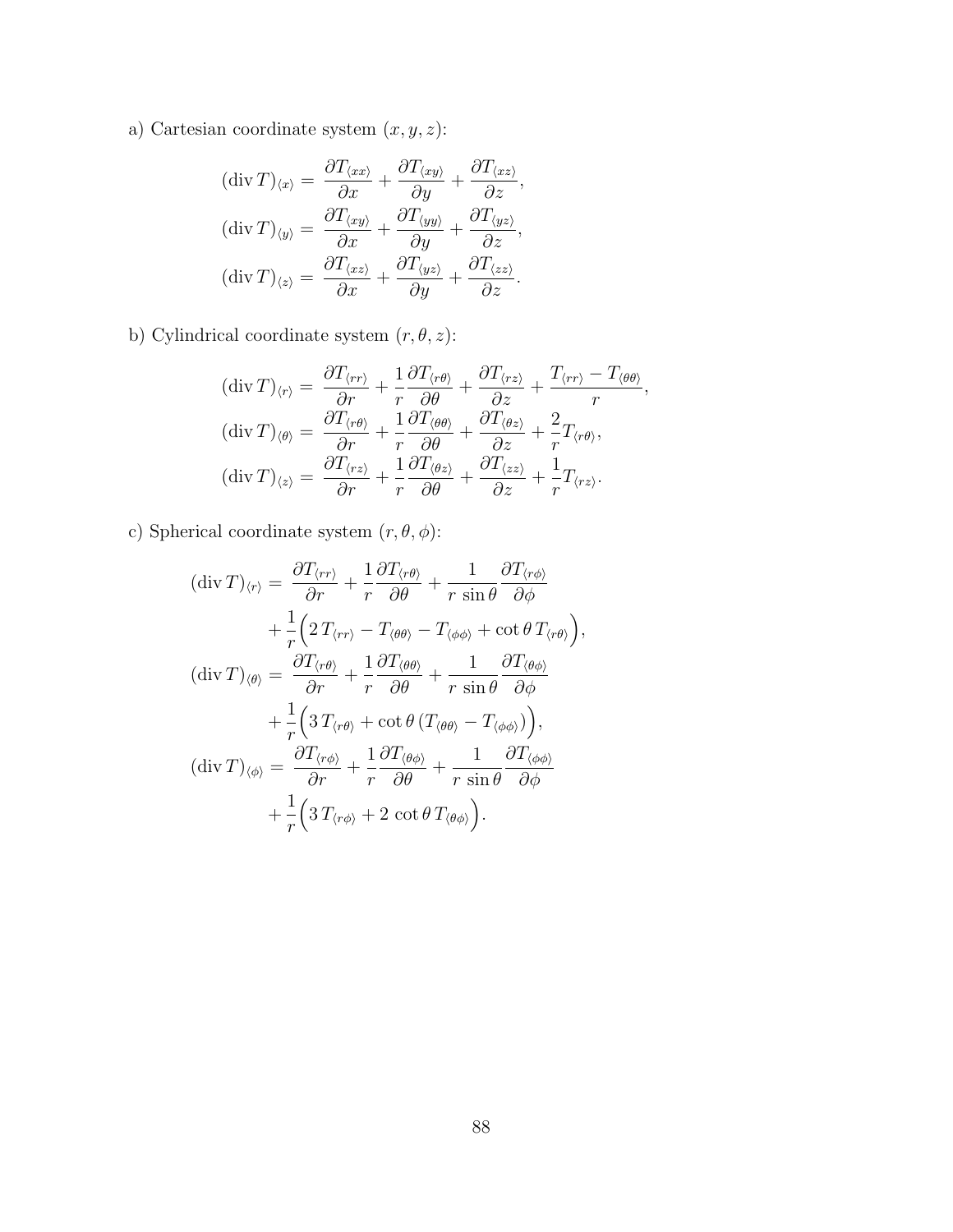a) Cartesian coordinate system $(x, y, z)$:

$$
\begin{aligned}
(\operatorname{div} T)_{\langle x\rangle} &= \frac{\partial T_{\langle xx\rangle}}{\partial x} + \frac{\partial T_{\langle xy\rangle}}{\partial y} + \frac{\partial T_{\langle xz\rangle}}{\partial z}, \\
(\operatorname{div} T)_{\langle y\rangle} &= \frac{\partial T_{\langle xy\rangle}}{\partial x} + \frac{\partial T_{\langle yy\rangle}}{\partial y} + \frac{\partial T_{\langle yz\rangle}}{\partial z}, \\
(\operatorname{div} T)_{\langle z\rangle} &= \frac{\partial T_{\langle xz\rangle}}{\partial x} + \frac{\partial T_{\langle yz\rangle}}{\partial y} + \frac{\partial T_{\langle zz\rangle}}{\partial z}.
\end{aligned}
$$

b) Cylindrical coordinate system $(r, \theta, z)$:

$$
\begin{aligned}
(\operatorname{div} T)_{\langle r\rangle} &= \frac{\partial T_{\langle rr\rangle}}{\partial r} + \frac{1}{r}\frac{\partial T_{\langle r\theta\rangle}}{\partial \theta} + \frac{\partial T_{\langle rz\rangle}}{\partial z} + \frac{T_{\langle rr\rangle} - T_{\langle \theta\theta\rangle}}{r}, \\
(\operatorname{div} T)_{\langle \theta\rangle} &= \frac{\partial T_{\langle r\theta\rangle}}{\partial r} + \frac{1}{r}\frac{\partial T_{\langle \theta\theta\rangle}}{\partial \theta} + \frac{\partial T_{\langle \theta z\rangle}}{\partial z} + \frac{2}{r} T_{\langle r\theta\rangle}, \\
(\operatorname{div} T)_{\langle z\rangle} &= \frac{\partial T_{\langle rz\rangle}}{\partial r} + \frac{1}{r}\frac{\partial T_{\langle \theta z\rangle}}{\partial \theta} + \frac{\partial T_{\langle zz\rangle}}{\partial z} + \frac{1}{r} T_{\langle rz\rangle}.
\end{aligned}
$$

c) Spherical coordinate system $(r, \theta, \phi)$:

$$
\begin{aligned}
(\operatorname{div} T)_{\langle r\rangle} &= \frac{\partial T_{\langle rr\rangle}}{\partial r} + \frac{1}{r}\frac{\partial T_{\langle r\theta\rangle}}{\partial \theta} + \frac{1}{r\,\sin\theta}\frac{\partial T_{\langle r\phi\rangle}}{\partial \phi} \\
&\quad + \frac{1}{r}\Big(2\,T_{\langle rr\rangle} - T_{\langle \theta\theta\rangle} - T_{\langle \phi\phi\rangle} + \cot\theta\, T_{\langle r\theta\rangle}\Big), \\
(\operatorname{div} T)_{\langle \theta\rangle} &= \frac{\partial T_{\langle r\theta\rangle}}{\partial r} + \frac{1}{r}\frac{\partial T_{\langle \theta\theta\rangle}}{\partial \theta} + \frac{1}{r\,\sin\theta}\frac{\partial T_{\langle \theta\phi\rangle}}{\partial \phi} \\
&\quad + \frac{1}{r}\Big(3\,T_{\langle r\theta\rangle} + \cot\theta\,(T_{\langle \theta\theta\rangle} - T_{\langle \phi\phi\rangle})\Big), \\
(\operatorname{div} T)_{\langle \phi\rangle} &= \frac{\partial T_{\langle r\phi\rangle}}{\partial r} + \frac{1}{r}\frac{\partial T_{\langle \theta\phi\rangle}}{\partial \theta} + \frac{1}{r\,\sin\theta}\frac{\partial T_{\langle \phi\phi\rangle}}{\partial \phi} \\
&\quad + \frac{1}{r}\Big(3\,T_{\langle r\phi\rangle} + 2\,\cot\theta\, T_{\langle \theta\phi\rangle}\Big).
\end{aligned}
$$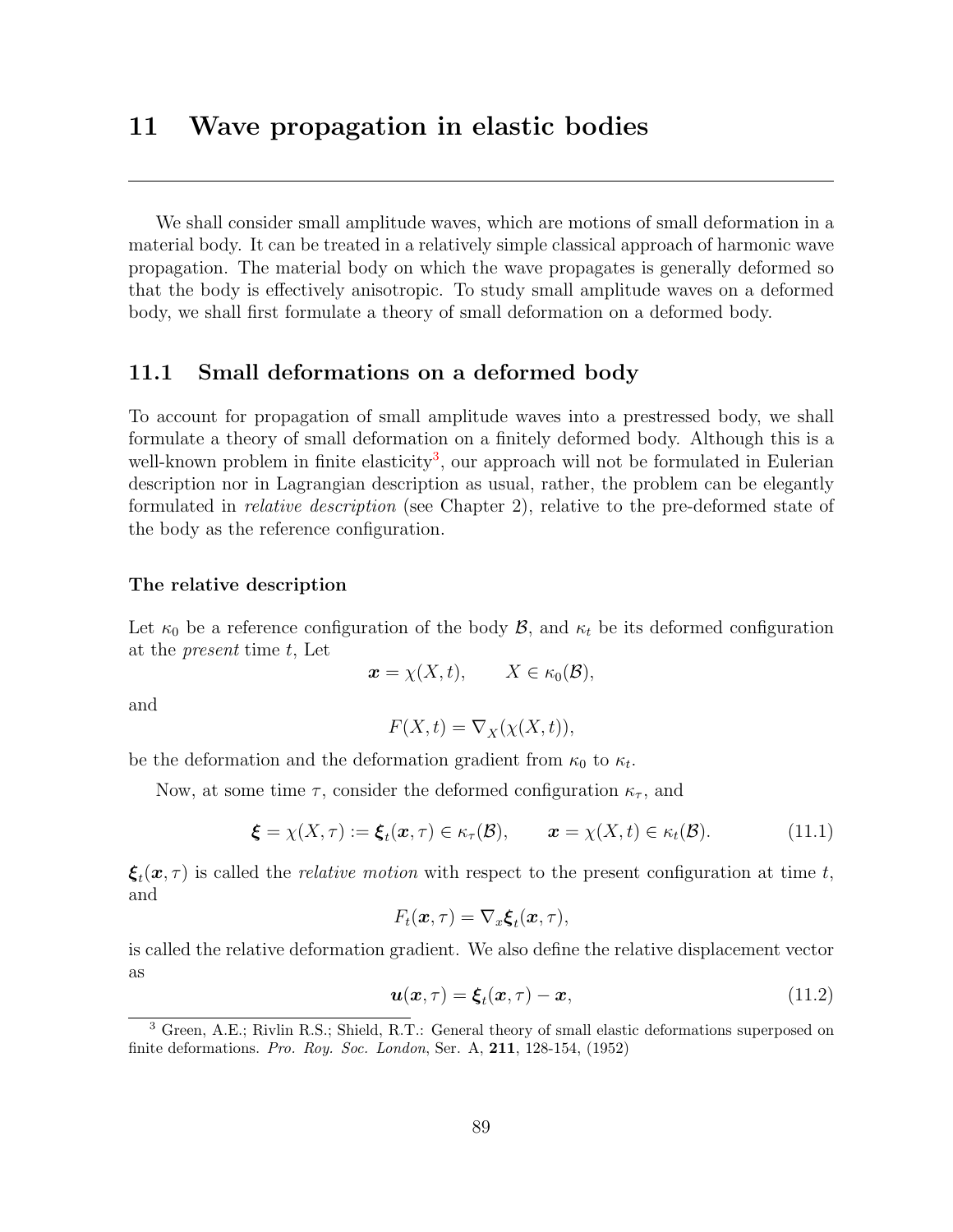# 11 Wave propagation in elastic bodies

We shall consider small amplitude waves, which are motions of small deformation in a material body. It can be treated in a relatively simple classical approach of harmonic wave propagation. The material body on which the wave propagates is generally deformed so that the body is effectively anisotropic. To study small amplitude waves on a deformed body, we shall first formulate a theory of small deformation on a deformed body.

## 11.1 Small deformations on a deformed body

To account for propagation of small amplitude waves into a prestressed body, we shall formulate a theory of small deformation on a finitely deformed body. Although this is a well-known problem in finite elasticity[3], our approach will not be formulated in Eulerian description nor in Lagrangian description as usual, rather, the problem can be elegantly formulated in *relative description* (see Chapter 2), relative to the pre-deformed state of the body as the reference configuration.

### The relative description

Let $\kappa_0$ be a reference configuration of the body $\mathcal{B}$, and $\kappa_t$ be its deformed configuration at the *present* time $t$, Let

$$\boldsymbol{x} = \chi(X, t), \qquad X \in \kappa_0(\mathcal{B}),$$

and

$$F(X, t) = \nabla_X(\chi(X, t)),$$

be the deformation and the deformation gradient from $\kappa_0$ to $\kappa_t$.

Now, at some time $\tau$, consider the deformed configuration $\kappa_\tau$, and

$$\boldsymbol{\xi} = \chi(X, \tau) := \boldsymbol{\xi}_t(\boldsymbol{x}, \tau) \in \kappa_\tau(\mathcal{B}), \qquad \boldsymbol{x} = \chi(X, t) \in \kappa_t(\mathcal{B}). \tag{11.1}$$

$\boldsymbol{\xi}_t(\boldsymbol{x}, \tau)$ is called the *relative motion* with respect to the present configuration at time $t$, and

$$F_t(\boldsymbol{x}, \tau) = \nabla_x \boldsymbol{\xi}_t(\boldsymbol{x}, \tau),$$

is called the relative deformation gradient. We also define the relative displacement vector as

$$\boldsymbol{u}(\boldsymbol{x}, \tau) = \boldsymbol{\xi}_t(\boldsymbol{x}, \tau) - \boldsymbol{x}, \tag{11.2}$$

[3] Green, A.E.; Rivlin R.S.; Shield, R.T.: General theory of small elastic deformations superposed on finite deformations. *Pro. Roy. Soc. London*, Ser. A, **211**, 128-154, (1952)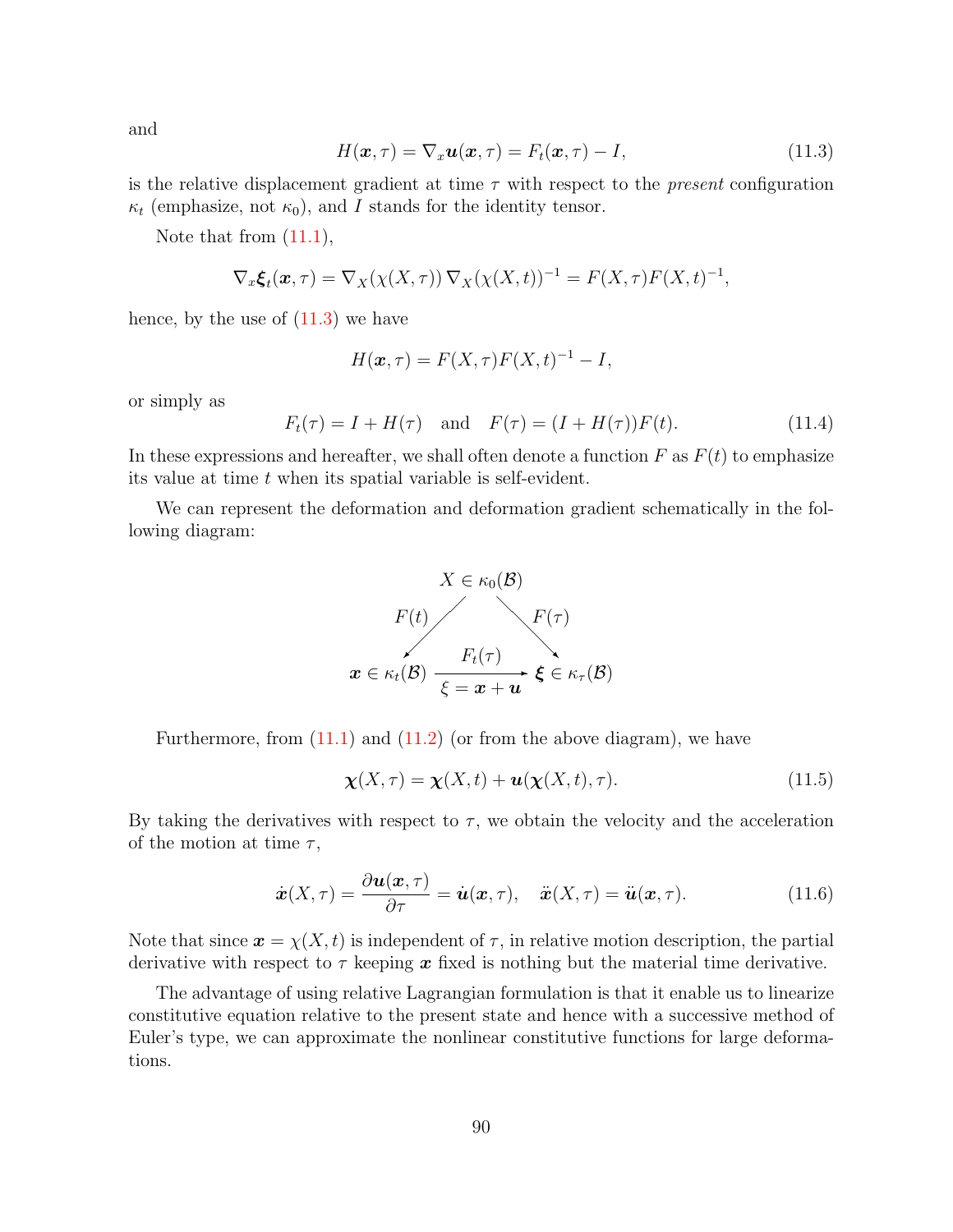and

$$H(\boldsymbol{x}, \tau) = \nabla_x \boldsymbol{u}(\boldsymbol{x}, \tau) = F_t(\boldsymbol{x}, \tau) - I, \tag{11.3}$$

is the relative displacement gradient at time $\tau$ with respect to the *present* configuration $\kappa_t$ (emphasize, not $\kappa_0$), and $I$ stands for the identity tensor.

Note that from (11.1),

$$\nabla_x \boldsymbol{\xi}_t(\boldsymbol{x}, \tau) = \nabla_X(\chi(X, \tau))\, \nabla_X(\chi(X, t))^{-1} = F(X, \tau) F(X, t)^{-1},$$

hence, by the use of (11.3) we have

$$H(\boldsymbol{x}, \tau) = F(X, \tau) F(X, t)^{-1} - I,$$

or simply as

$$F_t(\tau) = I + H(\tau) \quad \text{and} \quad F(\tau) = (I + H(\tau)) F(t). \tag{11.4}$$

In these expressions and hereafter, we shall often denote a function $F$ as $F(t)$ to emphasize its value at time $t$ when its spatial variable is self-evident.

We can represent the deformation and deformation gradient schematically in the following diagram:

$$\begin{array}{ccc} & X \in \kappa_0(\mathcal{B}) & \\ {\scriptstyle F(t)} \swarrow & & \searrow {\scriptstyle F(\tau)} \\ \boldsymbol{x} \in \kappa_t(\mathcal{B}) & \xrightarrow[\xi = \boldsymbol{x} + \boldsymbol{u}]{F_t(\tau)} & \boldsymbol{\xi} \in \kappa_\tau(\mathcal{B}) \end{array}$$

Furthermore, from (11.1) and (11.2) (or from the above diagram), we have

$$\boldsymbol{\chi}(X, \tau) = \boldsymbol{\chi}(X, t) + \boldsymbol{u}(\boldsymbol{\chi}(X, t), \tau). \tag{11.5}$$

By taking the derivatives with respect to $\tau$, we obtain the velocity and the acceleration of the motion at time $\tau$,

$$\dot{\boldsymbol{x}}(X, \tau) = \frac{\partial \boldsymbol{u}(\boldsymbol{x}, \tau)}{\partial \tau} = \dot{\boldsymbol{u}}(\boldsymbol{x}, \tau), \quad \ddot{\boldsymbol{x}}(X, \tau) = \ddot{\boldsymbol{u}}(\boldsymbol{x}, \tau). \tag{11.6}$$

Note that since $\boldsymbol{x} = \chi(X, t)$ is independent of $\tau$, in relative motion description, the partial derivative with respect to $\tau$ keeping $\boldsymbol{x}$ fixed is nothing but the material time derivative.

The advantage of using relative Lagrangian formulation is that it enable us to linearize constitutive equation relative to the present state and hence with a successive method of Euler's type, we can approximate the nonlinear constitutive functions for large deformations.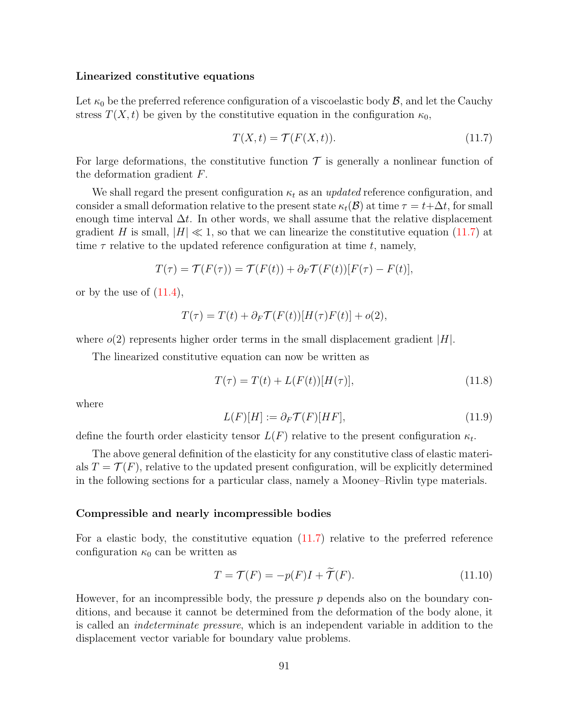### Linearized constitutive equations

Let $\kappa_0$ be the preferred reference configuration of a viscoelastic body $\mathcal{B}$, and let the Cauchy stress $T(X,t)$ be given by the constitutive equation in the configuration $\kappa_0$,

$$T(X,t) = \mathcal{T}(F(X,t)). \tag{11.7}$$

For large deformations, the constitutive function $\mathcal{T}$ is generally a nonlinear function of the deformation gradient $F$.

We shall regard the present configuration $\kappa_t$ as an *updated* reference configuration, and consider a small deformation relative to the present state $\kappa_t(\mathcal{B})$ at time $\tau = t + \Delta t$, for small enough time interval $\Delta t$. In other words, we shall assume that the relative displacement gradient $H$ is small, $|H| \ll 1$, so that we can linearize the constitutive equation (11.7) at time $\tau$ relative to the updated reference configuration at time $t$, namely,

$$T(\tau) = \mathcal{T}(F(\tau)) = \mathcal{T}(F(t)) + \partial_F \mathcal{T}(F(t))[F(\tau) - F(t)],$$

or by the use of (11.4),

$$T(\tau) = T(t) + \partial_F \mathcal{T}(F(t))[H(\tau)F(t)] + o(2),$$

where $o(2)$ represents higher order terms in the small displacement gradient $|H|$.

The linearized constitutive equation can now be written as

$$T(\tau) = T(t) + L(F(t))[H(\tau)], \tag{11.8}$$

where

$$L(F)[H] := \partial_F \mathcal{T}(F)[HF], \tag{11.9}$$

define the fourth order elasticity tensor $L(F)$ relative to the present configuration $\kappa_t$.

The above general definition of the elasticity for any constitutive class of elastic materials $T = \mathcal{T}(F)$, relative to the updated present configuration, will be explicitly determined in the following sections for a particular class, namely a Mooney–Rivlin type materials.

### Compressible and nearly incompressible bodies

For a elastic body, the constitutive equation (11.7) relative to the preferred reference configuration $\kappa_0$ can be written as

$$T = \mathcal{T}(F) = -p(F)I + \widetilde{\mathcal{T}}(F). \tag{11.10}$$

However, for an incompressible body, the pressure $p$ depends also on the boundary conditions, and because it cannot be determined from the deformation of the body alone, it is called an *indeterminate pressure*, which is an independent variable in addition to the displacement vector variable for boundary value problems.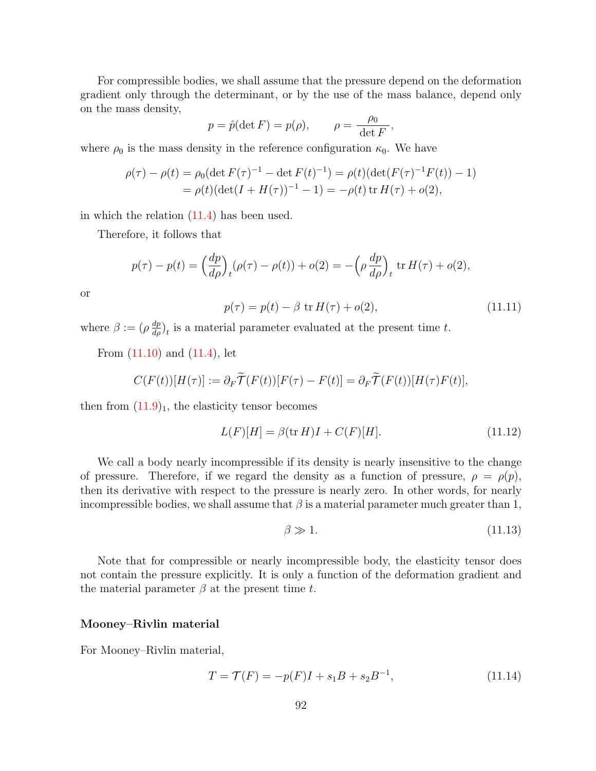For compressible bodies, we shall assume that the pressure depend on the deformation gradient only through the determinant, or by the use of the mass balance, depend only on the mass density,

$$p = \hat{p}(\det F) = p(\rho), \qquad \rho = \frac{\rho_0}{\det F},$$

where $\rho_0$ is the mass density in the reference configuration $\kappa_0$. We have

$$\begin{aligned}\rho(\tau) - \rho(t) &= \rho_0(\det F(\tau)^{-1} - \det F(t)^{-1}) = \rho(t)(\det(F(\tau)^{-1}F(t)) - 1) \\ &= \rho(t)(\det(I + H(\tau))^{-1} - 1) = -\rho(t)\,\mathrm{tr}\, H(\tau) + o(2),\end{aligned}$$

in which the relation (11.4) has been used.

Therefore, it follows that

$$p(\tau) - p(t) = \Big(\frac{dp}{d\rho}\Big)_t(\rho(\tau) - \rho(t)) + o(2) = -\Big(\rho\,\frac{dp}{d\rho}\Big)_t\,\mathrm{tr}\, H(\tau) + o(2),$$

or

$$p(\tau) = p(t) - \beta\ \mathrm{tr}\, H(\tau) + o(2), \tag{11.11}$$

where $\beta := (\rho\,\frac{dp}{d\rho})_t$ is a material parameter evaluated at the present time $t$.

From (11.10) and (11.4), let

$$C(F(t))[H(\tau)] := \partial_F \widetilde{\mathcal{T}}(F(t))[F(\tau) - F(t)] = \partial_F \widetilde{\mathcal{T}}(F(t))[H(\tau)F(t)],$$

then from $(11.9)_1$, the elasticity tensor becomes

$$L(F)[H] = \beta(\mathrm{tr}\, H)I + C(F)[H]. \tag{11.12}$$

We call a body nearly incompressible if its density is nearly insensitive to the change of pressure. Therefore, if we regard the density as a function of pressure, $\rho = \rho(p)$, then its derivative with respect to the pressure is nearly zero. In other words, for nearly incompressible bodies, we shall assume that $\beta$ is a material parameter much greater than 1,

$$\beta \gg 1. \tag{11.13}$$

Note that for compressible or nearly incompressible body, the elasticity tensor does not contain the pressure explicitly. It is only a function of the deformation gradient and the material parameter $\beta$ at the present time $t$.

### Mooney–Rivlin material

For Mooney–Rivlin material,

$$T = \mathcal{T}(F) = -p(F)I + s_1 B + s_2 B^{-1}, \tag{11.14}$$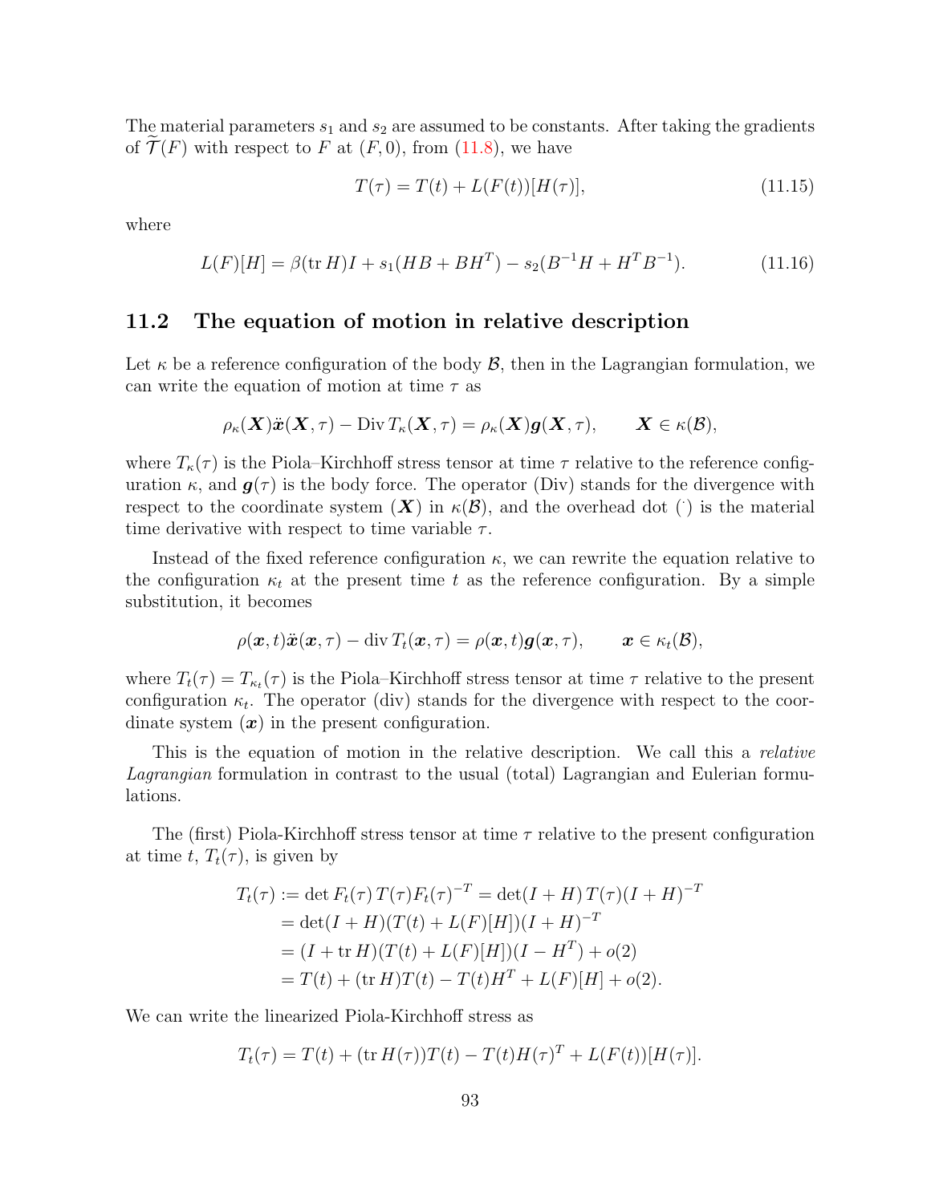The material parameters $s_1$ and $s_2$ are assumed to be constants. After taking the gradients of $\widetilde{\mathcal{T}}(F)$ with respect to $F$ at $(F, 0)$, from (11.8), we have

$$T(\tau) = T(t) + L(F(t))[H(\tau)], \tag{11.15}$$

where

$$L(F)[H] = \beta(\operatorname{tr} H)I + s_1(HB + BH^T) - s_2(B^{-1}H + H^T B^{-1}). \tag{11.16}$$

## 11.2 The equation of motion in relative description

Let $\kappa$ be a reference configuration of the body $\mathcal{B}$, then in the Lagrangian formulation, we can write the equation of motion at time $\tau$ as

$$\rho_\kappa(\boldsymbol{X})\ddot{\boldsymbol{x}}(\boldsymbol{X}, \tau) - \operatorname{Div} T_\kappa(\boldsymbol{X}, \tau) = \rho_\kappa(\boldsymbol{X})\boldsymbol{g}(\boldsymbol{X}, \tau), \qquad \boldsymbol{X} \in \kappa(\mathcal{B}),$$

where $T_\kappa(\tau)$ is the Piola–Kirchhoff stress tensor at time $\tau$ relative to the reference configuration $\kappa$, and $\boldsymbol{g}(\tau)$ is the body force. The operator (Div) stands for the divergence with respect to the coordinate system $(\boldsymbol{X})$ in $\kappa(\mathcal{B})$, and the overhead dot $(\dot{\ })$ is the material time derivative with respect to time variable $\tau$.

Instead of the fixed reference configuration $\kappa$, we can rewrite the equation relative to the configuration $\kappa_t$ at the present time $t$ as the reference configuration. By a simple substitution, it becomes

$$\rho(\boldsymbol{x}, t)\ddot{\boldsymbol{x}}(\boldsymbol{x}, \tau) - \operatorname{div} T_t(\boldsymbol{x}, \tau) = \rho(\boldsymbol{x}, t)\boldsymbol{g}(\boldsymbol{x}, \tau), \qquad \boldsymbol{x} \in \kappa_t(\mathcal{B}),$$

where $T_t(\tau) = T_{\kappa_t}(\tau)$ is the Piola–Kirchhoff stress tensor at time $\tau$ relative to the present configuration $\kappa_t$. The operator (div) stands for the divergence with respect to the coordinate system $(\boldsymbol{x})$ in the present configuration.

This is the equation of motion in the relative description. We call this a *relative Lagrangian* formulation in contrast to the usual (total) Lagrangian and Eulerian formulations.

The (first) Piola-Kirchhoff stress tensor at time $\tau$ relative to the present configuration at time $t$, $T_t(\tau)$, is given by

$$\begin{aligned}
T_t(\tau) &:= \det F_t(\tau)\, T(\tau) F_t(\tau)^{-T} = \det(I + H)\, T(\tau)(I + H)^{-T} \\
&= \det(I + H)(T(t) + L(F)[H])(I + H)^{-T} \\
&= (I + \operatorname{tr} H)(T(t) + L(F)[H])(I - H^T) + o(2) \\
&= T(t) + (\operatorname{tr} H)T(t) - T(t)H^T + L(F)[H] + o(2).
\end{aligned}$$

We can write the linearized Piola-Kirchhoff stress as

$$T_t(\tau) = T(t) + (\operatorname{tr} H(\tau))T(t) - T(t)H(\tau)^T + L(F(t))[H(\tau)].$$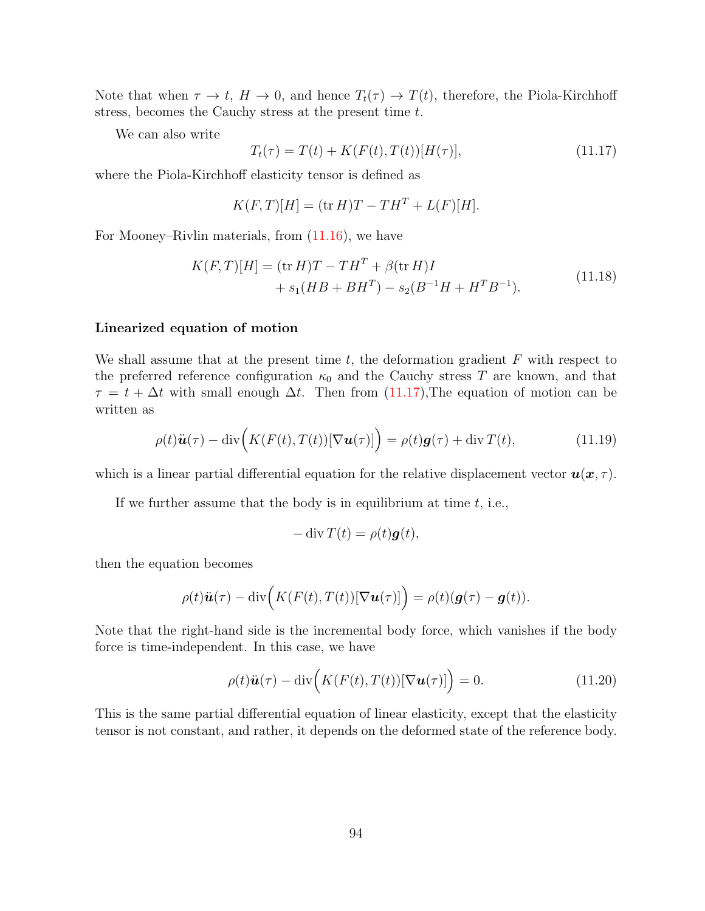Note that when $\tau \to t$, $H \to 0$, and hence $T_t(\tau) \to T(t)$, therefore, the Piola-Kirchhoff stress, becomes the Cauchy stress at the present time $t$.

We can also write

$$T_t(\tau) = T(t) + K(F(t), T(t))[H(\tau)], \tag{11.17}$$

where the Piola-Kirchhoff elasticity tensor is defined as

$$K(F, T)[H] = (\operatorname{tr} H)T - TH^T + L(F)[H].$$

For Mooney–Rivlin materials, from (11.16), we have

$$\begin{aligned} K(F, T)[H] = (\operatorname{tr} H)T - TH^T + \beta(\operatorname{tr} H)I \\ + s_1(HB + BH^T) - s_2(B^{-1}H + H^T B^{-1}). \end{aligned} \tag{11.18}$$

**Linearized equation of motion**

We shall assume that at the present time $t$, the deformation gradient $F$ with respect to the preferred reference configuration $\kappa_0$ and the Cauchy stress $T$ are known, and that $\tau = t + \Delta t$ with small enough $\Delta t$. Then from (11.17),The equation of motion can be written as

$$\rho(t)\ddot{\boldsymbol{u}}(\tau) - \operatorname{div}\Big(K(F(t), T(t))[\nabla \boldsymbol{u}(\tau)]\Big) = \rho(t)\boldsymbol{g}(\tau) + \operatorname{div} T(t), \tag{11.19}$$

which is a linear partial differential equation for the relative displacement vector $\boldsymbol{u}(\boldsymbol{x}, \tau)$.

If we further assume that the body is in equilibrium at time $t$, i.e.,

$$-\operatorname{div} T(t) = \rho(t)\boldsymbol{g}(t),$$

then the equation becomes

$$\rho(t)\ddot{\boldsymbol{u}}(\tau) - \operatorname{div}\Big(K(F(t), T(t))[\nabla \boldsymbol{u}(\tau)]\Big) = \rho(t)(\boldsymbol{g}(\tau) - \boldsymbol{g}(t)).$$

Note that the right-hand side is the incremental body force, which vanishes if the body force is time-independent. In this case, we have

$$\rho(t)\ddot{\boldsymbol{u}}(\tau) - \operatorname{div}\Big(K(F(t), T(t))[\nabla \boldsymbol{u}(\tau)]\Big) = 0. \tag{11.20}$$

This is the same partial differential equation of linear elasticity, except that the elasticity tensor is not constant, and rather, it depends on the deformed state of the reference body.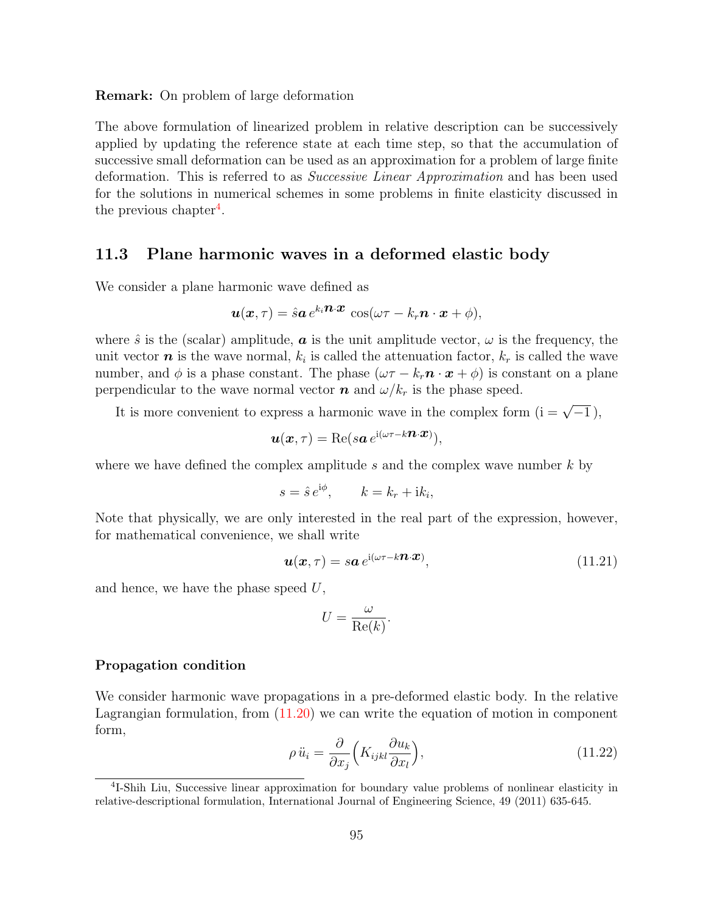**Remark:** On problem of large deformation

The above formulation of linearized problem in relative description can be successively applied by updating the reference state at each time step, so that the accumulation of successive small deformation can be used as an approximation for a problem of large finite deformation. This is referred to as *Successive Linear Approximation* and has been used for the solutions in numerical schemes in some problems in finite elasticity discussed in the previous chapter[4].

## 11.3 Plane harmonic waves in a deformed elastic body

We consider a plane harmonic wave defined as

$$\boldsymbol{u}(\boldsymbol{x},\tau) = \hat{s}\boldsymbol{a}\, e^{k_i \boldsymbol{n}\cdot\boldsymbol{x}}\, \cos(\omega\tau - k_r\boldsymbol{n}\cdot\boldsymbol{x} + \phi),$$

where $\hat{s}$ is the (scalar) amplitude, $\boldsymbol{a}$ is the unit amplitude vector, $\omega$ is the frequency, the unit vector $\boldsymbol{n}$ is the wave normal, $k_i$ is called the attenuation factor, $k_r$ is called the wave number, and $\phi$ is a phase constant. The phase $(\omega\tau - k_r\boldsymbol{n}\cdot\boldsymbol{x} + \phi)$ is constant on a plane perpendicular to the wave normal vector $\boldsymbol{n}$ and $\omega/k_r$ is the phase speed.

It is more convenient to express a harmonic wave in the complex form ($\mathrm{i} = \sqrt{-1}$),

$$\boldsymbol{u}(\boldsymbol{x},\tau) = \mathrm{Re}(s\boldsymbol{a}\, e^{\mathrm{i}(\omega\tau - k\boldsymbol{n}\cdot\boldsymbol{x})}),$$

where we have defined the complex amplitude $s$ and the complex wave number $k$ by

$$s = \hat{s}\, e^{\mathrm{i}\phi}, \qquad k = k_r + \mathrm{i}k_i,$$

Note that physically, we are only interested in the real part of the expression, however, for mathematical convenience, we shall write

$$\boldsymbol{u}(\boldsymbol{x},\tau) = s\boldsymbol{a}\, e^{\mathrm{i}(\omega\tau - k\boldsymbol{n}\cdot\boldsymbol{x})}, \tag{11.21}$$

and hence, we have the phase speed $U$,

$$U = \frac{\omega}{\mathrm{Re}(k)}.$$

### Propagation condition

We consider harmonic wave propagations in a pre-deformed elastic body. In the relative Lagrangian formulation, from (11.20) we can write the equation of motion in component form,

$$\rho\, \ddot{u}_i = \frac{\partial}{\partial x_j}\Big(K_{ijkl}\frac{\partial u_k}{\partial x_l}\Big), \tag{11.22}$$

[4] I-Shih Liu, Successive linear approximation for boundary value problems of nonlinear elasticity in relative-descriptional formulation, International Journal of Engineering Science, 49 (2011) 635-645.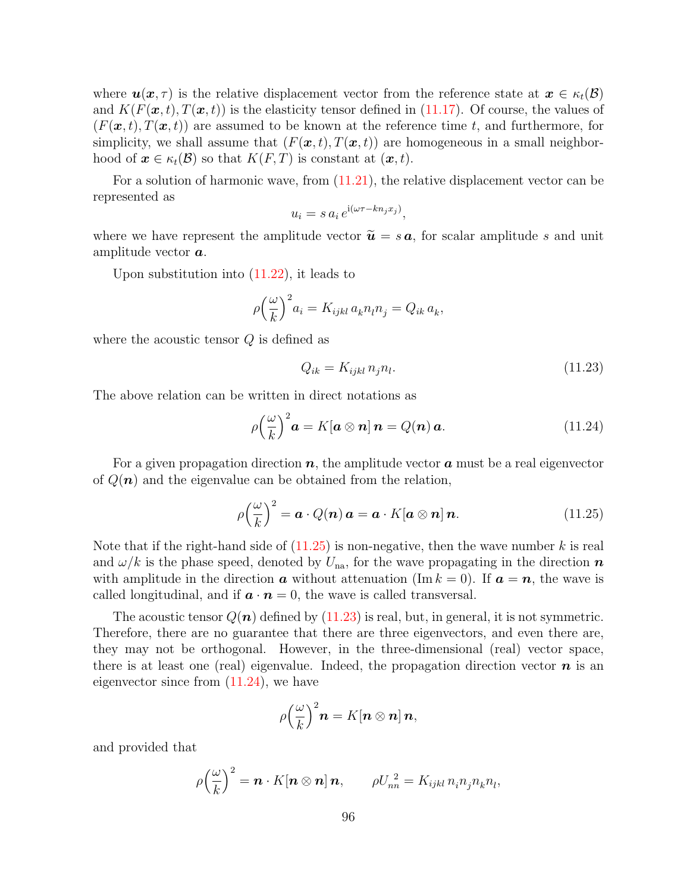where $\boldsymbol{u}(\boldsymbol{x}, \tau)$ is the relative displacement vector from the reference state at $\boldsymbol{x} \in \kappa_t(\mathcal{B})$ and $K(F(\boldsymbol{x}, t), T(\boldsymbol{x}, t))$ is the elasticity tensor defined in (11.17). Of course, the values of $(F(\boldsymbol{x}, t), T(\boldsymbol{x}, t))$ are assumed to be known at the reference time $t$, and furthermore, for simplicity, we shall assume that $(F(\boldsymbol{x}, t), T(\boldsymbol{x}, t))$ are homogeneous in a small neighborhood of $\boldsymbol{x} \in \kappa_t(\mathcal{B})$ so that $K(F, T)$ is constant at $(\boldsymbol{x}, t)$.

For a solution of harmonic wave, from (11.21), the relative displacement vector can be represented as

$$u_i = s\, a_i\, e^{\mathrm{i}(\omega\tau - k n_j x_j)},$$

where we have represent the amplitude vector $\widetilde{\boldsymbol{u}} = s\,\boldsymbol{a}$, for scalar amplitude $s$ and unit amplitude vector $\boldsymbol{a}$.

Upon substitution into (11.22), it leads to

$$\rho\Big(\frac{\omega}{k}\Big)^2 a_i = K_{ijkl}\, a_k n_l n_j = Q_{ik}\, a_k,$$

where the acoustic tensor $Q$ is defined as

$$Q_{ik} = K_{ijkl}\, n_j n_l. \tag{11.23}$$

The above relation can be written in direct notations as

$$\rho\Big(\frac{\omega}{k}\Big)^2 \boldsymbol{a} = K[\boldsymbol{a}\otimes\boldsymbol{n}]\,\boldsymbol{n} = Q(\boldsymbol{n})\,\boldsymbol{a}. \tag{11.24}$$

For a given propagation direction $\boldsymbol{n}$, the amplitude vector $\boldsymbol{a}$ must be a real eigenvector of $Q(\boldsymbol{n})$ and the eigenvalue can be obtained from the relation,

$$\rho\Big(\frac{\omega}{k}\Big)^2 = \boldsymbol{a}\cdot Q(\boldsymbol{n})\,\boldsymbol{a} = \boldsymbol{a}\cdot K[\boldsymbol{a}\otimes\boldsymbol{n}]\,\boldsymbol{n}. \tag{11.25}$$

Note that if the right-hand side of (11.25) is non-negative, then the wave number $k$ is real and $\omega/k$ is the phase speed, denoted by $U_{\mathrm{na}}$, for the wave propagating in the direction $\boldsymbol{n}$ with amplitude in the direction $\boldsymbol{a}$ without attenuation ($\mathrm{Im}\, k = 0$). If $\boldsymbol{a} = \boldsymbol{n}$, the wave is called longitudinal, and if $\boldsymbol{a}\cdot\boldsymbol{n} = 0$, the wave is called transversal.

The acoustic tensor $Q(\boldsymbol{n})$ defined by (11.23) is real, but, in general, it is not symmetric. Therefore, there are no guarantee that there are three eigenvectors, and even there are, they may not be orthogonal. However, in the three-dimensional (real) vector space, there is at least one (real) eigenvalue. Indeed, the propagation direction vector $\boldsymbol{n}$ is an eigenvector since from (11.24), we have

$$\rho\Big(\frac{\omega}{k}\Big)^2 \boldsymbol{n} = K[\boldsymbol{n}\otimes\boldsymbol{n}]\,\boldsymbol{n},$$

and provided that

$$\rho\Big(\frac{\omega}{k}\Big)^2 = \boldsymbol{n}\cdot K[\boldsymbol{n}\otimes\boldsymbol{n}]\,\boldsymbol{n}, \qquad \rho U_{nn}^{\,2} = K_{ijkl}\, n_i n_j n_k n_l,$$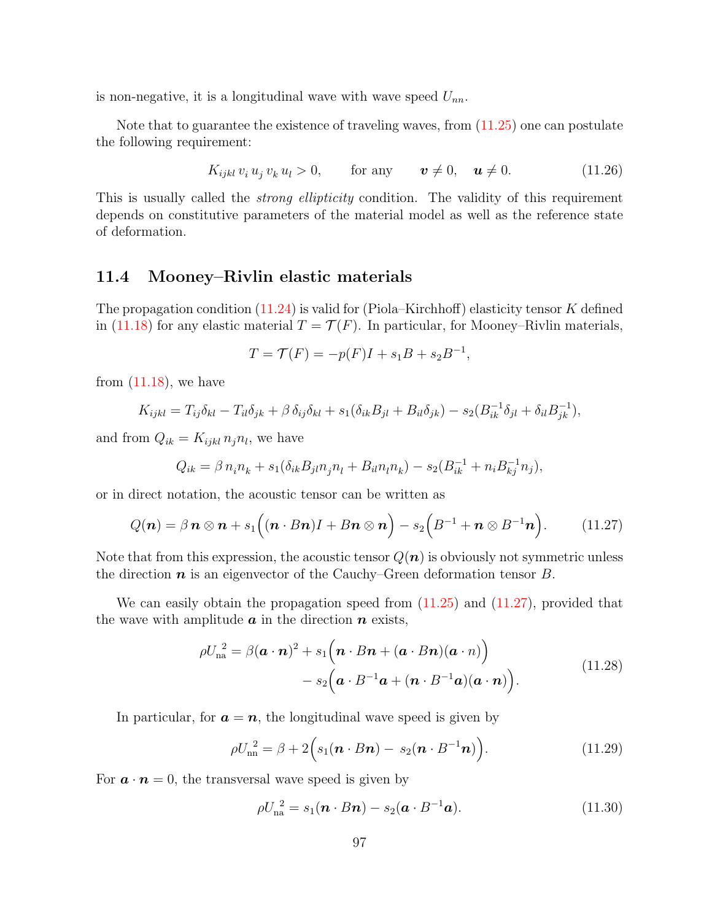is non-negative, it is a longitudinal wave with wave speed $U_{nn}$.

Note that to guarantee the existence of traveling waves, from (11.25) one can postulate the following requirement:

$$K_{ijkl}\, v_i\, u_j\, v_k\, u_l > 0, \qquad \text{for any} \qquad \boldsymbol{v} \neq 0, \quad \boldsymbol{u} \neq 0. \tag{11.26}$$

This is usually called the *strong ellipticity* condition. The validity of this requirement depends on constitutive parameters of the material model as well as the reference state of deformation.

## 11.4 Mooney–Rivlin elastic materials

The propagation condition (11.24) is valid for (Piola–Kirchhoff) elasticity tensor $K$ defined in (11.18) for any elastic material $T = \mathcal{T}(F)$. In particular, for Mooney–Rivlin materials,

$$T = \mathcal{T}(F) = -p(F)I + s_1 B + s_2 B^{-1},$$

from (11.18), we have

$$K_{ijkl} = T_{ij}\delta_{kl} - T_{il}\delta_{jk} + \beta\, \delta_{ij}\delta_{kl} + s_1(\delta_{ik}B_{jl} + B_{il}\delta_{jk}) - s_2(B^{-1}_{ik}\delta_{jl} + \delta_{il}B^{-1}_{jk}),$$

and from $Q_{ik} = K_{ijkl}\, n_j n_l$, we have

$$Q_{ik} = \beta\, n_i n_k + s_1(\delta_{ik}B_{jl}n_j n_l + B_{il}n_l n_k) - s_2(B^{-1}_{ik} + n_i B^{-1}_{kj} n_j),$$

or in direct notation, the acoustic tensor can be written as

$$Q(\boldsymbol{n}) = \beta\, \boldsymbol{n}\otimes\boldsymbol{n} + s_1\Big((\boldsymbol{n}\cdot B\boldsymbol{n})I + B\boldsymbol{n}\otimes\boldsymbol{n}\Big) - s_2\Big(B^{-1} + \boldsymbol{n}\otimes B^{-1}\boldsymbol{n}\Big). \tag{11.27}$$

Note that from this expression, the acoustic tensor $Q(\boldsymbol{n})$ is obviously not symmetric unless the direction $\boldsymbol{n}$ is an eigenvector of the Cauchy–Green deformation tensor $B$.

We can easily obtain the propagation speed from (11.25) and (11.27), provided that the wave with amplitude $\boldsymbol{a}$ in the direction $\boldsymbol{n}$ exists,

$$\begin{aligned} \rho U_{\text{na}}^{\,2} = \beta(\boldsymbol{a}\cdot\boldsymbol{n})^2 &+ s_1\Big(\boldsymbol{n}\cdot B\boldsymbol{n} + (\boldsymbol{a}\cdot B\boldsymbol{n})(\boldsymbol{a}\cdot n)\Big) \\ &- s_2\Big(\boldsymbol{a}\cdot B^{-1}\boldsymbol{a} + (\boldsymbol{n}\cdot B^{-1}\boldsymbol{a})(\boldsymbol{a}\cdot\boldsymbol{n})\Big). \end{aligned} \tag{11.28}$$

In particular, for $\boldsymbol{a} = \boldsymbol{n}$, the longitudinal wave speed is given by

$$\rho U_{\text{nn}}^{\,2} = \beta + 2\Big(s_1(\boldsymbol{n}\cdot B\boldsymbol{n}) - s_2(\boldsymbol{n}\cdot B^{-1}\boldsymbol{n})\Big). \tag{11.29}$$

For $\boldsymbol{a}\cdot\boldsymbol{n} = 0$, the transversal wave speed is given by

$$\rho U_{\text{na}}^{\,2} = s_1(\boldsymbol{n}\cdot B\boldsymbol{n}) - s_2(\boldsymbol{a}\cdot B^{-1}\boldsymbol{a}). \tag{11.30}$$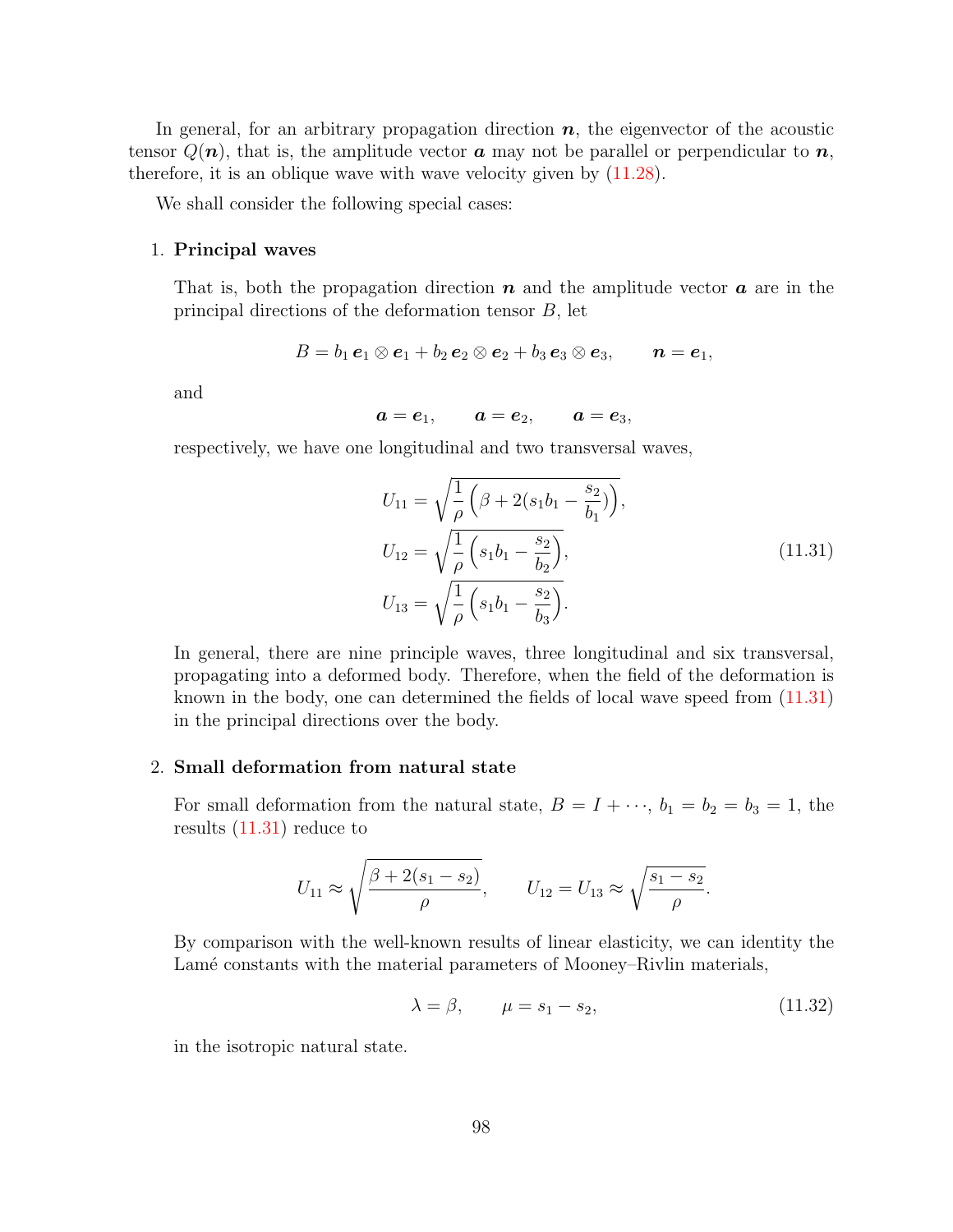In general, for an arbitrary propagation direction $\boldsymbol{n}$, the eigenvector of the acoustic tensor $Q(\boldsymbol{n})$, that is, the amplitude vector $\boldsymbol{a}$ may not be parallel or perpendicular to $\boldsymbol{n}$, therefore, it is an oblique wave with wave velocity given by (11.28).

We shall consider the following special cases:

1. **Principal waves**

   That is, both the propagation direction $\boldsymbol{n}$ and the amplitude vector $\boldsymbol{a}$ are in the principal directions of the deformation tensor $B$, let

   $$B = b_1\, \boldsymbol{e}_1 \otimes \boldsymbol{e}_1 + b_2\, \boldsymbol{e}_2 \otimes \boldsymbol{e}_2 + b_3\, \boldsymbol{e}_3 \otimes \boldsymbol{e}_3, \qquad \boldsymbol{n} = \boldsymbol{e}_1,$$

   and

   $$\boldsymbol{a} = \boldsymbol{e}_1, \qquad \boldsymbol{a} = \boldsymbol{e}_2, \qquad \boldsymbol{a} = \boldsymbol{e}_3,$$

   respectively, we have one longitudinal and two transversal waves,

   $$\begin{aligned} U_{11} &= \sqrt{\frac{1}{\rho}\Big(\beta + 2(s_1 b_1 - \frac{s_2}{b_1})\Big)}, \\ U_{12} &= \sqrt{\frac{1}{\rho}\Big(s_1 b_1 - \frac{s_2}{b_2}\Big)}, \\ U_{13} &= \sqrt{\frac{1}{\rho}\Big(s_1 b_1 - \frac{s_2}{b_3}\Big)}. \end{aligned} \tag{11.31}$$

   In general, there are nine principle waves, three longitudinal and six transversal, propagating into a deformed body. Therefore, when the field of the deformation is known in the body, one can determined the fields of local wave speed from (11.31) in the principal directions over the body.

2. **Small deformation from natural state**

   For small deformation from the natural state, $B = I + \cdots$, $b_1 = b_2 = b_3 = 1$, the results (11.31) reduce to

   $$U_{11} \approx \sqrt{\frac{\beta + 2(s_1 - s_2)}{\rho}}, \qquad U_{12} = U_{13} \approx \sqrt{\frac{s_1 - s_2}{\rho}}.$$

   By comparison with the well-known results of linear elasticity, we can identity the Lamé constants with the material parameters of Mooney–Rivlin materials,

   $$\lambda = \beta, \qquad \mu = s_1 - s_2, \tag{11.32}$$

   in the isotropic natural state.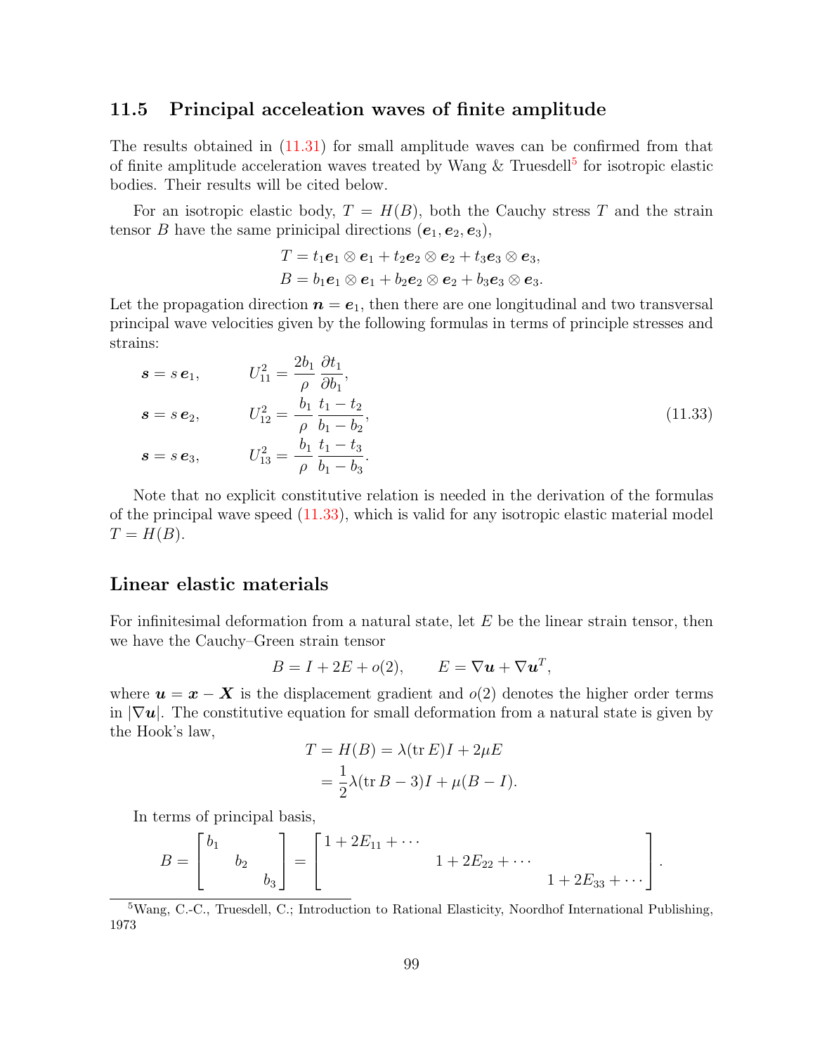## 11.5 Principal acceleation waves of finite amplitude

The results obtained in (11.31) for small amplitude waves can be confirmed from that of finite amplitude acceleration waves treated by Wang & Truesdell[5] for isotropic elastic bodies. Their results will be cited below.

For an isotropic elastic body, $T = H(B)$, both the Cauchy stress $T$ and the strain tensor $B$ have the same pricipal directions $(\boldsymbol{e}_1, \boldsymbol{e}_2, \boldsymbol{e}_3)$,

$$
\begin{aligned}
T &= t_1 \boldsymbol{e}_1 \otimes \boldsymbol{e}_1 + t_2 \boldsymbol{e}_2 \otimes \boldsymbol{e}_2 + t_3 \boldsymbol{e}_3 \otimes \boldsymbol{e}_3, \\
B &= b_1 \boldsymbol{e}_1 \otimes \boldsymbol{e}_1 + b_2 \boldsymbol{e}_2 \otimes \boldsymbol{e}_2 + b_3 \boldsymbol{e}_3 \otimes \boldsymbol{e}_3.
\end{aligned}
$$

Let the propagation direction $\boldsymbol{n} = \boldsymbol{e}_1$, then there are one longitudinal and two transversal principal wave velocities given by the following formulas in terms of principle stresses and strains:

$$
\begin{aligned}
\boldsymbol{s} &= s\,\boldsymbol{e}_1, \qquad & U_{11}^2 &= \frac{2b_1}{\rho}\,\frac{\partial t_1}{\partial b_1}, \\
\boldsymbol{s} &= s\,\boldsymbol{e}_2, \qquad & U_{12}^2 &= \frac{b_1}{\rho}\,\frac{t_1 - t_2}{b_1 - b_2}, \\
\boldsymbol{s} &= s\,\boldsymbol{e}_3, \qquad & U_{13}^2 &= \frac{b_1}{\rho}\,\frac{t_1 - t_3}{b_1 - b_3}.
\end{aligned}
\tag{11.33}
$$

Note that no explicit constitutive relation is needed in the derivation of the formulas of the principal wave speed (11.33), which is valid for any isotropic elastic material model $T = H(B)$.

### Linear elastic materials

For infinitesimal deformation from a natural state, let $E$ be the linear strain tensor, then we have the Cauchy–Green strain tensor

$$
B = I + 2E + o(2), \qquad E = \nabla \boldsymbol{u} + \nabla \boldsymbol{u}^T,
$$

where $\boldsymbol{u} = \boldsymbol{x} - \boldsymbol{X}$ is the displacement gradient and $o(2)$ denotes the higher order terms in $|\nabla \boldsymbol{u}|$. The constitutive equation for small deformation from a natural state is given by the Hook's law,

$$
\begin{aligned}
T = H(B) &= \lambda (\operatorname{tr} E) I + 2\mu E \\
&= \frac{1}{2}\lambda (\operatorname{tr} B - 3) I + \mu (B - I).
\end{aligned}
$$

In terms of principal basis,

$$
B = \begin{bmatrix} b_1 & & \\ & b_2 & \\ & & b_3 \end{bmatrix} = \begin{bmatrix} 1 + 2E_{11} + \cdots & & \\ & 1 + 2E_{22} + \cdots & \\ & & 1 + 2E_{33} + \cdots \end{bmatrix}.
$$

[5] Wang, C.-C., Truesdell, C.; Introduction to Rational Elasticity, Noordhof International Publishing, 1973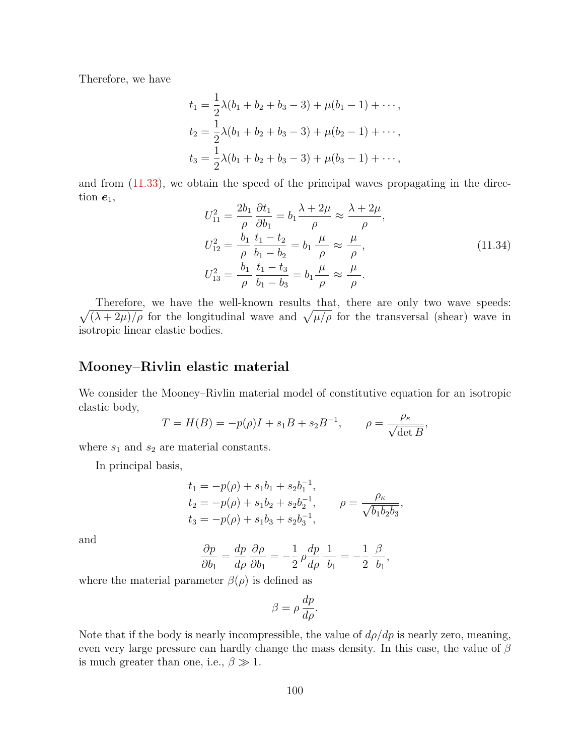Therefore, we have

$$
\begin{aligned}
t_1 &= \frac{1}{2}\lambda(b_1+b_2+b_3-3)+\mu(b_1-1)+\cdots,\\
t_2 &= \frac{1}{2}\lambda(b_1+b_2+b_3-3)+\mu(b_2-1)+\cdots,\\
t_3 &= \frac{1}{2}\lambda(b_1+b_2+b_3-3)+\mu(b_3-1)+\cdots,
\end{aligned}
$$

and from (11.33), we obtain the speed of the principal waves propagating in the direction $\boldsymbol{e}_1$,

$$
\begin{aligned}
U_{11}^2 &= \frac{2b_1}{\rho}\,\frac{\partial t_1}{\partial b_1} = b_1\frac{\lambda+2\mu}{\rho} \approx \frac{\lambda+2\mu}{\rho},\\
U_{12}^2 &= \frac{b_1}{\rho}\,\frac{t_1-t_2}{b_1-b_2} = b_1\,\frac{\mu}{\rho} \approx \frac{\mu}{\rho},\\
U_{13}^2 &= \frac{b_1}{\rho}\,\frac{t_1-t_3}{b_1-b_3} = b_1\,\frac{\mu}{\rho} \approx \frac{\mu}{\rho}.
\end{aligned}
\tag{11.34}
$$

Therefore, we have the well-known results that, there are only two wave speeds: $\sqrt{(\lambda+2\mu)/\rho}$ for the longitudinal wave and $\sqrt{\mu/\rho}$ for the transversal (shear) wave in isotropic linear elastic bodies.

## Mooney–Rivlin elastic material

We consider the Mooney–Rivlin material model of constitutive equation for an isotropic elastic body,

$$
T = H(B) = -p(\rho)I + s_1 B + s_2 B^{-1}, \qquad \rho = \frac{\rho_\kappa}{\sqrt{\det B}},
$$

where $s_1$ and $s_2$ are material constants.

In principal basis,

$$
\begin{aligned}
t_1 &= -p(\rho) + s_1 b_1 + s_2 b_1^{-1},\\
t_2 &= -p(\rho) + s_1 b_2 + s_2 b_2^{-1}, \qquad \rho = \frac{\rho_\kappa}{\sqrt{b_1 b_2 b_3}},\\
t_3 &= -p(\rho) + s_1 b_3 + s_2 b_3^{-1},
\end{aligned}
$$

and

$$
\frac{\partial p}{\partial b_1} = \frac{dp}{d\rho}\,\frac{\partial \rho}{\partial b_1} = -\frac{1}{2}\,\rho\frac{dp}{d\rho}\,\frac{1}{b_1} = -\frac{1}{2}\,\frac{\beta}{b_1},
$$

where the material parameter $\beta(\rho)$ is defined as

$$
\beta = \rho\,\frac{dp}{d\rho}.
$$

Note that if the body is nearly incompressible, the value of $d\rho/dp$ is nearly zero, meaning, even very large pressure can hardly change the mass density. In this case, the value of $\beta$ is much greater than one, i.e., $\beta \gg 1$.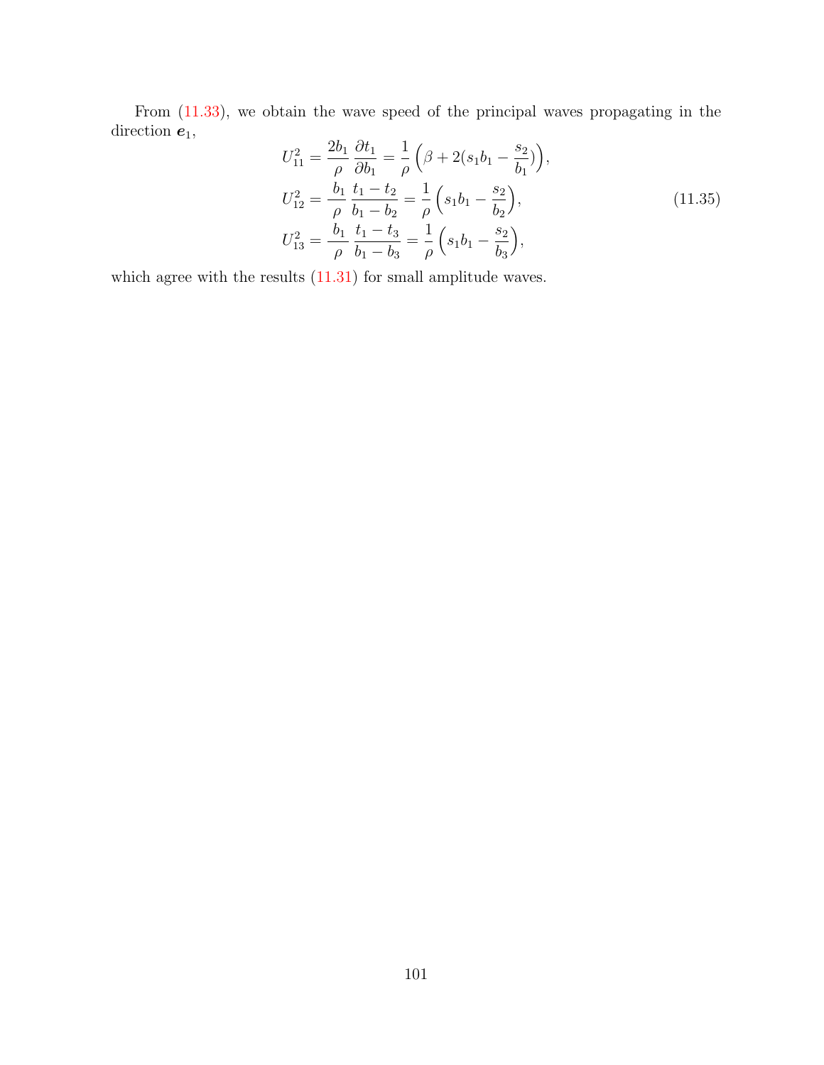From (11.33), we obtain the wave speed of the principal waves propagating in the direction $\boldsymbol{e}_1$,

$$
\begin{aligned}
U_{11}^2 &= \frac{2b_1}{\rho}\,\frac{\partial t_1}{\partial b_1} = \frac{1}{\rho}\Big(\beta + 2(s_1 b_1 - \frac{s_2}{b_1})\Big),\\
U_{12}^2 &= \frac{b_1}{\rho}\,\frac{t_1 - t_2}{b_1 - b_2} = \frac{1}{\rho}\Big(s_1 b_1 - \frac{s_2}{b_2}\Big),\\
U_{13}^2 &= \frac{b_1}{\rho}\,\frac{t_1 - t_3}{b_1 - b_3} = \frac{1}{\rho}\Big(s_1 b_1 - \frac{s_2}{b_3}\Big),
\end{aligned}
\tag{11.35}
$$

which agree with the results (11.31) for small amplitude waves.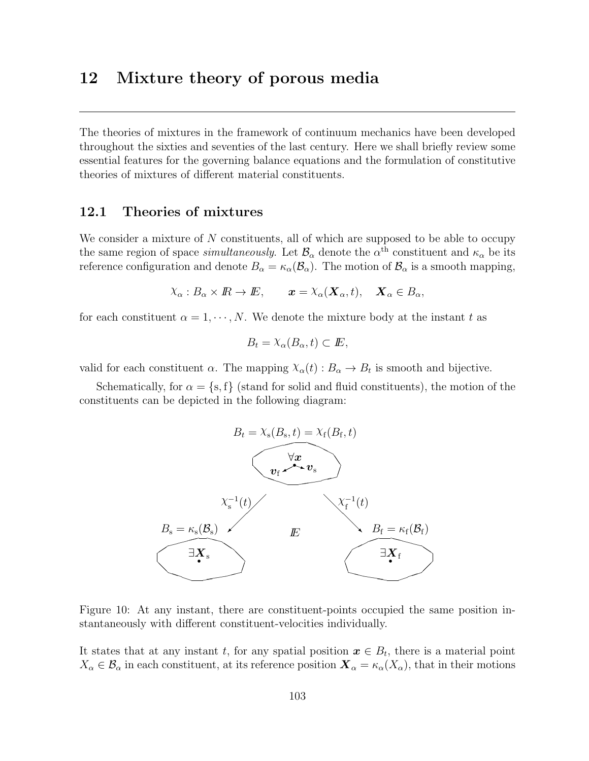# 12 Mixture theory of porous media

The theories of mixtures in the framework of continuum mechanics have been developed throughout the sixties and seventies of the last century. Here we shall briefly review some essential features for the governing balance equations and the formulation of constitutive theories of mixtures of different material constituents.

## 12.1 Theories of mixtures

We consider a mixture of $N$ constituents, all of which are supposed to be able to occupy the same region of space *simultaneously*. Let $\mathcal{B}_\alpha$ denote the $\alpha^{\text{th}}$ constituent and $\kappa_\alpha$ be its reference configuration and denote $B_\alpha = \kappa_\alpha(\mathcal{B}_\alpha)$. The motion of $\mathcal{B}_\alpha$ is a smooth mapping,

$$\chi_\alpha : B_\alpha \times I\!R \to I\!E, \qquad \boldsymbol{x} = \chi_\alpha(\boldsymbol{X}_\alpha, t), \quad \boldsymbol{X}_\alpha \in B_\alpha,$$

for each constituent $\alpha = 1, \cdots, N$. We denote the mixture body at the instant $t$ as

$$B_t = \chi_\alpha(B_\alpha, t) \subset I\!E,$$

valid for each constituent $\alpha$. The mapping $\chi_\alpha(t) : B_\alpha \to B_t$ is smooth and bijective.

Schematically, for $\alpha = \{\text{s}, \text{f}\}$ (stand for solid and fluid constituents), the motion of the constituents can be depicted in the following diagram:

$$B_t = \chi_\text{s}(B_\text{s}, t) = \chi_\text{f}(B_\text{f}, t)$$

$\forall \boldsymbol{x}$, $\boldsymbol{v}_\text{f}$, $\boldsymbol{v}_\text{s}$

$\chi_\text{s}^{-1}(t)$ $\qquad$ $\chi_\text{f}^{-1}(t)$

$B_\text{s} = \kappa_\text{s}(\mathcal{B}_\text{s})$ $\qquad$ $I\!E$ $\qquad$ $B_\text{f} = \kappa_\text{f}(\mathcal{B}_\text{f})$

$\exists \boldsymbol{X}_\text{s}$ $\qquad$ $\exists \boldsymbol{X}_\text{f}$

Figure 10: At any instant, there are constituent-points occupied the same position instantaneously with different constituent-velocities individually.

It states that at any instant $t$, for any spatial position $\boldsymbol{x} \in B_t$, there is a material point $X_\alpha \in \mathcal{B}_\alpha$ in each constituent, at its reference position $\boldsymbol{X}_\alpha = \kappa_\alpha(X_\alpha)$, that in their motions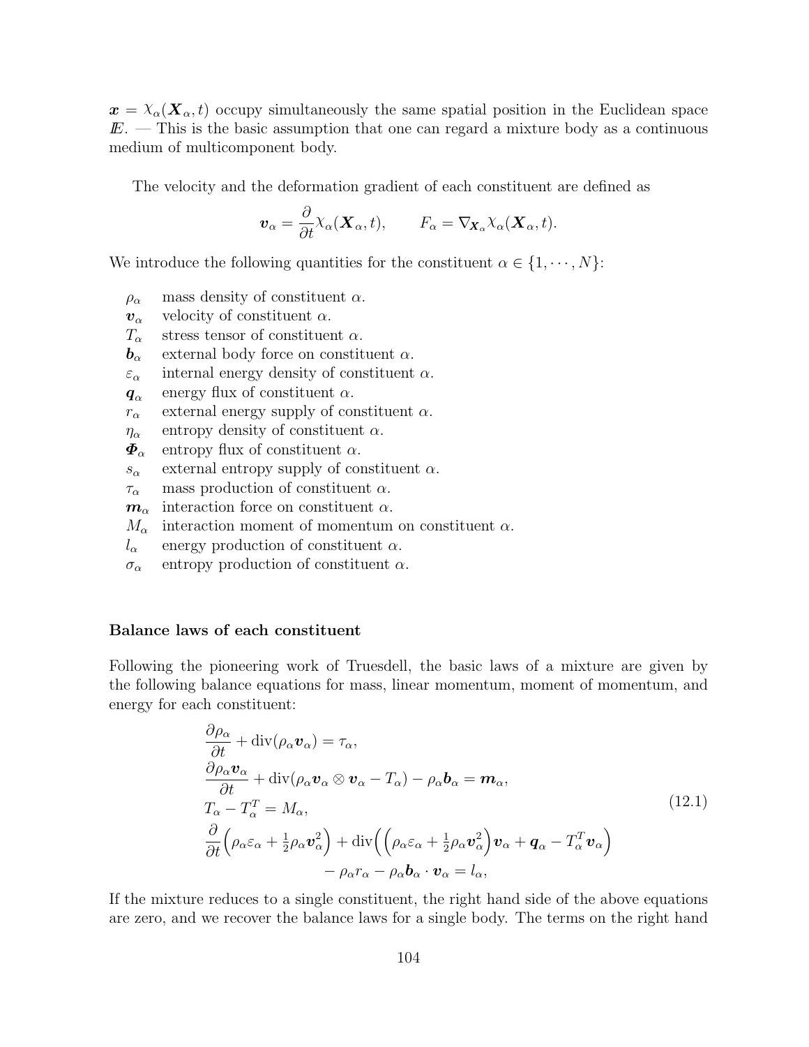$\boldsymbol{x} = \chi_\alpha(\boldsymbol{X}_\alpha, t)$ occupy simultaneously the same spatial position in the Euclidean space $I\!E$. — This is the basic assumption that one can regard a mixture body as a continuous medium of multicomponent body.

The velocity and the deformation gradient of each constituent are defined as

$$
\boldsymbol{v}_\alpha = \frac{\partial}{\partial t}\chi_\alpha(\boldsymbol{X}_\alpha, t), \qquad F_\alpha = \nabla_{\boldsymbol{X}_\alpha}\chi_\alpha(\boldsymbol{X}_\alpha, t).
$$

We introduce the following quantities for the constituent $\alpha \in \{1, \cdots, N\}$:

- $\rho_\alpha$ mass density of constituent $\alpha$.
- $\boldsymbol{v}_\alpha$ velocity of constituent $\alpha$.
- $T_\alpha$ stress tensor of constituent $\alpha$.
- $\boldsymbol{b}_\alpha$ external body force on constituent $\alpha$.
- $\varepsilon_\alpha$ internal energy density of constituent $\alpha$.
- $\boldsymbol{q}_\alpha$ energy flux of constituent $\alpha$.
- $r_\alpha$ external energy supply of constituent $\alpha$.
- $\eta_\alpha$ entropy density of constituent $\alpha$.
- $\boldsymbol{\Phi}_\alpha$ entropy flux of constituent $\alpha$.
- $s_\alpha$ external entropy supply of constituent $\alpha$.
- $\tau_\alpha$ mass production of constituent $\alpha$.
- $\boldsymbol{m}_\alpha$ interaction force on constituent $\alpha$.
- $M_\alpha$ interaction moment of momentum on constituent $\alpha$.
- $l_\alpha$ energy production of constituent $\alpha$.
- $\sigma_\alpha$ entropy production of constituent $\alpha$.

**Balance laws of each constituent**

Following the pioneering work of Truesdell, the basic laws of a mixture are given by the following balance equations for mass, linear momentum, moment of momentum, and energy for each constituent:

$$
\begin{aligned}
&\frac{\partial \rho_\alpha}{\partial t} + \operatorname{div}(\rho_\alpha \boldsymbol{v}_\alpha) = \tau_\alpha, \\
&\frac{\partial \rho_\alpha \boldsymbol{v}_\alpha}{\partial t} + \operatorname{div}(\rho_\alpha \boldsymbol{v}_\alpha \otimes \boldsymbol{v}_\alpha - T_\alpha) - \rho_\alpha \boldsymbol{b}_\alpha = \boldsymbol{m}_\alpha, \\
&T_\alpha - T_\alpha^T = M_\alpha, \\
&\frac{\partial}{\partial t}\Big(\rho_\alpha \varepsilon_\alpha + \tfrac{1}{2}\rho_\alpha \boldsymbol{v}_\alpha^2\Big) + \operatorname{div}\Big(\Big(\rho_\alpha \varepsilon_\alpha + \tfrac{1}{2}\rho_\alpha \boldsymbol{v}_\alpha^2\Big)\boldsymbol{v}_\alpha + \boldsymbol{q}_\alpha - T_\alpha^T \boldsymbol{v}_\alpha\Big) \\
&\qquad\qquad - \rho_\alpha r_\alpha - \rho_\alpha \boldsymbol{b}_\alpha \cdot \boldsymbol{v}_\alpha = l_\alpha,
\end{aligned}
\tag{12.1}
$$

If the mixture reduces to a single constituent, the right hand side of the above equations are zero, and we recover the balance laws for a single body. The terms on the right hand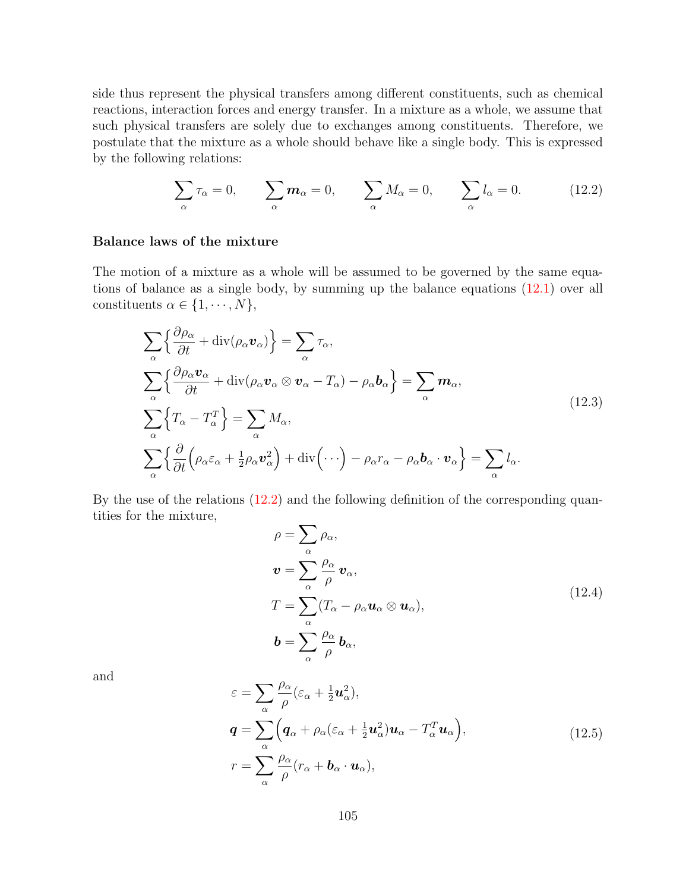side thus represent the physical transfers among different constituents, such as chemical reactions, interaction forces and energy transfer. In a mixture as a whole, we assume that such physical transfers are solely due to exchanges among constituents. Therefore, we postulate that the mixture as a whole should behave like a single body. This is expressed by the following relations:

$$\sum_\alpha \tau_\alpha = 0, \qquad \sum_\alpha \boldsymbol{m}_\alpha = 0, \qquad \sum_\alpha M_\alpha = 0, \qquad \sum_\alpha l_\alpha = 0. \tag{12.2}$$

**Balance laws of the mixture**

The motion of a mixture as a whole will be assumed to be governed by the same equations of balance as a single body, by summing up the balance equations (12.1) over all constituents $\alpha \in \{1, \cdots, N\}$,

$$
\begin{aligned}
&\sum_\alpha \Big\{ \frac{\partial \rho_\alpha}{\partial t} + \operatorname{div}(\rho_\alpha \boldsymbol{v}_\alpha) \Big\} = \sum_\alpha \tau_\alpha, \\
&\sum_\alpha \Big\{ \frac{\partial \rho_\alpha \boldsymbol{v}_\alpha}{\partial t} + \operatorname{div}(\rho_\alpha \boldsymbol{v}_\alpha \otimes \boldsymbol{v}_\alpha - T_\alpha) - \rho_\alpha \boldsymbol{b}_\alpha \Big\} = \sum_\alpha \boldsymbol{m}_\alpha, \\
&\sum_\alpha \Big\{ T_\alpha - T_\alpha^T \Big\} = \sum_\alpha M_\alpha, \\
&\sum_\alpha \Big\{ \frac{\partial}{\partial t}\Big(\rho_\alpha \varepsilon_\alpha + \tfrac{1}{2}\rho_\alpha \boldsymbol{v}_\alpha^2\Big) + \operatorname{div}\Big(\cdots\Big) - \rho_\alpha r_\alpha - \rho_\alpha \boldsymbol{b}_\alpha \cdot \boldsymbol{v}_\alpha \Big\} = \sum_\alpha l_\alpha.
\end{aligned} \tag{12.3}
$$

By the use of the relations (12.2) and the following definition of the corresponding quantities for the mixture,

$$
\begin{aligned}
\rho &= \sum_\alpha \rho_\alpha, \\
\boldsymbol{v} &= \sum_\alpha \frac{\rho_\alpha}{\rho}\, \boldsymbol{v}_\alpha, \\
T &= \sum_\alpha (T_\alpha - \rho_\alpha \boldsymbol{u}_\alpha \otimes \boldsymbol{u}_\alpha), \\
\boldsymbol{b} &= \sum_\alpha \frac{\rho_\alpha}{\rho}\, \boldsymbol{b}_\alpha,
\end{aligned} \tag{12.4}
$$

and

$$
\begin{aligned}
\varepsilon &= \sum_\alpha \frac{\rho_\alpha}{\rho}(\varepsilon_\alpha + \tfrac{1}{2}\boldsymbol{u}_\alpha^2), \\
\boldsymbol{q} &= \sum_\alpha \Big( \boldsymbol{q}_\alpha + \rho_\alpha(\varepsilon_\alpha + \tfrac{1}{2}\boldsymbol{u}_\alpha^2)\boldsymbol{u}_\alpha - T_\alpha^T \boldsymbol{u}_\alpha \Big), \\
r &= \sum_\alpha \frac{\rho_\alpha}{\rho}(r_\alpha + \boldsymbol{b}_\alpha \cdot \boldsymbol{u}_\alpha),
\end{aligned} \tag{12.5}
$$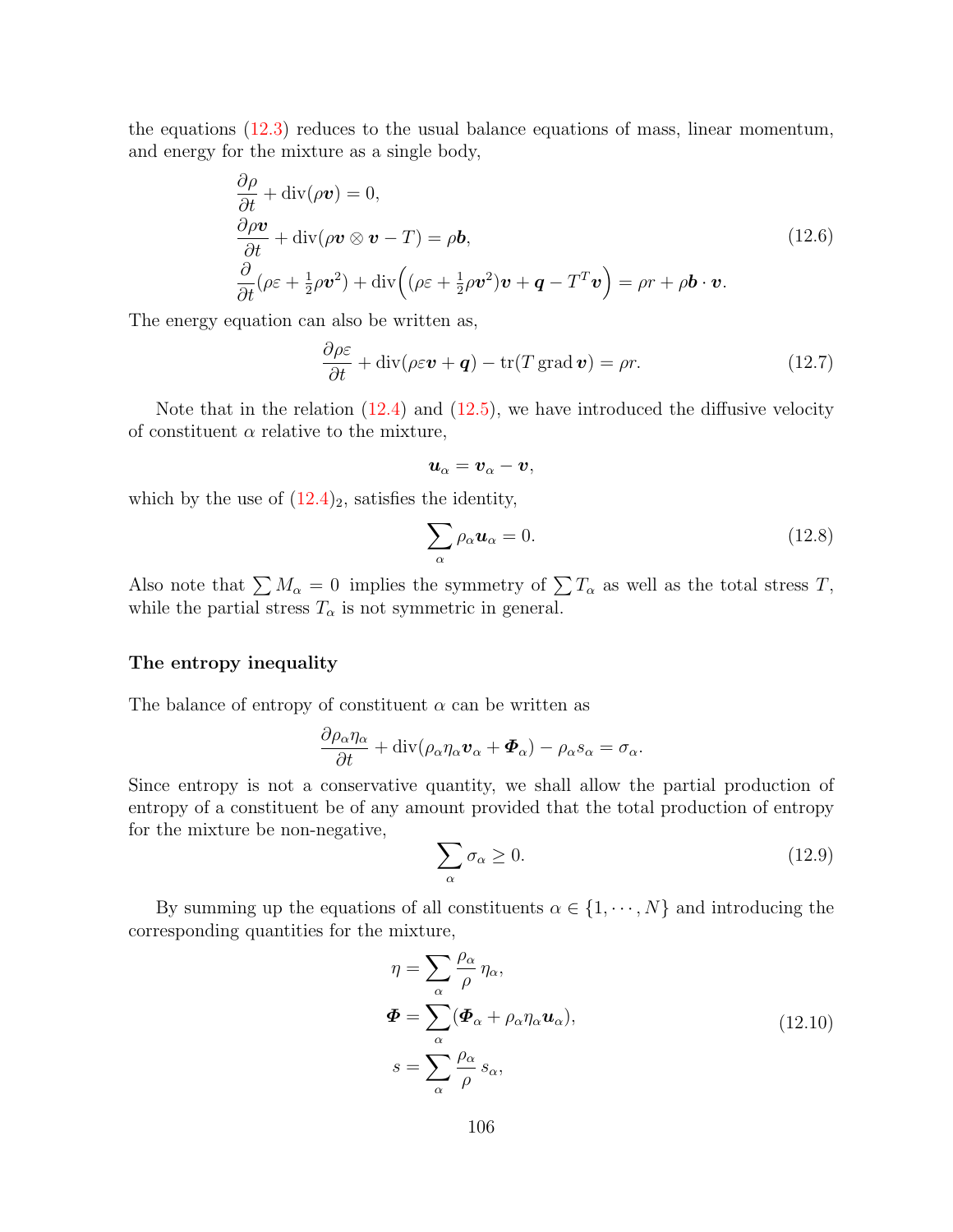the equations (12.3) reduces to the usual balance equations of mass, linear momentum, and energy for the mixture as a single body,

$$
\begin{aligned}
&\frac{\partial \rho}{\partial t} + \operatorname{div}(\rho \boldsymbol{v}) = 0, \\
&\frac{\partial \rho \boldsymbol{v}}{\partial t} + \operatorname{div}(\rho \boldsymbol{v} \otimes \boldsymbol{v} - T) = \rho \boldsymbol{b}, \\
&\frac{\partial}{\partial t}(\rho \varepsilon + \tfrac{1}{2}\rho \boldsymbol{v}^2) + \operatorname{div}\Big((\rho \varepsilon + \tfrac{1}{2}\rho \boldsymbol{v}^2)\boldsymbol{v} + \boldsymbol{q} - T^T \boldsymbol{v}\Big) = \rho r + \rho \boldsymbol{b} \cdot \boldsymbol{v}.
\end{aligned}
\tag{12.6}
$$

The energy equation can also be written as,

$$
\frac{\partial \rho \varepsilon}{\partial t} + \operatorname{div}(\rho \varepsilon \boldsymbol{v} + \boldsymbol{q}) - \operatorname{tr}(T \operatorname{grad} \boldsymbol{v}) = \rho r. \tag{12.7}
$$

Note that in the relation (12.4) and (12.5), we have introduced the diffusive velocity of constituent $\alpha$ relative to the mixture,

$$
\boldsymbol{u}_\alpha = \boldsymbol{v}_\alpha - \boldsymbol{v},
$$

which by the use of $(12.4)_2$, satisfies the identity,

$$
\sum_\alpha \rho_\alpha \boldsymbol{u}_\alpha = 0. \tag{12.8}
$$

Also note that $\sum M_\alpha = 0$ implies the symmetry of $\sum T_\alpha$ as well as the total stress $T$, while the partial stress $T_\alpha$ is not symmetric in general.

**The entropy inequality**

The balance of entropy of constituent $\alpha$ can be written as

$$
\frac{\partial \rho_\alpha \eta_\alpha}{\partial t} + \operatorname{div}(\rho_\alpha \eta_\alpha \boldsymbol{v}_\alpha + \boldsymbol{\Phi}_\alpha) - \rho_\alpha s_\alpha = \sigma_\alpha.
$$

Since entropy is not a conservative quantity, we shall allow the partial production of entropy of a constituent be of any amount provided that the total production of entropy for the mixture be non-negative,

$$
\sum_\alpha \sigma_\alpha \geq 0. \tag{12.9}
$$

By summing up the equations of all constituents $\alpha \in \{1, \cdots, N\}$ and introducing the corresponding quantities for the mixture,

$$
\begin{aligned}
\eta &= \sum_\alpha \frac{\rho_\alpha}{\rho}\, \eta_\alpha, \\
\boldsymbol{\Phi} &= \sum_\alpha (\boldsymbol{\Phi}_\alpha + \rho_\alpha \eta_\alpha \boldsymbol{u}_\alpha), \\
s &= \sum_\alpha \frac{\rho_\alpha}{\rho}\, s_\alpha,
\end{aligned}
\tag{12.10}
$$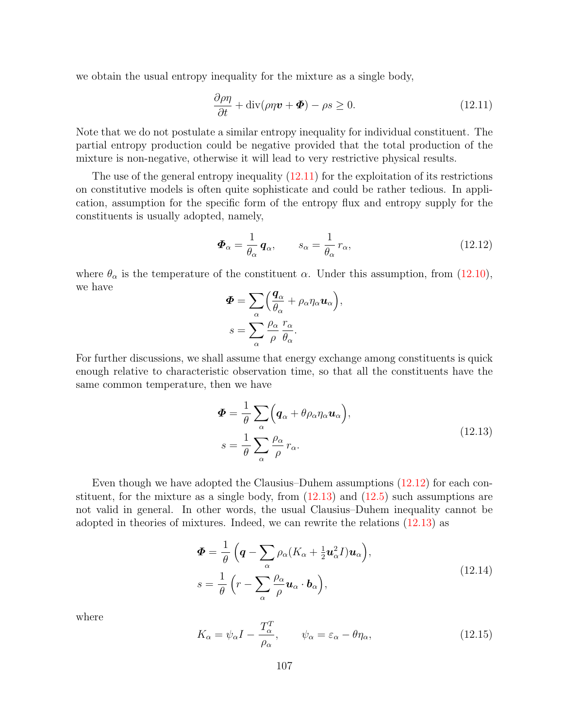we obtain the usual entropy inequality for the mixture as a single body,

$$\frac{\partial \rho\eta}{\partial t} + \operatorname{div}(\rho\eta\boldsymbol{v} + \boldsymbol{\Phi}) - \rho s \geq 0. \tag{12.11}$$

Note that we do not postulate a similar entropy inequality for individual constituent. The partial entropy production could be negative provided that the total production of the mixture is non-negative, otherwise it will lead to very restrictive physical results.

The use of the general entropy inequality (12.11) for the exploitation of its restrictions on constitutive models is often quite sophisticate and could be rather tedious. In application, assumption for the specific form of the entropy flux and entropy supply for the constituents is usually adopted, namely,

$$\boldsymbol{\Phi}_\alpha = \frac{1}{\theta_\alpha}\,\boldsymbol{q}_\alpha, \qquad s_\alpha = \frac{1}{\theta_\alpha}\,r_\alpha, \tag{12.12}$$

where $\theta_\alpha$ is the temperature of the constituent $\alpha$. Under this assumption, from (12.10), we have

$$\begin{aligned}
\boldsymbol{\Phi} &= \sum_\alpha \Big(\frac{\boldsymbol{q}_\alpha}{\theta_\alpha} + \rho_\alpha\eta_\alpha\boldsymbol{u}_\alpha\Big),\\
s &= \sum_\alpha \frac{\rho_\alpha}{\rho}\,\frac{r_\alpha}{\theta_\alpha}.
\end{aligned}$$

For further discussions, we shall assume that energy exchange among constituents is quick enough relative to characteristic observation time, so that all the constituents have the same common temperature, then we have

$$\begin{aligned}
\boldsymbol{\Phi} &= \frac{1}{\theta}\sum_\alpha \Big(\boldsymbol{q}_\alpha + \theta\rho_\alpha\eta_\alpha\boldsymbol{u}_\alpha\Big),\\
s &= \frac{1}{\theta}\sum_\alpha \frac{\rho_\alpha}{\rho}\,r_\alpha.
\end{aligned} \tag{12.13}$$

Even though we have adopted the Clausius–Duhem assumptions (12.12) for each constituent, for the mixture as a single body, from (12.13) and (12.5) such assumptions are not valid in general. In other words, the usual Clausius–Duhem inequality cannot be adopted in theories of mixtures. Indeed, we can rewrite the relations (12.13) as

$$\begin{aligned}
\boldsymbol{\Phi} &= \frac{1}{\theta}\,\Big(\boldsymbol{q} - \sum_\alpha \rho_\alpha(K_\alpha + \tfrac{1}{2}\boldsymbol{u}_\alpha^2 I)\boldsymbol{u}_\alpha\Big),\\
s &= \frac{1}{\theta}\,\Big(r - \sum_\alpha \frac{\rho_\alpha}{\rho}\boldsymbol{u}_\alpha\cdot\boldsymbol{b}_\alpha\Big),
\end{aligned} \tag{12.14}$$

where

$$K_\alpha = \psi_\alpha I - \frac{T_\alpha^T}{\rho_\alpha}, \qquad \psi_\alpha = \varepsilon_\alpha - \theta\eta_\alpha, \tag{12.15}$$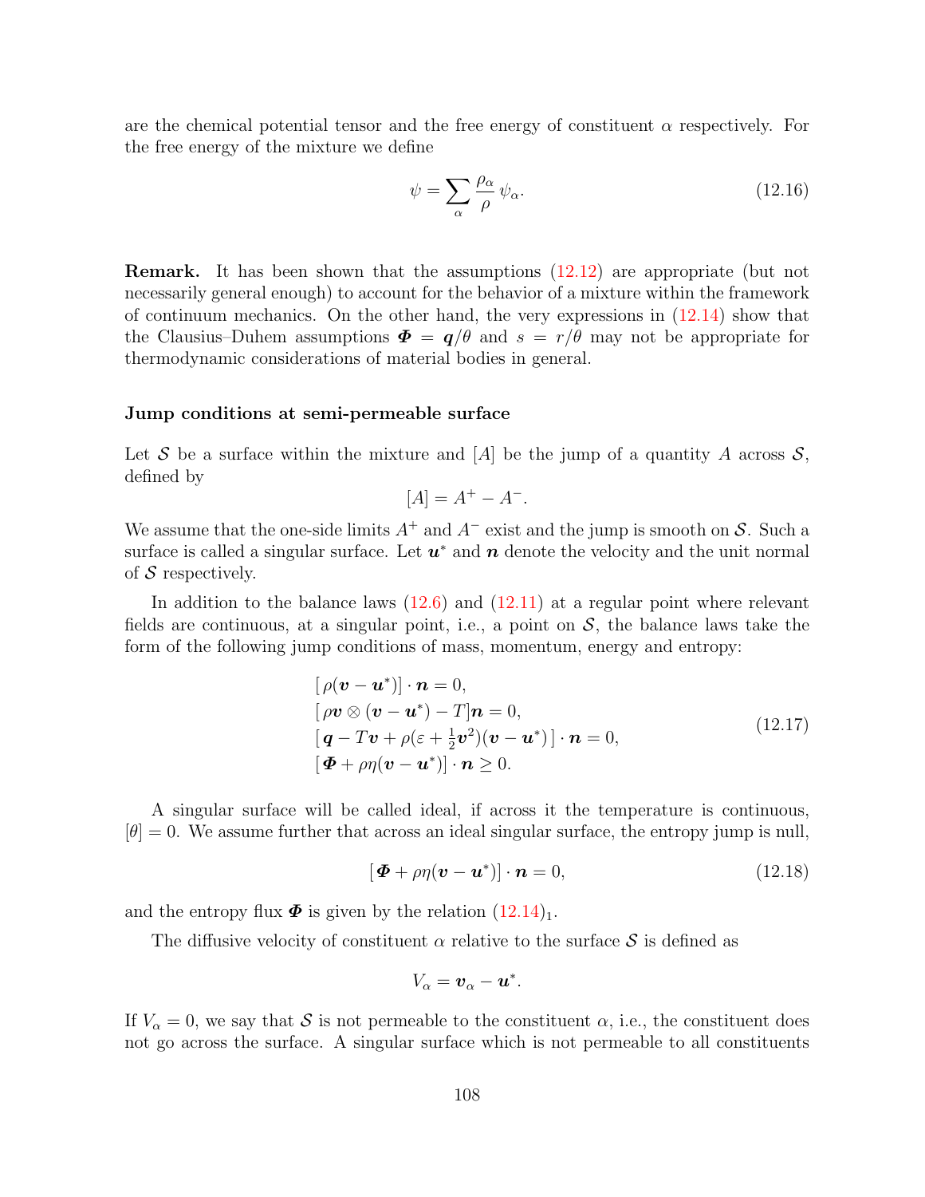are the chemical potential tensor and the free energy of constituent $\alpha$ respectively. For the free energy of the mixture we define

$$\psi = \sum_{\alpha} \frac{\rho_\alpha}{\rho}\, \psi_\alpha. \tag{12.16}$$

**Remark.** It has been shown that the assumptions (12.12) are appropriate (but not necessarily general enough) to account for the behavior of a mixture within the framework of continuum mechanics. On the other hand, the very expressions in (12.14) show that the Clausius–Duhem assumptions $\boldsymbol{\Phi} = \boldsymbol{q}/\theta$ and $s = r/\theta$ may not be appropriate for thermodynamic considerations of material bodies in general.

### Jump conditions at semi-permeable surface

Let $\mathcal{S}$ be a surface within the mixture and $[A]$ be the jump of a quantity $A$ across $\mathcal{S}$, defined by

$$[A] = A^+ - A^-.$$

We assume that the one-side limits $A^+$ and $A^-$ exist and the jump is smooth on $\mathcal{S}$. Such a surface is called a singular surface. Let $\boldsymbol{u}^*$ and $\boldsymbol{n}$ denote the velocity and the unit normal of $\mathcal{S}$ respectively.

In addition to the balance laws (12.6) and (12.11) at a regular point where relevant fields are continuous, at a singular point, i.e., a point on $\mathcal{S}$, the balance laws take the form of the following jump conditions of mass, momentum, energy and entropy:

$$\begin{aligned}
&[\,\rho(\boldsymbol{v} - \boldsymbol{u}^*)] \cdot \boldsymbol{n} = 0,\\
&[\,\rho\boldsymbol{v} \otimes (\boldsymbol{v} - \boldsymbol{u}^*) - T]\boldsymbol{n} = 0,\\
&[\,\boldsymbol{q} - T\boldsymbol{v} + \rho(\varepsilon + \tfrac{1}{2}\boldsymbol{v}^2)(\boldsymbol{v} - \boldsymbol{u}^*)\,] \cdot \boldsymbol{n} = 0,\\
&[\boldsymbol{\Phi} + \rho\eta(\boldsymbol{v} - \boldsymbol{u}^*)] \cdot \boldsymbol{n} \geq 0.
\end{aligned} \tag{12.17}$$

A singular surface will be called ideal, if across it the temperature is continuous, $[\theta] = 0$. We assume further that across an ideal singular surface, the entropy jump is null,

$$[\boldsymbol{\Phi} + \rho\eta(\boldsymbol{v} - \boldsymbol{u}^*)] \cdot \boldsymbol{n} = 0, \tag{12.18}$$

and the entropy flux $\boldsymbol{\Phi}$ is given by the relation $(12.14)_1$.

The diffusive velocity of constituent $\alpha$ relative to the surface $\mathcal{S}$ is defined as

$$V_\alpha = \boldsymbol{v}_\alpha - \boldsymbol{u}^*.$$

If $V_\alpha = 0$, we say that $\mathcal{S}$ is not permeable to the constituent $\alpha$, i.e., the constituent does not go across the surface. A singular surface which is not permeable to all constituents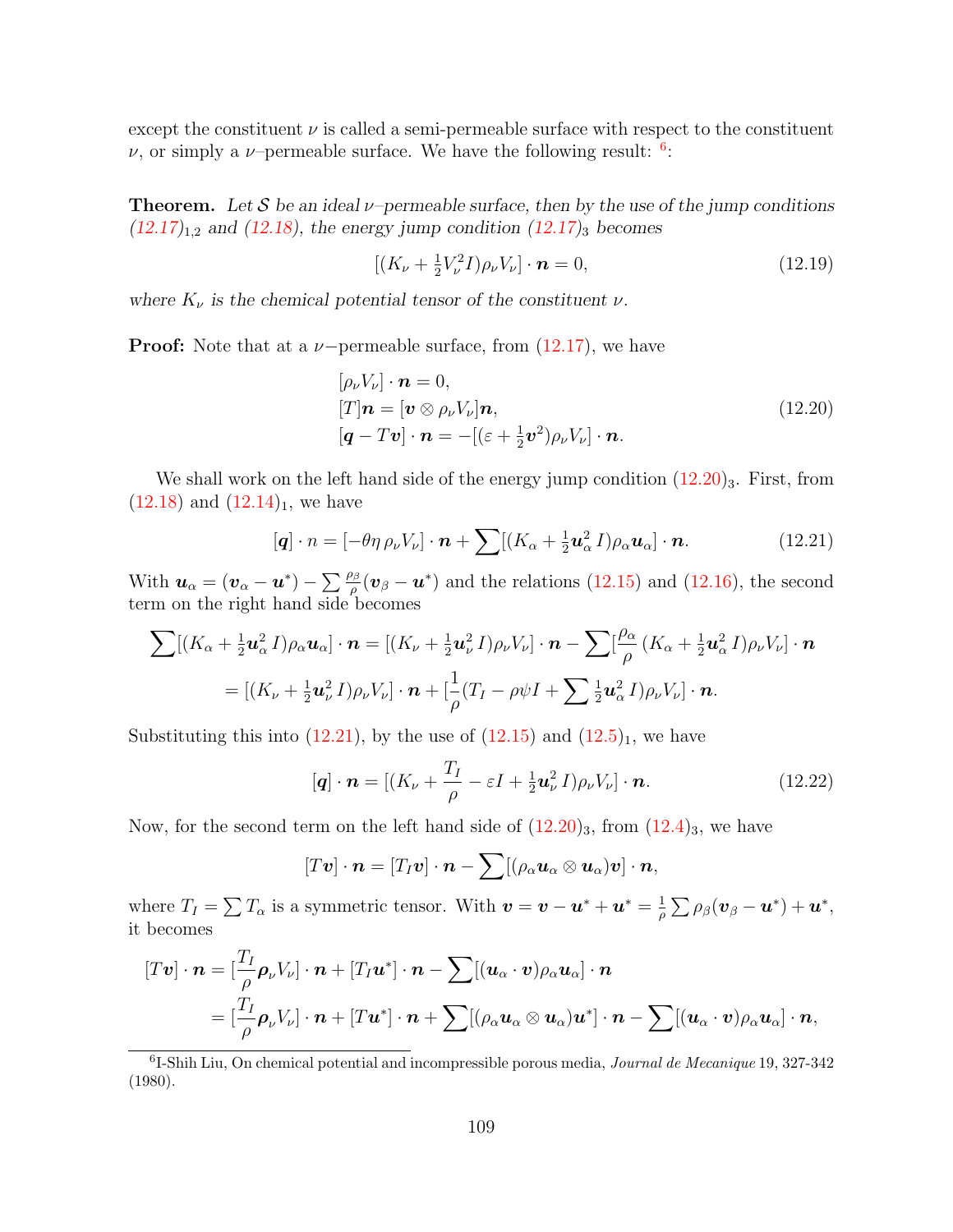except the constituent $\nu$ is called a semi-permeable surface with respect to the constituent $\nu$, or simply a $\nu$–permeable surface. We have the following result: [6]:

**Theorem.** *Let $\mathcal{S}$ be an ideal $\nu$–permeable surface, then by the use of the jump conditions $(12.17)_{1,2}$ and (12.18), the energy jump condition $(12.17)_3$ becomes*

$$[(K_\nu + \tfrac{1}{2}V_\nu^2 I)\rho_\nu V_\nu]\cdot \boldsymbol{n} = 0, \tag{12.19}$$

*where $K_\nu$ is the chemical potential tensor of the constituent $\nu$.*

**Proof:** Note that at a $\nu-$permeable surface, from (12.17), we have

$$\begin{aligned}
&[\rho_\nu V_\nu]\cdot \boldsymbol{n} = 0,\\
&[T]\boldsymbol{n} = [\boldsymbol{v}\otimes \rho_\nu V_\nu]\boldsymbol{n},\\
&[\boldsymbol{q} - T\boldsymbol{v}]\cdot \boldsymbol{n} = -[(\varepsilon + \tfrac{1}{2}\boldsymbol{v}^2)\rho_\nu V_\nu]\cdot \boldsymbol{n}.
\end{aligned} \tag{12.20}$$

We shall work on the left hand side of the energy jump condition $(12.20)_3$. First, from (12.18) and $(12.14)_1$, we have

$$[\boldsymbol{q}]\cdot n = [-\theta\eta\,\rho_\nu V_\nu]\cdot \boldsymbol{n} + \sum[(K_\alpha + \tfrac{1}{2}\boldsymbol{u}_\alpha^2\, I)\rho_\alpha \boldsymbol{u}_\alpha]\cdot \boldsymbol{n}. \tag{12.21}$$

With $\boldsymbol{u}_\alpha = (\boldsymbol{v}_\alpha - \boldsymbol{u}^*) - \sum \frac{\rho_\beta}{\rho}(\boldsymbol{v}_\beta - \boldsymbol{u}^*)$ and the relations (12.15) and (12.16), the second term on the right hand side becomes

$$\begin{aligned}
\sum[(K_\alpha + \tfrac{1}{2}\boldsymbol{u}_\alpha^2\, I)\rho_\alpha \boldsymbol{u}_\alpha]\cdot \boldsymbol{n} &= [(K_\nu + \tfrac{1}{2}\boldsymbol{u}_\nu^2\, I)\rho_\nu V_\nu]\cdot \boldsymbol{n} - \sum[\frac{\rho_\alpha}{\rho}\,(K_\alpha + \tfrac{1}{2}\boldsymbol{u}_\alpha^2\, I)\rho_\nu V_\nu]\cdot \boldsymbol{n}\\
&= [(K_\nu + \tfrac{1}{2}\boldsymbol{u}_\nu^2\, I)\rho_\nu V_\nu]\cdot \boldsymbol{n} + [\frac{1}{\rho}(T_I - \rho\psi I + \sum \tfrac{1}{2}\boldsymbol{u}_\alpha^2\, I)\rho_\nu V_\nu]\cdot \boldsymbol{n}.
\end{aligned}$$

Substituting this into (12.21), by the use of (12.15) and $(12.5)_1$, we have

$$[\boldsymbol{q}]\cdot \boldsymbol{n} = [(K_\nu + \frac{T_I}{\rho} - \varepsilon I + \tfrac{1}{2}\boldsymbol{u}_\nu^2\, I)\rho_\nu V_\nu]\cdot \boldsymbol{n}. \tag{12.22}$$

Now, for the second term on the left hand side of $(12.20)_3$, from $(12.4)_3$, we have

$$[T\boldsymbol{v}]\cdot \boldsymbol{n} = [T_I\boldsymbol{v}]\cdot \boldsymbol{n} - \sum[(\rho_\alpha \boldsymbol{u}_\alpha \otimes \boldsymbol{u}_\alpha)\boldsymbol{v}]\cdot \boldsymbol{n},$$

where $T_I = \sum T_\alpha$ is a symmetric tensor. With $\boldsymbol{v} = \boldsymbol{v} - \boldsymbol{u}^* + \boldsymbol{u}^* = \frac{1}{\rho}\sum \rho_\beta(\boldsymbol{v}_\beta - \boldsymbol{u}^*) + \boldsymbol{u}^*$, it becomes

$$\begin{aligned}
[T\boldsymbol{v}]\cdot \boldsymbol{n} &= [\frac{T_I}{\rho}\boldsymbol{\rho}_\nu V_\nu]\cdot \boldsymbol{n} + [T_I\boldsymbol{u}^*]\cdot \boldsymbol{n} - \sum[(\boldsymbol{u}_\alpha\cdot \boldsymbol{v})\rho_\alpha \boldsymbol{u}_\alpha]\cdot \boldsymbol{n}\\
&= [\frac{T_I}{\rho}\boldsymbol{\rho}_\nu V_\nu]\cdot \boldsymbol{n} + [T\boldsymbol{u}^*]\cdot \boldsymbol{n} + \sum[(\rho_\alpha \boldsymbol{u}_\alpha \otimes \boldsymbol{u}_\alpha)\boldsymbol{u}^*]\cdot \boldsymbol{n} - \sum[(\boldsymbol{u}_\alpha\cdot \boldsymbol{v})\rho_\alpha \boldsymbol{u}_\alpha]\cdot \boldsymbol{n},
\end{aligned}$$

[6] I-Shih Liu, On chemical potential and incompressible porous media, *Journal de Mecanique* 19, 327-342 (1980).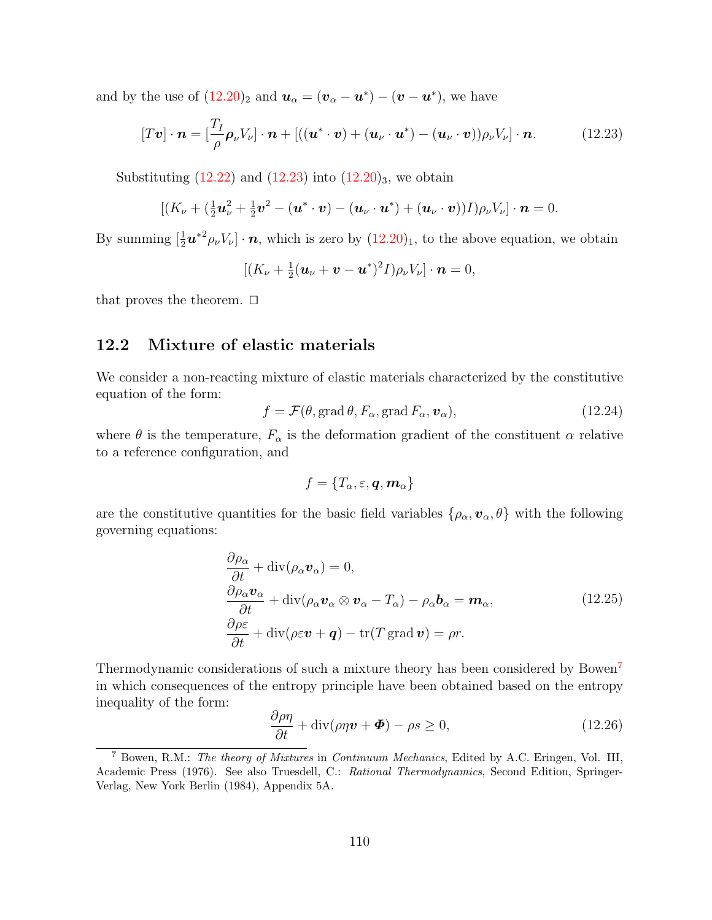and by the use of $(12.20)_2$ and $\boldsymbol{u}_\alpha = (\boldsymbol{v}_\alpha - \boldsymbol{u}^*) - (\boldsymbol{v} - \boldsymbol{u}^*)$, we have

$$[T\boldsymbol{v}] \cdot \boldsymbol{n} = [\frac{T_I}{\rho}\boldsymbol{\rho}_\nu V_\nu] \cdot \boldsymbol{n} + [((\boldsymbol{u}^* \cdot \boldsymbol{v}) + (\boldsymbol{u}_\nu \cdot \boldsymbol{u}^*) - (\boldsymbol{u}_\nu \cdot \boldsymbol{v}))\rho_\nu V_\nu] \cdot \boldsymbol{n}. \tag{12.23}$$

Substituting (12.22) and (12.23) into $(12.20)_3$, we obtain

$$[(K_\nu + (\tfrac{1}{2}\boldsymbol{u}_\nu^2 + \tfrac{1}{2}\boldsymbol{v}^2 - (\boldsymbol{u}^* \cdot \boldsymbol{v}) - (\boldsymbol{u}_\nu \cdot \boldsymbol{u}^*) + (\boldsymbol{u}_\nu \cdot \boldsymbol{v}))I)\rho_\nu V_\nu] \cdot \boldsymbol{n} = 0.$$

By summing $[\frac{1}{2}\boldsymbol{u}^{*2}\rho_\nu V_\nu] \cdot \boldsymbol{n}$, which is zero by $(12.20)_1$, to the above equation, we obtain

$$[(K_\nu + \tfrac{1}{2}(\boldsymbol{u}_\nu + \boldsymbol{v} - \boldsymbol{u}^*)^2 I)\rho_\nu V_\nu] \cdot \boldsymbol{n} = 0,$$

that proves the theorem. □

## 12.2 Mixture of elastic materials

We consider a non-reacting mixture of elastic materials characterized by the constitutive equation of the form:

$$f = \mathcal{F}(\theta, \operatorname{grad}\theta, F_\alpha, \operatorname{grad} F_\alpha, \boldsymbol{v}_\alpha), \tag{12.24}$$

where $\theta$ is the temperature, $F_\alpha$ is the deformation gradient of the constituent $\alpha$ relative to a reference configuration, and

$$f = \{T_\alpha, \varepsilon, \boldsymbol{q}, \boldsymbol{m}_\alpha\}$$

are the constitutive quantities for the basic field variables $\{\rho_\alpha, \boldsymbol{v}_\alpha, \theta\}$ with the following governing equations:

$$\begin{aligned}
&\frac{\partial \rho_\alpha}{\partial t} + \operatorname{div}(\rho_\alpha \boldsymbol{v}_\alpha) = 0, \\
&\frac{\partial \rho_\alpha \boldsymbol{v}_\alpha}{\partial t} + \operatorname{div}(\rho_\alpha \boldsymbol{v}_\alpha \otimes \boldsymbol{v}_\alpha - T_\alpha) - \rho_\alpha \boldsymbol{b}_\alpha = \boldsymbol{m}_\alpha, \\
&\frac{\partial \rho\varepsilon}{\partial t} + \operatorname{div}(\rho\varepsilon\boldsymbol{v} + \boldsymbol{q}) - \operatorname{tr}(T \operatorname{grad}\boldsymbol{v}) = \rho r.
\end{aligned} \tag{12.25}$$

Thermodynamic considerations of such a mixture theory has been considered by Bowen[7] in which consequences of the entropy principle have been obtained based on the entropy inequality of the form:

$$\frac{\partial \rho\eta}{\partial t} + \operatorname{div}(\rho\eta\boldsymbol{v} + \boldsymbol{\Phi}) - \rho s \geq 0, \tag{12.26}$$

[7] Bowen, R.M.: *The theory of Mixtures* in *Continuum Mechanics*, Edited by A.C. Eringen, Vol. III, Academic Press (1976). See also Truesdell, C.: *Rational Thermodynamics*, Second Edition, Springer-Verlag, New York Berlin (1984), Appendix 5A.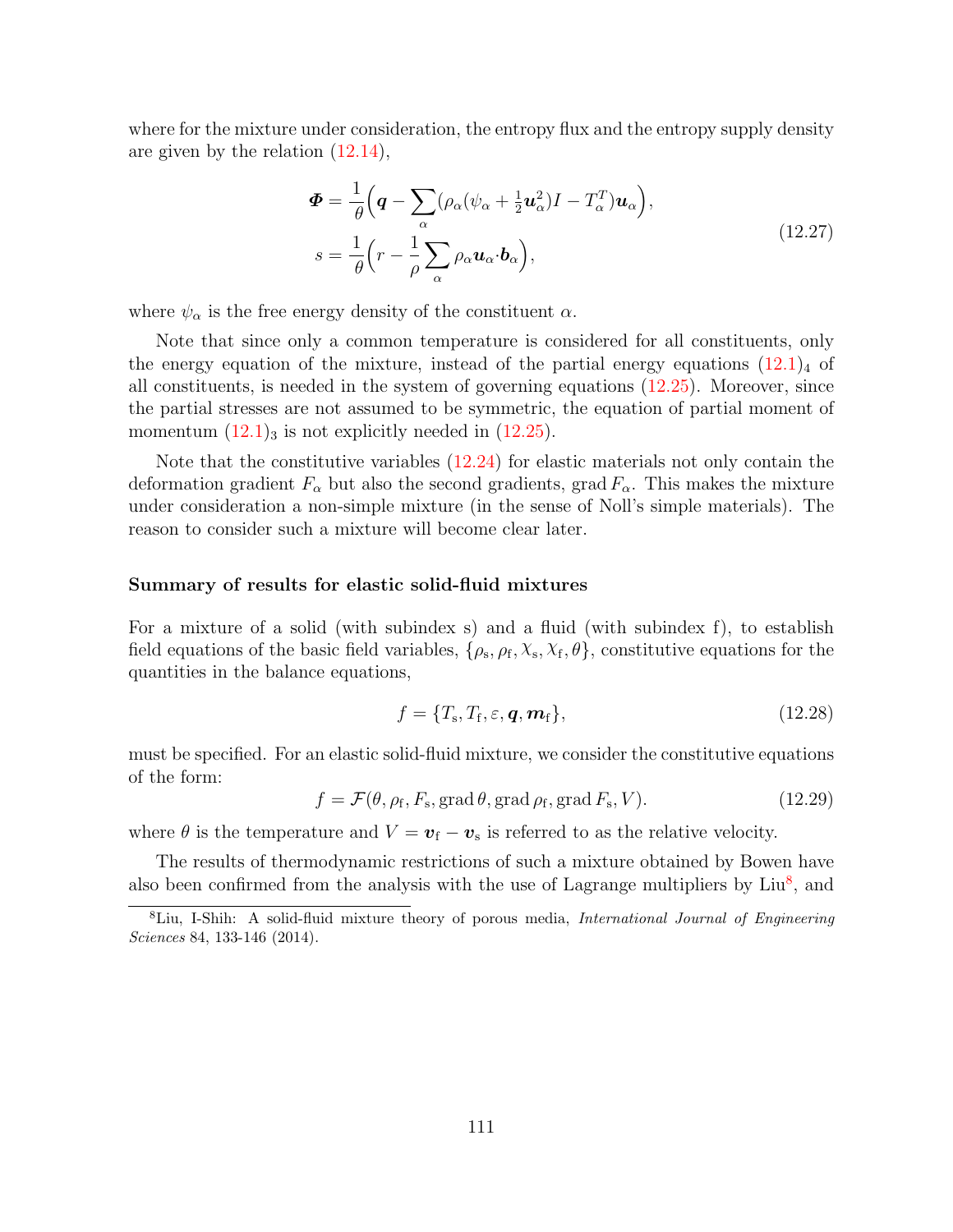where for the mixture under consideration, the entropy flux and the entropy supply density are given by the relation (12.14),

$$
\begin{aligned}
\boldsymbol{\Phi} &= \frac{1}{\theta}\Big(\boldsymbol{q} - \sum_\alpha (\rho_\alpha(\psi_\alpha + \tfrac{1}{2}\boldsymbol{u}_\alpha^2)I - T_\alpha^T)\boldsymbol{u}_\alpha\Big),\\
s &= \frac{1}{\theta}\Big(r - \frac{1}{\rho}\sum_\alpha \rho_\alpha \boldsymbol{u}_\alpha\cdot\boldsymbol{b}_\alpha\Big),
\end{aligned}
\tag{12.27}
$$

where $\psi_\alpha$ is the free energy density of the constituent $\alpha$.

Note that since only a common temperature is considered for all constituents, only the energy equation of the mixture, instead of the partial energy equations $(12.1)_4$ of all constituents, is needed in the system of governing equations (12.25). Moreover, since the partial stresses are not assumed to be symmetric, the equation of partial moment of momentum $(12.1)_3$ is not explicitly needed in (12.25).

Note that the constitutive variables (12.24) for elastic materials not only contain the deformation gradient $F_\alpha$ but also the second gradients, $\operatorname{grad} F_\alpha$. This makes the mixture under consideration a non-simple mixture (in the sense of Noll's simple materials). The reason to consider such a mixture will become clear later.

**Summary of results for elastic solid-fluid mixtures**

For a mixture of a solid (with subindex s) and a fluid (with subindex f), to establish field equations of the basic field variables, $\{\rho_{\mathrm{s}}, \rho_{\mathrm{f}}, \chi_{\mathrm{s}}, \chi_{\mathrm{f}}, \theta\}$, constitutive equations for the quantities in the balance equations,

$$
f = \{T_{\mathrm{s}}, T_{\mathrm{f}}, \varepsilon, \boldsymbol{q}, \boldsymbol{m}_{\mathrm{f}}\},
\tag{12.28}
$$

must be specified. For an elastic solid-fluid mixture, we consider the constitutive equations of the form:

$$
f = \mathcal{F}(\theta, \rho_{\mathrm{f}}, F_{\mathrm{s}}, \operatorname{grad}\theta, \operatorname{grad}\rho_{\mathrm{f}}, \operatorname{grad}F_{\mathrm{s}}, V).
\tag{12.29}
$$

where $\theta$ is the temperature and $V = \boldsymbol{v}_{\mathrm{f}} - \boldsymbol{v}_{\mathrm{s}}$ is referred to as the relative velocity.

The results of thermodynamic restrictions of such a mixture obtained by Bowen have also been confirmed from the analysis with the use of Lagrange multipliers by Liu[8], and

[8] Liu, I-Shih: A solid-fluid mixture theory of porous media, *International Journal of Engineering Sciences* 84, 133-146 (2014).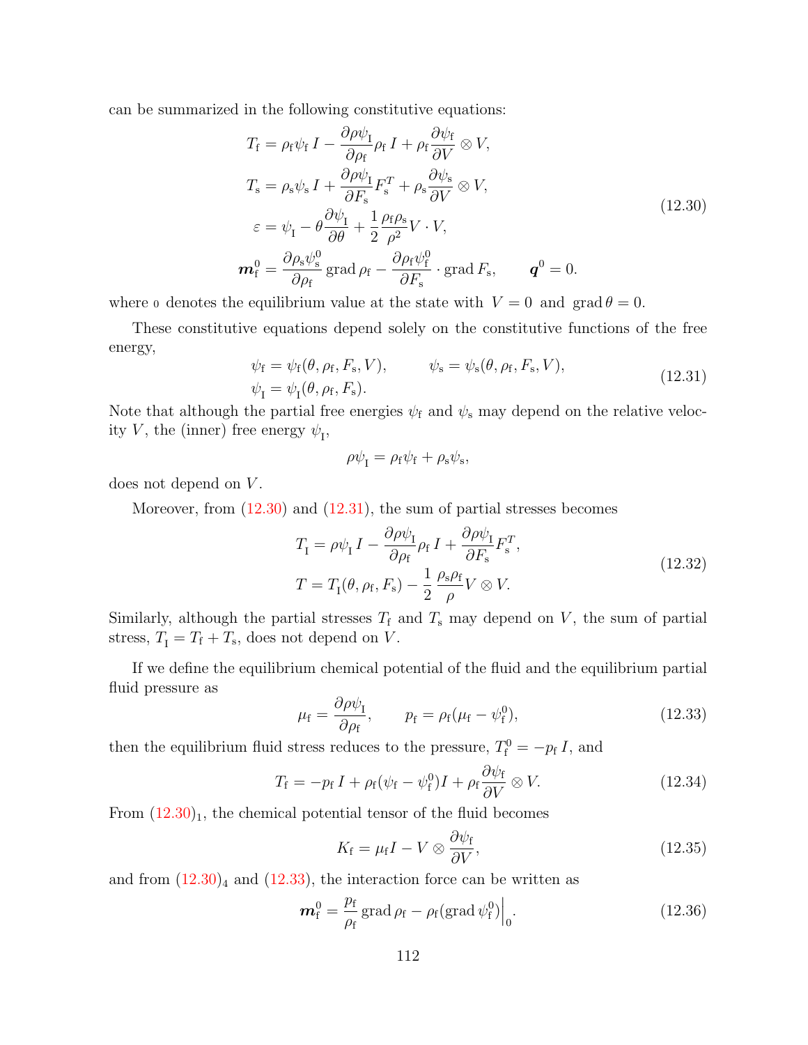can be summarized in the following constitutive equations:

$$
\begin{aligned}
T_{\mathrm{f}} &= \rho_{\mathrm{f}}\psi_{\mathrm{f}}\, I - \frac{\partial \rho\psi_{\mathrm{I}}}{\partial \rho_{\mathrm{f}}}\rho_{\mathrm{f}}\, I + \rho_{\mathrm{f}}\frac{\partial \psi_{\mathrm{f}}}{\partial V}\otimes V, \\
T_{\mathrm{s}} &= \rho_{\mathrm{s}}\psi_{\mathrm{s}}\, I + \frac{\partial \rho\psi_{\mathrm{I}}}{\partial F_{\mathrm{s}}}F_{\mathrm{s}}^{T} + \rho_{\mathrm{s}}\frac{\partial \psi_{\mathrm{s}}}{\partial V}\otimes V, \\
\varepsilon &= \psi_{\mathrm{I}} - \theta\frac{\partial \psi_{\mathrm{I}}}{\partial \theta} + \frac{1}{2}\frac{\rho_{\mathrm{f}}\rho_{\mathrm{s}}}{\rho^2}V\cdot V, \\
\boldsymbol{m}_{\mathrm{f}}^{0} &= \frac{\partial \rho_{\mathrm{s}}\psi_{\mathrm{s}}^{0}}{\partial \rho_{\mathrm{f}}}\,\mathrm{grad}\,\rho_{\mathrm{f}} - \frac{\partial \rho_{\mathrm{f}}\psi_{\mathrm{f}}^{0}}{\partial F_{\mathrm{s}}}\cdot \mathrm{grad}\, F_{\mathrm{s}}, \qquad \boldsymbol{q}^{0} = 0.
\end{aligned}
\tag{12.30}
$$

where $_0$ denotes the equilibrium value at the state with $V = 0$ and $\mathrm{grad}\,\theta = 0$.

These constitutive equations depend solely on the constitutive functions of the free energy,

$$
\begin{aligned}
&\psi_{\mathrm{f}} = \psi_{\mathrm{f}}(\theta, \rho_{\mathrm{f}}, F_{\mathrm{s}}, V), \qquad \psi_{\mathrm{s}} = \psi_{\mathrm{s}}(\theta, \rho_{\mathrm{f}}, F_{\mathrm{s}}, V), \\
&\psi_{\mathrm{I}} = \psi_{\mathrm{I}}(\theta, \rho_{\mathrm{f}}, F_{\mathrm{s}}).
\end{aligned}
\tag{12.31}
$$

Note that although the partial free energies $\psi_{\mathrm{f}}$ and $\psi_{\mathrm{s}}$ may depend on the relative velocity $V$, the (inner) free energy $\psi_{\mathrm{I}}$,

$$
\rho\psi_{\mathrm{I}} = \rho_{\mathrm{f}}\psi_{\mathrm{f}} + \rho_{\mathrm{s}}\psi_{\mathrm{s}},
$$

does not depend on $V$.

Moreover, from (12.30) and (12.31), the sum of partial stresses becomes

$$
\begin{aligned}
T_{\mathrm{I}} &= \rho\psi_{\mathrm{I}}\, I - \frac{\partial \rho\psi_{\mathrm{I}}}{\partial \rho_{\mathrm{f}}}\rho_{\mathrm{f}}\, I + \frac{\partial \rho\psi_{\mathrm{I}}}{\partial F_{\mathrm{s}}}F_{\mathrm{s}}^{T}, \\
T &= T_{\mathrm{I}}(\theta, \rho_{\mathrm{f}}, F_{\mathrm{s}}) - \frac{1}{2}\frac{\rho_{\mathrm{s}}\rho_{\mathrm{f}}}{\rho}V\otimes V.
\end{aligned}
\tag{12.32}
$$

Similarly, although the partial stresses $T_{\mathrm{f}}$ and $T_{\mathrm{s}}$ may depend on $V$, the sum of partial stress, $T_{\mathrm{I}} = T_{\mathrm{f}} + T_{\mathrm{s}}$, does not depend on $V$.

If we define the equilibrium chemical potential of the fluid and the equilibrium partial fluid pressure as

$$
\mu_{\mathrm{f}} = \frac{\partial \rho\psi_{\mathrm{I}}}{\partial \rho_{\mathrm{f}}}, \qquad p_{\mathrm{f}} = \rho_{\mathrm{f}}(\mu_{\mathrm{f}} - \psi_{\mathrm{f}}^{0}),
\tag{12.33}
$$

then the equilibrium fluid stress reduces to the pressure, $T_{\mathrm{f}}^{0} = -p_{\mathrm{f}}\, I$, and

$$
T_{\mathrm{f}} = -p_{\mathrm{f}}\, I + \rho_{\mathrm{f}}(\psi_{\mathrm{f}} - \psi_{\mathrm{f}}^{0})I + \rho_{\mathrm{f}}\frac{\partial \psi_{\mathrm{f}}}{\partial V}\otimes V.
\tag{12.34}
$$

From $(12.30)_1$, the chemical potential tensor of the fluid becomes

$$
K_{\mathrm{f}} = \mu_{\mathrm{f}} I - V\otimes\frac{\partial \psi_{\mathrm{f}}}{\partial V},
\tag{12.35}
$$

and from $(12.30)_4$ and (12.33), the interaction force can be written as

$$
\boldsymbol{m}_{\mathrm{f}}^{0} = \frac{p_{\mathrm{f}}}{\rho_{\mathrm{f}}}\,\mathrm{grad}\,\rho_{\mathrm{f}} - \rho_{\mathrm{f}}(\mathrm{grad}\,\psi_{\mathrm{f}}^{0})\Big|_{0}.
\tag{12.36}
$$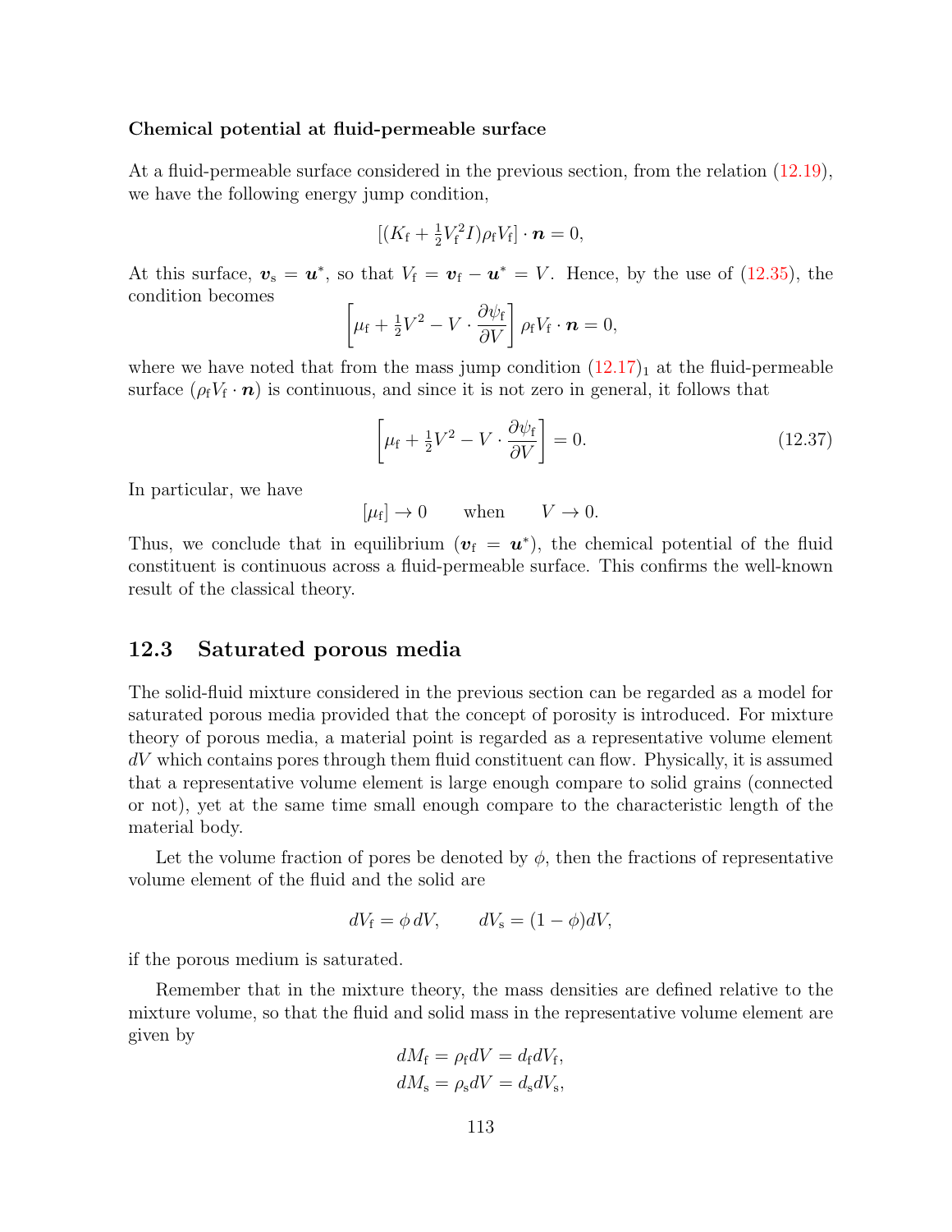**Chemical potential at fluid-permeable surface**

At a fluid-permeable surface considered in the previous section, from the relation (12.19), we have the following energy jump condition,

$$[(K_{\mathrm{f}} + \tfrac{1}{2}V_{\mathrm{f}}^2 I)\rho_{\mathrm{f}} V_{\mathrm{f}}] \cdot \boldsymbol{n} = 0,$$

At this surface, $\boldsymbol{v}_{\mathrm{s}} = \boldsymbol{u}^*$, so that $V_{\mathrm{f}} = \boldsymbol{v}_{\mathrm{f}} - \boldsymbol{u}^* = V$. Hence, by the use of (12.35), the condition becomes

$$\left[\mu_{\mathrm{f}} + \tfrac{1}{2}V^2 - V \cdot \frac{\partial \psi_{\mathrm{f}}}{\partial V}\right] \rho_{\mathrm{f}} V_{\mathrm{f}} \cdot \boldsymbol{n} = 0,$$

where we have noted that from the mass jump condition $(12.17)_1$ at the fluid-permeable surface $(\rho_{\mathrm{f}} V_{\mathrm{f}} \cdot \boldsymbol{n})$ is continuous, and since it is not zero in general, it follows that

$$\left[\mu_{\mathrm{f}} + \tfrac{1}{2}V^2 - V \cdot \frac{\partial \psi_{\mathrm{f}}}{\partial V}\right] = 0. \tag{12.37}$$

In particular, we have

$$[\mu_{\mathrm{f}}] \to 0 \qquad \text{when} \qquad V \to 0.$$

Thus, we conclude that in equilibrium ($\boldsymbol{v}_{\mathrm{f}} = \boldsymbol{u}^*$), the chemical potential of the fluid constituent is continuous across a fluid-permeable surface. This confirms the well-known result of the classical theory.

## 12.3 Saturated porous media

The solid-fluid mixture considered in the previous section can be regarded as a model for saturated porous media provided that the concept of porosity is introduced. For mixture theory of porous media, a material point is regarded as a representative volume element $dV$ which contains pores through them fluid constituent can flow. Physically, it is assumed that a representative volume element is large enough compare to solid grains (connected or not), yet at the same time small enough compare to the characteristic length of the material body.

Let the volume fraction of pores be denoted by $\phi$, then the fractions of representative volume element of the fluid and the solid are

$$dV_{\mathrm{f}} = \phi \, dV, \qquad dV_{\mathrm{s}} = (1-\phi) dV,$$

if the porous medium is saturated.

Remember that in the mixture theory, the mass densities are defined relative to the mixture volume, so that the fluid and solid mass in the representative volume element are given by

$$dM_{\mathrm{f}} = \rho_{\mathrm{f}} dV = d_{\mathrm{f}} dV_{\mathrm{f}},$$
$$dM_{\mathrm{s}} = \rho_{\mathrm{s}} dV = d_{\mathrm{s}} dV_{\mathrm{s}},$$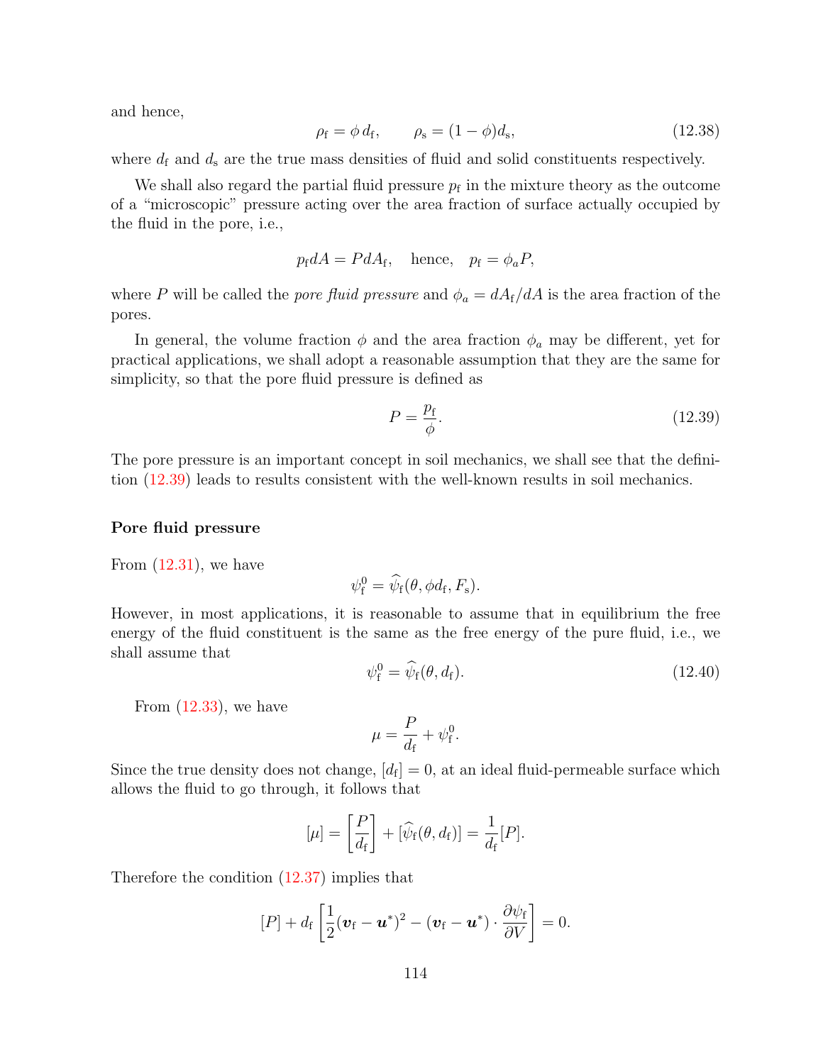and hence,

$$\rho_{\mathrm{f}} = \phi\, d_{\mathrm{f}}, \qquad \rho_{\mathrm{s}} = (1-\phi) d_{\mathrm{s}}, \tag{12.38}$$

where $d_{\mathrm{f}}$ and $d_{\mathrm{s}}$ are the true mass densities of fluid and solid constituents respectively.

We shall also regard the partial fluid pressure $p_{\mathrm{f}}$ in the mixture theory as the outcome of a "microscopic" pressure acting over the area fraction of surface actually occupied by the fluid in the pore, i.e.,

$$p_{\mathrm{f}} dA = P dA_{\mathrm{f}}, \quad \text{hence,} \quad p_{\mathrm{f}} = \phi_a P,$$

where $P$ will be called the *pore fluid pressure* and $\phi_a = dA_{\mathrm{f}}/dA$ is the area fraction of the pores.

In general, the volume fraction $\phi$ and the area fraction $\phi_a$ may be different, yet for practical applications, we shall adopt a reasonable assumption that they are the same for simplicity, so that the pore fluid pressure is defined as

$$P = \frac{p_{\mathrm{f}}}{\phi}. \tag{12.39}$$

The pore pressure is an important concept in soil mechanics, we shall see that the definition (12.39) leads to results consistent with the well-known results in soil mechanics.

### Pore fluid pressure

From (12.31), we have

$$\psi_{\mathrm{f}}^0 = \widehat{\psi}_{\mathrm{f}}(\theta, \phi d_{\mathrm{f}}, F_{\mathrm{s}}).$$

However, in most applications, it is reasonable to assume that in equilibrium the free energy of the fluid constituent is the same as the free energy of the pure fluid, i.e., we shall assume that

$$\psi_{\mathrm{f}}^0 = \widehat{\psi}_{\mathrm{f}}(\theta, d_{\mathrm{f}}). \tag{12.40}$$

From (12.33), we have

$$\mu = \frac{P}{d_{\mathrm{f}}} + \psi_{\mathrm{f}}^0.$$

Since the true density does not change, $[d_{\mathrm{f}}] = 0$, at an ideal fluid-permeable surface which allows the fluid to go through, it follows that

$$[\mu] = \left[\frac{P}{d_{\mathrm{f}}}\right] + [\widehat{\psi}_{\mathrm{f}}(\theta, d_{\mathrm{f}})] = \frac{1}{d_{\mathrm{f}}}[P].$$

Therefore the condition (12.37) implies that

$$[P] + d_{\mathrm{f}} \left[\frac{1}{2}(\boldsymbol{v}_{\mathrm{f}} - \boldsymbol{u}^*)^2 - (\boldsymbol{v}_{\mathrm{f}} - \boldsymbol{u}^*) \cdot \frac{\partial \psi_{\mathrm{f}}}{\partial V}\right] = 0.$$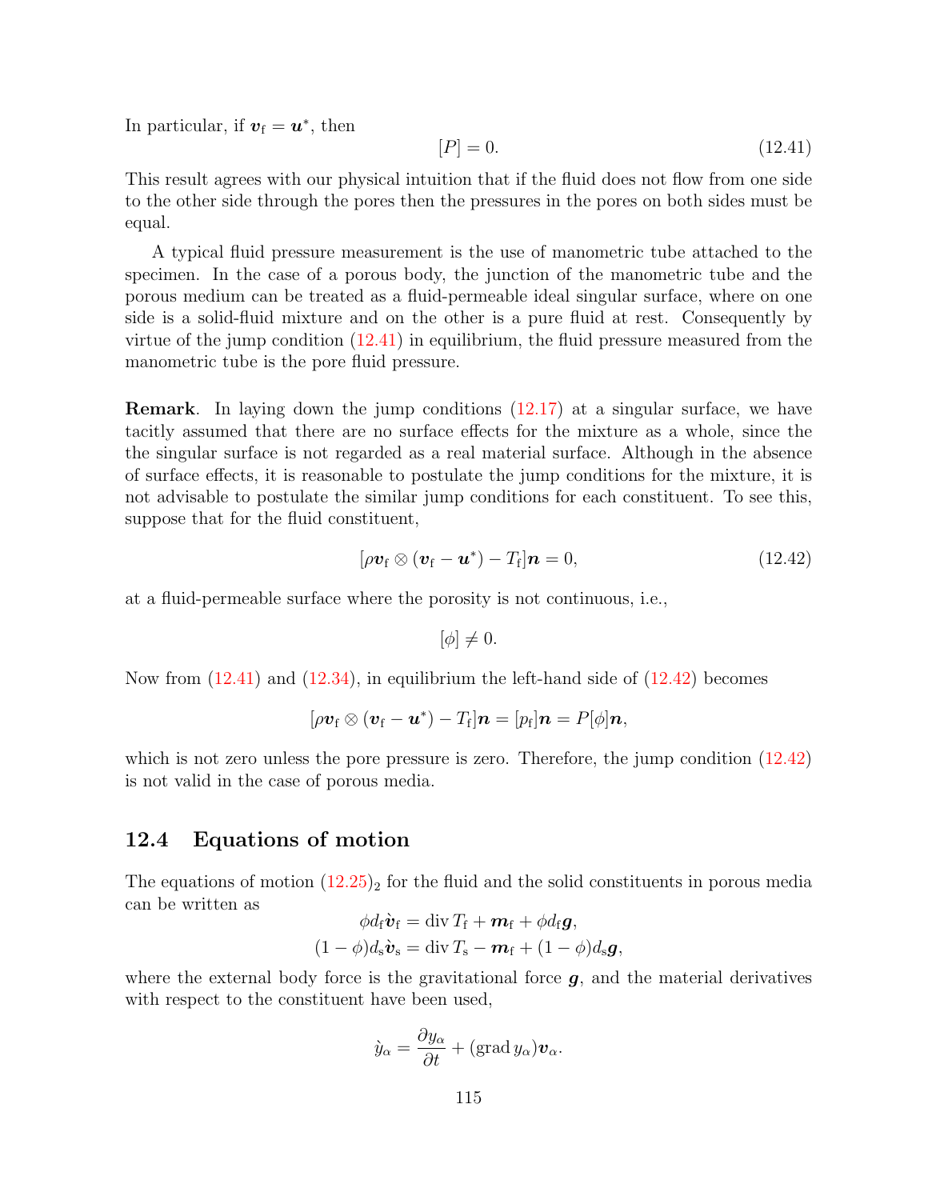In particular, if $\boldsymbol{v}_{\mathrm{f}} = \boldsymbol{u}^*$, then

$$[P] = 0. \tag{12.41}$$

This result agrees with our physical intuition that if the fluid does not flow from one side to the other side through the pores then the pressures in the pores on both sides must be equal.

A typical fluid pressure measurement is the use of manometric tube attached to the specimen. In the case of a porous body, the junction of the manometric tube and the porous medium can be treated as a fluid-permeable ideal singular surface, where on one side is a solid-fluid mixture and on the other is a pure fluid at rest. Consequently by virtue of the jump condition (12.41) in equilibrium, the fluid pressure measured from the manometric tube is the pore fluid pressure.

**Remark**. In laying down the jump conditions (12.17) at a singular surface, we have tacitly assumed that there are no surface effects for the mixture as a whole, since the the singular surface is not regarded as a real material surface. Although in the absence of surface effects, it is reasonable to postulate the jump conditions for the mixture, it is not advisable to postulate the similar jump conditions for each constituent. To see this, suppose that for the fluid constituent,

$$[\rho \boldsymbol{v}_{\mathrm{f}} \otimes (\boldsymbol{v}_{\mathrm{f}} - \boldsymbol{u}^*) - T_{\mathrm{f}}]\boldsymbol{n} = 0, \tag{12.42}$$

at a fluid-permeable surface where the porosity is not continuous, i.e.,

$$[\phi] \neq 0.$$

Now from (12.41) and (12.34), in equilibrium the left-hand side of (12.42) becomes

$$[\rho \boldsymbol{v}_{\mathrm{f}} \otimes (\boldsymbol{v}_{\mathrm{f}} - \boldsymbol{u}^*) - T_{\mathrm{f}}]\boldsymbol{n} = [p_{\mathrm{f}}]\boldsymbol{n} = P[\phi]\boldsymbol{n},$$

which is not zero unless the pore pressure is zero. Therefore, the jump condition (12.42) is not valid in the case of porous media.

## 12.4 Equations of motion

The equations of motion $(12.25)_2$ for the fluid and the solid constituents in porous media can be written as

$$\begin{aligned}
\phi d_{\mathrm{f}} \acute{\boldsymbol{v}}_{\mathrm{f}} &= \operatorname{div} T_{\mathrm{f}} + \boldsymbol{m}_{\mathrm{f}} + \phi d_{\mathrm{f}} \boldsymbol{g}, \\
(1-\phi) d_{\mathrm{s}} \acute{\boldsymbol{v}}_{\mathrm{s}} &= \operatorname{div} T_{\mathrm{s}} - \boldsymbol{m}_{\mathrm{f}} + (1-\phi) d_{\mathrm{s}} \boldsymbol{g},
\end{aligned}$$

where the external body force is the gravitational force $\boldsymbol{g}$, and the material derivatives with respect to the constituent have been used,

$$\acute{y}_\alpha = \frac{\partial y_\alpha}{\partial t} + (\operatorname{grad} y_\alpha)\boldsymbol{v}_\alpha.$$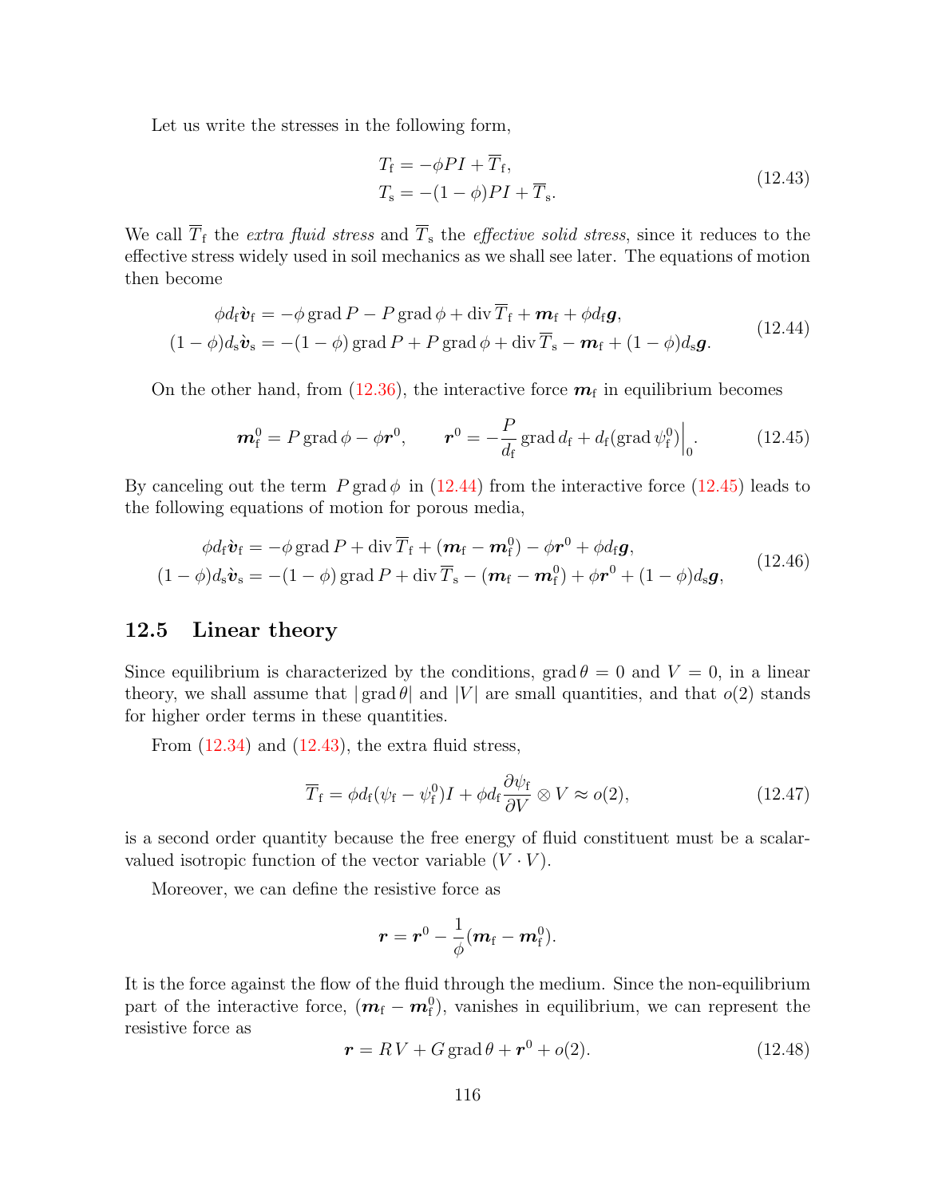Let us write the stresses in the following form,

$$
\begin{aligned}
T_{\mathrm{f}} &= -\phi P I + \overline{T}_{\mathrm{f}}, \\
T_{\mathrm{s}} &= -(1-\phi) P I + \overline{T}_{\mathrm{s}}.
\end{aligned} \tag{12.43}
$$

We call $\overline{T}_{\mathrm{f}}$ the *extra fluid stress* and $\overline{T}_{\mathrm{s}}$ the *effective solid stress*, since it reduces to the effective stress widely used in soil mechanics as we shall see later. The equations of motion then become

$$
\begin{aligned}
\phi d_{\mathrm{f}} \dot{\boldsymbol{v}}_{\mathrm{f}} &= -\phi \operatorname{grad} P - P \operatorname{grad} \phi + \operatorname{div} \overline{T}_{\mathrm{f}} + \boldsymbol{m}_{\mathrm{f}} + \phi d_{\mathrm{f}} \boldsymbol{g}, \\
(1-\phi) d_{\mathrm{s}} \dot{\boldsymbol{v}}_{\mathrm{s}} &= -(1-\phi) \operatorname{grad} P + P \operatorname{grad} \phi + \operatorname{div} \overline{T}_{\mathrm{s}} - \boldsymbol{m}_{\mathrm{f}} + (1-\phi) d_{\mathrm{s}} \boldsymbol{g}.
\end{aligned} \tag{12.44}
$$

On the other hand, from (12.36), the interactive force $\boldsymbol{m}_{\mathrm{f}}$ in equilibrium becomes

$$
\boldsymbol{m}_{\mathrm{f}}^0 = P \operatorname{grad} \phi - \phi \boldsymbol{r}^0, \qquad \boldsymbol{r}^0 = -\frac{P}{d_{\mathrm{f}}} \operatorname{grad} d_{\mathrm{f}} + d_{\mathrm{f}} (\operatorname{grad} \psi_{\mathrm{f}}^0)\Big|_0. \tag{12.45}
$$

By canceling out the term $P \operatorname{grad} \phi$ in (12.44) from the interactive force (12.45) leads to the following equations of motion for porous media,

$$
\begin{aligned}
\phi d_{\mathrm{f}} \dot{\boldsymbol{v}}_{\mathrm{f}} &= -\phi \operatorname{grad} P + \operatorname{div} \overline{T}_{\mathrm{f}} + (\boldsymbol{m}_{\mathrm{f}} - \boldsymbol{m}_{\mathrm{f}}^0) - \phi \boldsymbol{r}^0 + \phi d_{\mathrm{f}} \boldsymbol{g}, \\
(1-\phi) d_{\mathrm{s}} \dot{\boldsymbol{v}}_{\mathrm{s}} &= -(1-\phi) \operatorname{grad} P + \operatorname{div} \overline{T}_{\mathrm{s}} - (\boldsymbol{m}_{\mathrm{f}} - \boldsymbol{m}_{\mathrm{f}}^0) + \phi \boldsymbol{r}^0 + (1-\phi) d_{\mathrm{s}} \boldsymbol{g},
\end{aligned} \tag{12.46}
$$

## 12.5 Linear theory

Since equilibrium is characterized by the conditions, $\operatorname{grad} \theta = 0$ and $V = 0$, in a linear theory, we shall assume that $|\operatorname{grad} \theta|$ and $|V|$ are small quantities, and that $o(2)$ stands for higher order terms in these quantities.

From (12.34) and (12.43), the extra fluid stress,

$$
\overline{T}_{\mathrm{f}} = \phi d_{\mathrm{f}} (\psi_{\mathrm{f}} - \psi_{\mathrm{f}}^0) I + \phi d_{\mathrm{f}} \frac{\partial \psi_{\mathrm{f}}}{\partial V} \otimes V \approx o(2), \tag{12.47}
$$

is a second order quantity because the free energy of fluid constituent must be a scalar-valued isotropic function of the vector variable $(V \cdot V)$.

Moreover, we can define the resistive force as

$$
\boldsymbol{r} = \boldsymbol{r}^0 - \frac{1}{\phi} (\boldsymbol{m}_{\mathrm{f}} - \boldsymbol{m}_{\mathrm{f}}^0).
$$

It is the force against the flow of the fluid through the medium. Since the non-equilibrium part of the interactive force, $(\boldsymbol{m}_{\mathrm{f}} - \boldsymbol{m}_{\mathrm{f}}^0)$, vanishes in equilibrium, we can represent the resistive force as

$$
\boldsymbol{r} = R\, V + G \operatorname{grad} \theta + \boldsymbol{r}^0 + o(2). \tag{12.48}
$$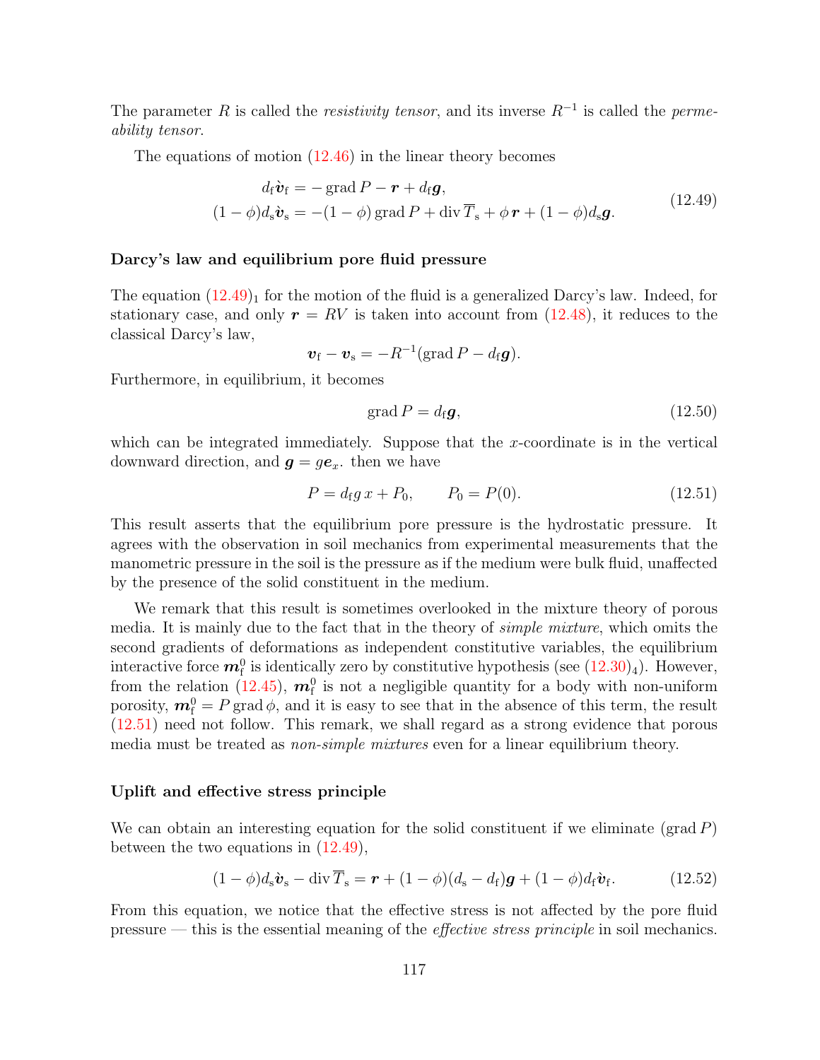The parameter $R$ is called the *resistivity tensor*, and its inverse $R^{-1}$ is called the *permeability tensor*.

The equations of motion (12.46) in the linear theory becomes

$$
\begin{aligned}
d_{\mathrm{f}}\dot{\boldsymbol{v}}_{\mathrm{f}} &= -\operatorname{grad} P - \boldsymbol{r} + d_{\mathrm{f}}\boldsymbol{g}, \\
(1-\phi)d_{\mathrm{s}}\dot{\boldsymbol{v}}_{\mathrm{s}} &= -(1-\phi)\operatorname{grad} P + \operatorname{div}\overline{T}_{\mathrm{s}} + \phi\,\boldsymbol{r} + (1-\phi)d_{\mathrm{s}}\boldsymbol{g}.
\end{aligned}
\tag{12.49}
$$

### Darcy's law and equilibrium pore fluid pressure

The equation $(12.49)_1$ for the motion of the fluid is a generalized Darcy's law. Indeed, for stationary case, and only $\boldsymbol{r} = RV$ is taken into account from (12.48), it reduces to the classical Darcy's law,

$$
\boldsymbol{v}_{\mathrm{f}} - \boldsymbol{v}_{\mathrm{s}} = -R^{-1}(\operatorname{grad} P - d_{\mathrm{f}}\boldsymbol{g}).
$$

Furthermore, in equilibrium, it becomes

$$
\operatorname{grad} P = d_{\mathrm{f}}\boldsymbol{g}, \tag{12.50}
$$

which can be integrated immediately. Suppose that the $x$-coordinate is in the vertical downward direction, and $\boldsymbol{g} = g\boldsymbol{e}_x$. then we have

$$
P = d_{\mathrm{f}}g\,x + P_0, \qquad P_0 = P(0). \tag{12.51}
$$

This result asserts that the equilibrium pore pressure is the hydrostatic pressure. It agrees with the observation in soil mechanics from experimental measurements that the manometric pressure in the soil is the pressure as if the medium were bulk fluid, unaffected by the presence of the solid constituent in the medium.

We remark that this result is sometimes overlooked in the mixture theory of porous media. It is mainly due to the fact that in the theory of *simple mixture*, which omits the second gradients of deformations as independent constitutive variables, the equilibrium interactive force $\boldsymbol{m}_{\mathrm{f}}^0$ is identically zero by constitutive hypothesis (see $(12.30)_4$). However, from the relation (12.45), $\boldsymbol{m}_{\mathrm{f}}^0$ is not a negligible quantity for a body with non-uniform porosity, $\boldsymbol{m}_{\mathrm{f}}^0 = P\operatorname{grad}\phi$, and it is easy to see that in the absence of this term, the result (12.51) need not follow. This remark, we shall regard as a strong evidence that porous media must be treated as *non-simple mixtures* even for a linear equilibrium theory.

### Uplift and effective stress principle

We can obtain an interesting equation for the solid constituent if we eliminate $(\operatorname{grad} P)$ between the two equations in (12.49),

$$
(1-\phi)d_{\mathrm{s}}\dot{\boldsymbol{v}}_{\mathrm{s}} - \operatorname{div}\overline{T}_{\mathrm{s}} = \boldsymbol{r} + (1-\phi)(d_{\mathrm{s}} - d_{\mathrm{f}})\boldsymbol{g} + (1-\phi)d_{\mathrm{f}}\dot{\boldsymbol{v}}_{\mathrm{f}}. \tag{12.52}
$$

From this equation, we notice that the effective stress is not affected by the pore fluid pressure — this is the essential meaning of the *effective stress principle* in soil mechanics.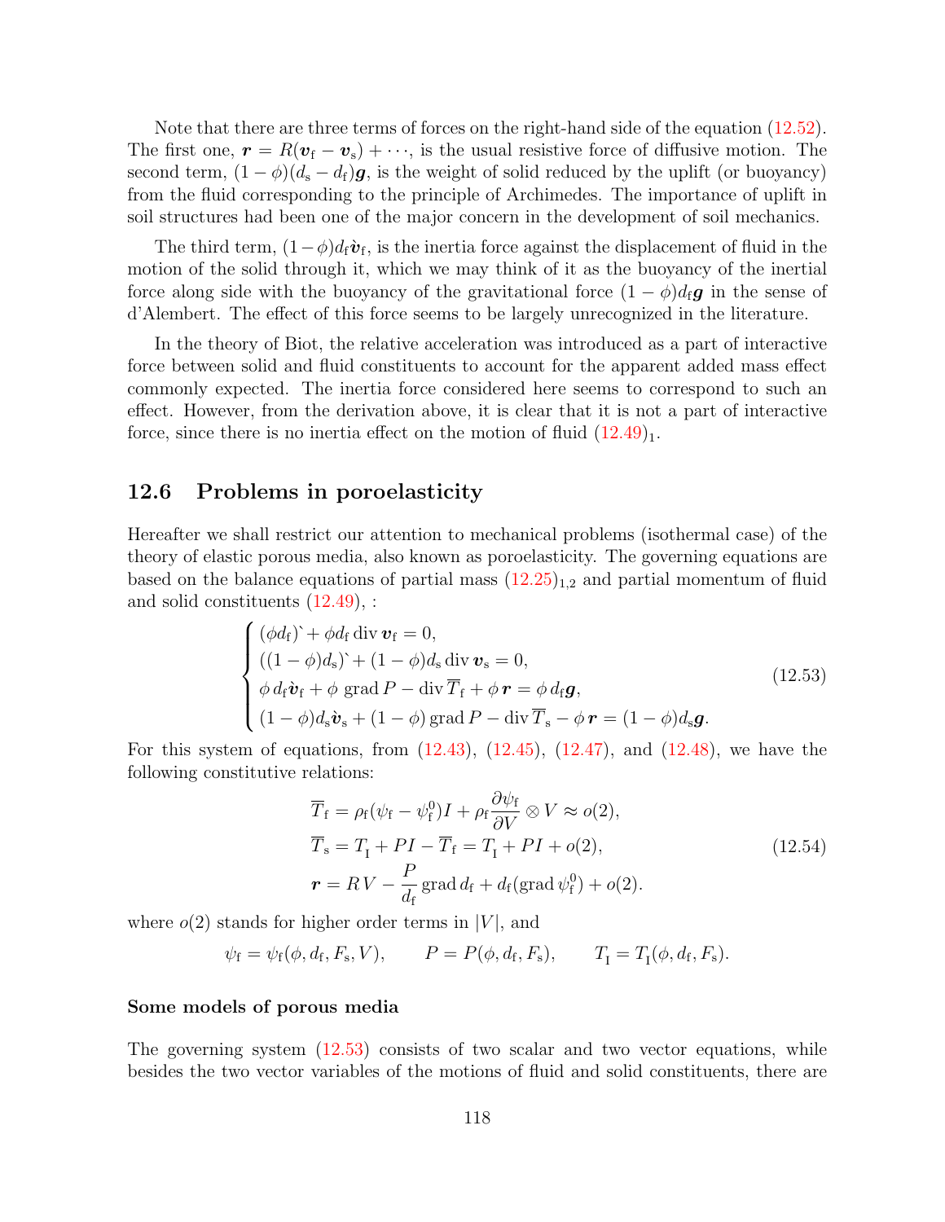Note that there are three terms of forces on the right-hand side of the equation (12.52). The first one, $\boldsymbol{r} = R(\boldsymbol{v}_\mathrm{f} - \boldsymbol{v}_\mathrm{s}) + \cdots$, is the usual resistive force of diffusive motion. The second term, $(1-\phi)(d_\mathrm{s} - d_\mathrm{f})\boldsymbol{g}$, is the weight of solid reduced by the uplift (or buoyancy) from the fluid corresponding to the principle of Archimedes. The importance of uplift in soil structures had been one of the major concern in the development of soil mechanics.

The third term, $(1-\phi)d_\mathrm{f}\dot{\boldsymbol{v}}_\mathrm{f}$, is the inertia force against the displacement of fluid in the motion of the solid through it, which we may think of it as the buoyancy of the inertial force along side with the buoyancy of the gravitational force $(1-\phi)d_\mathrm{f}\boldsymbol{g}$ in the sense of d'Alembert. The effect of this force seems to be largely unrecognized in the literature.

In the theory of Biot, the relative acceleration was introduced as a part of interactive force between solid and fluid constituents to account for the apparent added mass effect commonly expected. The inertia force considered here seems to correspond to such an effect. However, from the derivation above, it is clear that it is not a part of interactive force, since there is no inertia effect on the motion of fluid $(12.49)_1$.

## 12.6 Problems in poroelasticity

Hereafter we shall restrict our attention to mechanical problems (isothermal case) of the theory of elastic porous media, also known as poroelasticity. The governing equations are based on the balance equations of partial mass $(12.25)_{1,2}$ and partial momentum of fluid and solid constituents (12.49), :

$$
\begin{cases}
(\phi d_\mathrm{f})^{\grave{}} + \phi d_\mathrm{f} \operatorname{div} \boldsymbol{v}_\mathrm{f} = 0, \\
((1-\phi) d_\mathrm{s})^{\grave{}} + (1-\phi) d_\mathrm{s} \operatorname{div} \boldsymbol{v}_\mathrm{s} = 0, \\
\phi\, d_\mathrm{f} \dot{\boldsymbol{v}}_\mathrm{f} + \phi \operatorname{grad} P - \operatorname{div} \overline{T}_\mathrm{f} + \phi\, \boldsymbol{r} = \phi\, d_\mathrm{f} \boldsymbol{g}, \\
(1-\phi) d_\mathrm{s} \dot{\boldsymbol{v}}_\mathrm{s} + (1-\phi) \operatorname{grad} P - \operatorname{div} \overline{T}_\mathrm{s} - \phi\, \boldsymbol{r} = (1-\phi) d_\mathrm{s} \boldsymbol{g}.
\end{cases}
\tag{12.53}
$$

For this system of equations, from (12.43), (12.45), (12.47), and (12.48), we have the following constitutive relations:

$$
\begin{aligned}
&\overline{T}_\mathrm{f} = \rho_\mathrm{f}(\psi_\mathrm{f} - \psi_\mathrm{f}^0) I + \rho_\mathrm{f} \frac{\partial \psi_\mathrm{f}}{\partial V} \otimes V \approx o(2), \\
&\overline{T}_\mathrm{s} = T_\mathrm{I} + PI - \overline{T}_\mathrm{f} = T_\mathrm{I} + PI + o(2), \\
&\boldsymbol{r} = R\, V - \frac{P}{d_\mathrm{f}} \operatorname{grad} d_\mathrm{f} + d_\mathrm{f} (\operatorname{grad} \psi_\mathrm{f}^0) + o(2).
\end{aligned}
\tag{12.54}
$$

where $o(2)$ stands for higher order terms in $|V|$, and

$$
\psi_\mathrm{f} = \psi_\mathrm{f}(\phi, d_\mathrm{f}, F_\mathrm{s}, V), \qquad P = P(\phi, d_\mathrm{f}, F_\mathrm{s}), \qquad T_\mathrm{I} = T_\mathrm{I}(\phi, d_\mathrm{f}, F_\mathrm{s}).
$$

#### Some models of porous media

The governing system (12.53) consists of two scalar and two vector equations, while besides the two vector variables of the motions of fluid and solid constituents, there are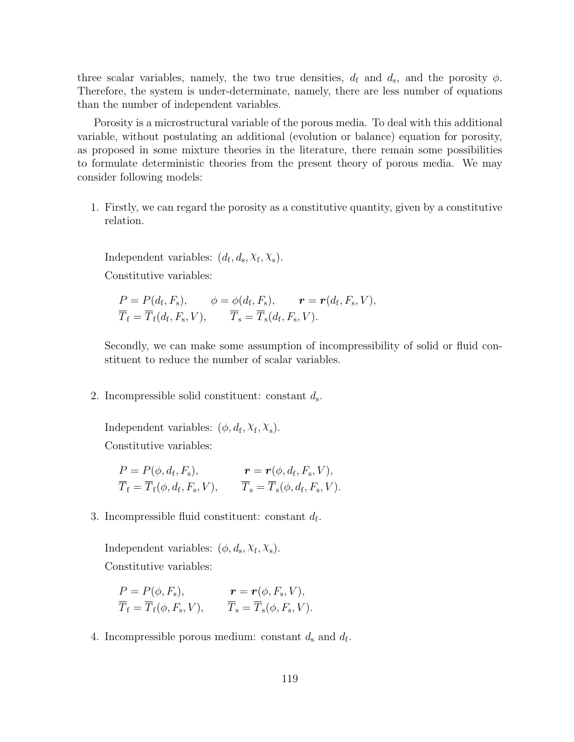three scalar variables, namely, the two true densities, $d_{\mathrm{f}}$ and $d_{\mathrm{s}}$, and the porosity $\phi$. Therefore, the system is under-determinate, namely, there are less number of equations than the number of independent variables.

Porosity is a microstructural variable of the porous media. To deal with this additional variable, without postulating an additional (evolution or balance) equation for porosity, as proposed in some mixture theories in the literature, there remain some possibilities to formulate deterministic theories from the present theory of porous media. We may consider following models:

1. Firstly, we can regard the porosity as a constitutive quantity, given by a constitutive relation.

   Independent variables: $(d_{\mathrm{f}}, d_{\mathrm{s}}, \chi_{\mathrm{f}}, \chi_{\mathrm{s}})$.

   Constitutive variables:

   $$
   \begin{aligned}
   &P = P(d_{\mathrm{f}}, F_{\mathrm{s}}), \qquad \phi = \phi(d_{\mathrm{f}}, F_{\mathrm{s}}), \qquad \boldsymbol{r} = \boldsymbol{r}(d_{\mathrm{f}}, F_{\mathrm{s}}, V), \\
   &\overline{T}_{\mathrm{f}} = \overline{T}_{\mathrm{f}}(d_{\mathrm{f}}, F_{\mathrm{s}}, V), \qquad \overline{T}_{\mathrm{s}} = \overline{T}_{\mathrm{s}}(d_{\mathrm{f}}, F_{\mathrm{s}}, V).
   \end{aligned}
   $$

   Secondly, we can make some assumption of incompressibility of solid or fluid constituent to reduce the number of scalar variables.

2. Incompressible solid constituent: constant $d_{\mathrm{s}}$.

   Independent variables: $(\phi, d_{\mathrm{f}}, \chi_{\mathrm{f}}, \chi_{\mathrm{s}})$.

   Constitutive variables:

   $$
   \begin{aligned}
   &P = P(\phi, d_{\mathrm{f}}, F_{\mathrm{s}}), \qquad \boldsymbol{r} = \boldsymbol{r}(\phi, d_{\mathrm{f}}, F_{\mathrm{s}}, V), \\
   &\overline{T}_{\mathrm{f}} = \overline{T}_{\mathrm{f}}(\phi, d_{\mathrm{f}}, F_{\mathrm{s}}, V), \qquad \overline{T}_{\mathrm{s}} = \overline{T}_{\mathrm{s}}(\phi, d_{\mathrm{f}}, F_{\mathrm{s}}, V).
   \end{aligned}
   $$

3. Incompressible fluid constituent: constant $d_{\mathrm{f}}$.

   Independent variables: $(\phi, d_{\mathrm{s}}, \chi_{\mathrm{f}}, \chi_{\mathrm{s}})$.

   Constitutive variables:

   $$
   \begin{aligned}
   &P = P(\phi, F_{\mathrm{s}}), \qquad \boldsymbol{r} = \boldsymbol{r}(\phi, F_{\mathrm{s}}, V), \\
   &\overline{T}_{\mathrm{f}} = \overline{T}_{\mathrm{f}}(\phi, F_{\mathrm{s}}, V), \qquad \overline{T}_{\mathrm{s}} = \overline{T}_{\mathrm{s}}(\phi, F_{\mathrm{s}}, V).
   \end{aligned}
   $$

4. Incompressible porous medium: constant $d_{\mathrm{s}}$ and $d_{\mathrm{f}}$.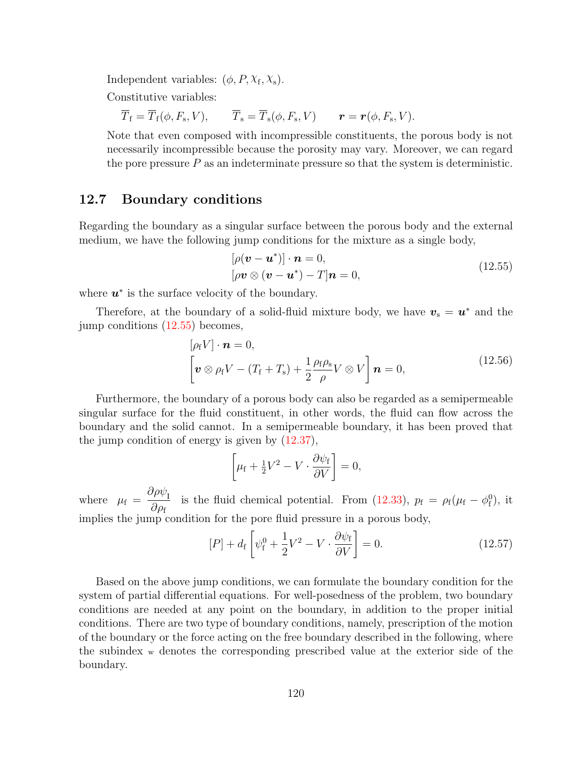Independent variables: $(\phi, P, \chi_{\mathrm{f}}, \chi_{\mathrm{s}})$.

Constitutive variables:

$$\overline{T}_{\mathrm{f}} = \overline{T}_{\mathrm{f}}(\phi, F_{\mathrm{s}}, V), \qquad \overline{T}_{\mathrm{s}} = \overline{T}_{\mathrm{s}}(\phi, F_{\mathrm{s}}, V) \qquad \boldsymbol{r} = \boldsymbol{r}(\phi, F_{\mathrm{s}}, V).$$

Note that even composed with incompressible constituents, the porous body is not necessarily incompressible because the porosity may vary. Moreover, we can regard the pore pressure $P$ as an indeterminate pressure so that the system is deterministic.

## 12.7 Boundary conditions

Regarding the boundary as a singular surface between the porous body and the external medium, we have the following jump conditions for the mixture as a single body,

$$\begin{aligned} &[\rho(\boldsymbol{v} - \boldsymbol{u}^*)] \cdot \boldsymbol{n} = 0, \\ &[\rho \boldsymbol{v} \otimes (\boldsymbol{v} - \boldsymbol{u}^*) - T]\boldsymbol{n} = 0, \end{aligned} \tag{12.55}$$

where $\boldsymbol{u}^*$ is the surface velocity of the boundary.

Therefore, at the boundary of a solid-fluid mixture body, we have $\boldsymbol{v}_{\mathrm{s}} = \boldsymbol{u}^*$ and the jump conditions (12.55) becomes,

$$\begin{aligned} &[\rho_{\mathrm{f}} V] \cdot \boldsymbol{n} = 0, \\ &\left[\boldsymbol{v} \otimes \rho_{\mathrm{f}} V - (T_{\mathrm{f}} + T_{\mathrm{s}}) + \frac{1}{2}\frac{\rho_{\mathrm{f}}\rho_{\mathrm{s}}}{\rho} V \otimes V\right]\boldsymbol{n} = 0, \end{aligned} \tag{12.56}$$

Furthermore, the boundary of a porous body can also be regarded as a semipermeable singular surface for the fluid constituent, in other words, the fluid can flow across the boundary and the solid cannot. In a semipermeable boundary, it has been proved that the jump condition of energy is given by (12.37),

$$\left[\mu_{\mathrm{f}} + \tfrac{1}{2}V^2 - V \cdot \frac{\partial \psi_{\mathrm{f}}}{\partial V}\right] = 0,$$

where $\mu_{\mathrm{f}} = \dfrac{\partial \rho \psi_{\mathrm{I}}}{\partial \rho_{\mathrm{f}}}$ is the fluid chemical potential. From (12.33), $p_{\mathrm{f}} = \rho_{\mathrm{f}}(\mu_{\mathrm{f}} - \phi_{\mathrm{f}}^0)$, it implies the jump condition for the pore fluid pressure in a porous body,

$$[P] + d_{\mathrm{f}}\left[\psi_{\mathrm{f}}^0 + \frac{1}{2}V^2 - V \cdot \frac{\partial \psi_{\mathrm{f}}}{\partial V}\right] = 0. \tag{12.57}$$

Based on the above jump conditions, we can formulate the boundary condition for the system of partial differential equations. For well-posedness of the problem, two boundary conditions are needed at any point on the boundary, in addition to the proper initial conditions. There are two type of boundary conditions, namely, prescription of the motion of the boundary or the force acting on the free boundary described in the following, where the subindex $_{\mathrm{w}}$ denotes the corresponding prescribed value at the exterior side of the boundary.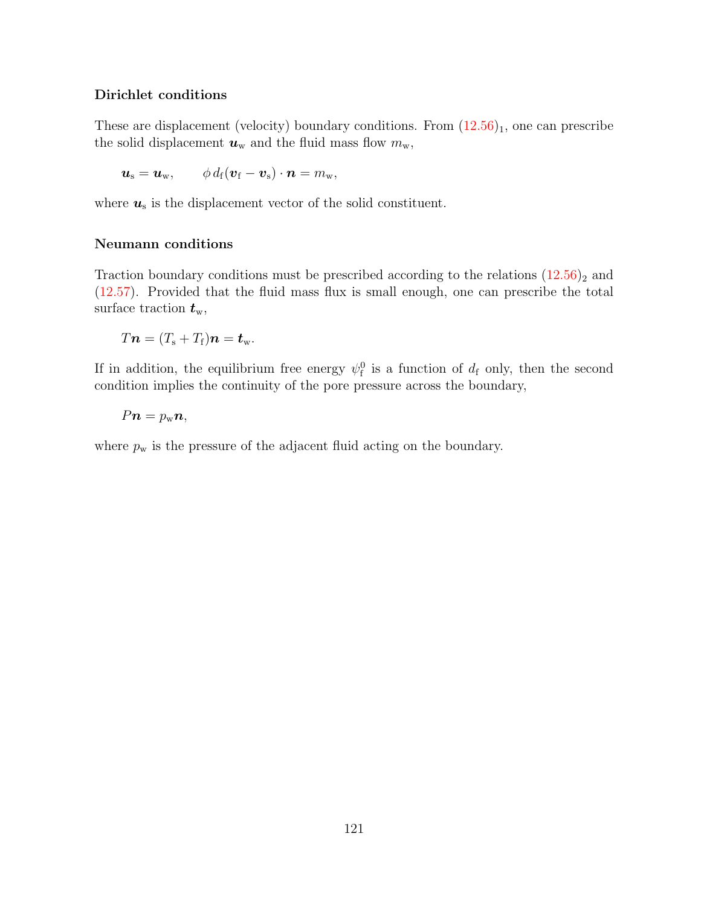### Dirichlet conditions

These are displacement (velocity) boundary conditions. From $(12.56)_1$, one can prescribe the solid displacement $\boldsymbol{u}_{\mathrm{w}}$ and the fluid mass flow $m_{\mathrm{w}}$,

$$\boldsymbol{u}_{\mathrm{s}} = \boldsymbol{u}_{\mathrm{w}}, \qquad \phi\, d_{\mathrm{f}}(\boldsymbol{v}_{\mathrm{f}} - \boldsymbol{v}_{\mathrm{s}}) \cdot \boldsymbol{n} = m_{\mathrm{w}},$$

where $\boldsymbol{u}_{\mathrm{s}}$ is the displacement vector of the solid constituent.

### Neumann conditions

Traction boundary conditions must be prescribed according to the relations $(12.56)_2$ and (12.57). Provided that the fluid mass flux is small enough, one can prescribe the total surface traction $\boldsymbol{t}_{\mathrm{w}}$,

$$T\boldsymbol{n} = (T_{\mathrm{s}} + T_{\mathrm{f}})\boldsymbol{n} = \boldsymbol{t}_{\mathrm{w}}.$$

If in addition, the equilibrium free energy $\psi_{\mathrm{f}}^0$ is a function of $d_{\mathrm{f}}$ only, then the second condition implies the continuity of the pore pressure across the boundary,

$$P\boldsymbol{n} = p_{\mathrm{w}}\boldsymbol{n},$$

where $p_{\mathrm{w}}$ is the pressure of the adjacent fluid acting on the boundary.